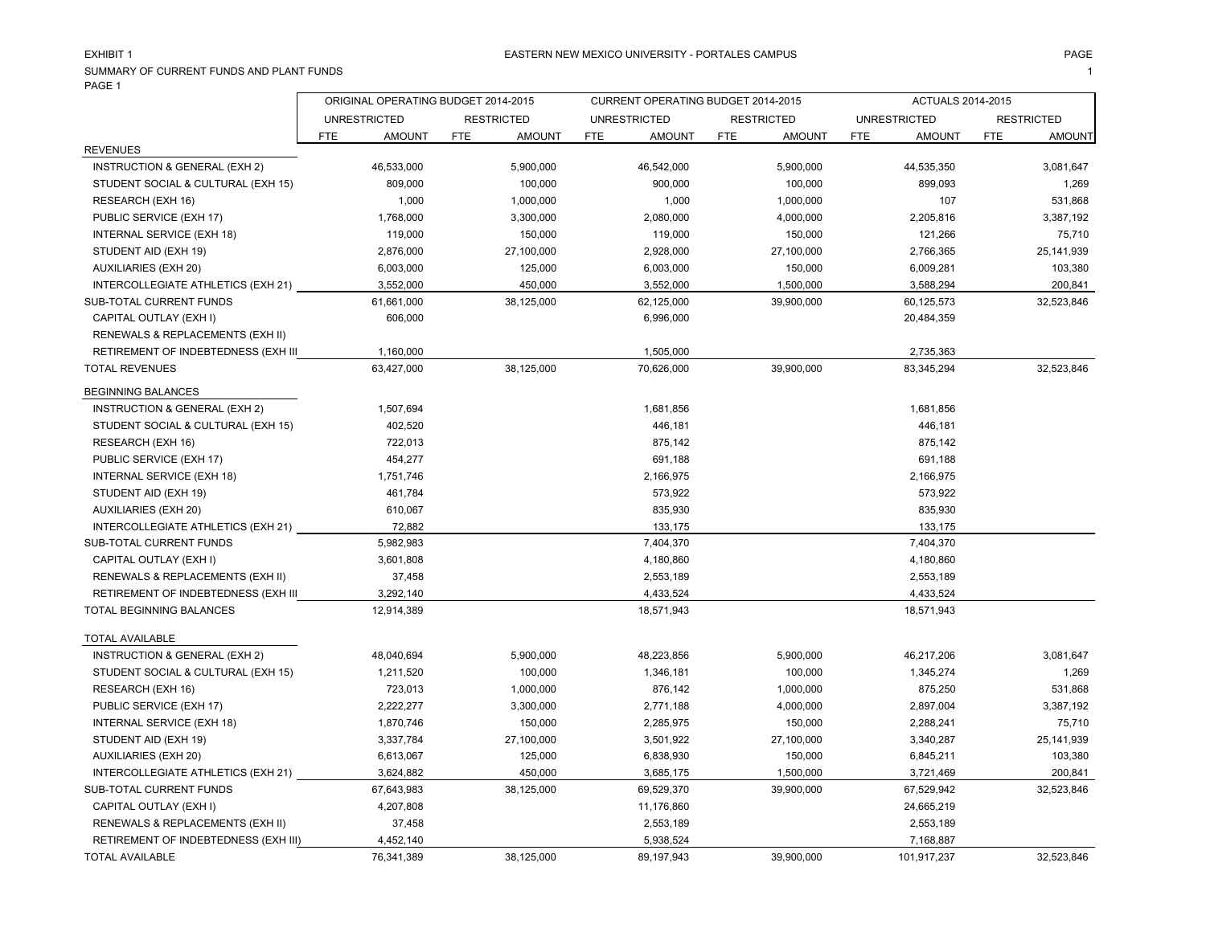EXHIBIT 1

EASTERN NEW MEXICO UNIVERSITY - PORTALES CAMPUS

SUMMARY OF CURRENT FUNDS AND PLANT FUNDS

PAGE 1

| | ORIGINAL OPERATING BUDGET 2014-2015 | | | | CURRENT OPERATING BUDGET 2014-2015 | | | | ACTUALS 2014-2015 | | | |
|---|---|---|---|---|---|---|---|---|---|---|---|---|
| | UNRESTRICTED | | RESTRICTED | | UNRESTRICTED | | RESTRICTED | | UNRESTRICTED | | RESTRICTED | |
| | FTE | AMOUNT | FTE | AMOUNT | FTE | AMOUNT | FTE | AMOUNT | FTE | AMOUNT | FTE | AMOUNT |
| REVENUES | | | | | | | | | | | | |
| INSTRUCTION & GENERAL (EXH 2) | | 46,533,000 | | 5,900,000 | | 46,542,000 | | 5,900,000 | | 44,535,350 | | 3,081,647 |
| STUDENT SOCIAL & CULTURAL (EXH 15) | | 809,000 | | 100,000 | | 900,000 | | 100,000 | | 899,093 | | 1,269 |
| RESEARCH (EXH 16) | | 1,000 | | 1,000,000 | | 1,000 | | 1,000,000 | | 107 | | 531,868 |
| PUBLIC SERVICE (EXH 17) | | 1,768,000 | | 3,300,000 | | 2,080,000 | | 4,000,000 | | 2,205,816 | | 3,387,192 |
| INTERNAL SERVICE (EXH 18) | | 119,000 | | 150,000 | | 119,000 | | 150,000 | | 121,266 | | 75,710 |
| STUDENT AID (EXH 19) | | 2,876,000 | | 27,100,000 | | 2,928,000 | | 27,100,000 | | 2,766,365 | | 25,141,939 |
| AUXILIARIES (EXH 20) | | 6,003,000 | | 125,000 | | 6,003,000 | | 150,000 | | 6,009,281 | | 103,380 |
| INTERCOLLEGIATE ATHLETICS (EXH 21) | | 3,552,000 | | 450,000 | | 3,552,000 | | 1,500,000 | | 3,588,294 | | 200,841 |
| SUB-TOTAL CURRENT FUNDS | | 61,661,000 | | 38,125,000 | | 62,125,000 | | 39,900,000 | | 60,125,573 | | 32,523,846 |
| CAPITAL OUTLAY (EXH I) | | 606,000 | | | | 6,996,000 | | | | 20,484,359 | | |
| RENEWALS & REPLACEMENTS (EXH II) | | | | | | | | | | | | |
| RETIREMENT OF INDEBTEDNESS (EXH III | | 1,160,000 | | | | 1,505,000 | | | | 2,735,363 | | |
| TOTAL REVENUES | | 63,427,000 | | 38,125,000 | | 70,626,000 | | 39,900,000 | | 83,345,294 | | 32,523,846 |
| BEGINNING BALANCES | | | | | | | | | | | | |
| INSTRUCTION & GENERAL (EXH 2) | | 1,507,694 | | | | 1,681,856 | | | | 1,681,856 | | |
| STUDENT SOCIAL & CULTURAL (EXH 15) | | 402,520 | | | | 446,181 | | | | 446,181 | | |
| RESEARCH (EXH 16) | | 722,013 | | | | 875,142 | | | | 875,142 | | |
| PUBLIC SERVICE (EXH 17) | | 454,277 | | | | 691,188 | | | | 691,188 | | |
| INTERNAL SERVICE (EXH 18) | | 1,751,746 | | | | 2,166,975 | | | | 2,166,975 | | |
| STUDENT AID (EXH 19) | | 461,784 | | | | 573,922 | | | | 573,922 | | |
| AUXILIARIES (EXH 20) | | 610,067 | | | | 835,930 | | | | 835,930 | | |
| INTERCOLLEGIATE ATHLETICS (EXH 21) | | 72,882 | | | | 133,175 | | | | 133,175 | | |
| SUB-TOTAL CURRENT FUNDS | | 5,982,983 | | | | 7,404,370 | | | | 7,404,370 | | |
| CAPITAL OUTLAY (EXH I) | | 3,601,808 | | | | 4,180,860 | | | | 4,180,860 | | |
| RENEWALS & REPLACEMENTS (EXH II) | | 37,458 | | | | 2,553,189 | | | | 2,553,189 | | |
| RETIREMENT OF INDEBTEDNESS (EXH III | | 3,292,140 | | | | 4,433,524 | | | | 4,433,524 | | |
| TOTAL BEGINNING BALANCES | | 12,914,389 | | | | 18,571,943 | | | | 18,571,943 | | |
| TOTAL AVAILABLE | | | | | | | | | | | | |
| INSTRUCTION & GENERAL (EXH 2) | | 48,040,694 | | 5,900,000 | | 48,223,856 | | 5,900,000 | | 46,217,206 | | 3,081,647 |
| STUDENT SOCIAL & CULTURAL (EXH 15) | | 1,211,520 | | 100,000 | | 1,346,181 | | 100,000 | | 1,345,274 | | 1,269 |
| RESEARCH (EXH 16) | | 723,013 | | 1,000,000 | | 876,142 | | 1,000,000 | | 875,250 | | 531,868 |
| PUBLIC SERVICE (EXH 17) | | 2,222,277 | | 3,300,000 | | 2,771,188 | | 4,000,000 | | 2,897,004 | | 3,387,192 |
| INTERNAL SERVICE (EXH 18) | | 1,870,746 | | 150,000 | | 2,285,975 | | 150,000 | | 2,288,241 | | 75,710 |
| STUDENT AID (EXH 19) | | 3,337,784 | | 27,100,000 | | 3,501,922 | | 27,100,000 | | 3,340,287 | | 25,141,939 |
| AUXILIARIES (EXH 20) | | 6,613,067 | | 125,000 | | 6,838,930 | | 150,000 | | 6,845,211 | | 103,380 |
| INTERCOLLEGIATE ATHLETICS (EXH 21) | | 3,624,882 | | 450,000 | | 3,685,175 | | 1,500,000 | | 3,721,469 | | 200,841 |
| SUB-TOTAL CURRENT FUNDS | | 67,643,983 | | 38,125,000 | | 69,529,370 | | 39,900,000 | | 67,529,942 | | 32,523,846 |
| CAPITAL OUTLAY (EXH I) | | 4,207,808 | | | | 11,176,860 | | | | 24,665,219 | | |
| RENEWALS & REPLACEMENTS (EXH II) | | 37,458 | | | | 2,553,189 | | | | 2,553,189 | | |
| RETIREMENT OF INDEBTEDNESS (EXH III) | | 4,452,140 | | | | 5,938,524 | | | | 7,168,887 | | |
| TOTAL AVAILABLE | | 76,341,389 | | 38,125,000 | | 89,197,943 | | 39,900,000 | | 101,917,237 | | 32,523,846 |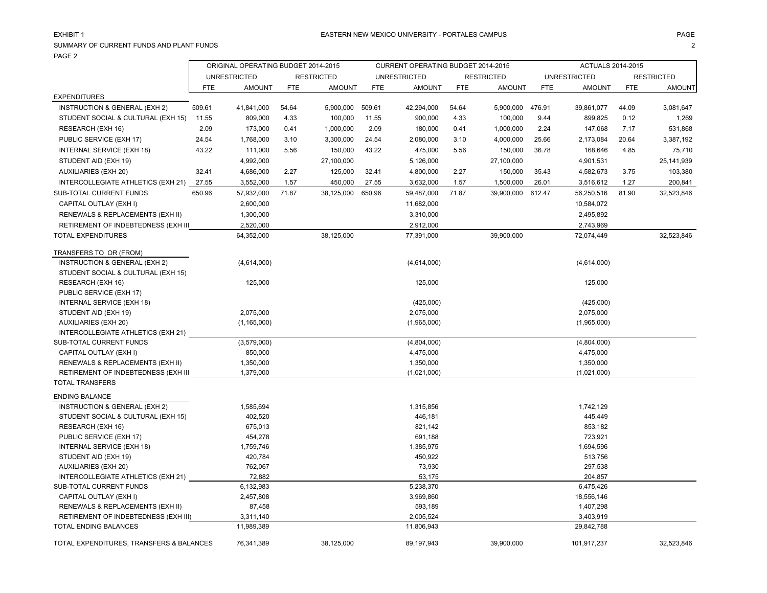EXHIBIT 1

EASTERN NEW MEXICO UNIVERSITY - PORTALES CAMPUS

SUMMARY OF CURRENT FUNDS AND PLANT FUNDS

PAGE 2

| | ORIGINAL OPERATING BUDGET 2014-2015 | | | | CURRENT OPERATING BUDGET 2014-2015 | | | | ACTUALS 2014-2015 | | | |
|---|---|---|---|---|---|---|---|---|---|---|---|---|
| | UNRESTRICTED | | RESTRICTED | | UNRESTRICTED | | RESTRICTED | | UNRESTRICTED | | RESTRICTED | |
| | FTE | AMOUNT | FTE | AMOUNT | FTE | AMOUNT | FTE | AMOUNT | FTE | AMOUNT | FTE | AMOUNT |
| **EXPENDITURES** | | | | | | | | | | | | |
| INSTRUCTION & GENERAL (EXH 2) | 509.61 | 41,841,000 | 54.64 | 5,900,000 | 509.61 | 42,294,000 | 54.64 | 5,900,000 | 476.91 | 39,861,077 | 44.09 | 3,081,647 |
| STUDENT SOCIAL & CULTURAL (EXH 15) | 11.55 | 809,000 | 4.33 | 100,000 | 11.55 | 900,000 | 4.33 | 100,000 | 9.44 | 899,825 | 0.12 | 1,269 |
| RESEARCH (EXH 16) | 2.09 | 173,000 | 0.41 | 1,000,000 | 2.09 | 180,000 | 0.41 | 1,000,000 | 2.24 | 147,068 | 7.17 | 531,868 |
| PUBLIC SERVICE (EXH 17) | 24.54 | 1,768,000 | 3.10 | 3,300,000 | 24.54 | 2,080,000 | 3.10 | 4,000,000 | 25.66 | 2,173,084 | 20.64 | 3,387,192 |
| INTERNAL SERVICE (EXH 18) | 43.22 | 111,000 | 5.56 | 150,000 | 43.22 | 475,000 | 5.56 | 150,000 | 36.78 | 168,646 | 4.85 | 75,710 |
| STUDENT AID (EXH 19) | | 4,992,000 | | 27,100,000 | | 5,126,000 | | 27,100,000 | | 4,901,531 | | 25,141,939 |
| AUXILIARIES (EXH 20) | 32.41 | 4,686,000 | 2.27 | 125,000 | 32.41 | 4,800,000 | 2.27 | 150,000 | 35.43 | 4,582,673 | 3.75 | 103,380 |
| INTERCOLLEGIATE ATHLETICS (EXH 21) | 27.55 | 3,552,000 | 1.57 | 450,000 | 27.55 | 3,632,000 | 1.57 | 1,500,000 | 26.01 | 3,516,612 | 1.27 | 200,841 |
| SUB-TOTAL CURRENT FUNDS | 650.96 | 57,932,000 | 71.87 | 38,125,000 | 650.96 | 59,487,000 | 71.87 | 39,900,000 | 612.47 | 56,250,516 | 81.90 | 32,523,846 |
| CAPITAL OUTLAY (EXH I) | | 2,600,000 | | | | 11,682,000 | | | | 10,584,072 | | |
| RENEWALS & REPLACEMENTS (EXH II) | | 1,300,000 | | | | 3,310,000 | | | | 2,495,892 | | |
| RETIREMENT OF INDEBTEDNESS (EXH III | | 2,520,000 | | | | 2,912,000 | | | | 2,743,969 | | |
| TOTAL EXPENDITURES | | 64,352,000 | | 38,125,000 | | 77,391,000 | | 39,900,000 | | 72,074,449 | | 32,523,846 |
| **TRANSFERS TO OR (FROM)** | | | | | | | | | | | | |
| INSTRUCTION & GENERAL (EXH 2) | | (4,614,000) | | | | (4,614,000) | | | | (4,614,000) | | |
| STUDENT SOCIAL & CULTURAL (EXH 15) | | | | | | | | | | | | |
| RESEARCH (EXH 16) | | 125,000 | | | | 125,000 | | | | 125,000 | | |
| PUBLIC SERVICE (EXH 17) | | | | | | | | | | | | |
| INTERNAL SERVICE (EXH 18) | | | | | | (425,000) | | | | (425,000) | | |
| STUDENT AID (EXH 19) | | 2,075,000 | | | | 2,075,000 | | | | 2,075,000 | | |
| AUXILIARIES (EXH 20) | | (1,165,000) | | | | (1,965,000) | | | | (1,965,000) | | |
| INTERCOLLEGIATE ATHLETICS (EXH 21) | | | | | | | | | | | | |
| SUB-TOTAL CURRENT FUNDS | | (3,579,000) | | | | (4,804,000) | | | | (4,804,000) | | |
| CAPITAL OUTLAY (EXH I) | | 850,000 | | | | 4,475,000 | | | | 4,475,000 | | |
| RENEWALS & REPLACEMENTS (EXH II) | | 1,350,000 | | | | 1,350,000 | | | | 1,350,000 | | |
| RETIREMENT OF INDEBTEDNESS (EXH III | | 1,379,000 | | | | (1,021,000) | | | | (1,021,000) | | |
| TOTAL TRANSFERS | | | | | | | | | | | | |
| **ENDING BALANCE** | | | | | | | | | | | | |
| INSTRUCTION & GENERAL (EXH 2) | | 1,585,694 | | | | 1,315,856 | | | | 1,742,129 | | |
| STUDENT SOCIAL & CULTURAL (EXH 15) | | 402,520 | | | | 446,181 | | | | 445,449 | | |
| RESEARCH (EXH 16) | | 675,013 | | | | 821,142 | | | | 853,182 | | |
| PUBLIC SERVICE (EXH 17) | | 454,278 | | | | 691,188 | | | | 723,921 | | |
| INTERNAL SERVICE (EXH 18) | | 1,759,746 | | | | 1,385,975 | | | | 1,694,596 | | |
| STUDENT AID (EXH 19) | | 420,784 | | | | 450,922 | | | | 513,756 | | |
| AUXILIARIES (EXH 20) | | 762,067 | | | | 73,930 | | | | 297,538 | | |
| INTERCOLLEGIATE ATHLETICS (EXH 21) | | 72,882 | | | | 53,175 | | | | 204,857 | | |
| SUB-TOTAL CURRENT FUNDS | | 6,132,983 | | | | 5,238,370 | | | | 6,475,426 | | |
| CAPITAL OUTLAY (EXH I) | | 2,457,808 | | | | 3,969,860 | | | | 18,556,146 | | |
| RENEWALS & REPLACEMENTS (EXH II) | | 87,458 | | | | 593,189 | | | | 1,407,298 | | |
| RETIREMENT OF INDEBTEDNESS (EXH III) | | 3,311,140 | | | | 2,005,524 | | | | 3,403,919 | | |
| TOTAL ENDING BALANCES | | 11,989,389 | | | | 11,806,943 | | | | 29,842,788 | | |
| TOTAL EXPENDITURES, TRANSFERS & BALANCES | | 76,341,389 | | 38,125,000 | | 89,197,943 | | 39,900,000 | | 101,917,237 | | 32,523,846 |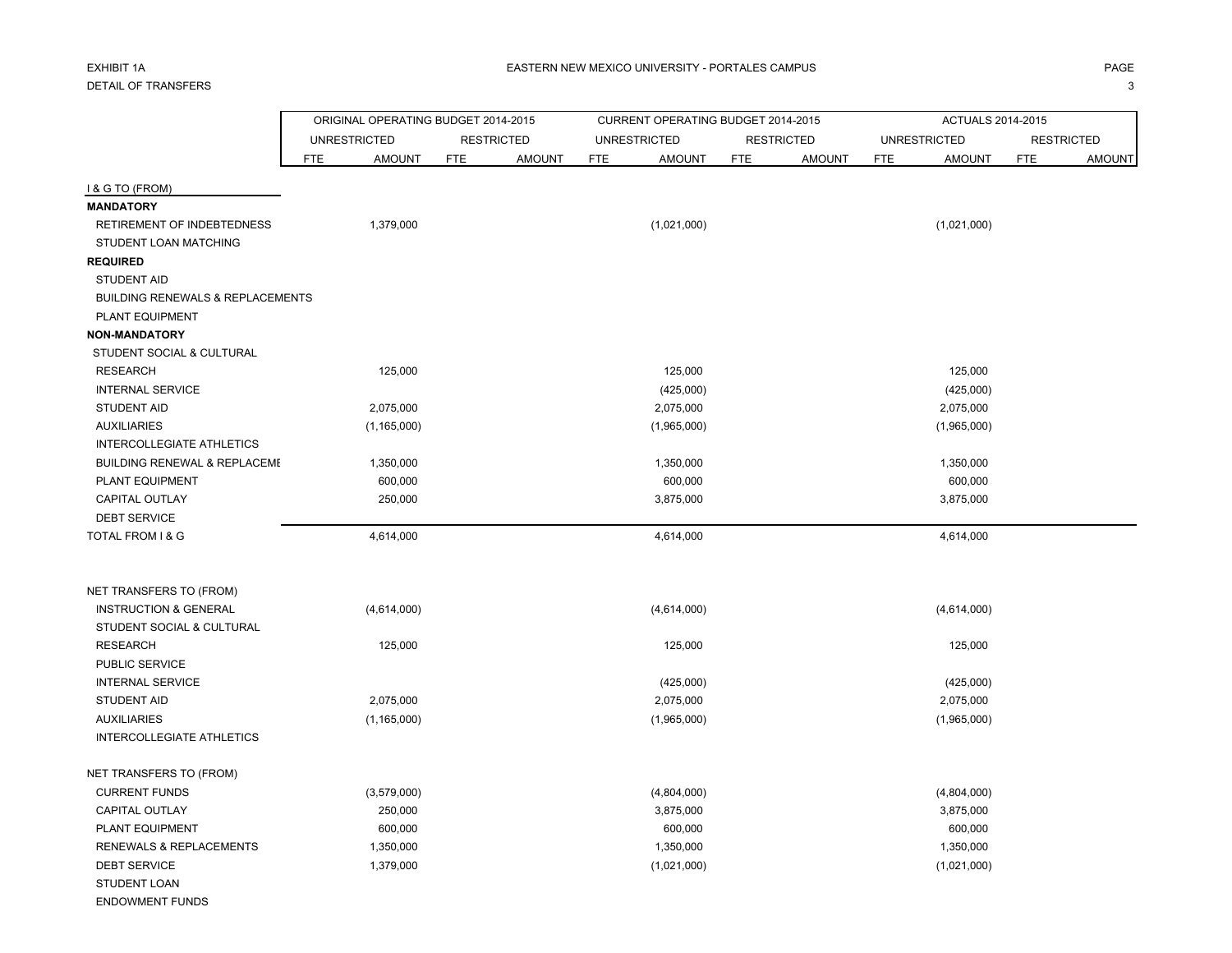EXHIBIT 1A

DETAIL OF TRANSFERS

EASTERN NEW MEXICO UNIVERSITY - PORTALES CAMPUS

| | ORIGINAL OPERATING BUDGET 2014-2015 | | | | CURRENT OPERATING BUDGET 2014-2015 | | | | ACTUALS 2014-2015 | | | |
|---|---|---|---|---|---|---|---|---|---|---|---|---|
| | UNRESTRICTED | | RESTRICTED | | UNRESTRICTED | | RESTRICTED | | UNRESTRICTED | | RESTRICTED | |
| | FTE | AMOUNT | FTE | AMOUNT | FTE | AMOUNT | FTE | AMOUNT | FTE | AMOUNT | FTE | AMOUNT |
| I & G TO (FROM) | | | | | | | | | | | | |
| **MANDATORY** | | | | | | | | | | | | |
| RETIREMENT OF INDEBTEDNESS | | 1,379,000 | | | | (1,021,000) | | | | (1,021,000) | | |
| STUDENT LOAN MATCHING | | | | | | | | | | | | |
| **REQUIRED** | | | | | | | | | | | | |
| STUDENT AID | | | | | | | | | | | | |
| BUILDING RENEWALS & REPLACEMENTS | | | | | | | | | | | | |
| PLANT EQUIPMENT | | | | | | | | | | | | |
| **NON-MANDATORY** | | | | | | | | | | | | |
| STUDENT SOCIAL & CULTURAL | | | | | | | | | | | | |
| RESEARCH | | 125,000 | | | | 125,000 | | | | 125,000 | | |
| INTERNAL SERVICE | | | | | | (425,000) | | | | (425,000) | | |
| STUDENT AID | | 2,075,000 | | | | 2,075,000 | | | | 2,075,000 | | |
| AUXILIARIES | | (1,165,000) | | | | (1,965,000) | | | | (1,965,000) | | |
| INTERCOLLEGIATE ATHLETICS | | | | | | | | | | | | |
| BUILDING RENEWAL & REPLACEMI | | 1,350,000 | | | | 1,350,000 | | | | 1,350,000 | | |
| PLANT EQUIPMENT | | 600,000 | | | | 600,000 | | | | 600,000 | | |
| CAPITAL OUTLAY | | 250,000 | | | | 3,875,000 | | | | 3,875,000 | | |
| DEBT SERVICE | | | | | | | | | | | | |
| TOTAL FROM I & G | | 4,614,000 | | | | 4,614,000 | | | | 4,614,000 | | |
| | | | | | | | | | | | | |
| NET TRANSFERS TO (FROM) | | | | | | | | | | | | |
| INSTRUCTION & GENERAL | | (4,614,000) | | | | (4,614,000) | | | | (4,614,000) | | |
| STUDENT SOCIAL & CULTURAL | | | | | | | | | | | | |
| RESEARCH | | 125,000 | | | | 125,000 | | | | 125,000 | | |
| PUBLIC SERVICE | | | | | | | | | | | | |
| INTERNAL SERVICE | | | | | | (425,000) | | | | (425,000) | | |
| STUDENT AID | | 2,075,000 | | | | 2,075,000 | | | | 2,075,000 | | |
| AUXILIARIES | | (1,165,000) | | | | (1,965,000) | | | | (1,965,000) | | |
| INTERCOLLEGIATE ATHLETICS | | | | | | | | | | | | |
| | | | | | | | | | | | | |
| NET TRANSFERS TO (FROM) | | | | | | | | | | | | |
| CURRENT FUNDS | | (3,579,000) | | | | (4,804,000) | | | | (4,804,000) | | |
| CAPITAL OUTLAY | | 250,000 | | | | 3,875,000 | | | | 3,875,000 | | |
| PLANT EQUIPMENT | | 600,000 | | | | 600,000 | | | | 600,000 | | |
| RENEWALS & REPLACEMENTS | | 1,350,000 | | | | 1,350,000 | | | | 1,350,000 | | |
| DEBT SERVICE | | 1,379,000 | | | | (1,021,000) | | | | (1,021,000) | | |
| STUDENT LOAN | | | | | | | | | | | | |
| ENDOWMENT FUNDS | | | | | | | | | | | | |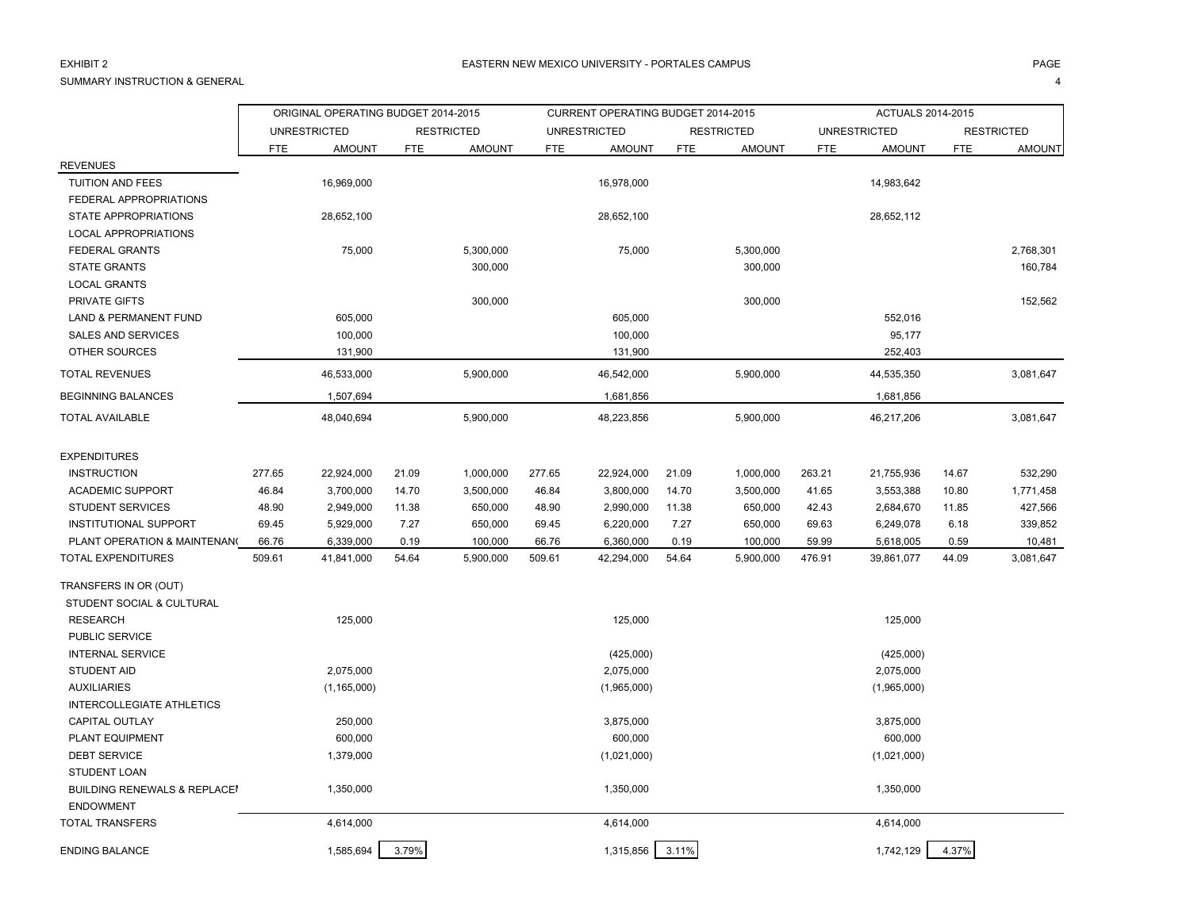EXHIBIT 2

SUMMARY INSTRUCTION & GENERAL

EASTERN NEW MEXICO UNIVERSITY - PORTALES CAMPUS

| | ORIGINAL OPERATING BUDGET 2014-2015 | | | | CURRENT OPERATING BUDGET 2014-2015 | | | | ACTUALS 2014-2015 | | | |
|---|---|---|---|---|---|---|---|---|---|---|---|---|
| | UNRESTRICTED | | RESTRICTED | | UNRESTRICTED | | RESTRICTED | | UNRESTRICTED | | RESTRICTED | |
| | FTE | AMOUNT | FTE | AMOUNT | FTE | AMOUNT | FTE | AMOUNT | FTE | AMOUNT | FTE | AMOUNT |
| REVENUES | | | | | | | | | | | | |
| TUITION AND FEES | | 16,969,000 | | | | 16,978,000 | | | | 14,983,642 | | |
| FEDERAL APPROPRIATIONS | | | | | | | | | | | | |
| STATE APPROPRIATIONS | | 28,652,100 | | | | 28,652,100 | | | | 28,652,112 | | |
| LOCAL APPROPRIATIONS | | | | | | | | | | | | |
| FEDERAL GRANTS | | 75,000 | | 5,300,000 | | 75,000 | | 5,300,000 | | | | 2,768,301 |
| STATE GRANTS | | | | 300,000 | | | | 300,000 | | | | 160,784 |
| LOCAL GRANTS | | | | | | | | | | | | |
| PRIVATE GIFTS | | | | 300,000 | | | | 300,000 | | | | 152,562 |
| LAND & PERMANENT FUND | | 605,000 | | | | 605,000 | | | | 552,016 | | |
| SALES AND SERVICES | | 100,000 | | | | 100,000 | | | | 95,177 | | |
| OTHER SOURCES | | 131,900 | | | | 131,900 | | | | 252,403 | | |
| TOTAL REVENUES | | 46,533,000 | | 5,900,000 | | 46,542,000 | | 5,900,000 | | 44,535,350 | | 3,081,647 |
| BEGINNING BALANCES | | 1,507,694 | | | | 1,681,856 | | | | 1,681,856 | | |
| TOTAL AVAILABLE | | 48,040,694 | | 5,900,000 | | 48,223,856 | | 5,900,000 | | 46,217,206 | | 3,081,647 |
| EXPENDITURES | | | | | | | | | | | | |
| INSTRUCTION | 277.65 | 22,924,000 | 21.09 | 1,000,000 | 277.65 | 22,924,000 | 21.09 | 1,000,000 | 263.21 | 21,755,936 | 14.67 | 532,290 |
| ACADEMIC SUPPORT | 46.84 | 3,700,000 | 14.70 | 3,500,000 | 46.84 | 3,800,000 | 14.70 | 3,500,000 | 41.65 | 3,553,388 | 10.80 | 1,771,458 |
| STUDENT SERVICES | 48.90 | 2,949,000 | 11.38 | 650,000 | 48.90 | 2,990,000 | 11.38 | 650,000 | 42.43 | 2,684,670 | 11.85 | 427,566 |
| INSTITUTIONAL SUPPORT | 69.45 | 5,929,000 | 7.27 | 650,000 | 69.45 | 6,220,000 | 7.27 | 650,000 | 69.63 | 6,249,078 | 6.18 | 339,852 |
| PLANT OPERATION & MAINTENANC | 66.76 | 6,339,000 | 0.19 | 100,000 | 66.76 | 6,360,000 | 0.19 | 100,000 | 59.99 | 5,618,005 | 0.59 | 10,481 |
| TOTAL EXPENDITURES | 509.61 | 41,841,000 | 54.64 | 5,900,000 | 509.61 | 42,294,000 | 54.64 | 5,900,000 | 476.91 | 39,861,077 | 44.09 | 3,081,647 |
| TRANSFERS IN OR (OUT) | | | | | | | | | | | | |
| STUDENT SOCIAL & CULTURAL | | | | | | | | | | | | |
| RESEARCH | | 125,000 | | | | 125,000 | | | | 125,000 | | |
| PUBLIC SERVICE | | | | | | | | | | | | |
| INTERNAL SERVICE | | | | | | (425,000) | | | | (425,000) | | |
| STUDENT AID | | 2,075,000 | | | | 2,075,000 | | | | 2,075,000 | | |
| AUXILIARIES | | (1,165,000) | | | | (1,965,000) | | | | (1,965,000) | | |
| INTERCOLLEGIATE ATHLETICS | | | | | | | | | | | | |
| CAPITAL OUTLAY | | 250,000 | | | | 3,875,000 | | | | 3,875,000 | | |
| PLANT EQUIPMENT | | 600,000 | | | | 600,000 | | | | 600,000 | | |
| DEBT SERVICE | | 1,379,000 | | | | (1,021,000) | | | | (1,021,000) | | |
| STUDENT LOAN | | | | | | | | | | | | |
| BUILDING RENEWALS & REPLACEI | | 1,350,000 | | | | 1,350,000 | | | | 1,350,000 | | |
| ENDOWMENT | | | | | | | | | | | | |
| TOTAL TRANSFERS | | 4,614,000 | | | | 4,614,000 | | | | 4,614,000 | | |
| ENDING BALANCE | | 1,585,694 | 3.79% | | | 1,315,856 | 3.11% | | | 1,742,129 | 4.37% | |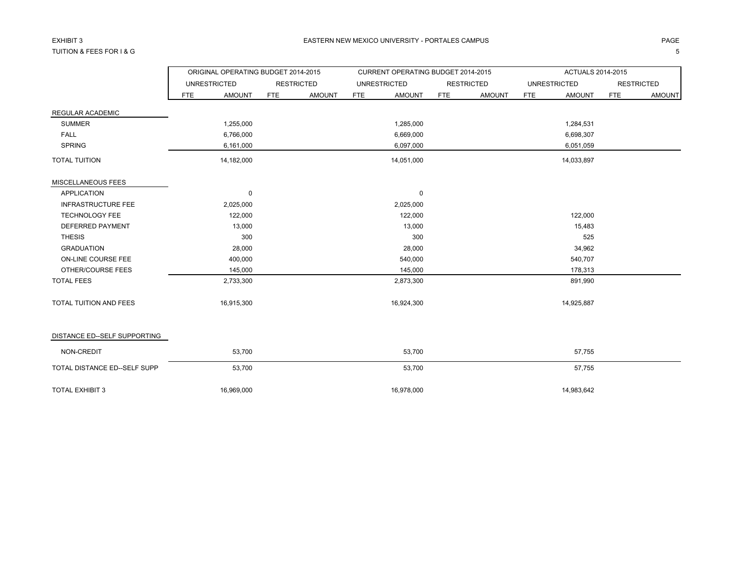EXHIBIT 3

TUITION & FEES FOR I & G

# EASTERN NEW MEXICO UNIVERSITY - PORTALES CAMPUS

| | ORIGINAL OPERATING BUDGET 2014-2015 | | | | CURRENT OPERATING BUDGET 2014-2015 | | | | ACTUALS 2014-2015 | | | |
|---|---|---|---|---|---|---|---|---|---|---|---|---|
| | UNRESTRICTED | | RESTRICTED | | UNRESTRICTED | | RESTRICTED | | UNRESTRICTED | | RESTRICTED | |
| | FTE | AMOUNT | FTE | AMOUNT | FTE | AMOUNT | FTE | AMOUNT | FTE | AMOUNT | FTE | AMOUNT |
| REGULAR ACADEMIC | | | | | | | | | | | | |
| SUMMER | | 1,255,000 | | | | 1,285,000 | | | | 1,284,531 | | |
| FALL | | 6,766,000 | | | | 6,669,000 | | | | 6,698,307 | | |
| SPRING | | 6,161,000 | | | | 6,097,000 | | | | 6,051,059 | | |
| TOTAL TUITION | | 14,182,000 | | | | 14,051,000 | | | | 14,033,897 | | |
| MISCELLANEOUS FEES | | | | | | | | | | | | |
| APPLICATION | | 0 | | | | 0 | | | | | | |
| INFRASTRUCTURE FEE | | 2,025,000 | | | | 2,025,000 | | | | | | |
| TECHNOLOGY FEE | | 122,000 | | | | 122,000 | | | | 122,000 | | |
| DEFERRED PAYMENT | | 13,000 | | | | 13,000 | | | | 15,483 | | |
| THESIS | | 300 | | | | 300 | | | | 525 | | |
| GRADUATION | | 28,000 | | | | 28,000 | | | | 34,962 | | |
| ON-LINE COURSE FEE | | 400,000 | | | | 540,000 | | | | 540,707 | | |
| OTHER/COURSE FEES | | 145,000 | | | | 145,000 | | | | 178,313 | | |
| TOTAL FEES | | 2,733,300 | | | | 2,873,300 | | | | 891,990 | | |
| TOTAL TUITION AND FEES | | 16,915,300 | | | | 16,924,300 | | | | 14,925,887 | | |
| DISTANCE ED--SELF SUPPORTING | | | | | | | | | | | | |
| NON-CREDIT | | 53,700 | | | | 53,700 | | | | 57,755 | | |
| TOTAL DISTANCE ED--SELF SUPP | | 53,700 | | | | 53,700 | | | | 57,755 | | |
| TOTAL EXHIBIT 3 | | 16,969,000 | | | | 16,978,000 | | | | 14,983,642 | | |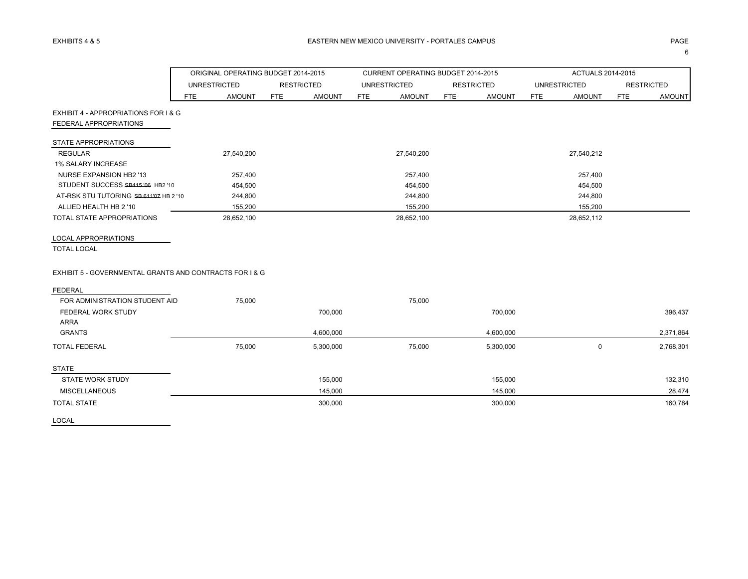EXHIBITS 4 & 5

# EASTERN NEW MEXICO UNIVERSITY - PORTALES CAMPUS

| | ORIGINAL OPERATING BUDGET 2014-2015 | | | | CURRENT OPERATING BUDGET 2014-2015 | | | | ACTUALS 2014-2015 | | | |
|---|---|---|---|---|---|---|---|---|---|---|---|---|
| | UNRESTRICTED | | RESTRICTED | | UNRESTRICTED | | RESTRICTED | | UNRESTRICTED | | RESTRICTED | |
| | FTE | AMOUNT | FTE | AMOUNT | FTE | AMOUNT | FTE | AMOUNT | FTE | AMOUNT | FTE | AMOUNT |
| EXHIBIT 4 - APPROPRIATIONS FOR I & G | | | | | | | | | | | | |
| FEDERAL APPROPRIATIONS | | | | | | | | | | | | |
| STATE APPROPRIATIONS | | | | | | | | | | | | |
| REGULAR | | 27,540,200 | | | | 27,540,200 | | | | 27,540,212 | | |
| 1% SALARY INCREASE | | | | | | | | | | | | |
| NURSE EXPANSION HB2 '13 | | 257,400 | | | | 257,400 | | | | 257,400 | | |
| STUDENT SUCCESS ~~SB415 '06~~ HB2 '10 | | 454,500 | | | | 454,500 | | | | 454,500 | | |
| AT-RSK STU TUTORING ~~SB 611'07~~ HB 2 '10 | | 244,800 | | | | 244,800 | | | | 244,800 | | |
| ALLIED HEALTH HB 2 '10 | | 155,200 | | | | 155,200 | | | | 155,200 | | |
| TOTAL STATE APPROPRIATIONS | | 28,652,100 | | | | 28,652,100 | | | | 28,652,112 | | |
| LOCAL APPROPRIATIONS | | | | | | | | | | | | |
| TOTAL LOCAL | | | | | | | | | | | | |
| EXHIBIT 5 - GOVERNMENTAL GRANTS AND CONTRACTS FOR I & G | | | | | | | | | | | | |
| FEDERAL | | | | | | | | | | | | |
| FOR ADMINISTRATION STUDENT AID | | 75,000 | | | | 75,000 | | | | | | |
| FEDERAL WORK STUDY | | | | 700,000 | | | | 700,000 | | | | 396,437 |
| ARRA | | | | | | | | | | | | |
| GRANTS | | | | 4,600,000 | | | | 4,600,000 | | | | 2,371,864 |
| TOTAL FEDERAL | | 75,000 | | 5,300,000 | | 75,000 | | 5,300,000 | | 0 | | 2,768,301 |
| STATE | | | | | | | | | | | | |
| STATE WORK STUDY | | | | 155,000 | | | | 155,000 | | | | 132,310 |
| MISCELLANEOUS | | | | 145,000 | | | | 145,000 | | | | 28,474 |
| TOTAL STATE | | | | 300,000 | | | | 300,000 | | | | 160,784 |
| LOCAL | | | | | | | | | | | | |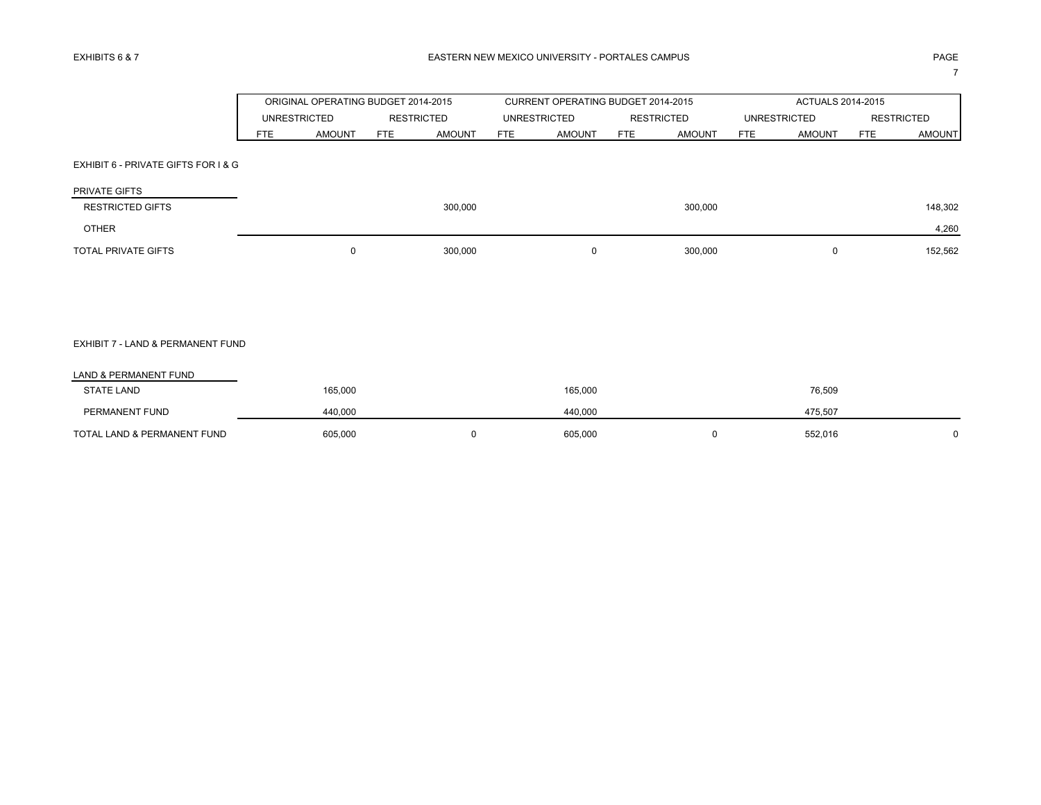EXHIBITS 6 & 7

# EASTERN NEW MEXICO UNIVERSITY - PORTALES CAMPUS

| | ORIGINAL OPERATING BUDGET 2014-2015 | | | | CURRENT OPERATING BUDGET 2014-2015 | | | | ACTUALS 2014-2015 | | | |
|---|---|---|---|---|---|---|---|---|---|---|---|---|
| | UNRESTRICTED | | RESTRICTED | | UNRESTRICTED | | RESTRICTED | | UNRESTRICTED | | RESTRICTED | |
| | FTE | AMOUNT | FTE | AMOUNT | FTE | AMOUNT | FTE | AMOUNT | FTE | AMOUNT | FTE | AMOUNT |
| **EXHIBIT 6 - PRIVATE GIFTS FOR I & G** | | | | | | | | | | | | |
| PRIVATE GIFTS | | | | | | | | | | | | |
| RESTRICTED GIFTS | | | | 300,000 | | | | 300,000 | | | | 148,302 |
| OTHER | | | | | | | | | | | | 4,260 |
| TOTAL PRIVATE GIFTS | | 0 | | 300,000 | | 0 | | 300,000 | | 0 | | 152,562 |
| **EXHIBIT 7 - LAND & PERMANENT FUND** | | | | | | | | | | | | |
| LAND & PERMANENT FUND | | | | | | | | | | | | |
| STATE LAND | | 165,000 | | | | 165,000 | | | | 76,509 | | |
| PERMANENT FUND | | 440,000 | | | | 440,000 | | | | 475,507 | | |
| TOTAL LAND & PERMANENT FUND | | 605,000 | | 0 | | 605,000 | | 0 | | 552,016 | | 0 |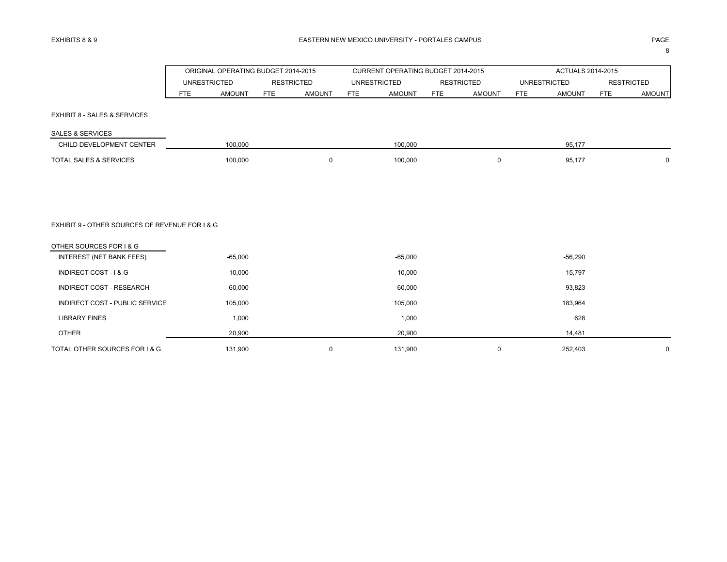EXHIBITS 8 & 9

# EASTERN NEW MEXICO UNIVERSITY - PORTALES CAMPUS

| | ORIGINAL OPERATING BUDGET 2014-2015 | | | | CURRENT OPERATING BUDGET 2014-2015 | | | | ACTUALS 2014-2015 | | | |
|---|---|---|---|---|---|---|---|---|---|---|---|---|
| | UNRESTRICTED | | RESTRICTED | | UNRESTRICTED | | RESTRICTED | | UNRESTRICTED | | RESTRICTED | |
| | FTE | AMOUNT | FTE | AMOUNT | FTE | AMOUNT | FTE | AMOUNT | FTE | AMOUNT | FTE | AMOUNT |
| **EXHIBIT 8 - SALES & SERVICES** | | | | | | | | | | | | |
| SALES & SERVICES | | | | | | | | | | | | |
| CHILD DEVELOPMENT CENTER | | 100,000 | | | | 100,000 | | | | 95,177 | | |
| TOTAL SALES & SERVICES | | 100,000 | | 0 | | 100,000 | | 0 | | 95,177 | | 0 |
| **EXHIBIT 9 - OTHER SOURCES OF REVENUE FOR I & G** | | | | | | | | | | | | |
| OTHER SOURCES FOR I & G | | | | | | | | | | | | |
| INTEREST (NET BANK FEES) | | -65,000 | | | | -65,000 | | | | -56,290 | | |
| INDIRECT COST - I & G | | 10,000 | | | | 10,000 | | | | 15,797 | | |
| INDIRECT COST - RESEARCH | | 60,000 | | | | 60,000 | | | | 93,823 | | |
| INDIRECT COST - PUBLIC SERVICE | | 105,000 | | | | 105,000 | | | | 183,964 | | |
| LIBRARY FINES | | 1,000 | | | | 1,000 | | | | 628 | | |
| OTHER | | 20,900 | | | | 20,900 | | | | 14,481 | | |
| TOTAL OTHER SOURCES FOR I & G | | 131,900 | | 0 | | 131,900 | | 0 | | 252,403 | | 0 |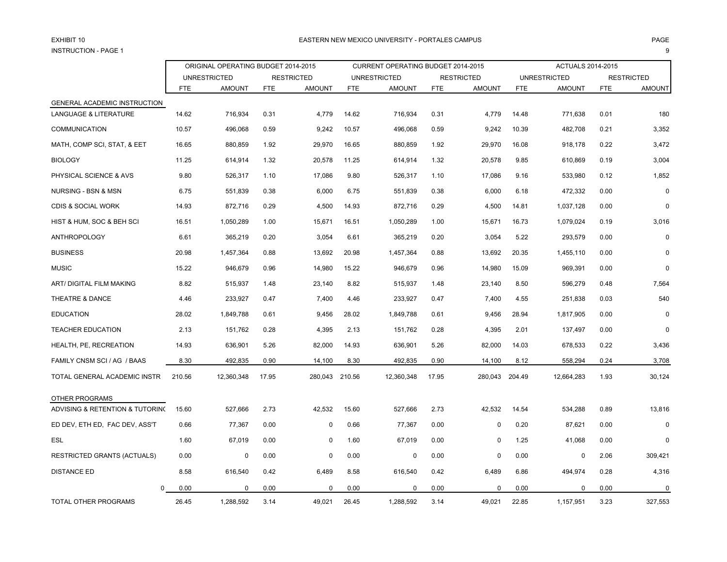EXHIBIT 10

INSTRUCTION - PAGE 1

## EASTERN NEW MEXICO UNIVERSITY - PORTALES CAMPUS

| | ORIGINAL OPERATING BUDGET 2014-2015 | | | | CURRENT OPERATING BUDGET 2014-2015 | | | | ACTUALS 2014-2015 | | | |
|---|---|---|---|---|---|---|---|---|---|---|---|---|
| | UNRESTRICTED | | RESTRICTED | | UNRESTRICTED | | RESTRICTED | | UNRESTRICTED | | RESTRICTED | |
| | FTE | AMOUNT | FTE | AMOUNT | FTE | AMOUNT | FTE | AMOUNT | FTE | AMOUNT | FTE | AMOUNT |
| GENERAL ACADEMIC INSTRUCTION | | | | | | | | | | | | |
| LANGUAGE & LITERATURE | 14.62 | 716,934 | 0.31 | 4,779 | 14.62 | 716,934 | 0.31 | 4,779 | 14.48 | 771,638 | 0.01 | 180 |
| COMMUNICATION | 10.57 | 496,068 | 0.59 | 9,242 | 10.57 | 496,068 | 0.59 | 9,242 | 10.39 | 482,708 | 0.21 | 3,352 |
| MATH, COMP SCI, STAT, & EET | 16.65 | 880,859 | 1.92 | 29,970 | 16.65 | 880,859 | 1.92 | 29,970 | 16.08 | 918,178 | 0.22 | 3,472 |
| BIOLOGY | 11.25 | 614,914 | 1.32 | 20,578 | 11.25 | 614,914 | 1.32 | 20,578 | 9.85 | 610,869 | 0.19 | 3,004 |
| PHYSICAL SCIENCE & AVS | 9.80 | 526,317 | 1.10 | 17,086 | 9.80 | 526,317 | 1.10 | 17,086 | 9.16 | 533,980 | 0.12 | 1,852 |
| NURSING - BSN & MSN | 6.75 | 551,839 | 0.38 | 6,000 | 6.75 | 551,839 | 0.38 | 6,000 | 6.18 | 472,332 | 0.00 | 0 |
| CDIS & SOCIAL WORK | 14.93 | 872,716 | 0.29 | 4,500 | 14.93 | 872,716 | 0.29 | 4,500 | 14.81 | 1,037,128 | 0.00 | 0 |
| HIST & HUM, SOC & BEH SCI | 16.51 | 1,050,289 | 1.00 | 15,671 | 16.51 | 1,050,289 | 1.00 | 15,671 | 16.73 | 1,079,024 | 0.19 | 3,016 |
| ANTHROPOLOGY | 6.61 | 365,219 | 0.20 | 3,054 | 6.61 | 365,219 | 0.20 | 3,054 | 5.22 | 293,579 | 0.00 | 0 |
| BUSINESS | 20.98 | 1,457,364 | 0.88 | 13,692 | 20.98 | 1,457,364 | 0.88 | 13,692 | 20.35 | 1,455,110 | 0.00 | 0 |
| MUSIC | 15.22 | 946,679 | 0.96 | 14,980 | 15.22 | 946,679 | 0.96 | 14,980 | 15.09 | 969,391 | 0.00 | 0 |
| ART/ DIGITAL FILM MAKING | 8.82 | 515,937 | 1.48 | 23,140 | 8.82 | 515,937 | 1.48 | 23,140 | 8.50 | 596,279 | 0.48 | 7,564 |
| THEATRE & DANCE | 4.46 | 233,927 | 0.47 | 7,400 | 4.46 | 233,927 | 0.47 | 7,400 | 4.55 | 251,838 | 0.03 | 540 |
| EDUCATION | 28.02 | 1,849,788 | 0.61 | 9,456 | 28.02 | 1,849,788 | 0.61 | 9,456 | 28.94 | 1,817,905 | 0.00 | 0 |
| TEACHER EDUCATION | 2.13 | 151,762 | 0.28 | 4,395 | 2.13 | 151,762 | 0.28 | 4,395 | 2.01 | 137,497 | 0.00 | 0 |
| HEALTH, PE, RECREATION | 14.93 | 636,901 | 5.26 | 82,000 | 14.93 | 636,901 | 5.26 | 82,000 | 14.03 | 678,533 | 0.22 | 3,436 |
| FAMILY CNSM SCI / AG / BAAS | 8.30 | 492,835 | 0.90 | 14,100 | 8.30 | 492,835 | 0.90 | 14,100 | 8.12 | 558,294 | 0.24 | 3,708 |
| TOTAL GENERAL ACADEMIC INSTR | 210.56 | 12,360,348 | 17.95 | 280,043 | 210.56 | 12,360,348 | 17.95 | 280,043 | 204.49 | 12,664,283 | 1.93 | 30,124 |
| OTHER PROGRAMS | | | | | | | | | | | | |
| ADVISING & RETENTION & TUTORING | 15.60 | 527,666 | 2.73 | 42,532 | 15.60 | 527,666 | 2.73 | 42,532 | 14.54 | 534,288 | 0.89 | 13,816 |
| ED DEV, ETH ED, FAC DEV, ASS'T | 0.66 | 77,367 | 0.00 | 0 | 0.66 | 77,367 | 0.00 | 0 | 0.20 | 87,621 | 0.00 | 0 |
| ESL | 1.60 | 67,019 | 0.00 | 0 | 1.60 | 67,019 | 0.00 | 0 | 1.25 | 41,068 | 0.00 | 0 |
| RESTRICTED GRANTS (ACTUALS) | 0.00 | 0 | 0.00 | 0 | 0.00 | 0 | 0.00 | 0 | 0.00 | 0 | 2.06 | 309,421 |
| DISTANCE ED | 8.58 | 616,540 | 0.42 | 6,489 | 8.58 | 616,540 | 0.42 | 6,489 | 6.86 | 494,974 | 0.28 | 4,316 |
| 0 | 0.00 | 0 | 0.00 | 0 | 0.00 | 0 | 0.00 | 0 | 0.00 | 0 | 0.00 | 0 |
| TOTAL OTHER PROGRAMS | 26.45 | 1,288,592 | 3.14 | 49,021 | 26.45 | 1,288,592 | 3.14 | 49,021 | 22.85 | 1,157,951 | 3.23 | 327,553 |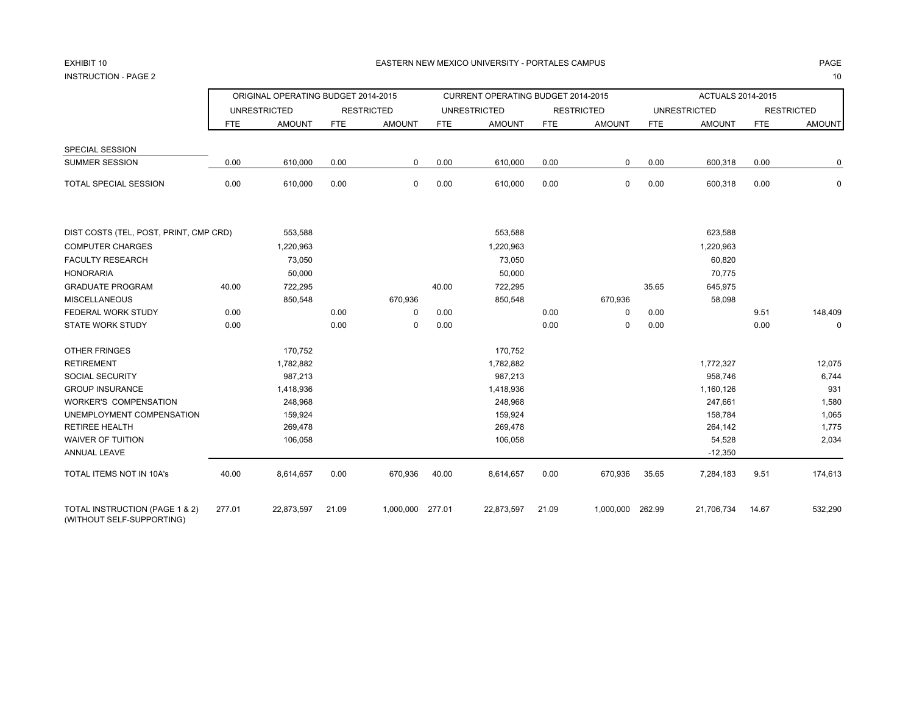EXHIBIT 10
INSTRUCTION - PAGE 2

EASTERN NEW MEXICO UNIVERSITY - PORTALES CAMPUS

| | ORIGINAL OPERATING BUDGET 2014-2015 | | | | CURRENT OPERATING BUDGET 2014-2015 | | | | ACTUALS 2014-2015 | | | |
|---|---|---|---|---|---|---|---|---|---|---|---|---|
| | UNRESTRICTED | | RESTRICTED | | UNRESTRICTED | | RESTRICTED | | UNRESTRICTED | | RESTRICTED | |
| | FTE | AMOUNT | FTE | AMOUNT | FTE | AMOUNT | FTE | AMOUNT | FTE | AMOUNT | FTE | AMOUNT |
| SPECIAL SESSION | | | | | | | | | | | | |
| SUMMER SESSION | 0.00 | 610,000 | 0.00 | 0 | 0.00 | 610,000 | 0.00 | 0 | 0.00 | 600,318 | 0.00 | 0 |
| TOTAL SPECIAL SESSION | 0.00 | 610,000 | 0.00 | 0 | 0.00 | 610,000 | 0.00 | 0 | 0.00 | 600,318 | 0.00 | 0 |
| DIST COSTS (TEL, POST, PRINT, CMP CRD) | | 553,588 | | | | 553,588 | | | | 623,588 | | |
| COMPUTER CHARGES | | 1,220,963 | | | | 1,220,963 | | | | 1,220,963 | | |
| FACULTY RESEARCH | | 73,050 | | | | 73,050 | | | | 60,820 | | |
| HONORARIA | | 50,000 | | | | 50,000 | | | | 70,775 | | |
| GRADUATE PROGRAM | 40.00 | 722,295 | | | 40.00 | 722,295 | | | 35.65 | 645,975 | | |
| MISCELLANEOUS | | 850,548 | | 670,936 | | 850,548 | | 670,936 | | 58,098 | | |
| FEDERAL WORK STUDY | 0.00 | | 0.00 | 0 | 0.00 | | 0.00 | 0 | 0.00 | | 9.51 | 148,409 |
| STATE WORK STUDY | 0.00 | | 0.00 | 0 | 0.00 | | 0.00 | 0 | 0.00 | | 0.00 | 0 |
| OTHER FRINGES | | 170,752 | | | | 170,752 | | | | | | |
| RETIREMENT | | 1,782,882 | | | | 1,782,882 | | | | 1,772,327 | | 12,075 |
| SOCIAL SECURITY | | 987,213 | | | | 987,213 | | | | 958,746 | | 6,744 |
| GROUP INSURANCE | | 1,418,936 | | | | 1,418,936 | | | | 1,160,126 | | 931 |
| WORKER'S COMPENSATION | | 248,968 | | | | 248,968 | | | | 247,661 | | 1,580 |
| UNEMPLOYMENT COMPENSATION | | 159,924 | | | | 159,924 | | | | 158,784 | | 1,065 |
| RETIREE HEALTH | | 269,478 | | | | 269,478 | | | | 264,142 | | 1,775 |
| WAIVER OF TUITION | | 106,058 | | | | 106,058 | | | | 54,528 | | 2,034 |
| ANNUAL LEAVE | | | | | | | | | | -12,350 | | |
| TOTAL ITEMS NOT IN 10A's | 40.00 | 8,614,657 | 0.00 | 670,936 | 40.00 | 8,614,657 | 0.00 | 670,936 | 35.65 | 7,284,183 | 9.51 | 174,613 |
| TOTAL INSTRUCTION (PAGE 1 & 2) (WITHOUT SELF-SUPPORTING) | 277.01 | 22,873,597 | 21.09 | 1,000,000 | 277.01 | 22,873,597 | 21.09 | 1,000,000 | 262.99 | 21,706,734 | 14.67 | 532,290 |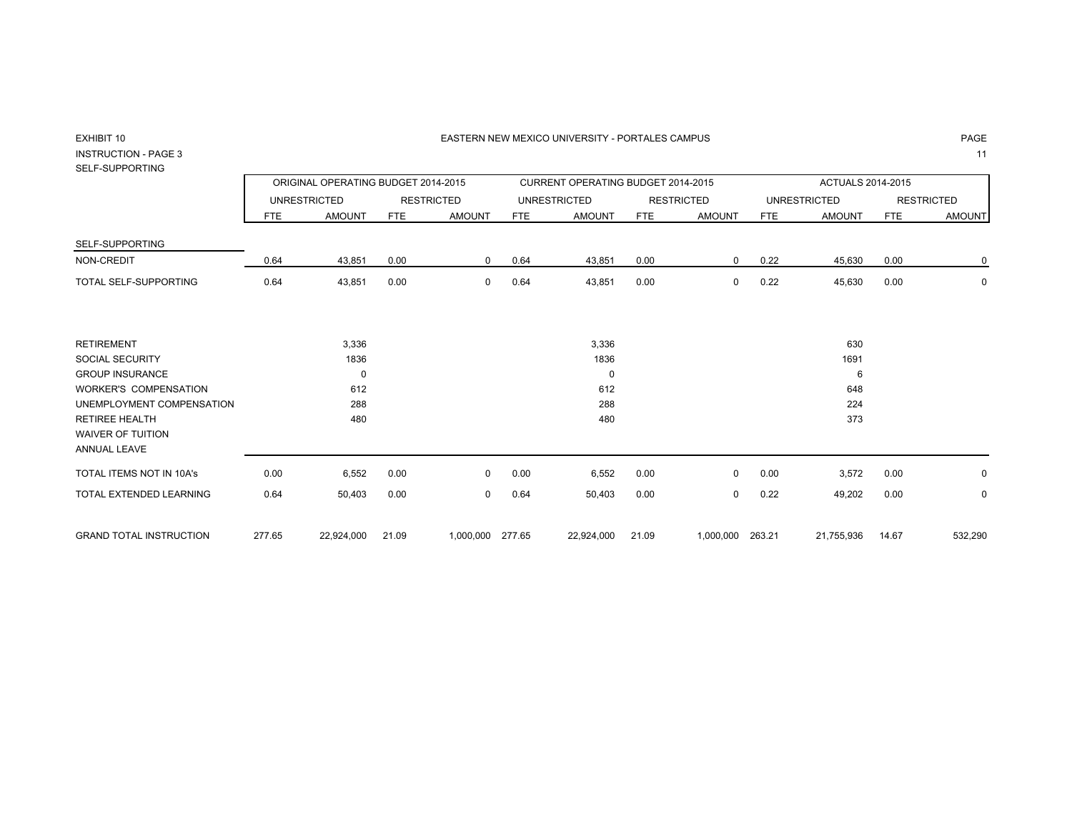EXHIBIT 10

EASTERN NEW MEXICO UNIVERSITY - PORTALES CAMPUS

INSTRUCTION - PAGE 3

SELF-SUPPORTING

| | ORIGINAL OPERATING BUDGET 2014-2015 | | | | CURRENT OPERATING BUDGET 2014-2015 | | | | ACTUALS 2014-2015 | | | |
|---|---|---|---|---|---|---|---|---|---|---|---|---|
| | UNRESTRICTED | | RESTRICTED | | UNRESTRICTED | | RESTRICTED | | UNRESTRICTED | | RESTRICTED | |
| | FTE | AMOUNT | FTE | AMOUNT | FTE | AMOUNT | FTE | AMOUNT | FTE | AMOUNT | FTE | AMOUNT |
| SELF-SUPPORTING | | | | | | | | | | | | |
| NON-CREDIT | 0.64 | 43,851 | 0.00 | 0 | 0.64 | 43,851 | 0.00 | 0 | 0.22 | 45,630 | 0.00 | 0 |
| TOTAL SELF-SUPPORTING | 0.64 | 43,851 | 0.00 | 0 | 0.64 | 43,851 | 0.00 | 0 | 0.22 | 45,630 | 0.00 | 0 |
| RETIREMENT | | 3,336 | | | | 3,336 | | | | 630 | | |
| SOCIAL SECURITY | | 1836 | | | | 1836 | | | | 1691 | | |
| GROUP INSURANCE | | 0 | | | | 0 | | | | 6 | | |
| WORKER'S COMPENSATION | | 612 | | | | 612 | | | | 648 | | |
| UNEMPLOYMENT COMPENSATION | | 288 | | | | 288 | | | | 224 | | |
| RETIREE HEALTH | | 480 | | | | 480 | | | | 373 | | |
| WAIVER OF TUITION | | | | | | | | | | | | |
| ANNUAL LEAVE | | | | | | | | | | | | |
| TOTAL ITEMS NOT IN 10A's | 0.00 | 6,552 | 0.00 | 0 | 0.00 | 6,552 | 0.00 | 0 | 0.00 | 3,572 | 0.00 | 0 |
| TOTAL EXTENDED LEARNING | 0.64 | 50,403 | 0.00 | 0 | 0.64 | 50,403 | 0.00 | 0 | 0.22 | 49,202 | 0.00 | 0 |
| GRAND TOTAL INSTRUCTION | 277.65 | 22,924,000 | 21.09 | 1,000,000 | 277.65 | 22,924,000 | 21.09 | 1,000,000 | 263.21 | 21,755,936 | 14.67 | 532,290 |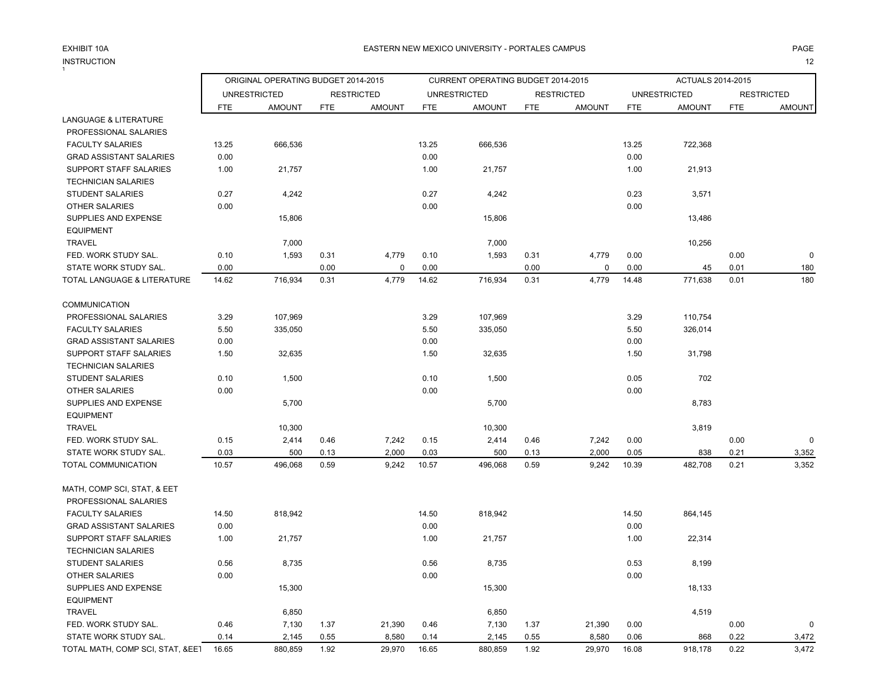EXHIBIT 10A

INSTRUCTION

EASTERN NEW MEXICO UNIVERSITY - PORTALES CAMPUS

| | ORIGINAL OPERATING BUDGET 2014-2015 | | | | CURRENT OPERATING BUDGET 2014-2015 | | | | ACTUALS 2014-2015 | | | |
|---|---|---|---|---|---|---|---|---|---|---|---|---|
| | UNRESTRICTED | | RESTRICTED | | UNRESTRICTED | | RESTRICTED | | UNRESTRICTED | | RESTRICTED | |
| | FTE | AMOUNT | FTE | AMOUNT | FTE | AMOUNT | FTE | AMOUNT | FTE | AMOUNT | FTE | AMOUNT |
| LANGUAGE & LITERATURE | | | | | | | | | | | | |
| PROFESSIONAL SALARIES | | | | | | | | | | | | |
| FACULTY SALARIES | 13.25 | 666,536 | | | 13.25 | 666,536 | | | 13.25 | 722,368 | | |
| GRAD ASSISTANT SALARIES | 0.00 | | | | 0.00 | | | | 0.00 | | | |
| SUPPORT STAFF SALARIES | 1.00 | 21,757 | | | 1.00 | 21,757 | | | 1.00 | 21,913 | | |
| TECHNICIAN SALARIES | | | | | | | | | | | | |
| STUDENT SALARIES | 0.27 | 4,242 | | | 0.27 | 4,242 | | | 0.23 | 3,571 | | |
| OTHER SALARIES | 0.00 | | | | 0.00 | | | | 0.00 | | | |
| SUPPLIES AND EXPENSE | | 15,806 | | | | 15,806 | | | | 13,486 | | |
| EQUIPMENT | | | | | | | | | | | | |
| TRAVEL | | 7,000 | | | | 7,000 | | | | 10,256 | | |
| FED. WORK STUDY SAL. | 0.10 | 1,593 | 0.31 | 4,779 | 0.10 | 1,593 | 0.31 | 4,779 | 0.00 | | 0.00 | 0 |
| STATE WORK STUDY SAL. | 0.00 | | 0.00 | 0 | 0.00 | | 0.00 | 0 | 0.00 | 45 | 0.01 | 180 |
| TOTAL LANGUAGE & LITERATURE | 14.62 | 716,934 | 0.31 | 4,779 | 14.62 | 716,934 | 0.31 | 4,779 | 14.48 | 771,638 | 0.01 | 180 |
| COMMUNICATION | | | | | | | | | | | | |
| PROFESSIONAL SALARIES | 3.29 | 107,969 | | | 3.29 | 107,969 | | | 3.29 | 110,754 | | |
| FACULTY SALARIES | 5.50 | 335,050 | | | 5.50 | 335,050 | | | 5.50 | 326,014 | | |
| GRAD ASSISTANT SALARIES | 0.00 | | | | 0.00 | | | | 0.00 | | | |
| SUPPORT STAFF SALARIES | 1.50 | 32,635 | | | 1.50 | 32,635 | | | 1.50 | 31,798 | | |
| TECHNICIAN SALARIES | | | | | | | | | | | | |
| STUDENT SALARIES | 0.10 | 1,500 | | | 0.10 | 1,500 | | | 0.05 | 702 | | |
| OTHER SALARIES | 0.00 | | | | 0.00 | | | | 0.00 | | | |
| SUPPLIES AND EXPENSE | | 5,700 | | | | 5,700 | | | | 8,783 | | |
| EQUIPMENT | | | | | | | | | | | | |
| TRAVEL | | 10,300 | | | | 10,300 | | | | 3,819 | | |
| FED. WORK STUDY SAL. | 0.15 | 2,414 | 0.46 | 7,242 | 0.15 | 2,414 | 0.46 | 7,242 | 0.00 | | 0.00 | 0 |
| STATE WORK STUDY SAL. | 0.03 | 500 | 0.13 | 2,000 | 0.03 | 500 | 0.13 | 2,000 | 0.05 | 838 | 0.21 | 3,352 |
| TOTAL COMMUNICATION | 10.57 | 496,068 | 0.59 | 9,242 | 10.57 | 496,068 | 0.59 | 9,242 | 10.39 | 482,708 | 0.21 | 3,352 |
| MATH, COMP SCI, STAT, & EET | | | | | | | | | | | | |
| PROFESSIONAL SALARIES | | | | | | | | | | | | |
| FACULTY SALARIES | 14.50 | 818,942 | | | 14.50 | 818,942 | | | 14.50 | 864,145 | | |
| GRAD ASSISTANT SALARIES | 0.00 | | | | 0.00 | | | | 0.00 | | | |
| SUPPORT STAFF SALARIES | 1.00 | 21,757 | | | 1.00 | 21,757 | | | 1.00 | 22,314 | | |
| TECHNICIAN SALARIES | | | | | | | | | | | | |
| STUDENT SALARIES | 0.56 | 8,735 | | | 0.56 | 8,735 | | | 0.53 | 8,199 | | |
| OTHER SALARIES | 0.00 | | | | 0.00 | | | | 0.00 | | | |
| SUPPLIES AND EXPENSE | | 15,300 | | | | 15,300 | | | | 18,133 | | |
| EQUIPMENT | | | | | | | | | | | | |
| TRAVEL | | 6,850 | | | | 6,850 | | | | 4,519 | | |
| FED. WORK STUDY SAL. | 0.46 | 7,130 | 1.37 | 21,390 | 0.46 | 7,130 | 1.37 | 21,390 | 0.00 | | 0.00 | 0 |
| STATE WORK STUDY SAL. | 0.14 | 2,145 | 0.55 | 8,580 | 0.14 | 2,145 | 0.55 | 8,580 | 0.06 | 868 | 0.22 | 3,472 |
| TOTAL MATH, COMP SCI, STAT, &EET | 16.65 | 880,859 | 1.92 | 29,970 | 16.65 | 880,859 | 1.92 | 29,970 | 16.08 | 918,178 | 0.22 | 3,472 |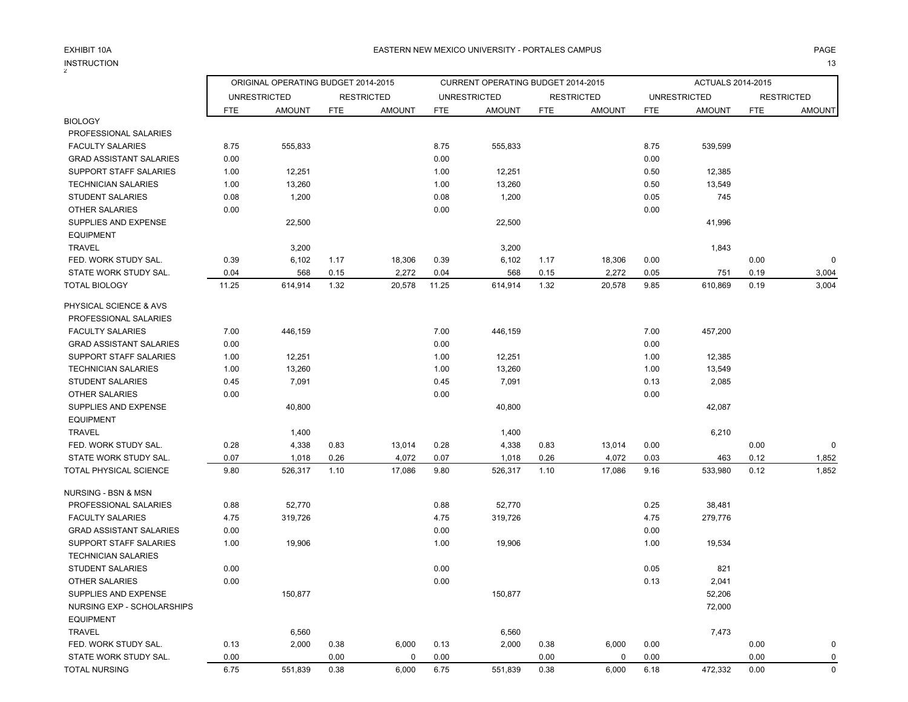EXHIBIT 10A

EASTERN NEW MEXICO UNIVERSITY - PORTALES CAMPUS

INSTRUCTION

| | ORIGINAL OPERATING BUDGET 2014-2015 | | | | CURRENT OPERATING BUDGET 2014-2015 | | | | ACTUALS 2014-2015 | | | |
|---|---|---|---|---|---|---|---|---|---|---|---|---|
| | UNRESTRICTED | | RESTRICTED | | UNRESTRICTED | | RESTRICTED | | UNRESTRICTED | | RESTRICTED | |
| | FTE | AMOUNT | FTE | AMOUNT | FTE | AMOUNT | FTE | AMOUNT | FTE | AMOUNT | FTE | AMOUNT |
| BIOLOGY | | | | | | | | | | | | |
| PROFESSIONAL SALARIES | | | | | | | | | | | | |
| FACULTY SALARIES | 8.75 | 555,833 | | | 8.75 | 555,833 | | | 8.75 | 539,599 | | |
| GRAD ASSISTANT SALARIES | 0.00 | | | | 0.00 | | | | 0.00 | | | |
| SUPPORT STAFF SALARIES | 1.00 | 12,251 | | | 1.00 | 12,251 | | | 0.50 | 12,385 | | |
| TECHNICIAN SALARIES | 1.00 | 13,260 | | | 1.00 | 13,260 | | | 0.50 | 13,549 | | |
| STUDENT SALARIES | 0.08 | 1,200 | | | 0.08 | 1,200 | | | 0.05 | 745 | | |
| OTHER SALARIES | 0.00 | | | | 0.00 | | | | 0.00 | | | |
| SUPPLIES AND EXPENSE | | 22,500 | | | | 22,500 | | | | 41,996 | | |
| EQUIPMENT | | | | | | | | | | | | |
| TRAVEL | | 3,200 | | | | 3,200 | | | | 1,843 | | |
| FED. WORK STUDY SAL. | 0.39 | 6,102 | 1.17 | 18,306 | 0.39 | 6,102 | 1.17 | 18,306 | 0.00 | | 0.00 | 0 |
| STATE WORK STUDY SAL. | 0.04 | 568 | 0.15 | 2,272 | 0.04 | 568 | 0.15 | 2,272 | 0.05 | 751 | 0.19 | 3,004 |
| TOTAL BIOLOGY | 11.25 | 614,914 | 1.32 | 20,578 | 11.25 | 614,914 | 1.32 | 20,578 | 9.85 | 610,869 | 0.19 | 3,004 |
| PHYSICAL SCIENCE & AVS | | | | | | | | | | | | |
| PROFESSIONAL SALARIES | | | | | | | | | | | | |
| FACULTY SALARIES | 7.00 | 446,159 | | | 7.00 | 446,159 | | | 7.00 | 457,200 | | |
| GRAD ASSISTANT SALARIES | 0.00 | | | | 0.00 | | | | 0.00 | | | |
| SUPPORT STAFF SALARIES | 1.00 | 12,251 | | | 1.00 | 12,251 | | | 1.00 | 12,385 | | |
| TECHNICIAN SALARIES | 1.00 | 13,260 | | | 1.00 | 13,260 | | | 1.00 | 13,549 | | |
| STUDENT SALARIES | 0.45 | 7,091 | | | 0.45 | 7,091 | | | 0.13 | 2,085 | | |
| OTHER SALARIES | 0.00 | | | | 0.00 | | | | 0.00 | | | |
| SUPPLIES AND EXPENSE | | 40,800 | | | | 40,800 | | | | 42,087 | | |
| EQUIPMENT | | | | | | | | | | | | |
| TRAVEL | | 1,400 | | | | 1,400 | | | | 6,210 | | |
| FED. WORK STUDY SAL. | 0.28 | 4,338 | 0.83 | 13,014 | 0.28 | 4,338 | 0.83 | 13,014 | 0.00 | | 0.00 | 0 |
| STATE WORK STUDY SAL. | 0.07 | 1,018 | 0.26 | 4,072 | 0.07 | 1,018 | 0.26 | 4,072 | 0.03 | 463 | 0.12 | 1,852 |
| TOTAL PHYSICAL SCIENCE | 9.80 | 526,317 | 1.10 | 17,086 | 9.80 | 526,317 | 1.10 | 17,086 | 9.16 | 533,980 | 0.12 | 1,852 |
| NURSING - BSN & MSN | | | | | | | | | | | | |
| PROFESSIONAL SALARIES | 0.88 | 52,770 | | | 0.88 | 52,770 | | | 0.25 | 38,481 | | |
| FACULTY SALARIES | 4.75 | 319,726 | | | 4.75 | 319,726 | | | 4.75 | 279,776 | | |
| GRAD ASSISTANT SALARIES | 0.00 | | | | 0.00 | | | | 0.00 | | | |
| SUPPORT STAFF SALARIES | 1.00 | 19,906 | | | 1.00 | 19,906 | | | 1.00 | 19,534 | | |
| TECHNICIAN SALARIES | | | | | | | | | | | | |
| STUDENT SALARIES | 0.00 | | | | 0.00 | | | | 0.05 | 821 | | |
| OTHER SALARIES | 0.00 | | | | 0.00 | | | | 0.13 | 2,041 | | |
| SUPPLIES AND EXPENSE | | 150,877 | | | | 150,877 | | | | 52,206 | | |
| NURSING EXP - SCHOLARSHIPS | | | | | | | | | | 72,000 | | |
| EQUIPMENT | | | | | | | | | | | | |
| TRAVEL | | 6,560 | | | | 6,560 | | | | 7,473 | | |
| FED. WORK STUDY SAL. | 0.13 | 2,000 | 0.38 | 6,000 | 0.13 | 2,000 | 0.38 | 6,000 | 0.00 | | 0.00 | 0 |
| STATE WORK STUDY SAL. | 0.00 | | 0.00 | 0 | 0.00 | | 0.00 | 0 | 0.00 | | 0.00 | 0 |
| TOTAL NURSING | 6.75 | 551,839 | 0.38 | 6,000 | 6.75 | 551,839 | 0.38 | 6,000 | 6.18 | 472,332 | 0.00 | 0 |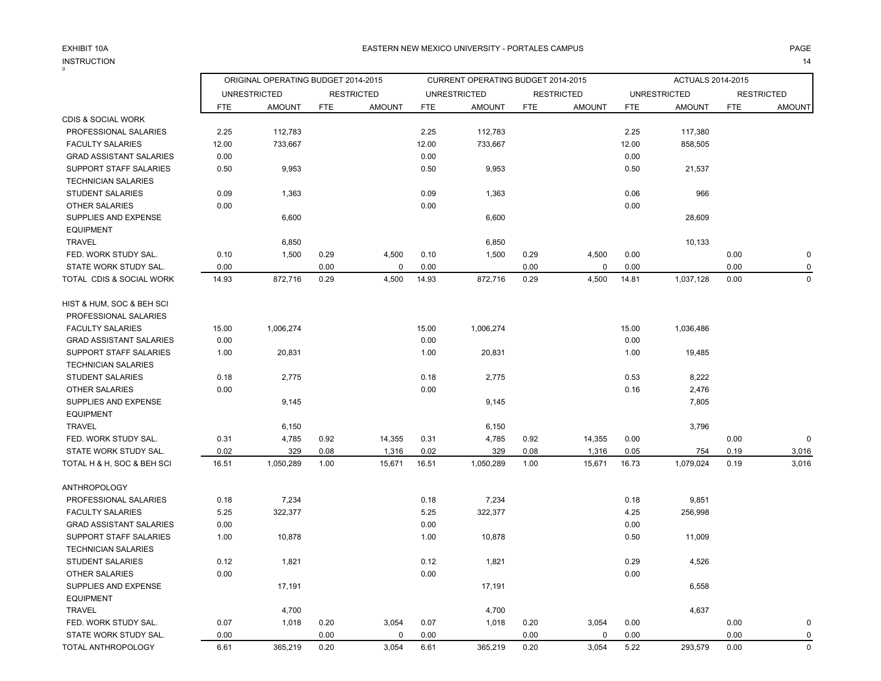EXHIBIT 10A

INSTRUCTION

EASTERN NEW MEXICO UNIVERSITY - PORTALES CAMPUS

| | ORIGINAL OPERATING BUDGET 2014-2015 | | | | CURRENT OPERATING BUDGET 2014-2015 | | | | ACTUALS 2014-2015 | | | |
|---|---|---|---|---|---|---|---|---|---|---|---|---|
| | UNRESTRICTED | | RESTRICTED | | UNRESTRICTED | | RESTRICTED | | UNRESTRICTED | | RESTRICTED | |
| | FTE | AMOUNT | FTE | AMOUNT | FTE | AMOUNT | FTE | AMOUNT | FTE | AMOUNT | FTE | AMOUNT |
| CDIS & SOCIAL WORK | | | | | | | | | | | | |
| PROFESSIONAL SALARIES | 2.25 | 112,783 | | | 2.25 | 112,783 | | | 2.25 | 117,380 | | |
| FACULTY SALARIES | 12.00 | 733,667 | | | 12.00 | 733,667 | | | 12.00 | 858,505 | | |
| GRAD ASSISTANT SALARIES | 0.00 | | | | 0.00 | | | | 0.00 | | | |
| SUPPORT STAFF SALARIES | 0.50 | 9,953 | | | 0.50 | 9,953 | | | 0.50 | 21,537 | | |
| TECHNICIAN SALARIES | | | | | | | | | | | | |
| STUDENT SALARIES | 0.09 | 1,363 | | | 0.09 | 1,363 | | | 0.06 | 966 | | |
| OTHER SALARIES | 0.00 | | | | 0.00 | | | | 0.00 | | | |
| SUPPLIES AND EXPENSE | | 6,600 | | | | 6,600 | | | | 28,609 | | |
| EQUIPMENT | | | | | | | | | | | | |
| TRAVEL | | 6,850 | | | | 6,850 | | | | 10,133 | | |
| FED. WORK STUDY SAL. | 0.10 | 1,500 | 0.29 | 4,500 | 0.10 | 1,500 | 0.29 | 4,500 | 0.00 | | 0.00 | 0 |
| STATE WORK STUDY SAL. | 0.00 | | 0.00 | 0 | 0.00 | | 0.00 | 0 | 0.00 | | 0.00 | 0 |
| TOTAL CDIS & SOCIAL WORK | 14.93 | 872,716 | 0.29 | 4,500 | 14.93 | 872,716 | 0.29 | 4,500 | 14.81 | 1,037,128 | 0.00 | 0 |
| | | | | | | | | | | | | |
| HIST & HUM, SOC & BEH SCI | | | | | | | | | | | | |
| PROFESSIONAL SALARIES | | | | | | | | | | | | |
| FACULTY SALARIES | 15.00 | 1,006,274 | | | 15.00 | 1,006,274 | | | 15.00 | 1,036,486 | | |
| GRAD ASSISTANT SALARIES | 0.00 | | | | 0.00 | | | | 0.00 | | | |
| SUPPORT STAFF SALARIES | 1.00 | 20,831 | | | 1.00 | 20,831 | | | 1.00 | 19,485 | | |
| TECHNICIAN SALARIES | | | | | | | | | | | | |
| STUDENT SALARIES | 0.18 | 2,775 | | | 0.18 | 2,775 | | | 0.53 | 8,222 | | |
| OTHER SALARIES | 0.00 | | | | 0.00 | | | | 0.16 | 2,476 | | |
| SUPPLIES AND EXPENSE | | 9,145 | | | | 9,145 | | | | 7,805 | | |
| EQUIPMENT | | | | | | | | | | | | |
| TRAVEL | | 6,150 | | | | 6,150 | | | | 3,796 | | |
| FED. WORK STUDY SAL. | 0.31 | 4,785 | 0.92 | 14,355 | 0.31 | 4,785 | 0.92 | 14,355 | 0.00 | | 0.00 | 0 |
| STATE WORK STUDY SAL. | 0.02 | 329 | 0.08 | 1,316 | 0.02 | 329 | 0.08 | 1,316 | 0.05 | 754 | 0.19 | 3,016 |
| TOTAL H & H, SOC & BEH SCI | 16.51 | 1,050,289 | 1.00 | 15,671 | 16.51 | 1,050,289 | 1.00 | 15,671 | 16.73 | 1,079,024 | 0.19 | 3,016 |
| | | | | | | | | | | | | |
| ANTHROPOLOGY | | | | | | | | | | | | |
| PROFESSIONAL SALARIES | 0.18 | 7,234 | | | 0.18 | 7,234 | | | 0.18 | 9,851 | | |
| FACULTY SALARIES | 5.25 | 322,377 | | | 5.25 | 322,377 | | | 4.25 | 256,998 | | |
| GRAD ASSISTANT SALARIES | 0.00 | | | | 0.00 | | | | 0.00 | | | |
| SUPPORT STAFF SALARIES | 1.00 | 10,878 | | | 1.00 | 10,878 | | | 0.50 | 11,009 | | |
| TECHNICIAN SALARIES | | | | | | | | | | | | |
| STUDENT SALARIES | 0.12 | 1,821 | | | 0.12 | 1,821 | | | 0.29 | 4,526 | | |
| OTHER SALARIES | 0.00 | | | | 0.00 | | | | 0.00 | | | |
| SUPPLIES AND EXPENSE | | 17,191 | | | | 17,191 | | | | 6,558 | | |
| EQUIPMENT | | | | | | | | | | | | |
| TRAVEL | | 4,700 | | | | 4,700 | | | | 4,637 | | |
| FED. WORK STUDY SAL. | 0.07 | 1,018 | 0.20 | 3,054 | 0.07 | 1,018 | 0.20 | 3,054 | 0.00 | | 0.00 | 0 |
| STATE WORK STUDY SAL. | 0.00 | | 0.00 | 0 | 0.00 | | 0.00 | 0 | 0.00 | | 0.00 | 0 |
| TOTAL ANTHROPOLOGY | 6.61 | 365,219 | 0.20 | 3,054 | 6.61 | 365,219 | 0.20 | 3,054 | 5.22 | 293,579 | 0.00 | 0 |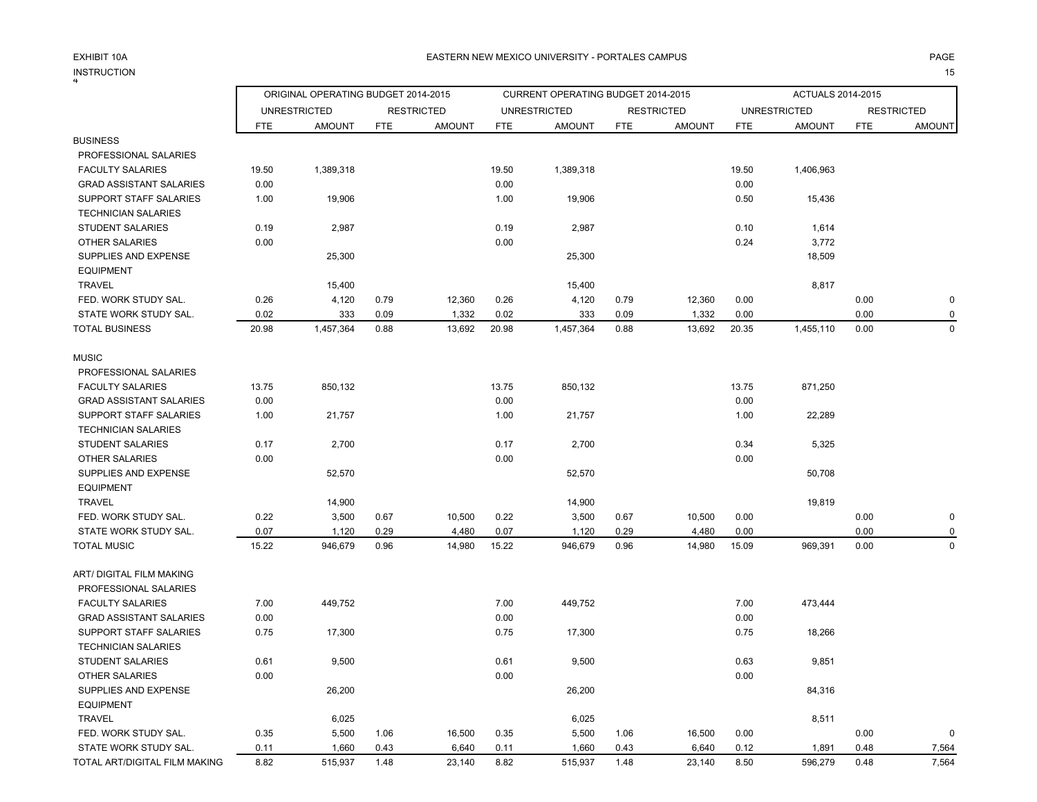EXHIBIT 10A

INSTRUCTION

EASTERN NEW MEXICO UNIVERSITY - PORTALES CAMPUS

| | ORIGINAL OPERATING BUDGET 2014-2015 | | | | CURRENT OPERATING BUDGET 2014-2015 | | | | ACTUALS 2014-2015 | | | |
|---|---|---|---|---|---|---|---|---|---|---|---|---|
| | UNRESTRICTED | | RESTRICTED | | UNRESTRICTED | | RESTRICTED | | UNRESTRICTED | | RESTRICTED | |
| | FTE | AMOUNT | FTE | AMOUNT | FTE | AMOUNT | FTE | AMOUNT | FTE | AMOUNT | FTE | AMOUNT |
| BUSINESS | | | | | | | | | | | | |
| PROFESSIONAL SALARIES | | | | | | | | | | | | |
| FACULTY SALARIES | 19.50 | 1,389,318 | | | 19.50 | 1,389,318 | | | 19.50 | 1,406,963 | | |
| GRAD ASSISTANT SALARIES | 0.00 | | | | 0.00 | | | | 0.00 | | | |
| SUPPORT STAFF SALARIES | 1.00 | 19,906 | | | 1.00 | 19,906 | | | 0.50 | 15,436 | | |
| TECHNICIAN SALARIES | | | | | | | | | | | | |
| STUDENT SALARIES | 0.19 | 2,987 | | | 0.19 | 2,987 | | | 0.10 | 1,614 | | |
| OTHER SALARIES | 0.00 | | | | 0.00 | | | | 0.24 | 3,772 | | |
| SUPPLIES AND EXPENSE | | 25,300 | | | | 25,300 | | | | 18,509 | | |
| EQUIPMENT | | | | | | | | | | | | |
| TRAVEL | | 15,400 | | | | 15,400 | | | | 8,817 | | |
| FED. WORK STUDY SAL. | 0.26 | 4,120 | 0.79 | 12,360 | 0.26 | 4,120 | 0.79 | 12,360 | 0.00 | | 0.00 | 0 |
| STATE WORK STUDY SAL. | 0.02 | 333 | 0.09 | 1,332 | 0.02 | 333 | 0.09 | 1,332 | 0.00 | | 0.00 | 0 |
| TOTAL BUSINESS | 20.98 | 1,457,364 | 0.88 | 13,692 | 20.98 | 1,457,364 | 0.88 | 13,692 | 20.35 | 1,455,110 | 0.00 | 0 |
| MUSIC | | | | | | | | | | | | |
| PROFESSIONAL SALARIES | | | | | | | | | | | | |
| FACULTY SALARIES | 13.75 | 850,132 | | | 13.75 | 850,132 | | | 13.75 | 871,250 | | |
| GRAD ASSISTANT SALARIES | 0.00 | | | | 0.00 | | | | 0.00 | | | |
| SUPPORT STAFF SALARIES | 1.00 | 21,757 | | | 1.00 | 21,757 | | | 1.00 | 22,289 | | |
| TECHNICIAN SALARIES | | | | | | | | | | | | |
| STUDENT SALARIES | 0.17 | 2,700 | | | 0.17 | 2,700 | | | 0.34 | 5,325 | | |
| OTHER SALARIES | 0.00 | | | | 0.00 | | | | 0.00 | | | |
| SUPPLIES AND EXPENSE | | 52,570 | | | | 52,570 | | | | 50,708 | | |
| EQUIPMENT | | | | | | | | | | | | |
| TRAVEL | | 14,900 | | | | 14,900 | | | | 19,819 | | |
| FED. WORK STUDY SAL. | 0.22 | 3,500 | 0.67 | 10,500 | 0.22 | 3,500 | 0.67 | 10,500 | 0.00 | | 0.00 | 0 |
| STATE WORK STUDY SAL. | 0.07 | 1,120 | 0.29 | 4,480 | 0.07 | 1,120 | 0.29 | 4,480 | 0.00 | | 0.00 | 0 |
| TOTAL MUSIC | 15.22 | 946,679 | 0.96 | 14,980 | 15.22 | 946,679 | 0.96 | 14,980 | 15.09 | 969,391 | 0.00 | 0 |
| ART/ DIGITAL FILM MAKING | | | | | | | | | | | | |
| PROFESSIONAL SALARIES | | | | | | | | | | | | |
| FACULTY SALARIES | 7.00 | 449,752 | | | 7.00 | 449,752 | | | 7.00 | 473,444 | | |
| GRAD ASSISTANT SALARIES | 0.00 | | | | 0.00 | | | | 0.00 | | | |
| SUPPORT STAFF SALARIES | 0.75 | 17,300 | | | 0.75 | 17,300 | | | 0.75 | 18,266 | | |
| TECHNICIAN SALARIES | | | | | | | | | | | | |
| STUDENT SALARIES | 0.61 | 9,500 | | | 0.61 | 9,500 | | | 0.63 | 9,851 | | |
| OTHER SALARIES | 0.00 | | | | 0.00 | | | | 0.00 | | | |
| SUPPLIES AND EXPENSE | | 26,200 | | | | 26,200 | | | | 84,316 | | |
| EQUIPMENT | | | | | | | | | | | | |
| TRAVEL | | 6,025 | | | | 6,025 | | | | 8,511 | | |
| FED. WORK STUDY SAL. | 0.35 | 5,500 | 1.06 | 16,500 | 0.35 | 5,500 | 1.06 | 16,500 | 0.00 | | 0.00 | 0 |
| STATE WORK STUDY SAL. | 0.11 | 1,660 | 0.43 | 6,640 | 0.11 | 1,660 | 0.43 | 6,640 | 0.12 | 1,891 | 0.48 | 7,564 |
| TOTAL ART/DIGITAL FILM MAKING | 8.82 | 515,937 | 1.48 | 23,140 | 8.82 | 515,937 | 1.48 | 23,140 | 8.50 | 596,279 | 0.48 | 7,564 |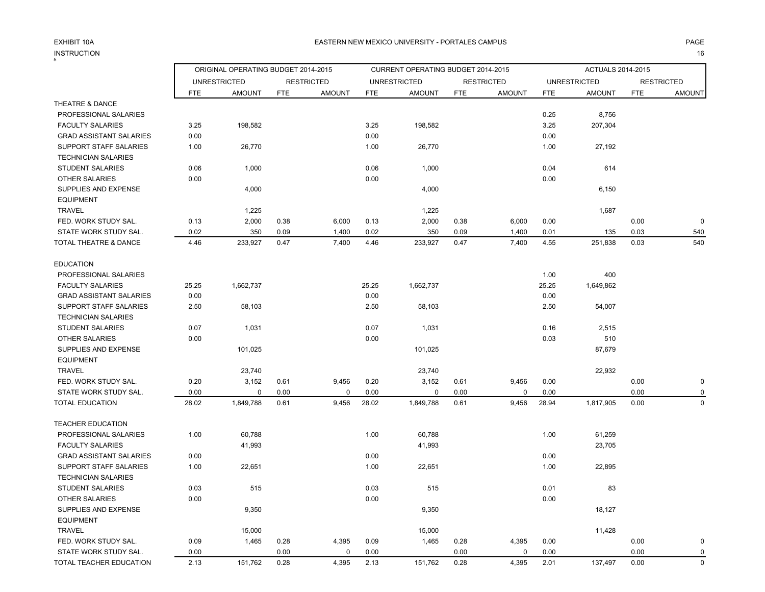EXHIBIT 10A

INSTRUCTION

EASTERN NEW MEXICO UNIVERSITY - PORTALES CAMPUS

| | ORIGINAL OPERATING BUDGET 2014-2015 | | | | CURRENT OPERATING BUDGET 2014-2015 | | | | ACTUALS 2014-2015 | | | |
|---|---|---|---|---|---|---|---|---|---|---|---|---|
| | UNRESTRICTED | | RESTRICTED | | UNRESTRICTED | | RESTRICTED | | UNRESTRICTED | | RESTRICTED | |
| | FTE | AMOUNT | FTE | AMOUNT | FTE | AMOUNT | FTE | AMOUNT | FTE | AMOUNT | FTE | AMOUNT |
| THEATRE & DANCE | | | | | | | | | | | | |
| PROFESSIONAL SALARIES | | | | | | | | | 0.25 | 8,756 | | |
| FACULTY SALARIES | 3.25 | 198,582 | | | 3.25 | 198,582 | | | 3.25 | 207,304 | | |
| GRAD ASSISTANT SALARIES | 0.00 | | | | 0.00 | | | | 0.00 | | | |
| SUPPORT STAFF SALARIES | 1.00 | 26,770 | | | 1.00 | 26,770 | | | 1.00 | 27,192 | | |
| TECHNICIAN SALARIES | | | | | | | | | | | | |
| STUDENT SALARIES | 0.06 | 1,000 | | | 0.06 | 1,000 | | | 0.04 | 614 | | |
| OTHER SALARIES | 0.00 | | | | 0.00 | | | | 0.00 | | | |
| SUPPLIES AND EXPENSE | | 4,000 | | | | 4,000 | | | | 6,150 | | |
| EQUIPMENT | | | | | | | | | | | | |
| TRAVEL | | 1,225 | | | | 1,225 | | | | 1,687 | | |
| FED. WORK STUDY SAL. | 0.13 | 2,000 | 0.38 | 6,000 | 0.13 | 2,000 | 0.38 | 6,000 | 0.00 | | 0.00 | 0 |
| STATE WORK STUDY SAL. | 0.02 | 350 | 0.09 | 1,400 | 0.02 | 350 | 0.09 | 1,400 | 0.01 | 135 | 0.03 | 540 |
| TOTAL THEATRE & DANCE | 4.46 | 233,927 | 0.47 | 7,400 | 4.46 | 233,927 | 0.47 | 7,400 | 4.55 | 251,838 | 0.03 | 540 |
| EDUCATION | | | | | | | | | | | | |
| PROFESSIONAL SALARIES | | | | | | | | | 1.00 | 400 | | |
| FACULTY SALARIES | 25.25 | 1,662,737 | | | 25.25 | 1,662,737 | | | 25.25 | 1,649,862 | | |
| GRAD ASSISTANT SALARIES | 0.00 | | | | 0.00 | | | | 0.00 | | | |
| SUPPORT STAFF SALARIES | 2.50 | 58,103 | | | 2.50 | 58,103 | | | 2.50 | 54,007 | | |
| TECHNICIAN SALARIES | | | | | | | | | | | | |
| STUDENT SALARIES | 0.07 | 1,031 | | | 0.07 | 1,031 | | | 0.16 | 2,515 | | |
| OTHER SALARIES | 0.00 | | | | 0.00 | | | | 0.03 | 510 | | |
| SUPPLIES AND EXPENSE | | 101,025 | | | | 101,025 | | | | 87,679 | | |
| EQUIPMENT | | | | | | | | | | | | |
| TRAVEL | | 23,740 | | | | 23,740 | | | | 22,932 | | |
| FED. WORK STUDY SAL. | 0.20 | 3,152 | 0.61 | 9,456 | 0.20 | 3,152 | 0.61 | 9,456 | 0.00 | | 0.00 | 0 |
| STATE WORK STUDY SAL. | 0.00 | 0 | 0.00 | 0 | 0.00 | 0 | 0.00 | 0 | 0.00 | | 0.00 | 0 |
| TOTAL EDUCATION | 28.02 | 1,849,788 | 0.61 | 9,456 | 28.02 | 1,849,788 | 0.61 | 9,456 | 28.94 | 1,817,905 | 0.00 | 0 |
| TEACHER EDUCATION | | | | | | | | | | | | |
| PROFESSIONAL SALARIES | 1.00 | 60,788 | | | 1.00 | 60,788 | | | 1.00 | 61,259 | | |
| FACULTY SALARIES | | 41,993 | | | | 41,993 | | | | 23,705 | | |
| GRAD ASSISTANT SALARIES | 0.00 | | | | 0.00 | | | | 0.00 | | | |
| SUPPORT STAFF SALARIES | 1.00 | 22,651 | | | 1.00 | 22,651 | | | 1.00 | 22,895 | | |
| TECHNICIAN SALARIES | | | | | | | | | | | | |
| STUDENT SALARIES | 0.03 | 515 | | | 0.03 | 515 | | | 0.01 | 83 | | |
| OTHER SALARIES | 0.00 | | | | 0.00 | | | | 0.00 | | | |
| SUPPLIES AND EXPENSE | | 9,350 | | | | 9,350 | | | | 18,127 | | |
| EQUIPMENT | | | | | | | | | | | | |
| TRAVEL | | 15,000 | | | | 15,000 | | | | 11,428 | | |
| FED. WORK STUDY SAL. | 0.09 | 1,465 | 0.28 | 4,395 | 0.09 | 1,465 | 0.28 | 4,395 | 0.00 | | 0.00 | 0 |
| STATE WORK STUDY SAL. | 0.00 | | 0.00 | 0 | 0.00 | | 0.00 | 0 | 0.00 | | 0.00 | 0 |
| TOTAL TEACHER EDUCATION | 2.13 | 151,762 | 0.28 | 4,395 | 2.13 | 151,762 | 0.28 | 4,395 | 2.01 | 137,497 | 0.00 | 0 |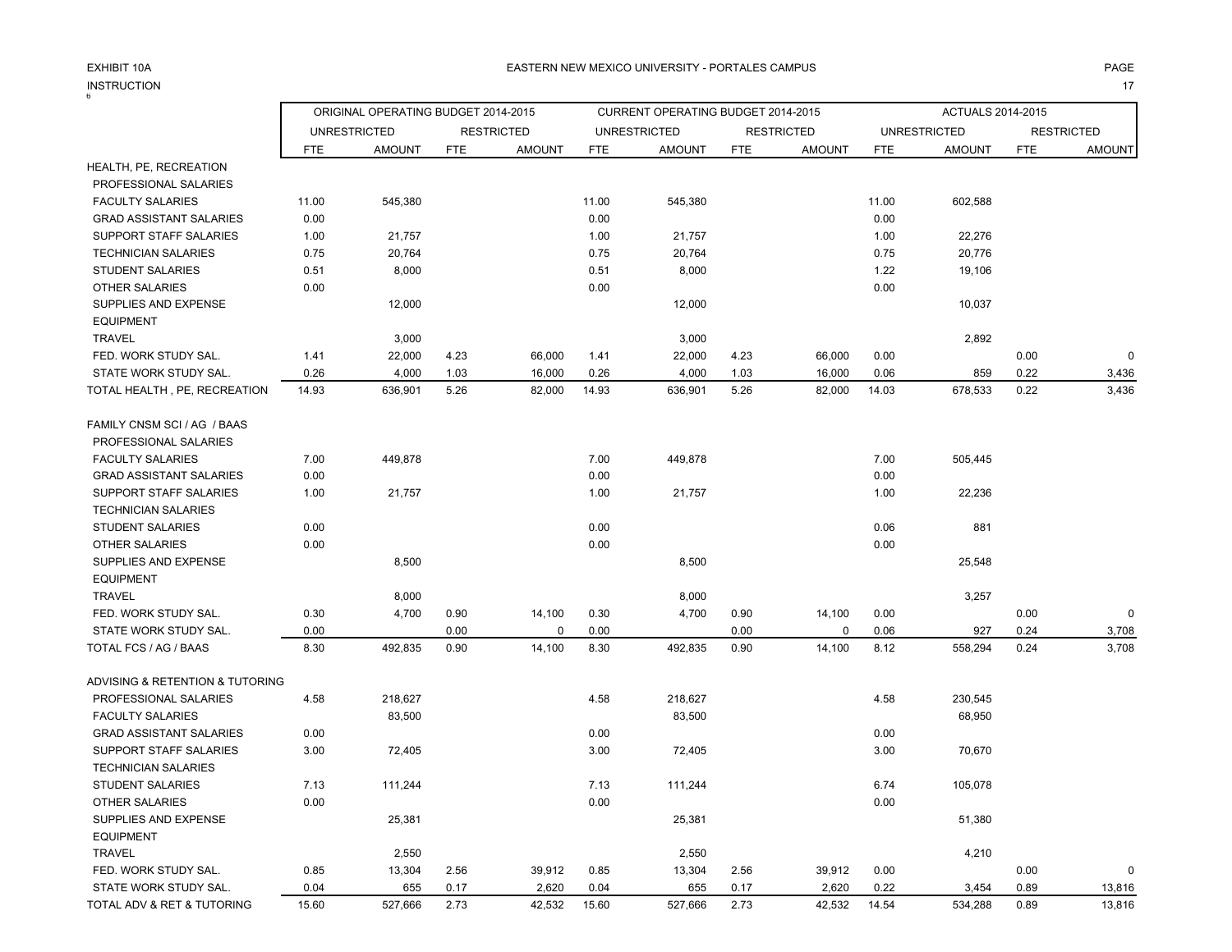EXHIBIT 10A

EASTERN NEW MEXICO UNIVERSITY - PORTALES CAMPUS

INSTRUCTION

| | ORIGINAL OPERATING BUDGET 2014-2015 | | | | CURRENT OPERATING BUDGET 2014-2015 | | | | ACTUALS 2014-2015 | | | |
|---|---|---|---|---|---|---|---|---|---|---|---|---|
| | UNRESTRICTED | | RESTRICTED | | UNRESTRICTED | | RESTRICTED | | UNRESTRICTED | | RESTRICTED | |
| | FTE | AMOUNT | FTE | AMOUNT | FTE | AMOUNT | FTE | AMOUNT | FTE | AMOUNT | FTE | AMOUNT |
| HEALTH, PE, RECREATION | | | | | | | | | | | | |
| PROFESSIONAL SALARIES | | | | | | | | | | | | |
| FACULTY SALARIES | 11.00 | 545,380 | | | 11.00 | 545,380 | | | 11.00 | 602,588 | | |
| GRAD ASSISTANT SALARIES | 0.00 | | | | 0.00 | | | | 0.00 | | | |
| SUPPORT STAFF SALARIES | 1.00 | 21,757 | | | 1.00 | 21,757 | | | 1.00 | 22,276 | | |
| TECHNICIAN SALARIES | 0.75 | 20,764 | | | 0.75 | 20,764 | | | 0.75 | 20,776 | | |
| STUDENT SALARIES | 0.51 | 8,000 | | | 0.51 | 8,000 | | | 1.22 | 19,106 | | |
| OTHER SALARIES | 0.00 | | | | 0.00 | | | | 0.00 | | | |
| SUPPLIES AND EXPENSE | | 12,000 | | | | 12,000 | | | | 10,037 | | |
| EQUIPMENT | | | | | | | | | | | | |
| TRAVEL | | 3,000 | | | | 3,000 | | | | 2,892 | | |
| FED. WORK STUDY SAL. | 1.41 | 22,000 | 4.23 | 66,000 | 1.41 | 22,000 | 4.23 | 66,000 | 0.00 | | 0.00 | 0 |
| STATE WORK STUDY SAL. | 0.26 | 4,000 | 1.03 | 16,000 | 0.26 | 4,000 | 1.03 | 16,000 | 0.06 | 859 | 0.22 | 3,436 |
| TOTAL HEALTH , PE, RECREATION | 14.93 | 636,901 | 5.26 | 82,000 | 14.93 | 636,901 | 5.26 | 82,000 | 14.03 | 678,533 | 0.22 | 3,436 |
| | | | | | | | | | | | | |
| FAMILY CNSM SCI / AG / BAAS | | | | | | | | | | | | |
| PROFESSIONAL SALARIES | | | | | | | | | | | | |
| FACULTY SALARIES | 7.00 | 449,878 | | | 7.00 | 449,878 | | | 7.00 | 505,445 | | |
| GRAD ASSISTANT SALARIES | 0.00 | | | | 0.00 | | | | 0.00 | | | |
| SUPPORT STAFF SALARIES | 1.00 | 21,757 | | | 1.00 | 21,757 | | | 1.00 | 22,236 | | |
| TECHNICIAN SALARIES | | | | | | | | | | | | |
| STUDENT SALARIES | 0.00 | | | | 0.00 | | | | 0.06 | 881 | | |
| OTHER SALARIES | 0.00 | | | | 0.00 | | | | 0.00 | | | |
| SUPPLIES AND EXPENSE | | 8,500 | | | | 8,500 | | | | 25,548 | | |
| EQUIPMENT | | | | | | | | | | | | |
| TRAVEL | | 8,000 | | | | 8,000 | | | | 3,257 | | |
| FED. WORK STUDY SAL. | 0.30 | 4,700 | 0.90 | 14,100 | 0.30 | 4,700 | 0.90 | 14,100 | 0.00 | | 0.00 | 0 |
| STATE WORK STUDY SAL. | 0.00 | | 0.00 | 0 | 0.00 | | 0.00 | 0 | 0.06 | 927 | 0.24 | 3,708 |
| TOTAL FCS / AG / BAAS | 8.30 | 492,835 | 0.90 | 14,100 | 8.30 | 492,835 | 0.90 | 14,100 | 8.12 | 558,294 | 0.24 | 3,708 |
| | | | | | | | | | | | | |
| ADVISING & RETENTION & TUTORING | | | | | | | | | | | | |
| PROFESSIONAL SALARIES | 4.58 | 218,627 | | | 4.58 | 218,627 | | | 4.58 | 230,545 | | |
| FACULTY SALARIES | | 83,500 | | | | 83,500 | | | | 68,950 | | |
| GRAD ASSISTANT SALARIES | 0.00 | | | | 0.00 | | | | 0.00 | | | |
| SUPPORT STAFF SALARIES | 3.00 | 72,405 | | | 3.00 | 72,405 | | | 3.00 | 70,670 | | |
| TECHNICIAN SALARIES | | | | | | | | | | | | |
| STUDENT SALARIES | 7.13 | 111,244 | | | 7.13 | 111,244 | | | 6.74 | 105,078 | | |
| OTHER SALARIES | 0.00 | | | | 0.00 | | | | 0.00 | | | |
| SUPPLIES AND EXPENSE | | 25,381 | | | | 25,381 | | | | 51,380 | | |
| EQUIPMENT | | | | | | | | | | | | |
| TRAVEL | | 2,550 | | | | 2,550 | | | | 4,210 | | |
| FED. WORK STUDY SAL. | 0.85 | 13,304 | 2.56 | 39,912 | 0.85 | 13,304 | 2.56 | 39,912 | 0.00 | | 0.00 | 0 |
| STATE WORK STUDY SAL. | 0.04 | 655 | 0.17 | 2,620 | 0.04 | 655 | 0.17 | 2,620 | 0.22 | 3,454 | 0.89 | 13,816 |
| TOTAL ADV & RET & TUTORING | 15.60 | 527,666 | 2.73 | 42,532 | 15.60 | 527,666 | 2.73 | 42,532 | 14.54 | 534,288 | 0.89 | 13,816 |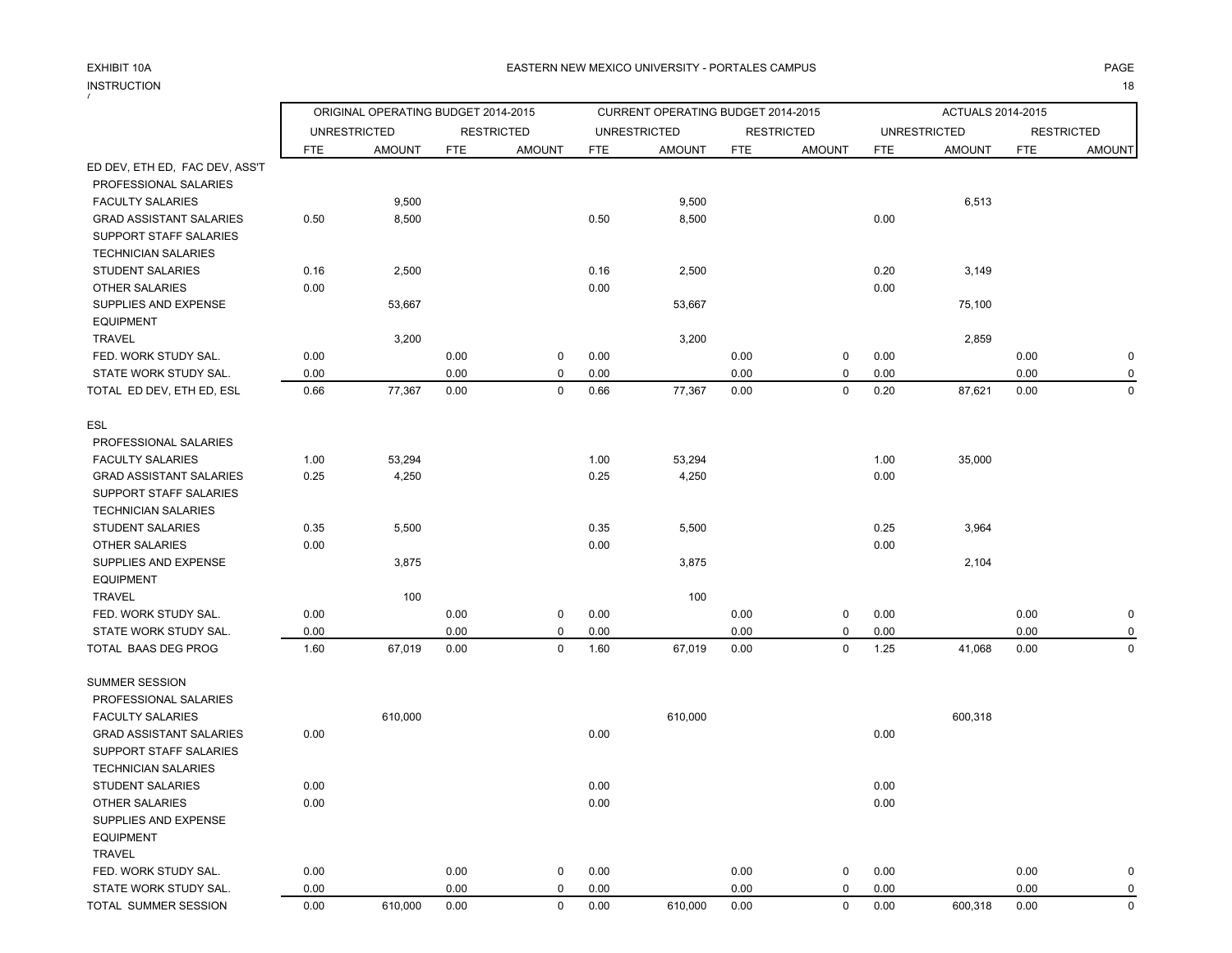EXHIBIT 10A

EASTERN NEW MEXICO UNIVERSITY - PORTALES CAMPUS

INSTRUCTION

| | ORIGINAL OPERATING BUDGET 2014-2015 | | | | CURRENT OPERATING BUDGET 2014-2015 | | | | ACTUALS 2014-2015 | | | |
|---|---|---|---|---|---|---|---|---|---|---|---|---|
| | UNRESTRICTED | | RESTRICTED | | UNRESTRICTED | | RESTRICTED | | UNRESTRICTED | | RESTRICTED | |
| | FTE | AMOUNT | FTE | AMOUNT | FTE | AMOUNT | FTE | AMOUNT | FTE | AMOUNT | FTE | AMOUNT |
| ED DEV, ETH ED, FAC DEV, ASS'T | | | | | | | | | | | | |
| PROFESSIONAL SALARIES | | | | | | | | | | | | |
| FACULTY SALARIES | | 9,500 | | | | 9,500 | | | | 6,513 | | |
| GRAD ASSISTANT SALARIES | 0.50 | 8,500 | | | 0.50 | 8,500 | | | 0.00 | | | |
| SUPPORT STAFF SALARIES | | | | | | | | | | | | |
| TECHNICIAN SALARIES | | | | | | | | | | | | |
| STUDENT SALARIES | 0.16 | 2,500 | | | 0.16 | 2,500 | | | 0.20 | 3,149 | | |
| OTHER SALARIES | 0.00 | | | | 0.00 | | | | 0.00 | | | |
| SUPPLIES AND EXPENSE | | 53,667 | | | | 53,667 | | | | 75,100 | | |
| EQUIPMENT | | | | | | | | | | | | |
| TRAVEL | | 3,200 | | | | 3,200 | | | | 2,859 | | |
| FED. WORK STUDY SAL. | 0.00 | | 0.00 | 0 | 0.00 | | 0.00 | 0 | 0.00 | | 0.00 | 0 |
| STATE WORK STUDY SAL. | 0.00 | | 0.00 | 0 | 0.00 | | 0.00 | 0 | 0.00 | | 0.00 | 0 |
| TOTAL ED DEV, ETH ED, ESL | 0.66 | 77,367 | 0.00 | 0 | 0.66 | 77,367 | 0.00 | 0 | 0.20 | 87,621 | 0.00 | 0 |
| ESL | | | | | | | | | | | | |
| PROFESSIONAL SALARIES | | | | | | | | | | | | |
| FACULTY SALARIES | 1.00 | 53,294 | | | 1.00 | 53,294 | | | 1.00 | 35,000 | | |
| GRAD ASSISTANT SALARIES | 0.25 | 4,250 | | | 0.25 | 4,250 | | | 0.00 | | | |
| SUPPORT STAFF SALARIES | | | | | | | | | | | | |
| TECHNICIAN SALARIES | | | | | | | | | | | | |
| STUDENT SALARIES | 0.35 | 5,500 | | | 0.35 | 5,500 | | | 0.25 | 3,964 | | |
| OTHER SALARIES | 0.00 | | | | 0.00 | | | | 0.00 | | | |
| SUPPLIES AND EXPENSE | | 3,875 | | | | 3,875 | | | | 2,104 | | |
| EQUIPMENT | | | | | | | | | | | | |
| TRAVEL | | 100 | | | | 100 | | | | | | |
| FED. WORK STUDY SAL. | 0.00 | | 0.00 | 0 | 0.00 | | 0.00 | 0 | 0.00 | | 0.00 | 0 |
| STATE WORK STUDY SAL. | 0.00 | | 0.00 | 0 | 0.00 | | 0.00 | 0 | 0.00 | | 0.00 | 0 |
| TOTAL BAAS DEG PROG | 1.60 | 67,019 | 0.00 | 0 | 1.60 | 67,019 | 0.00 | 0 | 1.25 | 41,068 | 0.00 | 0 |
| SUMMER SESSION | | | | | | | | | | | | |
| PROFESSIONAL SALARIES | | | | | | | | | | | | |
| FACULTY SALARIES | | 610,000 | | | | 610,000 | | | | 600,318 | | |
| GRAD ASSISTANT SALARIES | 0.00 | | | | 0.00 | | | | 0.00 | | | |
| SUPPORT STAFF SALARIES | | | | | | | | | | | | |
| TECHNICIAN SALARIES | | | | | | | | | | | | |
| STUDENT SALARIES | 0.00 | | | | 0.00 | | | | 0.00 | | | |
| OTHER SALARIES | 0.00 | | | | 0.00 | | | | 0.00 | | | |
| SUPPLIES AND EXPENSE | | | | | | | | | | | | |
| EQUIPMENT | | | | | | | | | | | | |
| TRAVEL | | | | | | | | | | | | |
| FED. WORK STUDY SAL. | 0.00 | | 0.00 | 0 | 0.00 | | 0.00 | 0 | 0.00 | | 0.00 | 0 |
| STATE WORK STUDY SAL. | 0.00 | | 0.00 | 0 | 0.00 | | 0.00 | 0 | 0.00 | | 0.00 | 0 |
| TOTAL SUMMER SESSION | 0.00 | 610,000 | 0.00 | 0 | 0.00 | 610,000 | 0.00 | 0 | 0.00 | 600,318 | 0.00 | 0 |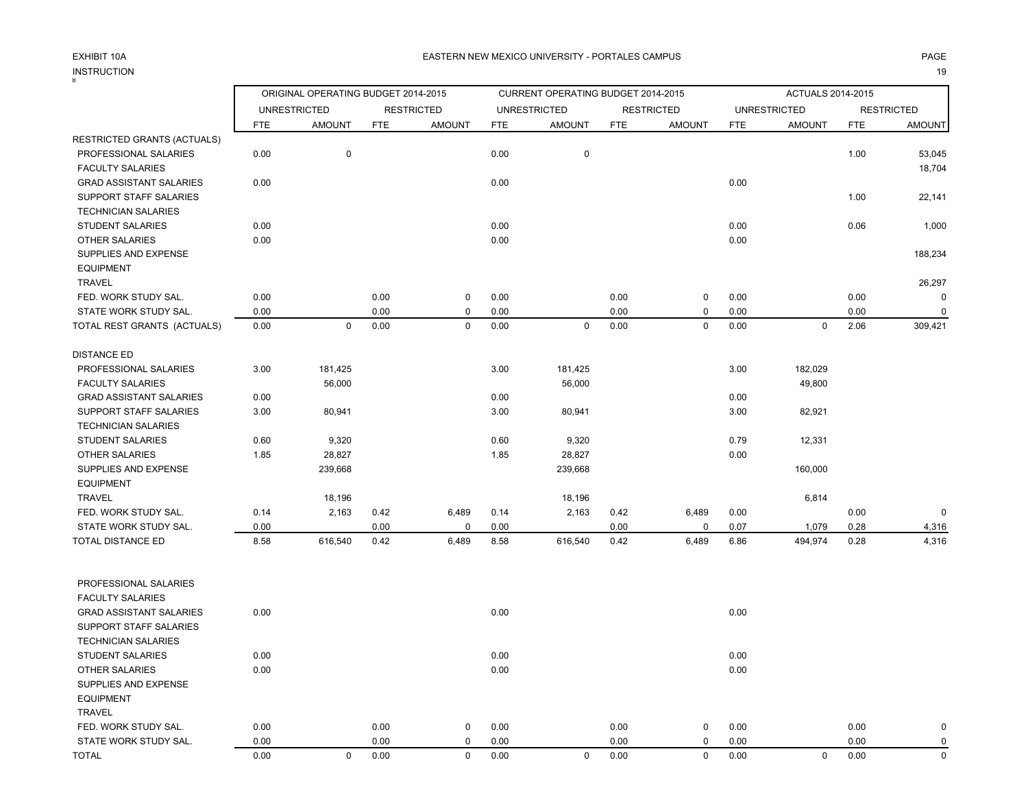EXHIBIT 10A

EASTERN NEW MEXICO UNIVERSITY - PORTALES CAMPUS

INSTRUCTION

| | ORIGINAL OPERATING BUDGET 2014-2015 | | | | CURRENT OPERATING BUDGET 2014-2015 | | | | ACTUALS 2014-2015 | | | |
|---|---|---|---|---|---|---|---|---|---|---|---|---|
| | UNRESTRICTED | | RESTRICTED | | UNRESTRICTED | | RESTRICTED | | UNRESTRICTED | | RESTRICTED | |
| | FTE | AMOUNT | FTE | AMOUNT | FTE | AMOUNT | FTE | AMOUNT | FTE | AMOUNT | FTE | AMOUNT |
| RESTRICTED GRANTS (ACTUALS) | | | | | | | | | | | | |
| PROFESSIONAL SALARIES | 0.00 | 0 | | | 0.00 | 0 | | | | | 1.00 | 53,045 |
| FACULTY SALARIES | | | | | | | | | | | | 18,704 |
| GRAD ASSISTANT SALARIES | 0.00 | | | | 0.00 | | | | 0.00 | | | |
| SUPPORT STAFF SALARIES | | | | | | | | | | | 1.00 | 22,141 |
| TECHNICIAN SALARIES | | | | | | | | | | | | |
| STUDENT SALARIES | 0.00 | | | | 0.00 | | | | 0.00 | | 0.06 | 1,000 |
| OTHER SALARIES | 0.00 | | | | 0.00 | | | | 0.00 | | | |
| SUPPLIES AND EXPENSE | | | | | | | | | | | | 188,234 |
| EQUIPMENT | | | | | | | | | | | | |
| TRAVEL | | | | | | | | | | | | 26,297 |
| FED. WORK STUDY SAL. | 0.00 | | 0.00 | 0 | 0.00 | | 0.00 | 0 | 0.00 | | 0.00 | 0 |
| STATE WORK STUDY SAL. | 0.00 | | 0.00 | 0 | 0.00 | | 0.00 | 0 | 0.00 | | 0.00 | 0 |
| TOTAL REST GRANTS (ACTUALS) | 0.00 | 0 | 0.00 | 0 | 0.00 | 0 | 0.00 | 0 | 0.00 | 0 | 2.06 | 309,421 |
| | | | | | | | | | | | | |
| DISTANCE ED | | | | | | | | | | | | |
| PROFESSIONAL SALARIES | 3.00 | 181,425 | | | 3.00 | 181,425 | | | 3.00 | 182,029 | | |
| FACULTY SALARIES | | 56,000 | | | | 56,000 | | | | 49,800 | | |
| GRAD ASSISTANT SALARIES | 0.00 | | | | 0.00 | | | | 0.00 | | | |
| SUPPORT STAFF SALARIES | 3.00 | 80,941 | | | 3.00 | 80,941 | | | 3.00 | 82,921 | | |
| TECHNICIAN SALARIES | | | | | | | | | | | | |
| STUDENT SALARIES | 0.60 | 9,320 | | | 0.60 | 9,320 | | | 0.79 | 12,331 | | |
| OTHER SALARIES | 1.85 | 28,827 | | | 1.85 | 28,827 | | | 0.00 | | | |
| SUPPLIES AND EXPENSE | | 239,668 | | | | 239,668 | | | | 160,000 | | |
| EQUIPMENT | | | | | | | | | | | | |
| TRAVEL | | 18,196 | | | | 18,196 | | | | 6,814 | | |
| FED. WORK STUDY SAL. | 0.14 | 2,163 | 0.42 | 6,489 | 0.14 | 2,163 | 0.42 | 6,489 | 0.00 | | 0.00 | 0 |
| STATE WORK STUDY SAL. | 0.00 | | 0.00 | 0 | 0.00 | | 0.00 | 0 | 0.07 | 1,079 | 0.28 | 4,316 |
| TOTAL DISTANCE ED | 8.58 | 616,540 | 0.42 | 6,489 | 8.58 | 616,540 | 0.42 | 6,489 | 6.86 | 494,974 | 0.28 | 4,316 |
| | | | | | | | | | | | | |
| PROFESSIONAL SALARIES | | | | | | | | | | | | |
| FACULTY SALARIES | | | | | | | | | | | | |
| GRAD ASSISTANT SALARIES | 0.00 | | | | 0.00 | | | | 0.00 | | | |
| SUPPORT STAFF SALARIES | | | | | | | | | | | | |
| TECHNICIAN SALARIES | | | | | | | | | | | | |
| STUDENT SALARIES | 0.00 | | | | 0.00 | | | | 0.00 | | | |
| OTHER SALARIES | 0.00 | | | | 0.00 | | | | 0.00 | | | |
| SUPPLIES AND EXPENSE | | | | | | | | | | | | |
| EQUIPMENT | | | | | | | | | | | | |
| TRAVEL | | | | | | | | | | | | |
| FED. WORK STUDY SAL. | 0.00 | | 0.00 | 0 | 0.00 | | 0.00 | 0 | 0.00 | | 0.00 | 0 |
| STATE WORK STUDY SAL. | 0.00 | | 0.00 | 0 | 0.00 | | 0.00 | 0 | 0.00 | | 0.00 | 0 |
| TOTAL | 0.00 | 0 | 0.00 | 0 | 0.00 | 0 | 0.00 | 0 | 0.00 | 0 | 0.00 | 0 |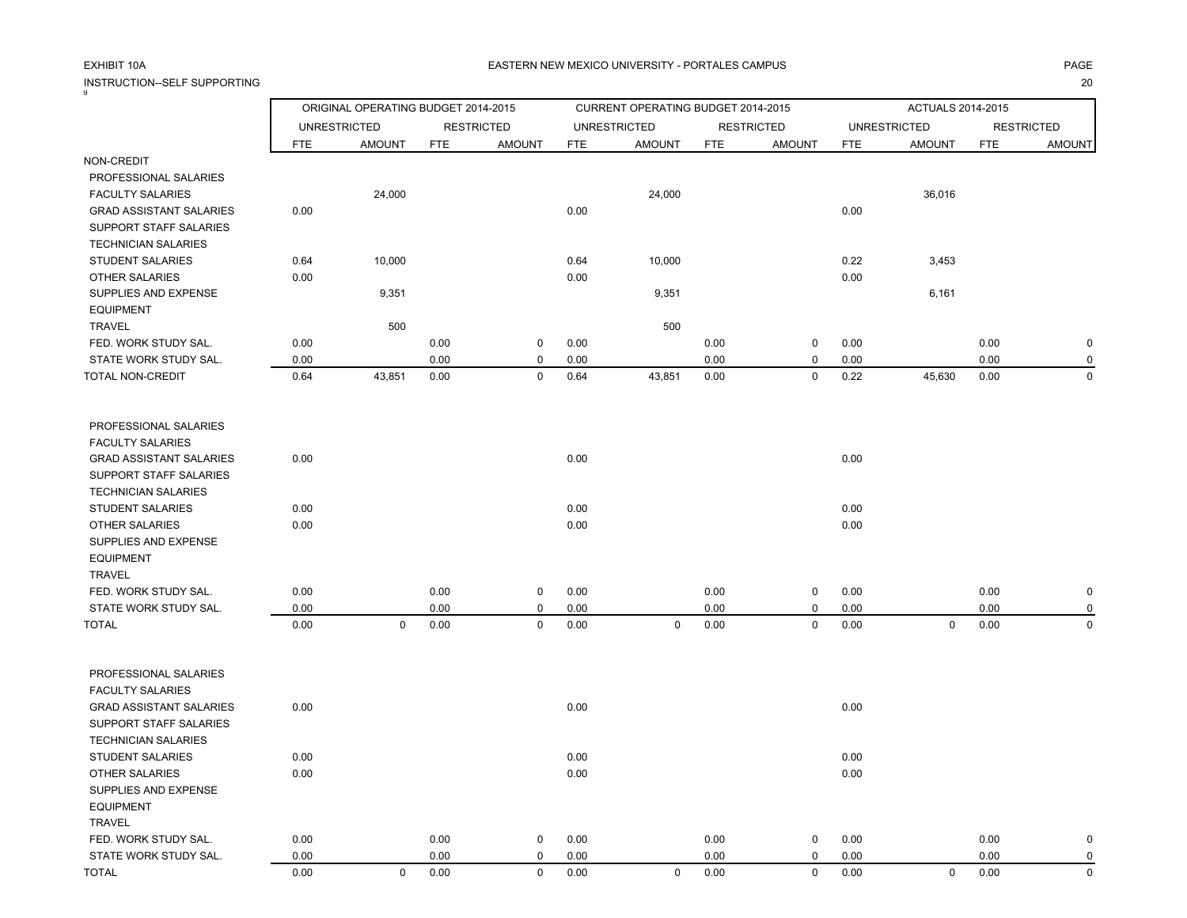EXHIBIT 10A

EASTERN NEW MEXICO UNIVERSITY - PORTALES CAMPUS

INSTRUCTION--SELF SUPPORTING

| | ORIGINAL OPERATING BUDGET 2014-2015 | | | | CURRENT OPERATING BUDGET 2014-2015 | | | | ACTUALS 2014-2015 | | | |
|---|---|---|---|---|---|---|---|---|---|---|---|---|
| | UNRESTRICTED | | RESTRICTED | | UNRESTRICTED | | RESTRICTED | | UNRESTRICTED | | RESTRICTED | |
| | FTE | AMOUNT | FTE | AMOUNT | FTE | AMOUNT | FTE | AMOUNT | FTE | AMOUNT | FTE | AMOUNT |
| NON-CREDIT | | | | | | | | | | | | |
| PROFESSIONAL SALARIES | | | | | | | | | | | | |
| FACULTY SALARIES | | 24,000 | | | | 24,000 | | | | 36,016 | | |
| GRAD ASSISTANT SALARIES | 0.00 | | | | 0.00 | | | | 0.00 | | | |
| SUPPORT STAFF SALARIES | | | | | | | | | | | | |
| TECHNICIAN SALARIES | | | | | | | | | | | | |
| STUDENT SALARIES | 0.64 | 10,000 | | | 0.64 | 10,000 | | | 0.22 | 3,453 | | |
| OTHER SALARIES | 0.00 | | | | 0.00 | | | | 0.00 | | | |
| SUPPLIES AND EXPENSE | | 9,351 | | | | 9,351 | | | | 6,161 | | |
| EQUIPMENT | | | | | | | | | | | | |
| TRAVEL | | 500 | | | | 500 | | | | | | |
| FED. WORK STUDY SAL. | 0.00 | | 0.00 | 0 | 0.00 | | 0.00 | 0 | 0.00 | | 0.00 | 0 |
| STATE WORK STUDY SAL. | 0.00 | | 0.00 | 0 | 0.00 | | 0.00 | 0 | 0.00 | | 0.00 | 0 |
| TOTAL NON-CREDIT | 0.64 | 43,851 | 0.00 | 0 | 0.64 | 43,851 | 0.00 | 0 | 0.22 | 45,630 | 0.00 | 0 |
| | | | | | | | | | | | | |
| PROFESSIONAL SALARIES | | | | | | | | | | | | |
| FACULTY SALARIES | | | | | | | | | | | | |
| GRAD ASSISTANT SALARIES | 0.00 | | | | 0.00 | | | | 0.00 | | | |
| SUPPORT STAFF SALARIES | | | | | | | | | | | | |
| TECHNICIAN SALARIES | | | | | | | | | | | | |
| STUDENT SALARIES | 0.00 | | | | 0.00 | | | | 0.00 | | | |
| OTHER SALARIES | 0.00 | | | | 0.00 | | | | 0.00 | | | |
| SUPPLIES AND EXPENSE | | | | | | | | | | | | |
| EQUIPMENT | | | | | | | | | | | | |
| TRAVEL | | | | | | | | | | | | |
| FED. WORK STUDY SAL. | 0.00 | | 0.00 | 0 | 0.00 | | 0.00 | 0 | 0.00 | | 0.00 | 0 |
| STATE WORK STUDY SAL. | 0.00 | | 0.00 | 0 | 0.00 | | 0.00 | 0 | 0.00 | | 0.00 | 0 |
| TOTAL | 0.00 | 0 | 0.00 | 0 | 0.00 | 0 | 0.00 | 0 | 0.00 | 0 | 0.00 | 0 |
| | | | | | | | | | | | | |
| PROFESSIONAL SALARIES | | | | | | | | | | | | |
| FACULTY SALARIES | | | | | | | | | | | | |
| GRAD ASSISTANT SALARIES | 0.00 | | | | 0.00 | | | | 0.00 | | | |
| SUPPORT STAFF SALARIES | | | | | | | | | | | | |
| TECHNICIAN SALARIES | | | | | | | | | | | | |
| STUDENT SALARIES | 0.00 | | | | 0.00 | | | | 0.00 | | | |
| OTHER SALARIES | 0.00 | | | | 0.00 | | | | 0.00 | | | |
| SUPPLIES AND EXPENSE | | | | | | | | | | | | |
| EQUIPMENT | | | | | | | | | | | | |
| TRAVEL | | | | | | | | | | | | |
| FED. WORK STUDY SAL. | 0.00 | | 0.00 | 0 | 0.00 | | 0.00 | 0 | 0.00 | | 0.00 | 0 |
| STATE WORK STUDY SAL. | 0.00 | | 0.00 | 0 | 0.00 | | 0.00 | 0 | 0.00 | | 0.00 | 0 |
| TOTAL | 0.00 | 0 | 0.00 | 0 | 0.00 | 0 | 0.00 | 0 | 0.00 | 0 | 0.00 | 0 |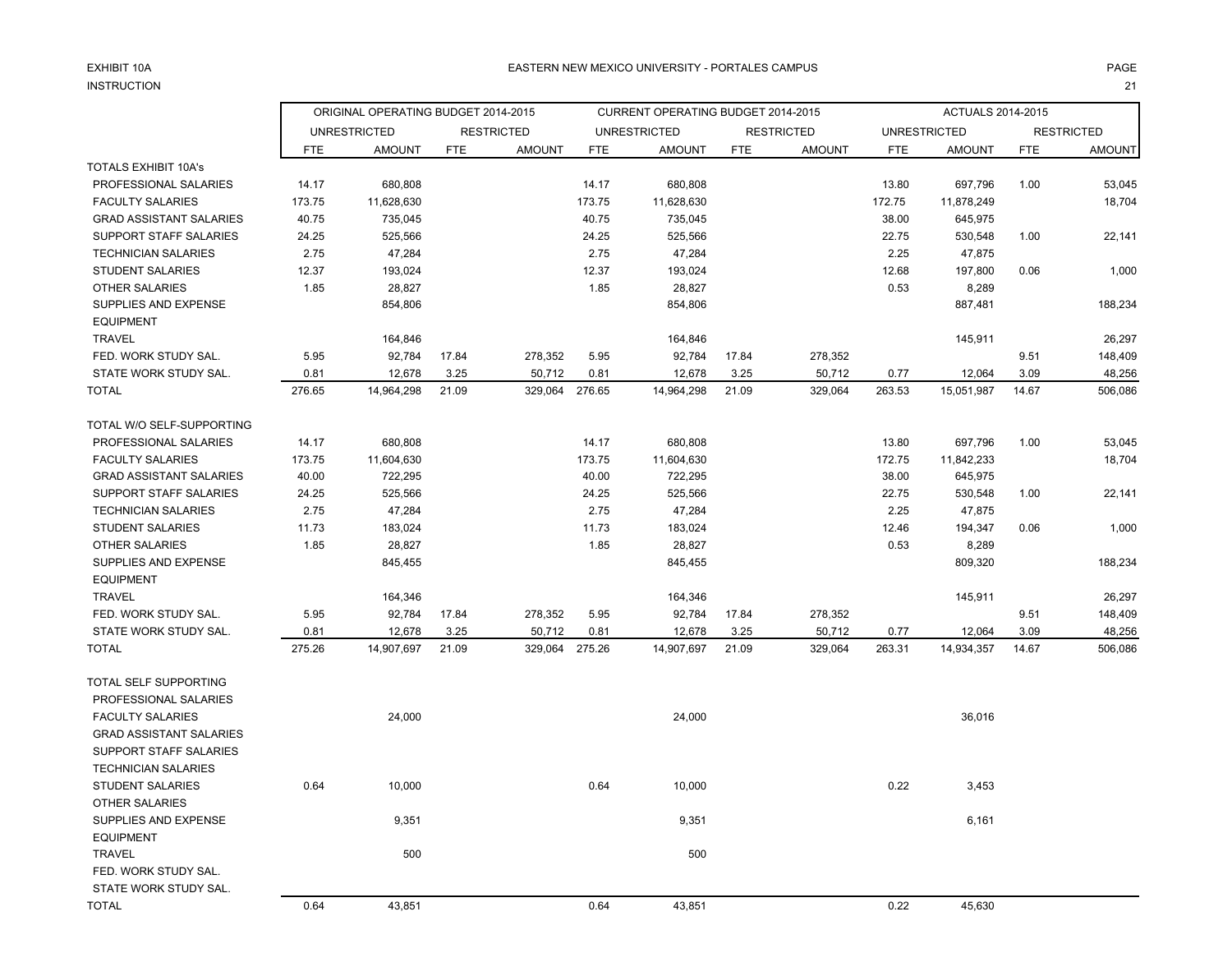EXHIBIT 10A

INSTRUCTION

EASTERN NEW MEXICO UNIVERSITY - PORTALES CAMPUS

| | ORIGINAL OPERATING BUDGET 2014-2015 | | | | CURRENT OPERATING BUDGET 2014-2015 | | | | ACTUALS 2014-2015 | | | |
|---|---|---|---|---|---|---|---|---|---|---|---|---|
| | UNRESTRICTED | | RESTRICTED | | UNRESTRICTED | | RESTRICTED | | UNRESTRICTED | | RESTRICTED | |
| | FTE | AMOUNT | FTE | AMOUNT | FTE | AMOUNT | FTE | AMOUNT | FTE | AMOUNT | FTE | AMOUNT |
| TOTALS EXHIBIT 10A's | | | | | | | | | | | | |
| PROFESSIONAL SALARIES | 14.17 | 680,808 | | | 14.17 | 680,808 | | | 13.80 | 697,796 | 1.00 | 53,045 |
| FACULTY SALARIES | 173.75 | 11,628,630 | | | 173.75 | 11,628,630 | | | 172.75 | 11,878,249 | | 18,704 |
| GRAD ASSISTANT SALARIES | 40.75 | 735,045 | | | 40.75 | 735,045 | | | 38.00 | 645,975 | | |
| SUPPORT STAFF SALARIES | 24.25 | 525,566 | | | 24.25 | 525,566 | | | 22.75 | 530,548 | 1.00 | 22,141 |
| TECHNICIAN SALARIES | 2.75 | 47,284 | | | 2.75 | 47,284 | | | 2.25 | 47,875 | | |
| STUDENT SALARIES | 12.37 | 193,024 | | | 12.37 | 193,024 | | | 12.68 | 197,800 | 0.06 | 1,000 |
| OTHER SALARIES | 1.85 | 28,827 | | | 1.85 | 28,827 | | | 0.53 | 8,289 | | |
| SUPPLIES AND EXPENSE | | 854,806 | | | | 854,806 | | | | 887,481 | | 188,234 |
| EQUIPMENT | | | | | | | | | | | | |
| TRAVEL | | 164,846 | | | | 164,846 | | | | 145,911 | | 26,297 |
| FED. WORK STUDY SAL. | 5.95 | 92,784 | 17.84 | 278,352 | 5.95 | 92,784 | 17.84 | 278,352 | | | 9.51 | 148,409 |
| STATE WORK STUDY SAL. | 0.81 | 12,678 | 3.25 | 50,712 | 0.81 | 12,678 | 3.25 | 50,712 | 0.77 | 12,064 | 3.09 | 48,256 |
| TOTAL | 276.65 | 14,964,298 | 21.09 | 329,064 | 276.65 | 14,964,298 | 21.09 | 329,064 | 263.53 | 15,051,987 | 14.67 | 506,086 |
| | | | | | | | | | | | | |
| TOTAL W/O SELF-SUPPORTING | | | | | | | | | | | | |
| PROFESSIONAL SALARIES | 14.17 | 680,808 | | | 14.17 | 680,808 | | | 13.80 | 697,796 | 1.00 | 53,045 |
| FACULTY SALARIES | 173.75 | 11,604,630 | | | 173.75 | 11,604,630 | | | 172.75 | 11,842,233 | | 18,704 |
| GRAD ASSISTANT SALARIES | 40.00 | 722,295 | | | 40.00 | 722,295 | | | 38.00 | 645,975 | | |
| SUPPORT STAFF SALARIES | 24.25 | 525,566 | | | 24.25 | 525,566 | | | 22.75 | 530,548 | 1.00 | 22,141 |
| TECHNICIAN SALARIES | 2.75 | 47,284 | | | 2.75 | 47,284 | | | 2.25 | 47,875 | | |
| STUDENT SALARIES | 11.73 | 183,024 | | | 11.73 | 183,024 | | | 12.46 | 194,347 | 0.06 | 1,000 |
| OTHER SALARIES | 1.85 | 28,827 | | | 1.85 | 28,827 | | | 0.53 | 8,289 | | |
| SUPPLIES AND EXPENSE | | 845,455 | | | | 845,455 | | | | 809,320 | | 188,234 |
| EQUIPMENT | | | | | | | | | | | | |
| TRAVEL | | 164,346 | | | | 164,346 | | | | 145,911 | | 26,297 |
| FED. WORK STUDY SAL. | 5.95 | 92,784 | 17.84 | 278,352 | 5.95 | 92,784 | 17.84 | 278,352 | | | 9.51 | 148,409 |
| STATE WORK STUDY SAL. | 0.81 | 12,678 | 3.25 | 50,712 | 0.81 | 12,678 | 3.25 | 50,712 | 0.77 | 12,064 | 3.09 | 48,256 |
| TOTAL | 275.26 | 14,907,697 | 21.09 | 329,064 | 275.26 | 14,907,697 | 21.09 | 329,064 | 263.31 | 14,934,357 | 14.67 | 506,086 |
| | | | | | | | | | | | | |
| TOTAL SELF SUPPORTING | | | | | | | | | | | | |
| PROFESSIONAL SALARIES | | | | | | | | | | | | |
| FACULTY SALARIES | | 24,000 | | | | 24,000 | | | | 36,016 | | |
| GRAD ASSISTANT SALARIES | | | | | | | | | | | | |
| SUPPORT STAFF SALARIES | | | | | | | | | | | | |
| TECHNICIAN SALARIES | | | | | | | | | | | | |
| STUDENT SALARIES | 0.64 | 10,000 | | | 0.64 | 10,000 | | | 0.22 | 3,453 | | |
| OTHER SALARIES | | | | | | | | | | | | |
| SUPPLIES AND EXPENSE | | 9,351 | | | | 9,351 | | | | 6,161 | | |
| EQUIPMENT | | | | | | | | | | | | |
| TRAVEL | | 500 | | | | 500 | | | | | | |
| FED. WORK STUDY SAL. | | | | | | | | | | | | |
| STATE WORK STUDY SAL. | | | | | | | | | | | | |
| TOTAL | 0.64 | 43,851 | | | 0.64 | 43,851 | | | 0.22 | 45,630 | | |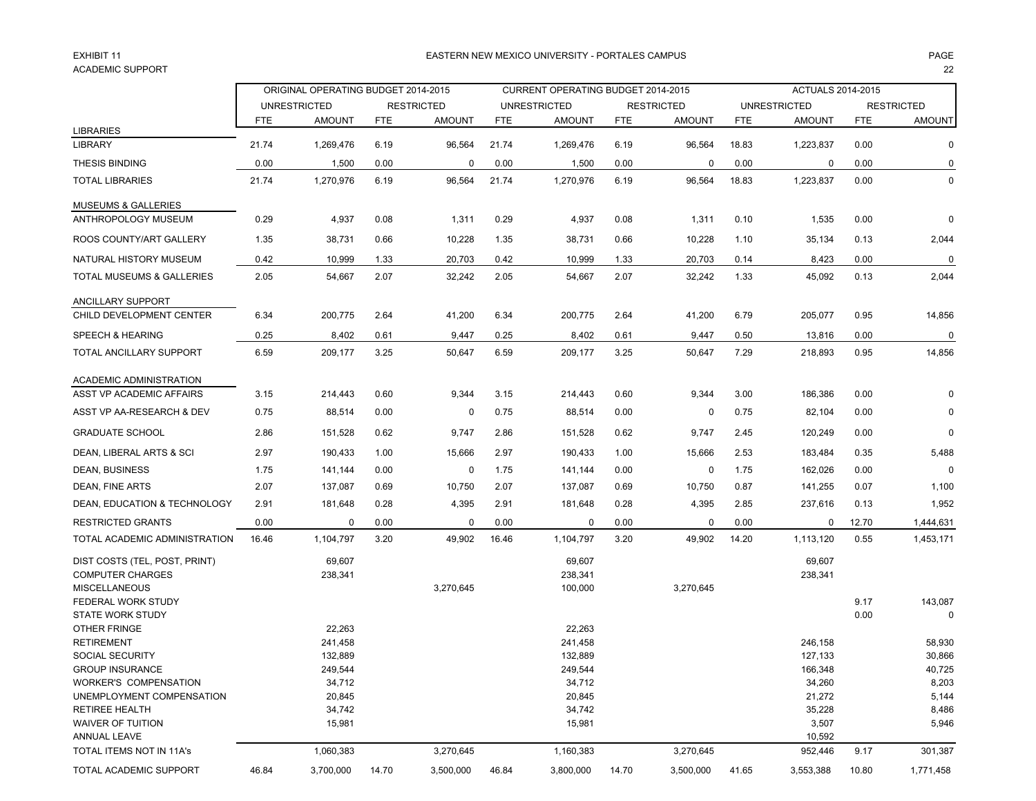EXHIBIT 11
ACADEMIC SUPPORT

EASTERN NEW MEXICO UNIVERSITY - PORTALES CAMPUS

| | ORIGINAL OPERATING BUDGET 2014-2015 | | | | CURRENT OPERATING BUDGET 2014-2015 | | | | ACTUALS 2014-2015 | | | |
|---|---|---|---|---|---|---|---|---|---|---|---|---|
| | UNRESTRICTED | | RESTRICTED | | UNRESTRICTED | | RESTRICTED | | UNRESTRICTED | | RESTRICTED | |
| | FTE | AMOUNT | FTE | AMOUNT | FTE | AMOUNT | FTE | AMOUNT | FTE | AMOUNT | FTE | AMOUNT |
| **LIBRARIES** | | | | | | | | | | | | |
| LIBRARY | 21.74 | 1,269,476 | 6.19 | 96,564 | 21.74 | 1,269,476 | 6.19 | 96,564 | 18.83 | 1,223,837 | 0.00 | 0 |
| THESIS BINDING | 0.00 | 1,500 | 0.00 | 0 | 0.00 | 1,500 | 0.00 | 0 | 0.00 | 0 | 0.00 | 0 |
| TOTAL LIBRARIES | 21.74 | 1,270,976 | 6.19 | 96,564 | 21.74 | 1,270,976 | 6.19 | 96,564 | 18.83 | 1,223,837 | 0.00 | 0 |
| **MUSEUMS & GALLERIES** | | | | | | | | | | | | |
| ANTHROPOLOGY MUSEUM | 0.29 | 4,937 | 0.08 | 1,311 | 0.29 | 4,937 | 0.08 | 1,311 | 0.10 | 1,535 | 0.00 | 0 |
| ROOS COUNTY/ART GALLERY | 1.35 | 38,731 | 0.66 | 10,228 | 1.35 | 38,731 | 0.66 | 10,228 | 1.10 | 35,134 | 0.13 | 2,044 |
| NATURAL HISTORY MUSEUM | 0.42 | 10,999 | 1.33 | 20,703 | 0.42 | 10,999 | 1.33 | 20,703 | 0.14 | 8,423 | 0.00 | 0 |
| TOTAL MUSEUMS & GALLERIES | 2.05 | 54,667 | 2.07 | 32,242 | 2.05 | 54,667 | 2.07 | 32,242 | 1.33 | 45,092 | 0.13 | 2,044 |
| **ANCILLARY SUPPORT** | | | | | | | | | | | | |
| CHILD DEVELOPMENT CENTER | 6.34 | 200,775 | 2.64 | 41,200 | 6.34 | 200,775 | 2.64 | 41,200 | 6.79 | 205,077 | 0.95 | 14,856 |
| SPEECH & HEARING | 0.25 | 8,402 | 0.61 | 9,447 | 0.25 | 8,402 | 0.61 | 9,447 | 0.50 | 13,816 | 0.00 | 0 |
| TOTAL ANCILLARY SUPPORT | 6.59 | 209,177 | 3.25 | 50,647 | 6.59 | 209,177 | 3.25 | 50,647 | 7.29 | 218,893 | 0.95 | 14,856 |
| **ACADEMIC ADMINISTRATION** | | | | | | | | | | | | |
| ASST VP ACADEMIC AFFAIRS | 3.15 | 214,443 | 0.60 | 9,344 | 3.15 | 214,443 | 0.60 | 9,344 | 3.00 | 186,386 | 0.00 | 0 |
| ASST VP AA-RESEARCH & DEV | 0.75 | 88,514 | 0.00 | 0 | 0.75 | 88,514 | 0.00 | 0 | 0.75 | 82,104 | 0.00 | 0 |
| GRADUATE SCHOOL | 2.86 | 151,528 | 0.62 | 9,747 | 2.86 | 151,528 | 0.62 | 9,747 | 2.45 | 120,249 | 0.00 | 0 |
| DEAN, LIBERAL ARTS & SCI | 2.97 | 190,433 | 1.00 | 15,666 | 2.97 | 190,433 | 1.00 | 15,666 | 2.53 | 183,484 | 0.35 | 5,488 |
| DEAN, BUSINESS | 1.75 | 141,144 | 0.00 | 0 | 1.75 | 141,144 | 0.00 | 0 | 1.75 | 162,026 | 0.00 | 0 |
| DEAN, FINE ARTS | 2.07 | 137,087 | 0.69 | 10,750 | 2.07 | 137,087 | 0.69 | 10,750 | 0.87 | 141,255 | 0.07 | 1,100 |
| DEAN, EDUCATION & TECHNOLOGY | 2.91 | 181,648 | 0.28 | 4,395 | 2.91 | 181,648 | 0.28 | 4,395 | 2.85 | 237,616 | 0.13 | 1,952 |
| RESTRICTED GRANTS | 0.00 | 0 | 0.00 | 0 | 0.00 | 0 | 0.00 | 0 | 0.00 | 0 | 12.70 | 1,444,631 |
| TOTAL ACADEMIC ADMINISTRATION | 16.46 | 1,104,797 | 3.20 | 49,902 | 16.46 | 1,104,797 | 3.20 | 49,902 | 14.20 | 1,113,120 | 0.55 | 1,453,171 |
| DIST COSTS (TEL, POST, PRINT) | | 69,607 | | | | 69,607 | | | | 69,607 | | |
| COMPUTER CHARGES | | 238,341 | | | | 238,341 | | | | 238,341 | | |
| MISCELLANEOUS | | | | 3,270,645 | | 100,000 | | 3,270,645 | | | | |
| FEDERAL WORK STUDY | | | | | | | | | | | 9.17 | 143,087 |
| STATE WORK STUDY | | | | | | | | | | | 0.00 | 0 |
| OTHER FRINGE | | 22,263 | | | | 22,263 | | | | | | |
| RETIREMENT | | 241,458 | | | | 241,458 | | | | 246,158 | | 58,930 |
| SOCIAL SECURITY | | 132,889 | | | | 132,889 | | | | 127,133 | | 30,866 |
| GROUP INSURANCE | | 249,544 | | | | 249,544 | | | | 166,348 | | 40,725 |
| WORKER'S COMPENSATION | | 34,712 | | | | 34,712 | | | | 34,260 | | 8,203 |
| UNEMPLOYMENT COMPENSATION | | 20,845 | | | | 20,845 | | | | 21,272 | | 5,144 |
| RETIREE HEALTH | | 34,742 | | | | 34,742 | | | | 35,228 | | 8,486 |
| WAIVER OF TUITION | | 15,981 | | | | 15,981 | | | | 3,507 | | 5,946 |
| ANNUAL LEAVE | | | | | | | | | | 10,592 | | |
| TOTAL ITEMS NOT IN 11A's | | 1,060,383 | | 3,270,645 | | 1,160,383 | | 3,270,645 | | 952,446 | 9.17 | 301,387 |
| TOTAL ACADEMIC SUPPORT | 46.84 | 3,700,000 | 14.70 | 3,500,000 | 46.84 | 3,800,000 | 14.70 | 3,500,000 | 41.65 | 3,553,388 | 10.80 | 1,771,458 |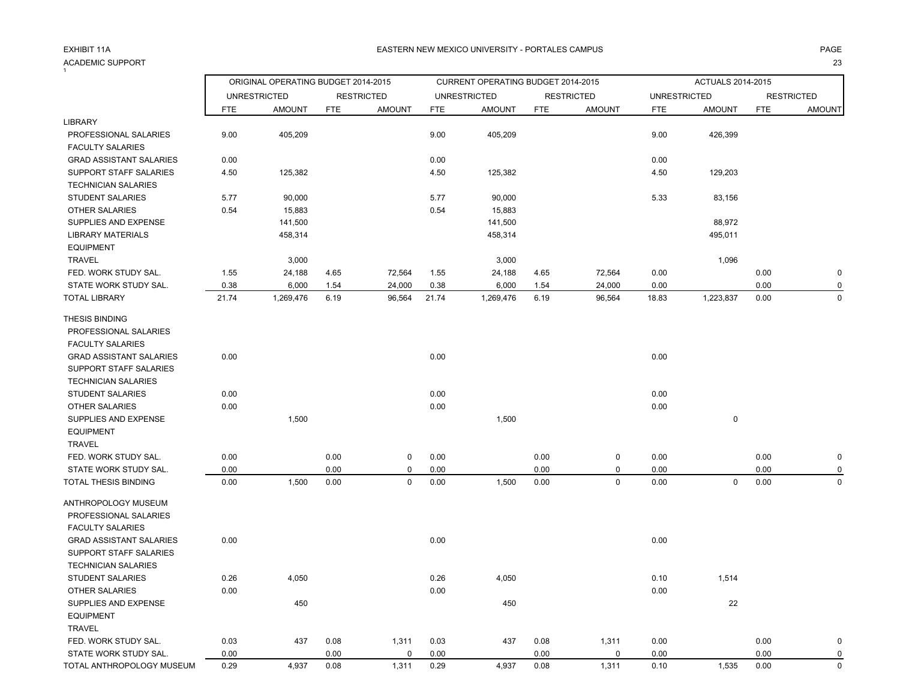EXHIBIT 11A

ACADEMIC SUPPORT

EASTERN NEW MEXICO UNIVERSITY - PORTALES CAMPUS

| | ORIGINAL OPERATING BUDGET 2014-2015 | | | | CURRENT OPERATING BUDGET 2014-2015 | | | | ACTUALS 2014-2015 | | | |
|---|---|---|---|---|---|---|---|---|---|---|---|---|
| | UNRESTRICTED | | RESTRICTED | | UNRESTRICTED | | RESTRICTED | | UNRESTRICTED | | RESTRICTED | |
| | FTE | AMOUNT | FTE | AMOUNT | FTE | AMOUNT | FTE | AMOUNT | FTE | AMOUNT | FTE | AMOUNT |
| LIBRARY | | | | | | | | | | | | |
| PROFESSIONAL SALARIES | 9.00 | 405,209 | | | 9.00 | 405,209 | | | 9.00 | 426,399 | | |
| FACULTY SALARIES | | | | | | | | | | | | |
| GRAD ASSISTANT SALARIES | 0.00 | | | | 0.00 | | | | 0.00 | | | |
| SUPPORT STAFF SALARIES | 4.50 | 125,382 | | | 4.50 | 125,382 | | | 4.50 | 129,203 | | |
| TECHNICIAN SALARIES | | | | | | | | | | | | |
| STUDENT SALARIES | 5.77 | 90,000 | | | 5.77 | 90,000 | | | 5.33 | 83,156 | | |
| OTHER SALARIES | 0.54 | 15,883 | | | 0.54 | 15,883 | | | | | | |
| SUPPLIES AND EXPENSE | | 141,500 | | | | 141,500 | | | | 88,972 | | |
| LIBRARY MATERIALS | | 458,314 | | | | 458,314 | | | | 495,011 | | |
| EQUIPMENT | | | | | | | | | | | | |
| TRAVEL | | 3,000 | | | | 3,000 | | | | 1,096 | | |
| FED. WORK STUDY SAL. | 1.55 | 24,188 | 4.65 | 72,564 | 1.55 | 24,188 | 4.65 | 72,564 | 0.00 | | 0.00 | 0 |
| STATE WORK STUDY SAL. | 0.38 | 6,000 | 1.54 | 24,000 | 0.38 | 6,000 | 1.54 | 24,000 | 0.00 | | 0.00 | 0 |
| TOTAL LIBRARY | 21.74 | 1,269,476 | 6.19 | 96,564 | 21.74 | 1,269,476 | 6.19 | 96,564 | 18.83 | 1,223,837 | 0.00 | 0 |
| THESIS BINDING | | | | | | | | | | | | |
| PROFESSIONAL SALARIES | | | | | | | | | | | | |
| FACULTY SALARIES | | | | | | | | | | | | |
| GRAD ASSISTANT SALARIES | 0.00 | | | | 0.00 | | | | 0.00 | | | |
| SUPPORT STAFF SALARIES | | | | | | | | | | | | |
| TECHNICIAN SALARIES | | | | | | | | | | | | |
| STUDENT SALARIES | 0.00 | | | | 0.00 | | | | 0.00 | | | |
| OTHER SALARIES | 0.00 | | | | 0.00 | | | | 0.00 | | | |
| SUPPLIES AND EXPENSE | | 1,500 | | | | 1,500 | | | | 0 | | |
| EQUIPMENT | | | | | | | | | | | | |
| TRAVEL | | | | | | | | | | | | |
| FED. WORK STUDY SAL. | 0.00 | | 0.00 | 0 | 0.00 | | 0.00 | 0 | 0.00 | | 0.00 | 0 |
| STATE WORK STUDY SAL. | 0.00 | | 0.00 | 0 | 0.00 | | 0.00 | 0 | 0.00 | | 0.00 | 0 |
| TOTAL THESIS BINDING | 0.00 | 1,500 | 0.00 | 0 | 0.00 | 1,500 | 0.00 | 0 | 0.00 | 0 | 0.00 | 0 |
| ANTHROPOLOGY MUSEUM | | | | | | | | | | | | |
| PROFESSIONAL SALARIES | | | | | | | | | | | | |
| FACULTY SALARIES | | | | | | | | | | | | |
| GRAD ASSISTANT SALARIES | 0.00 | | | | 0.00 | | | | 0.00 | | | |
| SUPPORT STAFF SALARIES | | | | | | | | | | | | |
| TECHNICIAN SALARIES | | | | | | | | | | | | |
| STUDENT SALARIES | 0.26 | 4,050 | | | 0.26 | 4,050 | | | 0.10 | 1,514 | | |
| OTHER SALARIES | 0.00 | | | | 0.00 | | | | 0.00 | | | |
| SUPPLIES AND EXPENSE | | 450 | | | | 450 | | | | 22 | | |
| EQUIPMENT | | | | | | | | | | | | |
| TRAVEL | | | | | | | | | | | | |
| FED. WORK STUDY SAL. | 0.03 | 437 | 0.08 | 1,311 | 0.03 | 437 | 0.08 | 1,311 | 0.00 | | 0.00 | 0 |
| STATE WORK STUDY SAL. | 0.00 | | 0.00 | 0 | 0.00 | | 0.00 | 0 | 0.00 | | 0.00 | 0 |
| TOTAL ANTHROPOLOGY MUSEUM | 0.29 | 4,937 | 0.08 | 1,311 | 0.29 | 4,937 | 0.08 | 1,311 | 0.10 | 1,535 | 0.00 | 0 |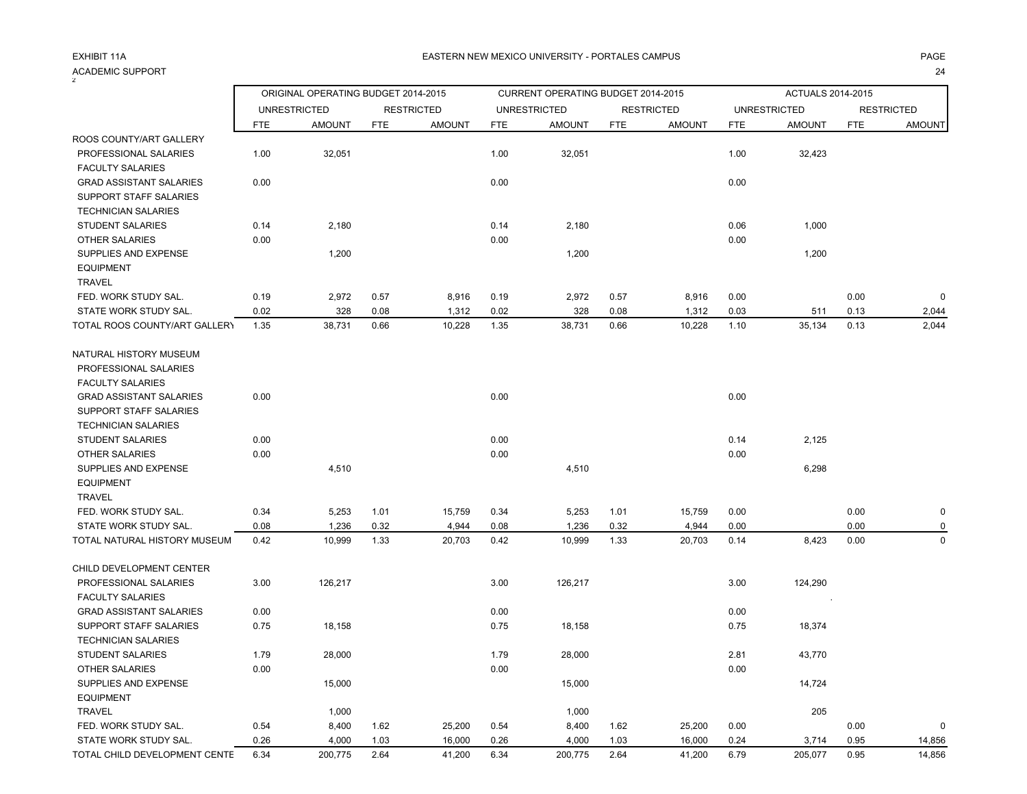EXHIBIT 11A

EASTERN NEW MEXICO UNIVERSITY - PORTALES CAMPUS

ACADEMIC SUPPORT

| | ORIGINAL OPERATING BUDGET 2014-2015 | | | | CURRENT OPERATING BUDGET 2014-2015 | | | | ACTUALS 2014-2015 | | | |
|---|---|---|---|---|---|---|---|---|---|---|---|---|
| | UNRESTRICTED | | RESTRICTED | | UNRESTRICTED | | RESTRICTED | | UNRESTRICTED | | RESTRICTED | |
| | FTE | AMOUNT | FTE | AMOUNT | FTE | AMOUNT | FTE | AMOUNT | FTE | AMOUNT | FTE | AMOUNT |
| ROOS COUNTY/ART GALLERY | | | | | | | | | | | | |
| PROFESSIONAL SALARIES | 1.00 | 32,051 | | | 1.00 | 32,051 | | | 1.00 | 32,423 | | |
| FACULTY SALARIES | | | | | | | | | | | | |
| GRAD ASSISTANT SALARIES | 0.00 | | | | 0.00 | | | | 0.00 | | | |
| SUPPORT STAFF SALARIES | | | | | | | | | | | | |
| TECHNICIAN SALARIES | | | | | | | | | | | | |
| STUDENT SALARIES | 0.14 | 2,180 | | | 0.14 | 2,180 | | | 0.06 | 1,000 | | |
| OTHER SALARIES | 0.00 | | | | 0.00 | | | | 0.00 | | | |
| SUPPLIES AND EXPENSE | | 1,200 | | | | 1,200 | | | | 1,200 | | |
| EQUIPMENT | | | | | | | | | | | | |
| TRAVEL | | | | | | | | | | | | |
| FED. WORK STUDY SAL. | 0.19 | 2,972 | 0.57 | 8,916 | 0.19 | 2,972 | 0.57 | 8,916 | 0.00 | | 0.00 | 0 |
| STATE WORK STUDY SAL. | 0.02 | 328 | 0.08 | 1,312 | 0.02 | 328 | 0.08 | 1,312 | 0.03 | 511 | 0.13 | 2,044 |
| TOTAL ROOS COUNTY/ART GALLERY | 1.35 | 38,731 | 0.66 | 10,228 | 1.35 | 38,731 | 0.66 | 10,228 | 1.10 | 35,134 | 0.13 | 2,044 |
| | | | | | | | | | | | | |
| NATURAL HISTORY MUSEUM | | | | | | | | | | | | |
| PROFESSIONAL SALARIES | | | | | | | | | | | | |
| FACULTY SALARIES | | | | | | | | | | | | |
| GRAD ASSISTANT SALARIES | 0.00 | | | | 0.00 | | | | 0.00 | | | |
| SUPPORT STAFF SALARIES | | | | | | | | | | | | |
| TECHNICIAN SALARIES | | | | | | | | | | | | |
| STUDENT SALARIES | 0.00 | | | | 0.00 | | | | 0.14 | 2,125 | | |
| OTHER SALARIES | 0.00 | | | | 0.00 | | | | 0.00 | | | |
| SUPPLIES AND EXPENSE | | 4,510 | | | | 4,510 | | | | 6,298 | | |
| EQUIPMENT | | | | | | | | | | | | |
| TRAVEL | | | | | | | | | | | | |
| FED. WORK STUDY SAL. | 0.34 | 5,253 | 1.01 | 15,759 | 0.34 | 5,253 | 1.01 | 15,759 | 0.00 | | 0.00 | 0 |
| STATE WORK STUDY SAL. | 0.08 | 1,236 | 0.32 | 4,944 | 0.08 | 1,236 | 0.32 | 4,944 | 0.00 | | 0.00 | 0 |
| TOTAL NATURAL HISTORY MUSEUM | 0.42 | 10,999 | 1.33 | 20,703 | 0.42 | 10,999 | 1.33 | 20,703 | 0.14 | 8,423 | 0.00 | 0 |
| | | | | | | | | | | | | |
| CHILD DEVELOPMENT CENTER | | | | | | | | | | | | |
| PROFESSIONAL SALARIES | 3.00 | 126,217 | | | 3.00 | 126,217 | | | 3.00 | 124,290 | | |
| FACULTY SALARIES | | | | | | | | | | | | |
| GRAD ASSISTANT SALARIES | 0.00 | | | | 0.00 | | | | 0.00 | | | |
| SUPPORT STAFF SALARIES | 0.75 | 18,158 | | | 0.75 | 18,158 | | | 0.75 | 18,374 | | |
| TECHNICIAN SALARIES | | | | | | | | | | | | |
| STUDENT SALARIES | 1.79 | 28,000 | | | 1.79 | 28,000 | | | 2.81 | 43,770 | | |
| OTHER SALARIES | 0.00 | | | | 0.00 | | | | 0.00 | | | |
| SUPPLIES AND EXPENSE | | 15,000 | | | | 15,000 | | | | 14,724 | | |
| EQUIPMENT | | | | | | | | | | | | |
| TRAVEL | | 1,000 | | | | 1,000 | | | | 205 | | |
| FED. WORK STUDY SAL. | 0.54 | 8,400 | 1.62 | 25,200 | 0.54 | 8,400 | 1.62 | 25,200 | 0.00 | | 0.00 | 0 |
| STATE WORK STUDY SAL. | 0.26 | 4,000 | 1.03 | 16,000 | 0.26 | 4,000 | 1.03 | 16,000 | 0.24 | 3,714 | 0.95 | 14,856 |
| TOTAL CHILD DEVELOPMENT CENTE | 6.34 | 200,775 | 2.64 | 41,200 | 6.34 | 200,775 | 2.64 | 41,200 | 6.79 | 205,077 | 0.95 | 14,856 |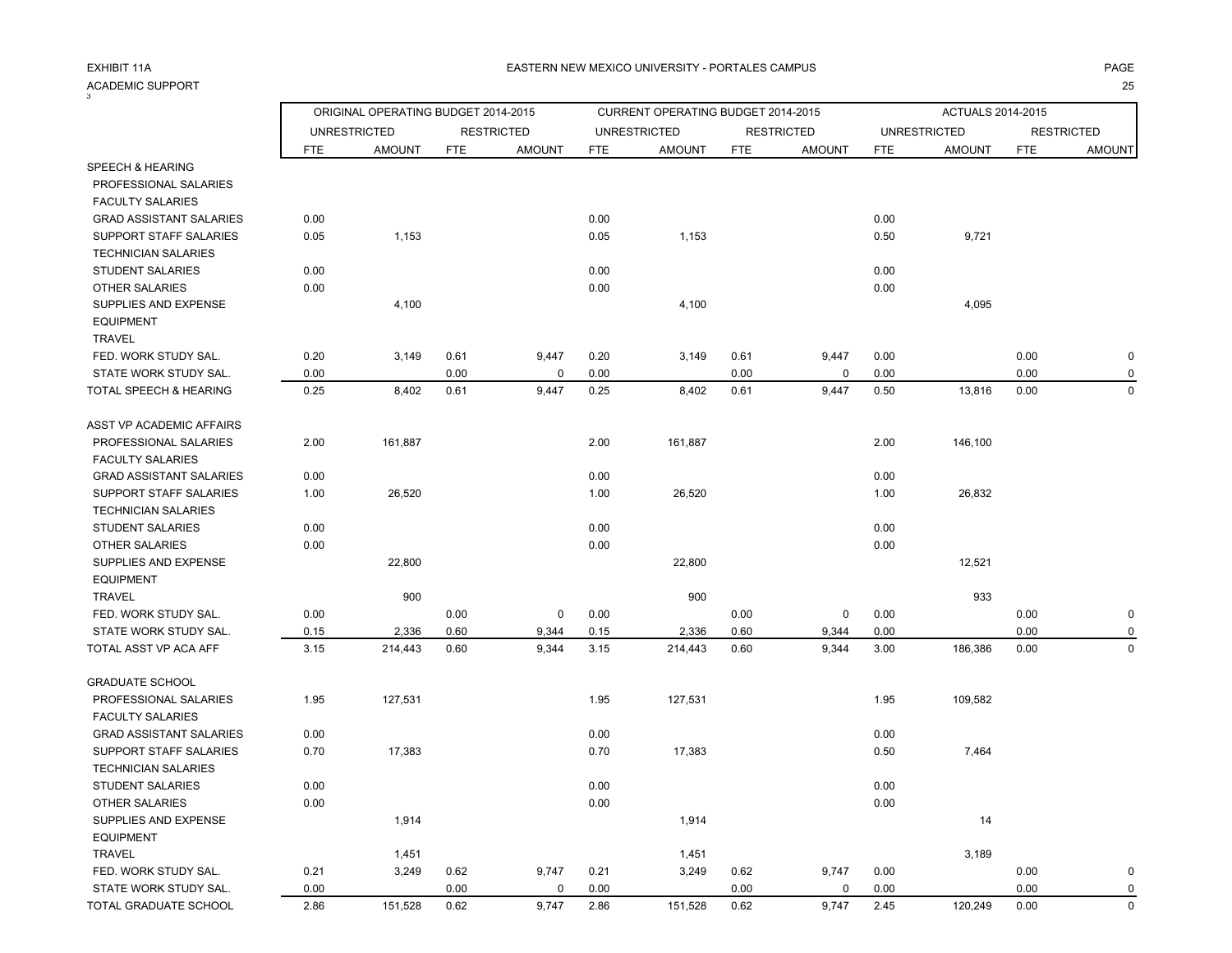EXHIBIT 11A

EASTERN NEW MEXICO UNIVERSITY - PORTALES CAMPUS

ACADEMIC SUPPORT

| | ORIGINAL OPERATING BUDGET 2014-2015 | | | | CURRENT OPERATING BUDGET 2014-2015 | | | | ACTUALS 2014-2015 | | | |
|---|---|---|---|---|---|---|---|---|---|---|---|---|
| | UNRESTRICTED | | RESTRICTED | | UNRESTRICTED | | RESTRICTED | | UNRESTRICTED | | RESTRICTED | |
| | FTE | AMOUNT | FTE | AMOUNT | FTE | AMOUNT | FTE | AMOUNT | FTE | AMOUNT | FTE | AMOUNT |
| SPEECH & HEARING | | | | | | | | | | | | |
| PROFESSIONAL SALARIES | | | | | | | | | | | | |
| FACULTY SALARIES | | | | | | | | | | | | |
| GRAD ASSISTANT SALARIES | 0.00 | | | | 0.00 | | | | 0.00 | | | |
| SUPPORT STAFF SALARIES | 0.05 | 1,153 | | | 0.05 | 1,153 | | | 0.50 | 9,721 | | |
| TECHNICIAN SALARIES | | | | | | | | | | | | |
| STUDENT SALARIES | 0.00 | | | | 0.00 | | | | 0.00 | | | |
| OTHER SALARIES | 0.00 | | | | 0.00 | | | | 0.00 | | | |
| SUPPLIES AND EXPENSE | | 4,100 | | | | 4,100 | | | | 4,095 | | |
| EQUIPMENT | | | | | | | | | | | | |
| TRAVEL | | | | | | | | | | | | |
| FED. WORK STUDY SAL. | 0.20 | 3,149 | 0.61 | 9,447 | 0.20 | 3,149 | 0.61 | 9,447 | 0.00 | | 0.00 | 0 |
| STATE WORK STUDY SAL. | 0.00 | | 0.00 | 0 | 0.00 | | 0.00 | 0 | 0.00 | | 0.00 | 0 |
| TOTAL SPEECH & HEARING | 0.25 | 8,402 | 0.61 | 9,447 | 0.25 | 8,402 | 0.61 | 9,447 | 0.50 | 13,816 | 0.00 | 0 |
| ASST VP ACADEMIC AFFAIRS | | | | | | | | | | | | |
| PROFESSIONAL SALARIES | 2.00 | 161,887 | | | 2.00 | 161,887 | | | 2.00 | 146,100 | | |
| FACULTY SALARIES | | | | | | | | | | | | |
| GRAD ASSISTANT SALARIES | 0.00 | | | | 0.00 | | | | 0.00 | | | |
| SUPPORT STAFF SALARIES | 1.00 | 26,520 | | | 1.00 | 26,520 | | | 1.00 | 26,832 | | |
| TECHNICIAN SALARIES | | | | | | | | | | | | |
| STUDENT SALARIES | 0.00 | | | | 0.00 | | | | 0.00 | | | |
| OTHER SALARIES | 0.00 | | | | 0.00 | | | | 0.00 | | | |
| SUPPLIES AND EXPENSE | | 22,800 | | | | 22,800 | | | | 12,521 | | |
| EQUIPMENT | | | | | | | | | | | | |
| TRAVEL | | 900 | | | | 900 | | | | 933 | | |
| FED. WORK STUDY SAL. | 0.00 | | 0.00 | 0 | 0.00 | | 0.00 | 0 | 0.00 | | 0.00 | 0 |
| STATE WORK STUDY SAL. | 0.15 | 2,336 | 0.60 | 9,344 | 0.15 | 2,336 | 0.60 | 9,344 | 0.00 | | 0.00 | 0 |
| TOTAL ASST VP ACA AFF | 3.15 | 214,443 | 0.60 | 9,344 | 3.15 | 214,443 | 0.60 | 9,344 | 3.00 | 186,386 | 0.00 | 0 |
| GRADUATE SCHOOL | | | | | | | | | | | | |
| PROFESSIONAL SALARIES | 1.95 | 127,531 | | | 1.95 | 127,531 | | | 1.95 | 109,582 | | |
| FACULTY SALARIES | | | | | | | | | | | | |
| GRAD ASSISTANT SALARIES | 0.00 | | | | 0.00 | | | | 0.00 | | | |
| SUPPORT STAFF SALARIES | 0.70 | 17,383 | | | 0.70 | 17,383 | | | 0.50 | 7,464 | | |
| TECHNICIAN SALARIES | | | | | | | | | | | | |
| STUDENT SALARIES | 0.00 | | | | 0.00 | | | | 0.00 | | | |
| OTHER SALARIES | 0.00 | | | | 0.00 | | | | 0.00 | | | |
| SUPPLIES AND EXPENSE | | 1,914 | | | | 1,914 | | | | 14 | | |
| EQUIPMENT | | | | | | | | | | | | |
| TRAVEL | | 1,451 | | | | 1,451 | | | | 3,189 | | |
| FED. WORK STUDY SAL. | 0.21 | 3,249 | 0.62 | 9,747 | 0.21 | 3,249 | 0.62 | 9,747 | 0.00 | | 0.00 | 0 |
| STATE WORK STUDY SAL. | 0.00 | | 0.00 | 0 | 0.00 | | 0.00 | 0 | 0.00 | | 0.00 | 0 |
| TOTAL GRADUATE SCHOOL | 2.86 | 151,528 | 0.62 | 9,747 | 2.86 | 151,528 | 0.62 | 9,747 | 2.45 | 120,249 | 0.00 | 0 |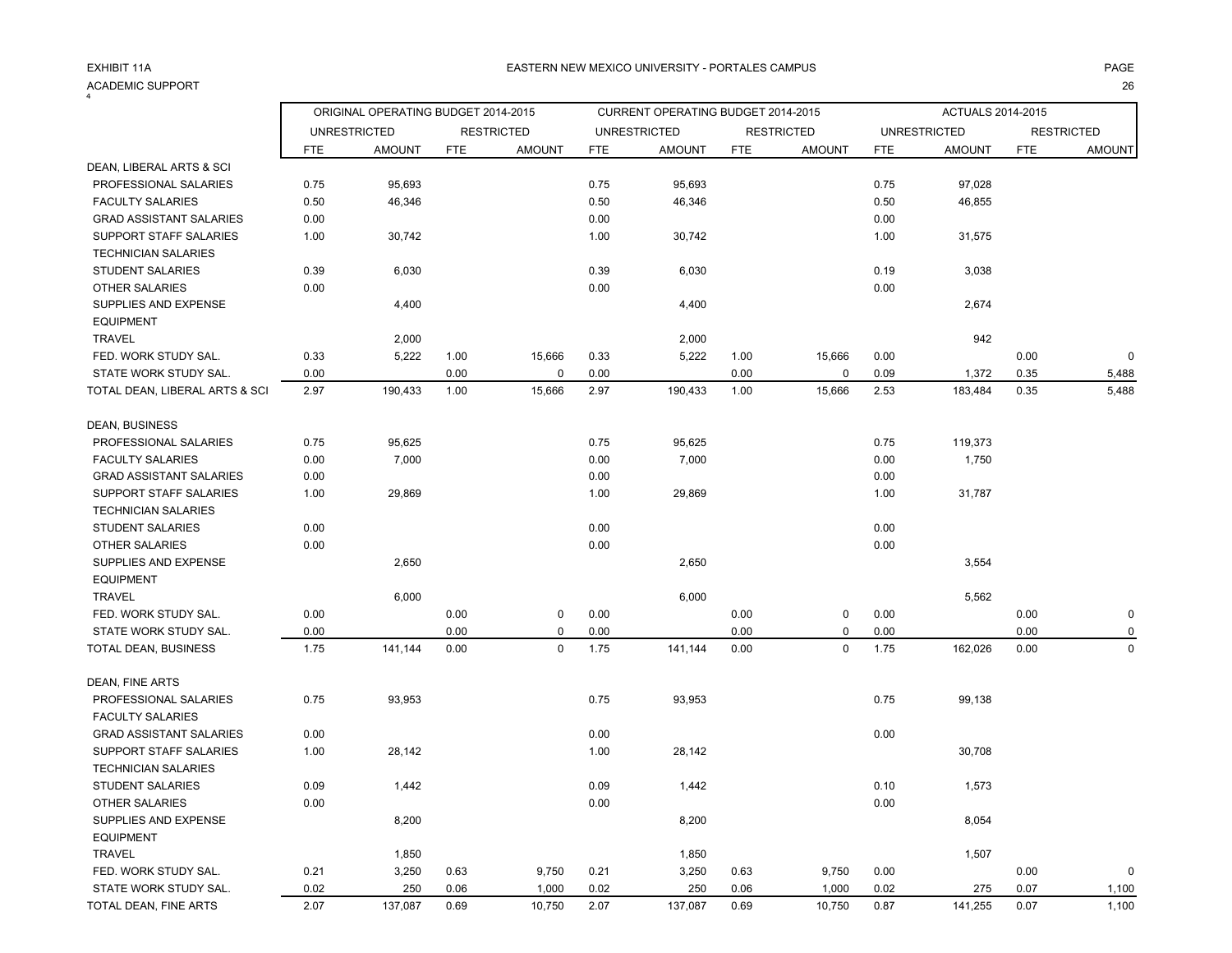EXHIBIT 11A

ACADEMIC SUPPORT

EASTERN NEW MEXICO UNIVERSITY - PORTALES CAMPUS

| | ORIGINAL OPERATING BUDGET 2014-2015 | | | | CURRENT OPERATING BUDGET 2014-2015 | | | | ACTUALS 2014-2015 | | | |
|---|---|---|---|---|---|---|---|---|---|---|---|---|
| | UNRESTRICTED | | RESTRICTED | | UNRESTRICTED | | RESTRICTED | | UNRESTRICTED | | RESTRICTED | |
| | FTE | AMOUNT | FTE | AMOUNT | FTE | AMOUNT | FTE | AMOUNT | FTE | AMOUNT | FTE | AMOUNT |
| DEAN, LIBERAL ARTS & SCI | | | | | | | | | | | | |
| PROFESSIONAL SALARIES | 0.75 | 95,693 | | | 0.75 | 95,693 | | | 0.75 | 97,028 | | |
| FACULTY SALARIES | 0.50 | 46,346 | | | 0.50 | 46,346 | | | 0.50 | 46,855 | | |
| GRAD ASSISTANT SALARIES | 0.00 | | | | 0.00 | | | | 0.00 | | | |
| SUPPORT STAFF SALARIES | 1.00 | 30,742 | | | 1.00 | 30,742 | | | 1.00 | 31,575 | | |
| TECHNICIAN SALARIES | | | | | | | | | | | | |
| STUDENT SALARIES | 0.39 | 6,030 | | | 0.39 | 6,030 | | | 0.19 | 3,038 | | |
| OTHER SALARIES | 0.00 | | | | 0.00 | | | | 0.00 | | | |
| SUPPLIES AND EXPENSE | | 4,400 | | | | 4,400 | | | | 2,674 | | |
| EQUIPMENT | | | | | | | | | | | | |
| TRAVEL | | 2,000 | | | | 2,000 | | | | 942 | | |
| FED. WORK STUDY SAL. | 0.33 | 5,222 | 1.00 | 15,666 | 0.33 | 5,222 | 1.00 | 15,666 | 0.00 | | 0.00 | 0 |
| STATE WORK STUDY SAL. | 0.00 | | 0.00 | 0 | 0.00 | | 0.00 | 0 | 0.09 | 1,372 | 0.35 | 5,488 |
| TOTAL DEAN, LIBERAL ARTS & SCI | 2.97 | 190,433 | 1.00 | 15,666 | 2.97 | 190,433 | 1.00 | 15,666 | 2.53 | 183,484 | 0.35 | 5,488 |
| DEAN, BUSINESS | | | | | | | | | | | | |
| PROFESSIONAL SALARIES | 0.75 | 95,625 | | | 0.75 | 95,625 | | | 0.75 | 119,373 | | |
| FACULTY SALARIES | 0.00 | 7,000 | | | 0.00 | 7,000 | | | 0.00 | 1,750 | | |
| GRAD ASSISTANT SALARIES | 0.00 | | | | 0.00 | | | | 0.00 | | | |
| SUPPORT STAFF SALARIES | 1.00 | 29,869 | | | 1.00 | 29,869 | | | 1.00 | 31,787 | | |
| TECHNICIAN SALARIES | | | | | | | | | | | | |
| STUDENT SALARIES | 0.00 | | | | 0.00 | | | | 0.00 | | | |
| OTHER SALARIES | 0.00 | | | | 0.00 | | | | 0.00 | | | |
| SUPPLIES AND EXPENSE | | 2,650 | | | | 2,650 | | | | 3,554 | | |
| EQUIPMENT | | | | | | | | | | | | |
| TRAVEL | | 6,000 | | | | 6,000 | | | | 5,562 | | |
| FED. WORK STUDY SAL. | 0.00 | | 0.00 | 0 | 0.00 | | 0.00 | 0 | 0.00 | | 0.00 | 0 |
| STATE WORK STUDY SAL. | 0.00 | | 0.00 | 0 | 0.00 | | 0.00 | 0 | 0.00 | | 0.00 | 0 |
| TOTAL DEAN, BUSINESS | 1.75 | 141,144 | 0.00 | 0 | 1.75 | 141,144 | 0.00 | 0 | 1.75 | 162,026 | 0.00 | 0 |
| DEAN, FINE ARTS | | | | | | | | | | | | |
| PROFESSIONAL SALARIES | 0.75 | 93,953 | | | 0.75 | 93,953 | | | 0.75 | 99,138 | | |
| FACULTY SALARIES | | | | | | | | | | | | |
| GRAD ASSISTANT SALARIES | 0.00 | | | | 0.00 | | | | 0.00 | | | |
| SUPPORT STAFF SALARIES | 1.00 | 28,142 | | | 1.00 | 28,142 | | | | 30,708 | | |
| TECHNICIAN SALARIES | | | | | | | | | | | | |
| STUDENT SALARIES | 0.09 | 1,442 | | | 0.09 | 1,442 | | | 0.10 | 1,573 | | |
| OTHER SALARIES | 0.00 | | | | 0.00 | | | | 0.00 | | | |
| SUPPLIES AND EXPENSE | | 8,200 | | | | 8,200 | | | | 8,054 | | |
| EQUIPMENT | | | | | | | | | | | | |
| TRAVEL | | 1,850 | | | | 1,850 | | | | 1,507 | | |
| FED. WORK STUDY SAL. | 0.21 | 3,250 | 0.63 | 9,750 | 0.21 | 3,250 | 0.63 | 9,750 | 0.00 | | 0.00 | 0 |
| STATE WORK STUDY SAL. | 0.02 | 250 | 0.06 | 1,000 | 0.02 | 250 | 0.06 | 1,000 | 0.02 | 275 | 0.07 | 1,100 |
| TOTAL DEAN, FINE ARTS | 2.07 | 137,087 | 0.69 | 10,750 | 2.07 | 137,087 | 0.69 | 10,750 | 0.87 | 141,255 | 0.07 | 1,100 |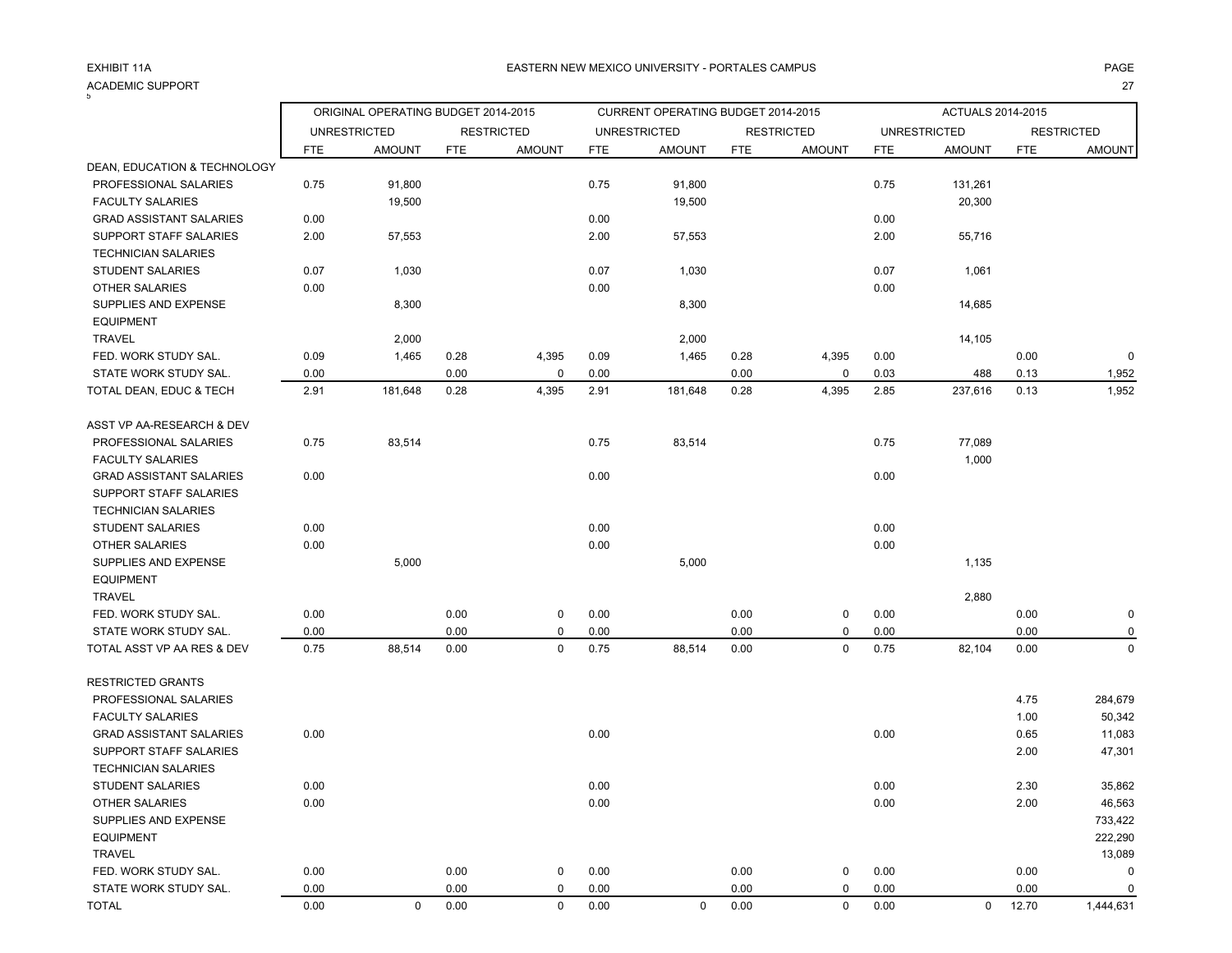EXHIBIT 11A

ACADEMIC SUPPORT

EASTERN NEW MEXICO UNIVERSITY - PORTALES CAMPUS

| | ORIGINAL OPERATING BUDGET 2014-2015 | | | | CURRENT OPERATING BUDGET 2014-2015 | | | | ACTUALS 2014-2015 | | | |
|---|---|---|---|---|---|---|---|---|---|---|---|---|
| | UNRESTRICTED | | RESTRICTED | | UNRESTRICTED | | RESTRICTED | | UNRESTRICTED | | RESTRICTED | |
| | FTE | AMOUNT | FTE | AMOUNT | FTE | AMOUNT | FTE | AMOUNT | FTE | AMOUNT | FTE | AMOUNT |
| DEAN, EDUCATION & TECHNOLOGY | | | | | | | | | | | | |
| PROFESSIONAL SALARIES | 0.75 | 91,800 | | | 0.75 | 91,800 | | | 0.75 | 131,261 | | |
| FACULTY SALARIES | | 19,500 | | | | 19,500 | | | | 20,300 | | |
| GRAD ASSISTANT SALARIES | 0.00 | | | | 0.00 | | | | 0.00 | | | |
| SUPPORT STAFF SALARIES | 2.00 | 57,553 | | | 2.00 | 57,553 | | | 2.00 | 55,716 | | |
| TECHNICIAN SALARIES | | | | | | | | | | | | |
| STUDENT SALARIES | 0.07 | 1,030 | | | 0.07 | 1,030 | | | 0.07 | 1,061 | | |
| OTHER SALARIES | 0.00 | | | | 0.00 | | | | 0.00 | | | |
| SUPPLIES AND EXPENSE | | 8,300 | | | | 8,300 | | | | 14,685 | | |
| EQUIPMENT | | | | | | | | | | | | |
| TRAVEL | | 2,000 | | | | 2,000 | | | | 14,105 | | |
| FED. WORK STUDY SAL. | 0.09 | 1,465 | 0.28 | 4,395 | 0.09 | 1,465 | 0.28 | 4,395 | 0.00 | | 0.00 | 0 |
| STATE WORK STUDY SAL. | 0.00 | | 0.00 | 0 | 0.00 | | 0.00 | 0 | 0.03 | 488 | 0.13 | 1,952 |
| TOTAL DEAN, EDUC & TECH | 2.91 | 181,648 | 0.28 | 4,395 | 2.91 | 181,648 | 0.28 | 4,395 | 2.85 | 237,616 | 0.13 | 1,952 |
| | | | | | | | | | | | | |
| ASST VP AA-RESEARCH & DEV | | | | | | | | | | | | |
| PROFESSIONAL SALARIES | 0.75 | 83,514 | | | 0.75 | 83,514 | | | 0.75 | 77,089 | | |
| FACULTY SALARIES | | | | | | | | | | 1,000 | | |
| GRAD ASSISTANT SALARIES | 0.00 | | | | 0.00 | | | | 0.00 | | | |
| SUPPORT STAFF SALARIES | | | | | | | | | | | | |
| TECHNICIAN SALARIES | | | | | | | | | | | | |
| STUDENT SALARIES | 0.00 | | | | 0.00 | | | | 0.00 | | | |
| OTHER SALARIES | 0.00 | | | | 0.00 | | | | 0.00 | | | |
| SUPPLIES AND EXPENSE | | 5,000 | | | | 5,000 | | | | 1,135 | | |
| EQUIPMENT | | | | | | | | | | | | |
| TRAVEL | | | | | | | | | | 2,880 | | |
| FED. WORK STUDY SAL. | 0.00 | | 0.00 | 0 | 0.00 | | 0.00 | 0 | 0.00 | | 0.00 | 0 |
| STATE WORK STUDY SAL. | 0.00 | | 0.00 | 0 | 0.00 | | 0.00 | 0 | 0.00 | | 0.00 | 0 |
| TOTAL ASST VP AA RES & DEV | 0.75 | 88,514 | 0.00 | 0 | 0.75 | 88,514 | 0.00 | 0 | 0.75 | 82,104 | 0.00 | 0 |
| | | | | | | | | | | | | |
| RESTRICTED GRANTS | | | | | | | | | | | | |
| PROFESSIONAL SALARIES | | | | | | | | | | | 4.75 | 284,679 |
| FACULTY SALARIES | | | | | | | | | | | 1.00 | 50,342 |
| GRAD ASSISTANT SALARIES | 0.00 | | | | 0.00 | | | | 0.00 | | 0.65 | 11,083 |
| SUPPORT STAFF SALARIES | | | | | | | | | | | 2.00 | 47,301 |
| TECHNICIAN SALARIES | | | | | | | | | | | | |
| STUDENT SALARIES | 0.00 | | | | 0.00 | | | | 0.00 | | 2.30 | 35,862 |
| OTHER SALARIES | 0.00 | | | | 0.00 | | | | 0.00 | | 2.00 | 46,563 |
| SUPPLIES AND EXPENSE | | | | | | | | | | | | 733,422 |
| EQUIPMENT | | | | | | | | | | | | 222,290 |
| TRAVEL | | | | | | | | | | | | 13,089 |
| FED. WORK STUDY SAL. | 0.00 | | 0.00 | 0 | 0.00 | | 0.00 | 0 | 0.00 | | 0.00 | 0 |
| STATE WORK STUDY SAL. | 0.00 | | 0.00 | 0 | 0.00 | | 0.00 | 0 | 0.00 | | 0.00 | 0 |
| TOTAL | 0.00 | 0 | 0.00 | 0 | 0.00 | 0 | 0.00 | 0 | 0.00 | 0 | 12.70 | 1,444,631 |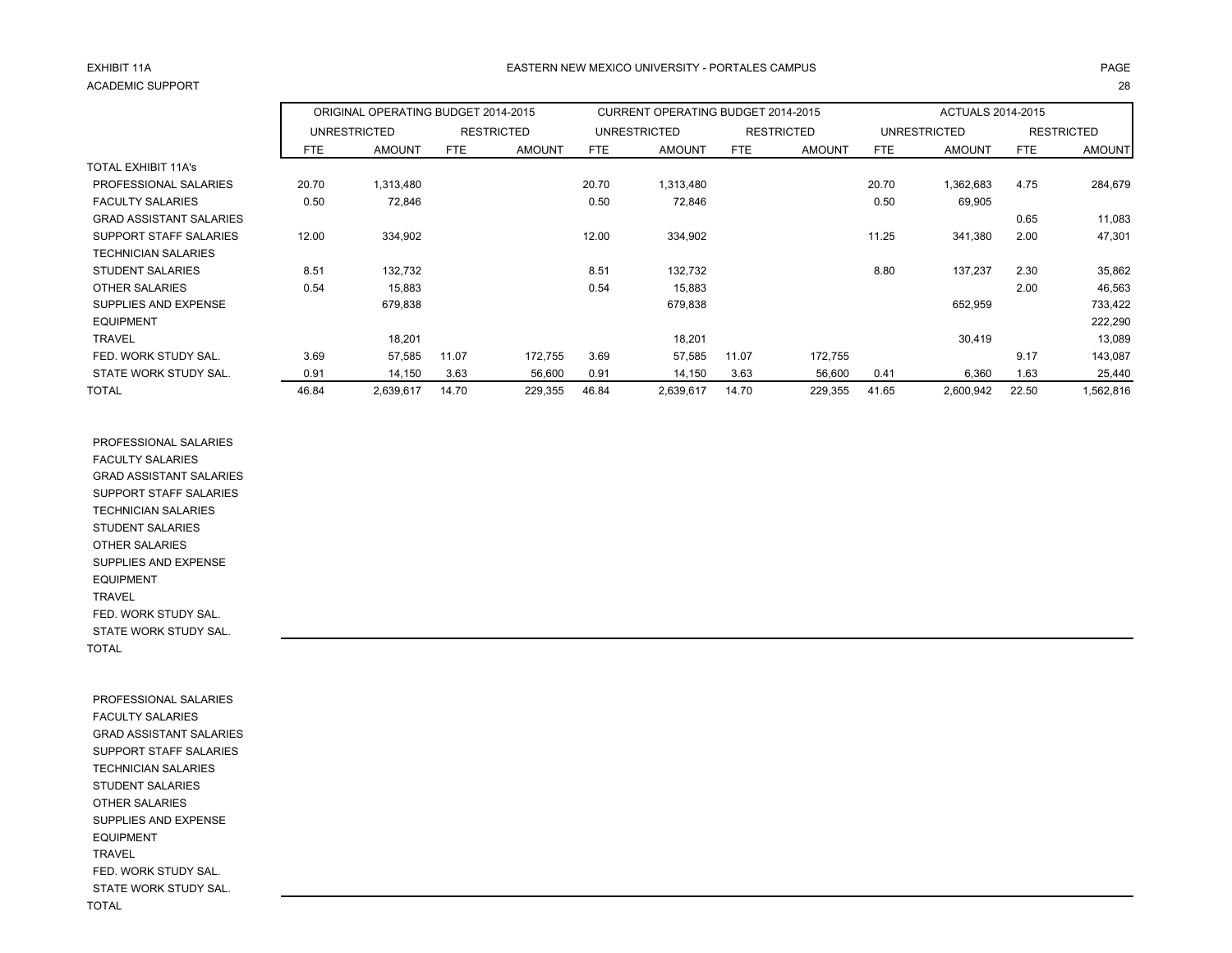EXHIBIT 11A

ACADEMIC SUPPORT

EASTERN NEW MEXICO UNIVERSITY - PORTALES CAMPUS

| | ORIGINAL OPERATING BUDGET 2014-2015 | | | | CURRENT OPERATING BUDGET 2014-2015 | | | | ACTUALS 2014-2015 | | | |
|---|---|---|---|---|---|---|---|---|---|---|---|---|
| | UNRESTRICTED | | RESTRICTED | | UNRESTRICTED | | RESTRICTED | | UNRESTRICTED | | RESTRICTED | |
| | FTE | AMOUNT | FTE | AMOUNT | FTE | AMOUNT | FTE | AMOUNT | FTE | AMOUNT | FTE | AMOUNT |
| TOTAL EXHIBIT 11A's | | | | | | | | | | | | |
| PROFESSIONAL SALARIES | 20.70 | 1,313,480 | | | 20.70 | 1,313,480 | | | 20.70 | 1,362,683 | 4.75 | 284,679 |
| FACULTY SALARIES | 0.50 | 72,846 | | | 0.50 | 72,846 | | | 0.50 | 69,905 | | |
| GRAD ASSISTANT SALARIES | | | | | | | | | | | 0.65 | 11,083 |
| SUPPORT STAFF SALARIES | 12.00 | 334,902 | | | 12.00 | 334,902 | | | 11.25 | 341,380 | 2.00 | 47,301 |
| TECHNICIAN SALARIES | | | | | | | | | | | | |
| STUDENT SALARIES | 8.51 | 132,732 | | | 8.51 | 132,732 | | | 8.80 | 137,237 | 2.30 | 35,862 |
| OTHER SALARIES | 0.54 | 15,883 | | | 0.54 | 15,883 | | | | | 2.00 | 46,563 |
| SUPPLIES AND EXPENSE | | 679,838 | | | | 679,838 | | | | 652,959 | | 733,422 |
| EQUIPMENT | | | | | | | | | | | | 222,290 |
| TRAVEL | | 18,201 | | | | 18,201 | | | | 30,419 | | 13,089 |
| FED. WORK STUDY SAL. | 3.69 | 57,585 | 11.07 | 172,755 | 3.69 | 57,585 | 11.07 | 172,755 | | | 9.17 | 143,087 |
| STATE WORK STUDY SAL. | 0.91 | 14,150 | 3.63 | 56,600 | 0.91 | 14,150 | 3.63 | 56,600 | 0.41 | 6,360 | 1.63 | 25,440 |
| TOTAL | 46.84 | 2,639,617 | 14.70 | 229,355 | 46.84 | 2,639,617 | 14.70 | 229,355 | 41.65 | 2,600,942 | 22.50 | 1,562,816 |

| | | | | | | | | | | | | |
|---|---|---|---|---|---|---|---|---|---|---|---|---|
| PROFESSIONAL SALARIES | | | | | | | | | | | | |
| FACULTY SALARIES | | | | | | | | | | | | |
| GRAD ASSISTANT SALARIES | | | | | | | | | | | | |
| SUPPORT STAFF SALARIES | | | | | | | | | | | | |
| TECHNICIAN SALARIES | | | | | | | | | | | | |
| STUDENT SALARIES | | | | | | | | | | | | |
| OTHER SALARIES | | | | | | | | | | | | |
| SUPPLIES AND EXPENSE | | | | | | | | | | | | |
| EQUIPMENT | | | | | | | | | | | | |
| TRAVEL | | | | | | | | | | | | |
| FED. WORK STUDY SAL. | | | | | | | | | | | | |
| STATE WORK STUDY SAL. | | | | | | | | | | | | |
| TOTAL | | | | | | | | | | | | |

| | | | | | | | | | | | | |
|---|---|---|---|---|---|---|---|---|---|---|---|---|
| PROFESSIONAL SALARIES | | | | | | | | | | | | |
| FACULTY SALARIES | | | | | | | | | | | | |
| GRAD ASSISTANT SALARIES | | | | | | | | | | | | |
| SUPPORT STAFF SALARIES | | | | | | | | | | | | |
| TECHNICIAN SALARIES | | | | | | | | | | | | |
| STUDENT SALARIES | | | | | | | | | | | | |
| OTHER SALARIES | | | | | | | | | | | | |
| SUPPLIES AND EXPENSE | | | | | | | | | | | | |
| EQUIPMENT | | | | | | | | | | | | |
| TRAVEL | | | | | | | | | | | | |
| FED. WORK STUDY SAL. | | | | | | | | | | | | |
| STATE WORK STUDY SAL. | | | | | | | | | | | | |
| TOTAL | | | | | | | | | | | | |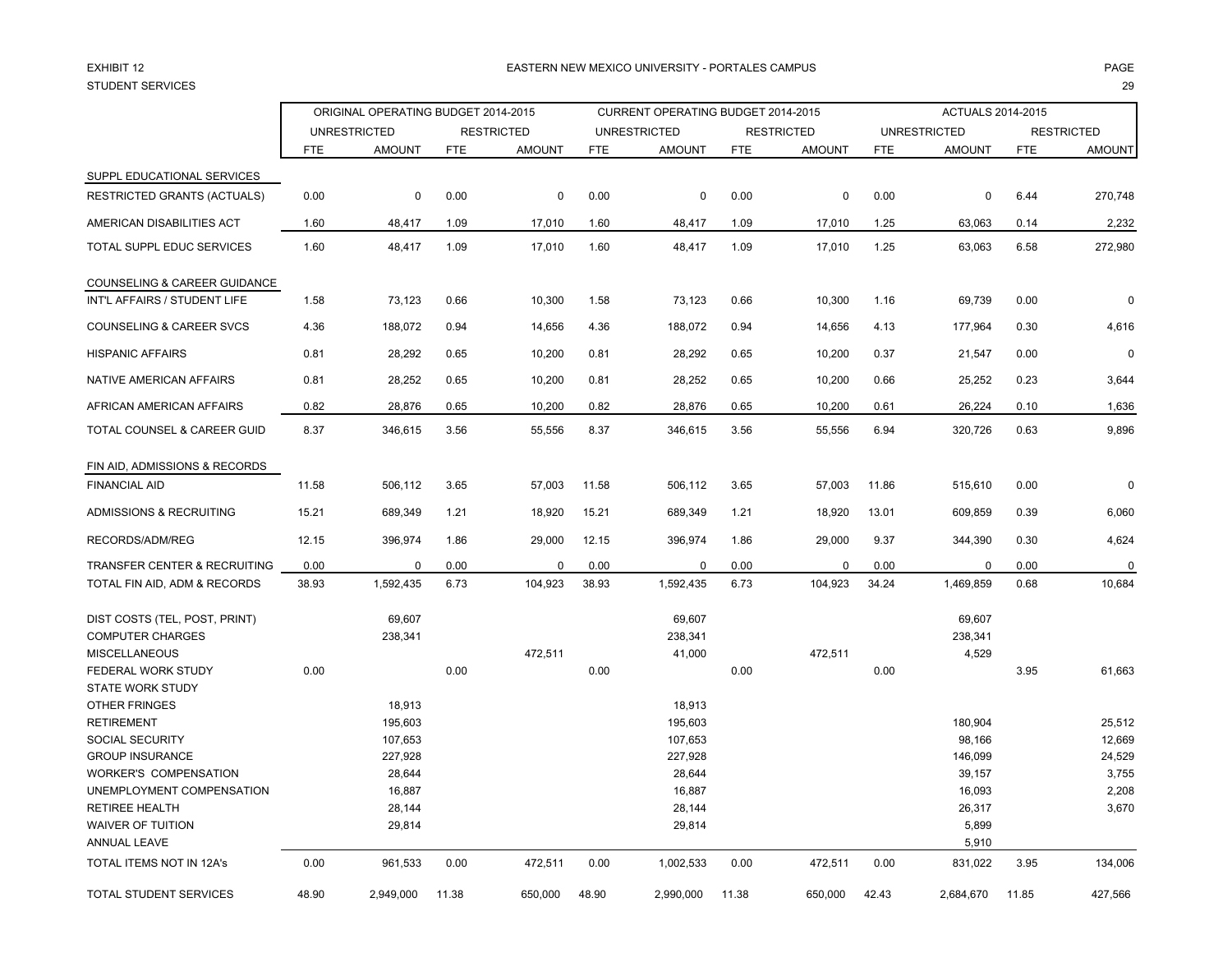EXHIBIT 12

STUDENT SERVICES

EASTERN NEW MEXICO UNIVERSITY - PORTALES CAMPUS

| | ORIGINAL OPERATING BUDGET 2014-2015 | | | | CURRENT OPERATING BUDGET 2014-2015 | | | | ACTUALS 2014-2015 | | | |
|---|---|---|---|---|---|---|---|---|---|---|---|---|
| | UNRESTRICTED | | RESTRICTED | | UNRESTRICTED | | RESTRICTED | | UNRESTRICTED | | RESTRICTED | |
| | FTE | AMOUNT | FTE | AMOUNT | FTE | AMOUNT | FTE | AMOUNT | FTE | AMOUNT | FTE | AMOUNT |
| SUPPL EDUCATIONAL SERVICES | | | | | | | | | | | | |
| RESTRICTED GRANTS (ACTUALS) | 0.00 | 0 | 0.00 | 0 | 0.00 | 0 | 0.00 | 0 | 0.00 | 0 | 6.44 | 270,748 |
| AMERICAN DISABILITIES ACT | 1.60 | 48,417 | 1.09 | 17,010 | 1.60 | 48,417 | 1.09 | 17,010 | 1.25 | 63,063 | 0.14 | 2,232 |
| TOTAL SUPPL EDUC SERVICES | 1.60 | 48,417 | 1.09 | 17,010 | 1.60 | 48,417 | 1.09 | 17,010 | 1.25 | 63,063 | 6.58 | 272,980 |
| COUNSELING & CAREER GUIDANCE | | | | | | | | | | | | |
| INT'L AFFAIRS / STUDENT LIFE | 1.58 | 73,123 | 0.66 | 10,300 | 1.58 | 73,123 | 0.66 | 10,300 | 1.16 | 69,739 | 0.00 | 0 |
| COUNSELING & CAREER SVCS | 4.36 | 188,072 | 0.94 | 14,656 | 4.36 | 188,072 | 0.94 | 14,656 | 4.13 | 177,964 | 0.30 | 4,616 |
| HISPANIC AFFAIRS | 0.81 | 28,292 | 0.65 | 10,200 | 0.81 | 28,292 | 0.65 | 10,200 | 0.37 | 21,547 | 0.00 | 0 |
| NATIVE AMERICAN AFFAIRS | 0.81 | 28,252 | 0.65 | 10,200 | 0.81 | 28,252 | 0.65 | 10,200 | 0.66 | 25,252 | 0.23 | 3,644 |
| AFRICAN AMERICAN AFFAIRS | 0.82 | 28,876 | 0.65 | 10,200 | 0.82 | 28,876 | 0.65 | 10,200 | 0.61 | 26,224 | 0.10 | 1,636 |
| TOTAL COUNSEL & CAREER GUID | 8.37 | 346,615 | 3.56 | 55,556 | 8.37 | 346,615 | 3.56 | 55,556 | 6.94 | 320,726 | 0.63 | 9,896 |
| FIN AID, ADMISSIONS & RECORDS | | | | | | | | | | | | |
| FINANCIAL AID | 11.58 | 506,112 | 3.65 | 57,003 | 11.58 | 506,112 | 3.65 | 57,003 | 11.86 | 515,610 | 0.00 | 0 |
| ADMISSIONS & RECRUITING | 15.21 | 689,349 | 1.21 | 18,920 | 15.21 | 689,349 | 1.21 | 18,920 | 13.01 | 609,859 | 0.39 | 6,060 |
| RECORDS/ADM/REG | 12.15 | 396,974 | 1.86 | 29,000 | 12.15 | 396,974 | 1.86 | 29,000 | 9.37 | 344,390 | 0.30 | 4,624 |
| TRANSFER CENTER & RECRUITING | 0.00 | 0 | 0.00 | 0 | 0.00 | 0 | 0.00 | 0 | 0.00 | 0 | 0.00 | 0 |
| TOTAL FIN AID, ADM & RECORDS | 38.93 | 1,592,435 | 6.73 | 104,923 | 38.93 | 1,592,435 | 6.73 | 104,923 | 34.24 | 1,469,859 | 0.68 | 10,684 |
| DIST COSTS (TEL, POST, PRINT) | | 69,607 | | | | 69,607 | | | | 69,607 | | |
| COMPUTER CHARGES | | 238,341 | | | | 238,341 | | | | 238,341 | | |
| MISCELLANEOUS | | | | 472,511 | | 41,000 | | 472,511 | | 4,529 | | |
| FEDERAL WORK STUDY | 0.00 | | 0.00 | | 0.00 | | 0.00 | | 0.00 | | 3.95 | 61,663 |
| STATE WORK STUDY | | | | | | | | | | | | |
| OTHER FRINGES | | 18,913 | | | | 18,913 | | | | | | |
| RETIREMENT | | 195,603 | | | | 195,603 | | | | 180,904 | | 25,512 |
| SOCIAL SECURITY | | 107,653 | | | | 107,653 | | | | 98,166 | | 12,669 |
| GROUP INSURANCE | | 227,928 | | | | 227,928 | | | | 146,099 | | 24,529 |
| WORKER'S COMPENSATION | | 28,644 | | | | 28,644 | | | | 39,157 | | 3,755 |
| UNEMPLOYMENT COMPENSATION | | 16,887 | | | | 16,887 | | | | 16,093 | | 2,208 |
| RETIREE HEALTH | | 28,144 | | | | 28,144 | | | | 26,317 | | 3,670 |
| WAIVER OF TUITION | | 29,814 | | | | 29,814 | | | | 5,899 | | |
| ANNUAL LEAVE | | | | | | | | | | 5,910 | | |
| TOTAL ITEMS NOT IN 12A's | 0.00 | 961,533 | 0.00 | 472,511 | 0.00 | 1,002,533 | 0.00 | 472,511 | 0.00 | 831,022 | 3.95 | 134,006 |
| TOTAL STUDENT SERVICES | 48.90 | 2,949,000 | 11.38 | 650,000 | 48.90 | 2,990,000 | 11.38 | 650,000 | 42.43 | 2,684,670 | 11.85 | 427,566 |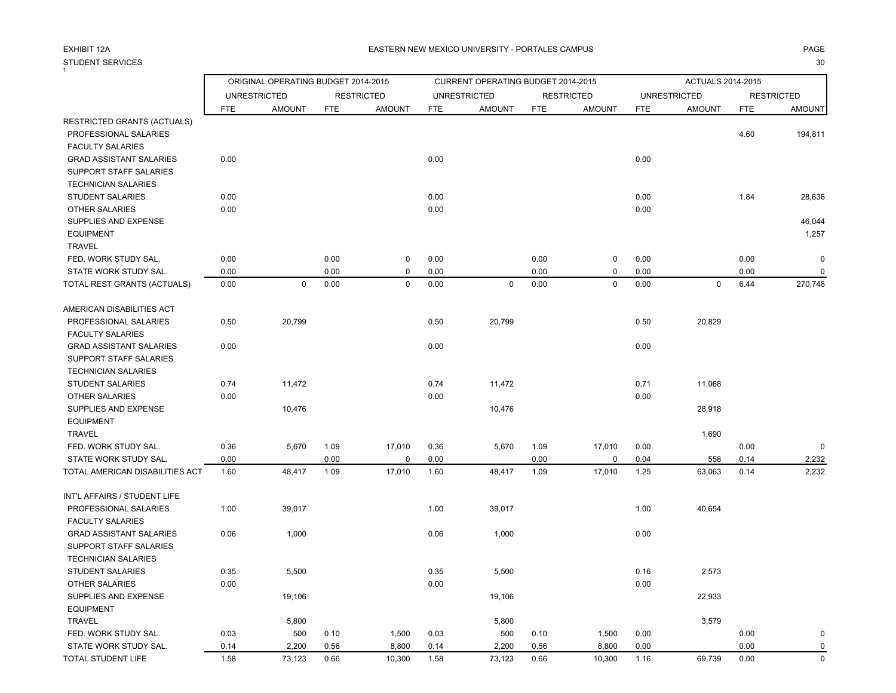EXHIBIT 12A

EASTERN NEW MEXICO UNIVERSITY - PORTALES CAMPUS

STUDENT SERVICES

| | ORIGINAL OPERATING BUDGET 2014-2015 | | | | CURRENT OPERATING BUDGET 2014-2015 | | | | ACTUALS 2014-2015 | | | |
|---|---|---|---|---|---|---|---|---|---|---|---|---|
| | UNRESTRICTED | | RESTRICTED | | UNRESTRICTED | | RESTRICTED | | UNRESTRICTED | | RESTRICTED | |
| | FTE | AMOUNT | FTE | AMOUNT | FTE | AMOUNT | FTE | AMOUNT | FTE | AMOUNT | FTE | AMOUNT |
| RESTRICTED GRANTS (ACTUALS) | | | | | | | | | | | | |
| PROFESSIONAL SALARIES | | | | | | | | | | | 4.60 | 194,811 |
| FACULTY SALARIES | | | | | | | | | | | | |
| GRAD ASSISTANT SALARIES | 0.00 | | | | 0.00 | | | | 0.00 | | | |
| SUPPORT STAFF SALARIES | | | | | | | | | | | | |
| TECHNICIAN SALARIES | | | | | | | | | | | | |
| STUDENT SALARIES | 0.00 | | | | 0.00 | | | | 0.00 | | 1.84 | 28,636 |
| OTHER SALARIES | 0.00 | | | | 0.00 | | | | 0.00 | | | |
| SUPPLIES AND EXPENSE | | | | | | | | | | | | 46,044 |
| EQUIPMENT | | | | | | | | | | | | 1,257 |
| TRAVEL | | | | | | | | | | | | |
| FED. WORK STUDY SAL. | 0.00 | | 0.00 | 0 | 0.00 | | 0.00 | 0 | 0.00 | | 0.00 | 0 |
| STATE WORK STUDY SAL. | 0.00 | | 0.00 | 0 | 0.00 | | 0.00 | 0 | 0.00 | | 0.00 | 0 |
| TOTAL REST GRANTS (ACTUALS) | 0.00 | 0 | 0.00 | 0 | 0.00 | 0 | 0.00 | 0 | 0.00 | 0 | 6.44 | 270,748 |
| | | | | | | | | | | | | |
| AMERICAN DISABILITIES ACT | | | | | | | | | | | | |
| PROFESSIONAL SALARIES | 0.50 | 20,799 | | | 0.50 | 20,799 | | | 0.50 | 20,829 | | |
| FACULTY SALARIES | | | | | | | | | | | | |
| GRAD ASSISTANT SALARIES | 0.00 | | | | 0.00 | | | | 0.00 | | | |
| SUPPORT STAFF SALARIES | | | | | | | | | | | | |
| TECHNICIAN SALARIES | | | | | | | | | | | | |
| STUDENT SALARIES | 0.74 | 11,472 | | | 0.74 | 11,472 | | | 0.71 | 11,068 | | |
| OTHER SALARIES | 0.00 | | | | 0.00 | | | | 0.00 | | | |
| SUPPLIES AND EXPENSE | | 10,476 | | | | 10,476 | | | | 28,918 | | |
| EQUIPMENT | | | | | | | | | | | | |
| TRAVEL | | | | | | | | | | 1,690 | | |
| FED. WORK STUDY SAL. | 0.36 | 5,670 | 1.09 | 17,010 | 0.36 | 5,670 | 1.09 | 17,010 | 0.00 | | 0.00 | 0 |
| STATE WORK STUDY SAL. | 0.00 | | 0.00 | 0 | 0.00 | | 0.00 | 0 | 0.04 | 558 | 0.14 | 2,232 |
| TOTAL AMERICAN DISABILITIES ACT | 1.60 | 48,417 | 1.09 | 17,010 | 1.60 | 48,417 | 1.09 | 17,010 | 1.25 | 63,063 | 0.14 | 2,232 |
| | | | | | | | | | | | | |
| INT'L AFFAIRS / STUDENT LIFE | | | | | | | | | | | | |
| PROFESSIONAL SALARIES | 1.00 | 39,017 | | | 1.00 | 39,017 | | | 1.00 | 40,654 | | |
| FACULTY SALARIES | | | | | | | | | | | | |
| GRAD ASSISTANT SALARIES | 0.06 | 1,000 | | | 0.06 | 1,000 | | | 0.00 | | | |
| SUPPORT STAFF SALARIES | | | | | | | | | | | | |
| TECHNICIAN SALARIES | | | | | | | | | | | | |
| STUDENT SALARIES | 0.35 | 5,500 | | | 0.35 | 5,500 | | | 0.16 | 2,573 | | |
| OTHER SALARIES | 0.00 | | | | 0.00 | | | | 0.00 | | | |
| SUPPLIES AND EXPENSE | | 19,106 | | | | 19,106 | | | | 22,933 | | |
| EQUIPMENT | | | | | | | | | | | | |
| TRAVEL | | 5,800 | | | | 5,800 | | | | 3,579 | | |
| FED. WORK STUDY SAL. | 0.03 | 500 | 0.10 | 1,500 | 0.03 | 500 | 0.10 | 1,500 | 0.00 | | 0.00 | 0 |
| STATE WORK STUDY SAL. | 0.14 | 2,200 | 0.56 | 8,800 | 0.14 | 2,200 | 0.56 | 8,800 | 0.00 | | 0.00 | 0 |
| TOTAL STUDENT LIFE | 1.58 | 73,123 | 0.66 | 10,300 | 1.58 | 73,123 | 0.66 | 10,300 | 1.16 | 69,739 | 0.00 | 0 |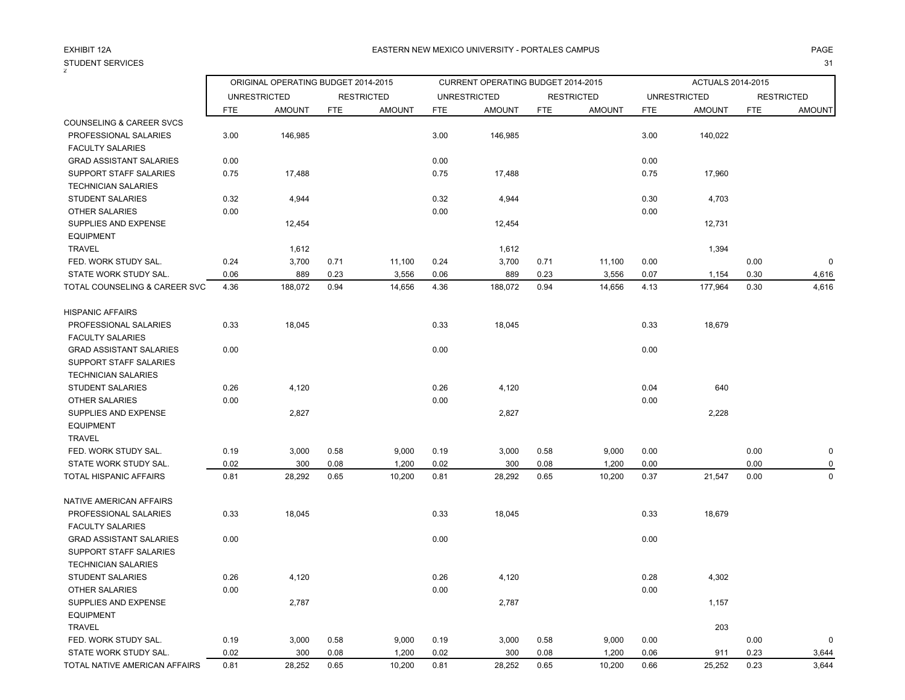EXHIBIT 12A

EASTERN NEW MEXICO UNIVERSITY - PORTALES CAMPUS

STUDENT SERVICES

| | ORIGINAL OPERATING BUDGET 2014-2015 | | | | CURRENT OPERATING BUDGET 2014-2015 | | | | ACTUALS 2014-2015 | | | |
|---|---|---|---|---|---|---|---|---|---|---|---|---|
| | UNRESTRICTED | | RESTRICTED | | UNRESTRICTED | | RESTRICTED | | UNRESTRICTED | | RESTRICTED | |
| | FTE | AMOUNT | FTE | AMOUNT | FTE | AMOUNT | FTE | AMOUNT | FTE | AMOUNT | FTE | AMOUNT |
| COUNSELING & CAREER SVCS | | | | | | | | | | | | |
| PROFESSIONAL SALARIES | 3.00 | 146,985 | | | 3.00 | 146,985 | | | 3.00 | 140,022 | | |
| FACULTY SALARIES | | | | | | | | | | | | |
| GRAD ASSISTANT SALARIES | 0.00 | | | | 0.00 | | | | 0.00 | | | |
| SUPPORT STAFF SALARIES | 0.75 | 17,488 | | | 0.75 | 17,488 | | | 0.75 | 17,960 | | |
| TECHNICIAN SALARIES | | | | | | | | | | | | |
| STUDENT SALARIES | 0.32 | 4,944 | | | 0.32 | 4,944 | | | 0.30 | 4,703 | | |
| OTHER SALARIES | 0.00 | | | | 0.00 | | | | 0.00 | | | |
| SUPPLIES AND EXPENSE | | 12,454 | | | | 12,454 | | | | 12,731 | | |
| EQUIPMENT | | | | | | | | | | | | |
| TRAVEL | | 1,612 | | | | 1,612 | | | | 1,394 | | |
| FED. WORK STUDY SAL. | 0.24 | 3,700 | 0.71 | 11,100 | 0.24 | 3,700 | 0.71 | 11,100 | 0.00 | | 0.00 | 0 |
| STATE WORK STUDY SAL. | 0.06 | 889 | 0.23 | 3,556 | 0.06 | 889 | 0.23 | 3,556 | 0.07 | 1,154 | 0.30 | 4,616 |
| TOTAL COUNSELING & CAREER SVC | 4.36 | 188,072 | 0.94 | 14,656 | 4.36 | 188,072 | 0.94 | 14,656 | 4.13 | 177,964 | 0.30 | 4,616 |
| | | | | | | | | | | | | |
| HISPANIC AFFAIRS | | | | | | | | | | | | |
| PROFESSIONAL SALARIES | 0.33 | 18,045 | | | 0.33 | 18,045 | | | 0.33 | 18,679 | | |
| FACULTY SALARIES | | | | | | | | | | | | |
| GRAD ASSISTANT SALARIES | 0.00 | | | | 0.00 | | | | 0.00 | | | |
| SUPPORT STAFF SALARIES | | | | | | | | | | | | |
| TECHNICIAN SALARIES | | | | | | | | | | | | |
| STUDENT SALARIES | 0.26 | 4,120 | | | 0.26 | 4,120 | | | 0.04 | 640 | | |
| OTHER SALARIES | 0.00 | | | | 0.00 | | | | 0.00 | | | |
| SUPPLIES AND EXPENSE | | 2,827 | | | | 2,827 | | | | 2,228 | | |
| EQUIPMENT | | | | | | | | | | | | |
| TRAVEL | | | | | | | | | | | | |
| FED. WORK STUDY SAL. | 0.19 | 3,000 | 0.58 | 9,000 | 0.19 | 3,000 | 0.58 | 9,000 | 0.00 | | 0.00 | 0 |
| STATE WORK STUDY SAL. | 0.02 | 300 | 0.08 | 1,200 | 0.02 | 300 | 0.08 | 1,200 | 0.00 | | 0.00 | 0 |
| TOTAL HISPANIC AFFAIRS | 0.81 | 28,292 | 0.65 | 10,200 | 0.81 | 28,292 | 0.65 | 10,200 | 0.37 | 21,547 | 0.00 | 0 |
| | | | | | | | | | | | | |
| NATIVE AMERICAN AFFAIRS | | | | | | | | | | | | |
| PROFESSIONAL SALARIES | 0.33 | 18,045 | | | 0.33 | 18,045 | | | 0.33 | 18,679 | | |
| FACULTY SALARIES | | | | | | | | | | | | |
| GRAD ASSISTANT SALARIES | 0.00 | | | | 0.00 | | | | 0.00 | | | |
| SUPPORT STAFF SALARIES | | | | | | | | | | | | |
| TECHNICIAN SALARIES | | | | | | | | | | | | |
| STUDENT SALARIES | 0.26 | 4,120 | | | 0.26 | 4,120 | | | 0.28 | 4,302 | | |
| OTHER SALARIES | 0.00 | | | | 0.00 | | | | 0.00 | | | |
| SUPPLIES AND EXPENSE | | 2,787 | | | | 2,787 | | | | 1,157 | | |
| EQUIPMENT | | | | | | | | | | | | |
| TRAVEL | | | | | | | | | | 203 | | |
| FED. WORK STUDY SAL. | 0.19 | 3,000 | 0.58 | 9,000 | 0.19 | 3,000 | 0.58 | 9,000 | 0.00 | | 0.00 | 0 |
| STATE WORK STUDY SAL. | 0.02 | 300 | 0.08 | 1,200 | 0.02 | 300 | 0.08 | 1,200 | 0.06 | 911 | 0.23 | 3,644 |
| TOTAL NATIVE AMERICAN AFFAIRS | 0.81 | 28,252 | 0.65 | 10,200 | 0.81 | 28,252 | 0.65 | 10,200 | 0.66 | 25,252 | 0.23 | 3,644 |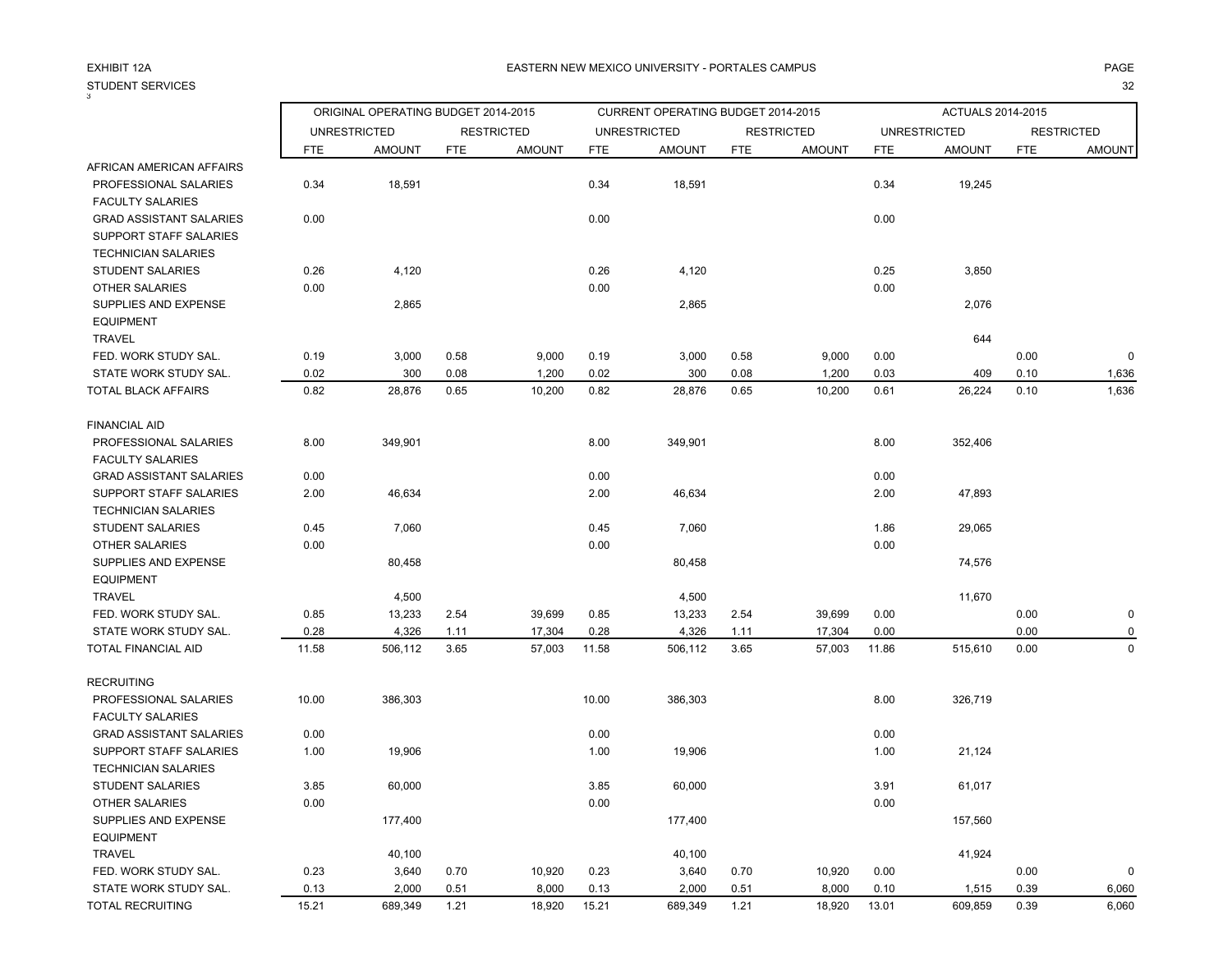EXHIBIT 12A

EASTERN NEW MEXICO UNIVERSITY - PORTALES CAMPUS

STUDENT SERVICES

| | ORIGINAL OPERATING BUDGET 2014-2015 | | | | CURRENT OPERATING BUDGET 2014-2015 | | | | ACTUALS 2014-2015 | | | |
|---|---|---|---|---|---|---|---|---|---|---|---|---|
| | UNRESTRICTED | | RESTRICTED | | UNRESTRICTED | | RESTRICTED | | UNRESTRICTED | | RESTRICTED | |
| | FTE | AMOUNT | FTE | AMOUNT | FTE | AMOUNT | FTE | AMOUNT | FTE | AMOUNT | FTE | AMOUNT |
| AFRICAN AMERICAN AFFAIRS | | | | | | | | | | | | |
| PROFESSIONAL SALARIES | 0.34 | 18,591 | | | 0.34 | 18,591 | | | 0.34 | 19,245 | | |
| FACULTY SALARIES | | | | | | | | | | | | |
| GRAD ASSISTANT SALARIES | 0.00 | | | | 0.00 | | | | 0.00 | | | |
| SUPPORT STAFF SALARIES | | | | | | | | | | | | |
| TECHNICIAN SALARIES | | | | | | | | | | | | |
| STUDENT SALARIES | 0.26 | 4,120 | | | 0.26 | 4,120 | | | 0.25 | 3,850 | | |
| OTHER SALARIES | 0.00 | | | | 0.00 | | | | 0.00 | | | |
| SUPPLIES AND EXPENSE | | 2,865 | | | | 2,865 | | | | 2,076 | | |
| EQUIPMENT | | | | | | | | | | | | |
| TRAVEL | | | | | | | | | | 644 | | |
| FED. WORK STUDY SAL. | 0.19 | 3,000 | 0.58 | 9,000 | 0.19 | 3,000 | 0.58 | 9,000 | 0.00 | | 0.00 | 0 |
| STATE WORK STUDY SAL. | 0.02 | 300 | 0.08 | 1,200 | 0.02 | 300 | 0.08 | 1,200 | 0.03 | 409 | 0.10 | 1,636 |
| TOTAL BLACK AFFAIRS | 0.82 | 28,876 | 0.65 | 10,200 | 0.82 | 28,876 | 0.65 | 10,200 | 0.61 | 26,224 | 0.10 | 1,636 |
| | | | | | | | | | | | | |
| FINANCIAL AID | | | | | | | | | | | | |
| PROFESSIONAL SALARIES | 8.00 | 349,901 | | | 8.00 | 349,901 | | | 8.00 | 352,406 | | |
| FACULTY SALARIES | | | | | | | | | | | | |
| GRAD ASSISTANT SALARIES | 0.00 | | | | 0.00 | | | | 0.00 | | | |
| SUPPORT STAFF SALARIES | 2.00 | 46,634 | | | 2.00 | 46,634 | | | 2.00 | 47,893 | | |
| TECHNICIAN SALARIES | | | | | | | | | | | | |
| STUDENT SALARIES | 0.45 | 7,060 | | | 0.45 | 7,060 | | | 1.86 | 29,065 | | |
| OTHER SALARIES | 0.00 | | | | 0.00 | | | | 0.00 | | | |
| SUPPLIES AND EXPENSE | | 80,458 | | | | 80,458 | | | | 74,576 | | |
| EQUIPMENT | | | | | | | | | | | | |
| TRAVEL | | 4,500 | | | | 4,500 | | | | 11,670 | | |
| FED. WORK STUDY SAL. | 0.85 | 13,233 | 2.54 | 39,699 | 0.85 | 13,233 | 2.54 | 39,699 | 0.00 | | 0.00 | 0 |
| STATE WORK STUDY SAL. | 0.28 | 4,326 | 1.11 | 17,304 | 0.28 | 4,326 | 1.11 | 17,304 | 0.00 | | 0.00 | 0 |
| TOTAL FINANCIAL AID | 11.58 | 506,112 | 3.65 | 57,003 | 11.58 | 506,112 | 3.65 | 57,003 | 11.86 | 515,610 | 0.00 | 0 |
| | | | | | | | | | | | | |
| RECRUITING | | | | | | | | | | | | |
| PROFESSIONAL SALARIES | 10.00 | 386,303 | | | 10.00 | 386,303 | | | 8.00 | 326,719 | | |
| FACULTY SALARIES | | | | | | | | | | | | |
| GRAD ASSISTANT SALARIES | 0.00 | | | | 0.00 | | | | 0.00 | | | |
| SUPPORT STAFF SALARIES | 1.00 | 19,906 | | | 1.00 | 19,906 | | | 1.00 | 21,124 | | |
| TECHNICIAN SALARIES | | | | | | | | | | | | |
| STUDENT SALARIES | 3.85 | 60,000 | | | 3.85 | 60,000 | | | 3.91 | 61,017 | | |
| OTHER SALARIES | 0.00 | | | | 0.00 | | | | 0.00 | | | |
| SUPPLIES AND EXPENSE | | 177,400 | | | | 177,400 | | | | 157,560 | | |
| EQUIPMENT | | | | | | | | | | | | |
| TRAVEL | | 40,100 | | | | 40,100 | | | | 41,924 | | |
| FED. WORK STUDY SAL. | 0.23 | 3,640 | 0.70 | 10,920 | 0.23 | 3,640 | 0.70 | 10,920 | 0.00 | | 0.00 | 0 |
| STATE WORK STUDY SAL. | 0.13 | 2,000 | 0.51 | 8,000 | 0.13 | 2,000 | 0.51 | 8,000 | 0.10 | 1,515 | 0.39 | 6,060 |
| TOTAL RECRUITING | 15.21 | 689,349 | 1.21 | 18,920 | 15.21 | 689,349 | 1.21 | 18,920 | 13.01 | 609,859 | 0.39 | 6,060 |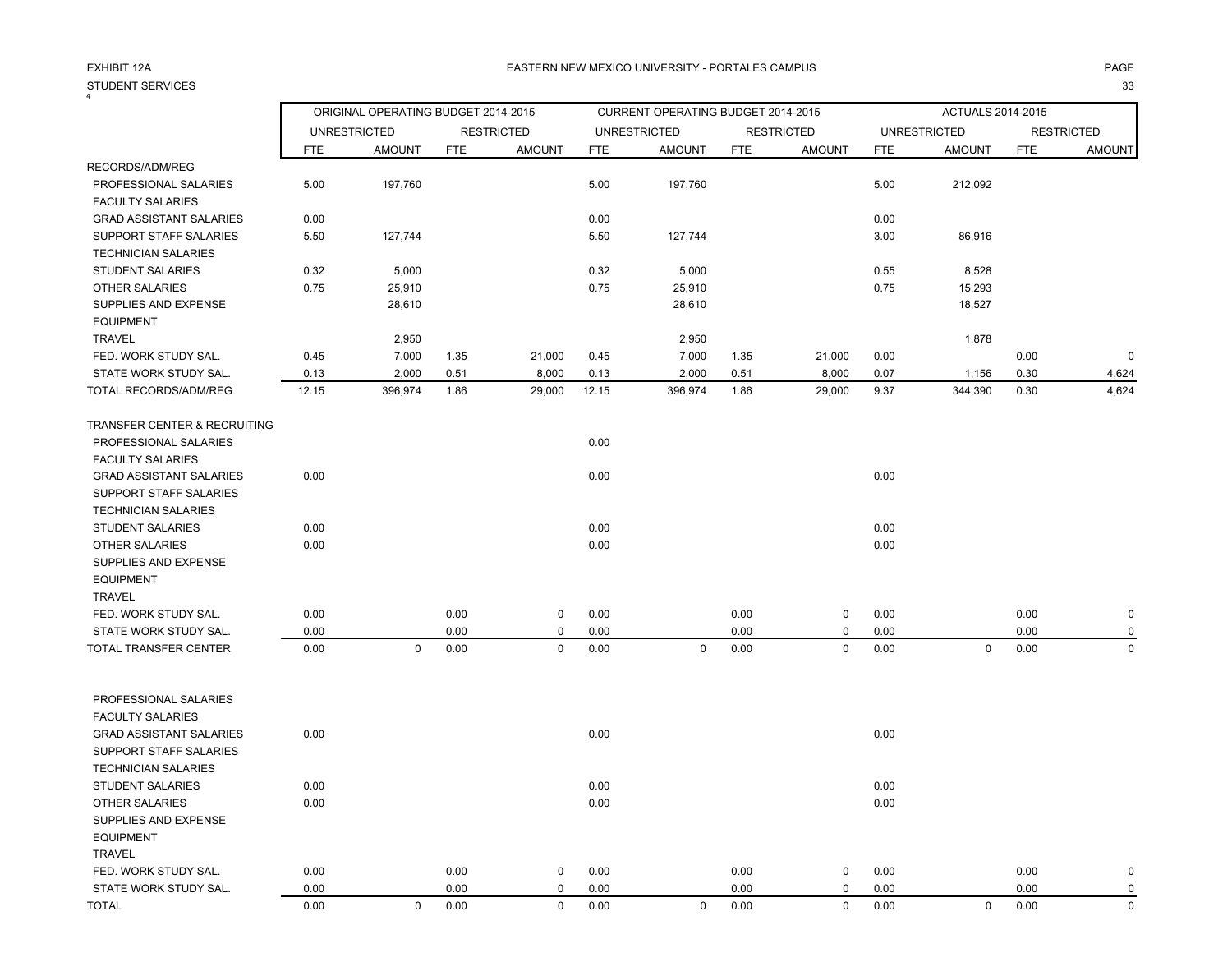EXHIBIT 12A

EASTERN NEW MEXICO UNIVERSITY - PORTALES CAMPUS

STUDENT SERVICES

|  | ORIGINAL OPERATING BUDGET 2014-2015 | | | | CURRENT OPERATING BUDGET 2014-2015 | | | | ACTUALS 2014-2015 | | | |
|---|---|---|---|---|---|---|---|---|---|---|---|---|
|  | UNRESTRICTED | | RESTRICTED | | UNRESTRICTED | | RESTRICTED | | UNRESTRICTED | | RESTRICTED | |
|  | FTE | AMOUNT | FTE | AMOUNT | FTE | AMOUNT | FTE | AMOUNT | FTE | AMOUNT | FTE | AMOUNT |
| RECORDS/ADM/REG | | | | | | | | | | | | |
| PROFESSIONAL SALARIES | 5.00 | 197,760 | | | 5.00 | 197,760 | | | 5.00 | 212,092 | | |
| FACULTY SALARIES | | | | | | | | | | | | |
| GRAD ASSISTANT SALARIES | 0.00 | | | | 0.00 | | | | 0.00 | | | |
| SUPPORT STAFF SALARIES | 5.50 | 127,744 | | | 5.50 | 127,744 | | | 3.00 | 86,916 | | |
| TECHNICIAN SALARIES | | | | | | | | | | | | |
| STUDENT SALARIES | 0.32 | 5,000 | | | 0.32 | 5,000 | | | 0.55 | 8,528 | | |
| OTHER SALARIES | 0.75 | 25,910 | | | 0.75 | 25,910 | | | 0.75 | 15,293 | | |
| SUPPLIES AND EXPENSE | | 28,610 | | | | 28,610 | | | | 18,527 | | |
| EQUIPMENT | | | | | | | | | | | | |
| TRAVEL | | 2,950 | | | | 2,950 | | | | 1,878 | | |
| FED. WORK STUDY SAL. | 0.45 | 7,000 | 1.35 | 21,000 | 0.45 | 7,000 | 1.35 | 21,000 | 0.00 | | 0.00 | 0 |
| STATE WORK STUDY SAL. | 0.13 | 2,000 | 0.51 | 8,000 | 0.13 | 2,000 | 0.51 | 8,000 | 0.07 | 1,156 | 0.30 | 4,624 |
| TOTAL RECORDS/ADM/REG | 12.15 | 396,974 | 1.86 | 29,000 | 12.15 | 396,974 | 1.86 | 29,000 | 9.37 | 344,390 | 0.30 | 4,624 |
| TRANSFER CENTER & RECRUITING | | | | | | | | | | | | |
| PROFESSIONAL SALARIES | | | | | 0.00 | | | | | | | |
| FACULTY SALARIES | | | | | | | | | | | | |
| GRAD ASSISTANT SALARIES | 0.00 | | | | 0.00 | | | | 0.00 | | | |
| SUPPORT STAFF SALARIES | | | | | | | | | | | | |
| TECHNICIAN SALARIES | | | | | | | | | | | | |
| STUDENT SALARIES | 0.00 | | | | 0.00 | | | | 0.00 | | | |
| OTHER SALARIES | 0.00 | | | | 0.00 | | | | 0.00 | | | |
| SUPPLIES AND EXPENSE | | | | | | | | | | | | |
| EQUIPMENT | | | | | | | | | | | | |
| TRAVEL | | | | | | | | | | | | |
| FED. WORK STUDY SAL. | 0.00 | | 0.00 | 0 | 0.00 | | 0.00 | 0 | 0.00 | | 0.00 | 0 |
| STATE WORK STUDY SAL. | 0.00 | | 0.00 | 0 | 0.00 | | 0.00 | 0 | 0.00 | | 0.00 | 0 |
| TOTAL TRANSFER CENTER | 0.00 | 0 | 0.00 | 0 | 0.00 | 0 | 0.00 | 0 | 0.00 | 0 | 0.00 | 0 |
| PROFESSIONAL SALARIES | | | | | | | | | | | | |
| FACULTY SALARIES | | | | | | | | | | | | |
| GRAD ASSISTANT SALARIES | 0.00 | | | | 0.00 | | | | 0.00 | | | |
| SUPPORT STAFF SALARIES | | | | | | | | | | | | |
| TECHNICIAN SALARIES | | | | | | | | | | | | |
| STUDENT SALARIES | 0.00 | | | | 0.00 | | | | 0.00 | | | |
| OTHER SALARIES | 0.00 | | | | 0.00 | | | | 0.00 | | | |
| SUPPLIES AND EXPENSE | | | | | | | | | | | | |
| EQUIPMENT | | | | | | | | | | | | |
| TRAVEL | | | | | | | | | | | | |
| FED. WORK STUDY SAL. | 0.00 | | 0.00 | 0 | 0.00 | | 0.00 | 0 | 0.00 | | 0.00 | 0 |
| STATE WORK STUDY SAL. | 0.00 | | 0.00 | 0 | 0.00 | | 0.00 | 0 | 0.00 | | 0.00 | 0 |
| TOTAL | 0.00 | 0 | 0.00 | 0 | 0.00 | 0 | 0.00 | 0 | 0.00 | 0 | 0.00 | 0 |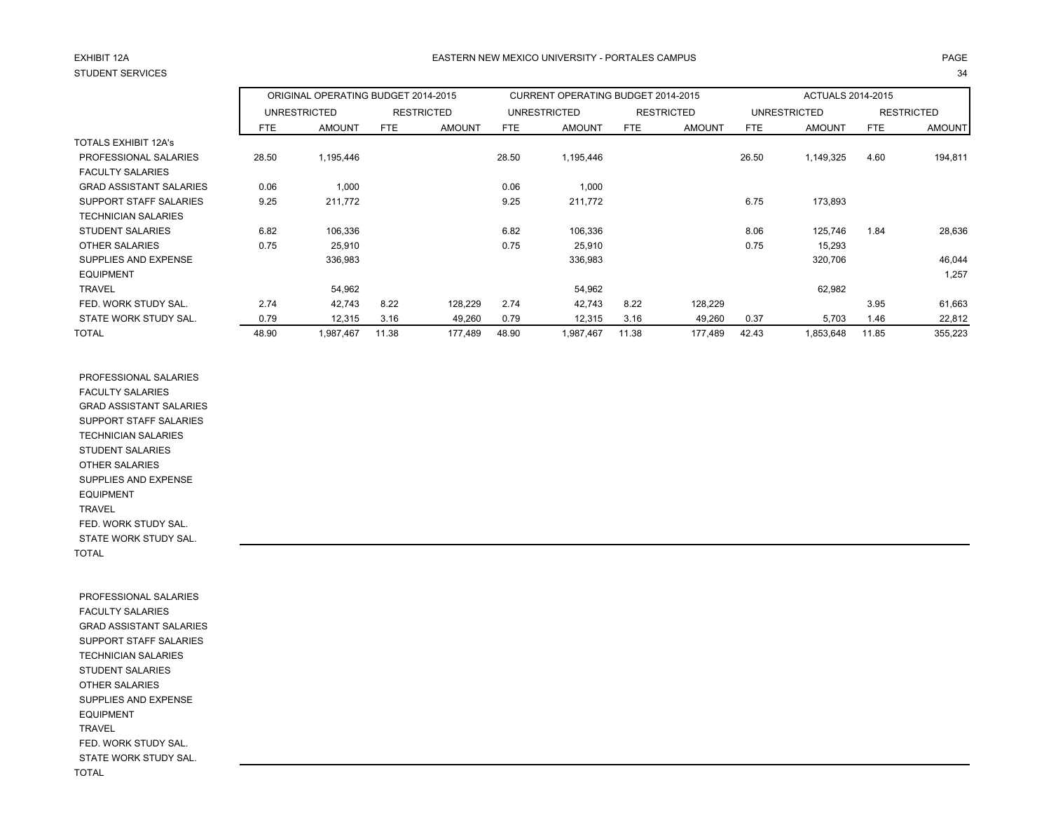EXHIBIT 12A

EASTERN NEW MEXICO UNIVERSITY - PORTALES CAMPUS

STUDENT SERVICES

| | ORIGINAL OPERATING BUDGET 2014-2015 | | | | CURRENT OPERATING BUDGET 2014-2015 | | | | ACTUALS 2014-2015 | | | |
|---|---|---|---|---|---|---|---|---|---|---|---|---|
| | UNRESTRICTED | | RESTRICTED | | UNRESTRICTED | | RESTRICTED | | UNRESTRICTED | | RESTRICTED | |
| | FTE | AMOUNT | FTE | AMOUNT | FTE | AMOUNT | FTE | AMOUNT | FTE | AMOUNT | FTE | AMOUNT |
| TOTALS EXHIBIT 12A's | | | | | | | | | | | | |
| PROFESSIONAL SALARIES | 28.50 | 1,195,446 | | | 28.50 | 1,195,446 | | | 26.50 | 1,149,325 | 4.60 | 194,811 |
| FACULTY SALARIES | | | | | | | | | | | | |
| GRAD ASSISTANT SALARIES | 0.06 | 1,000 | | | 0.06 | 1,000 | | | | | | |
| SUPPORT STAFF SALARIES | 9.25 | 211,772 | | | 9.25 | 211,772 | | | 6.75 | 173,893 | | |
| TECHNICIAN SALARIES | | | | | | | | | | | | |
| STUDENT SALARIES | 6.82 | 106,336 | | | 6.82 | 106,336 | | | 8.06 | 125,746 | 1.84 | 28,636 |
| OTHER SALARIES | 0.75 | 25,910 | | | 0.75 | 25,910 | | | 0.75 | 15,293 | | |
| SUPPLIES AND EXPENSE | | 336,983 | | | | 336,983 | | | | 320,706 | | 46,044 |
| EQUIPMENT | | | | | | | | | | | | 1,257 |
| TRAVEL | | 54,962 | | | | 54,962 | | | | 62,982 | | |
| FED. WORK STUDY SAL. | 2.74 | 42,743 | 8.22 | 128,229 | 2.74 | 42,743 | 8.22 | 128,229 | | | 3.95 | 61,663 |
| STATE WORK STUDY SAL. | 0.79 | 12,315 | 3.16 | 49,260 | 0.79 | 12,315 | 3.16 | 49,260 | 0.37 | 5,703 | 1.46 | 22,812 |
| TOTAL | 48.90 | 1,987,467 | 11.38 | 177,489 | 48.90 | 1,987,467 | 11.38 | 177,489 | 42.43 | 1,853,648 | 11.85 | 355,223 |

| | | | | | | | | | | | | |
|---|---|---|---|---|---|---|---|---|---|---|---|---|
| PROFESSIONAL SALARIES | | | | | | | | | | | | |
| FACULTY SALARIES | | | | | | | | | | | | |
| GRAD ASSISTANT SALARIES | | | | | | | | | | | | |
| SUPPORT STAFF SALARIES | | | | | | | | | | | | |
| TECHNICIAN SALARIES | | | | | | | | | | | | |
| STUDENT SALARIES | | | | | | | | | | | | |
| OTHER SALARIES | | | | | | | | | | | | |
| SUPPLIES AND EXPENSE | | | | | | | | | | | | |
| EQUIPMENT | | | | | | | | | | | | |
| TRAVEL | | | | | | | | | | | | |
| FED. WORK STUDY SAL. | | | | | | | | | | | | |
| STATE WORK STUDY SAL. | | | | | | | | | | | | |
| TOTAL | | | | | | | | | | | | |

| | | | | | | | | | | | | |
|---|---|---|---|---|---|---|---|---|---|---|---|---|
| PROFESSIONAL SALARIES | | | | | | | | | | | | |
| FACULTY SALARIES | | | | | | | | | | | | |
| GRAD ASSISTANT SALARIES | | | | | | | | | | | | |
| SUPPORT STAFF SALARIES | | | | | | | | | | | | |
| TECHNICIAN SALARIES | | | | | | | | | | | | |
| STUDENT SALARIES | | | | | | | | | | | | |
| OTHER SALARIES | | | | | | | | | | | | |
| SUPPLIES AND EXPENSE | | | | | | | | | | | | |
| EQUIPMENT | | | | | | | | | | | | |
| TRAVEL | | | | | | | | | | | | |
| FED. WORK STUDY SAL. | | | | | | | | | | | | |
| STATE WORK STUDY SAL. | | | | | | | | | | | | |
| TOTAL | | | | | | | | | | | | |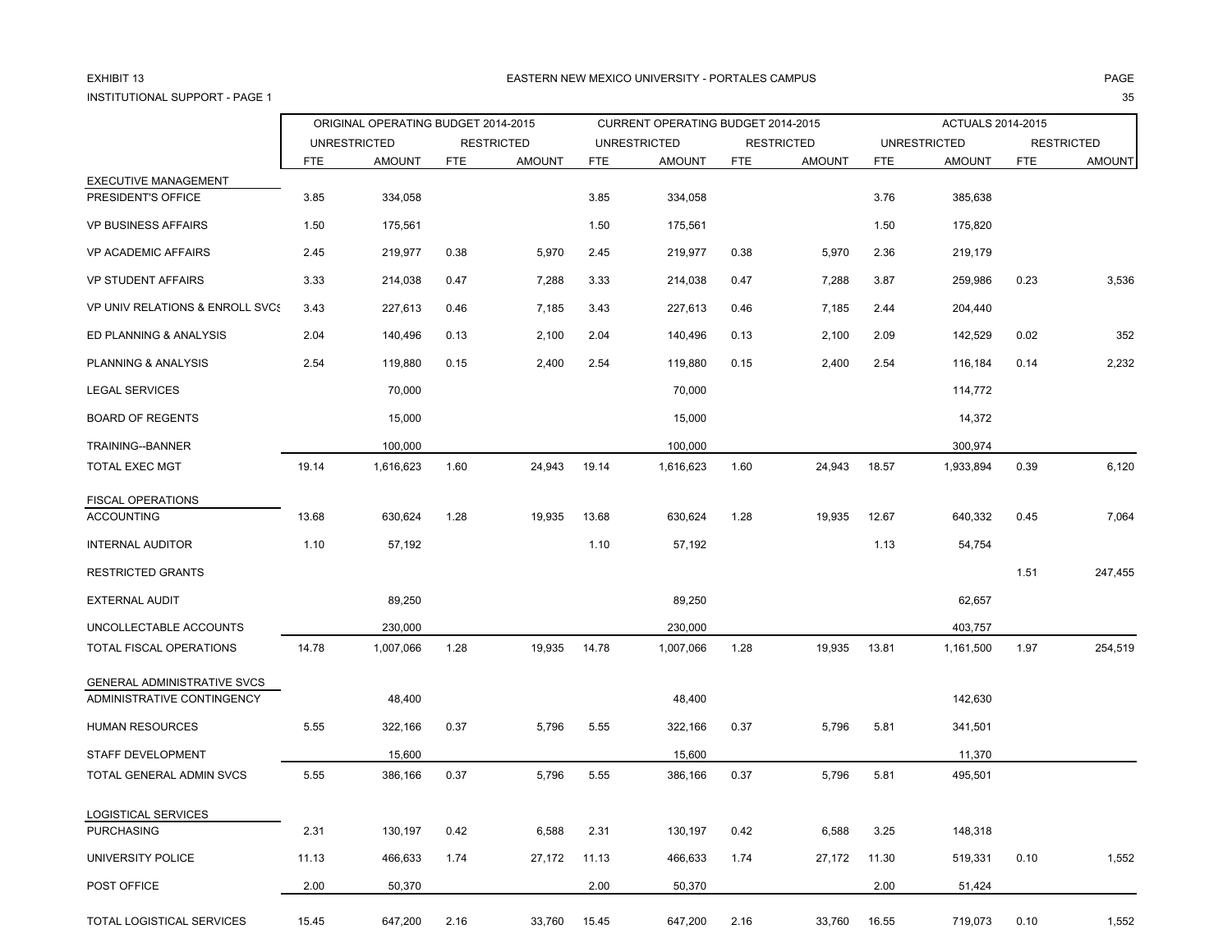EXHIBIT 13

EASTERN NEW MEXICO UNIVERSITY - PORTALES CAMPUS

INSTITUTIONAL SUPPORT - PAGE 1

| | ORIGINAL OPERATING BUDGET 2014-2015 | | | | CURRENT OPERATING BUDGET 2014-2015 | | | | ACTUALS 2014-2015 | | | |
|---|---|---|---|---|---|---|---|---|---|---|---|---|
| | UNRESTRICTED | | RESTRICTED | | UNRESTRICTED | | RESTRICTED | | UNRESTRICTED | | RESTRICTED | |
| | FTE | AMOUNT | FTE | AMOUNT | FTE | AMOUNT | FTE | AMOUNT | FTE | AMOUNT | FTE | AMOUNT |
| EXECUTIVE MANAGEMENT | | | | | | | | | | | | |
| PRESIDENT'S OFFICE | 3.85 | 334,058 | | | 3.85 | 334,058 | | | 3.76 | 385,638 | | |
| VP BUSINESS AFFAIRS | 1.50 | 175,561 | | | 1.50 | 175,561 | | | 1.50 | 175,820 | | |
| VP ACADEMIC AFFAIRS | 2.45 | 219,977 | 0.38 | 5,970 | 2.45 | 219,977 | 0.38 | 5,970 | 2.36 | 219,179 | | |
| VP STUDENT AFFAIRS | 3.33 | 214,038 | 0.47 | 7,288 | 3.33 | 214,038 | 0.47 | 7,288 | 3.87 | 259,986 | 0.23 | 3,536 |
| VP UNIV RELATIONS & ENROLL SVCS | 3.43 | 227,613 | 0.46 | 7,185 | 3.43 | 227,613 | 0.46 | 7,185 | 2.44 | 204,440 | | |
| ED PLANNING & ANALYSIS | 2.04 | 140,496 | 0.13 | 2,100 | 2.04 | 140,496 | 0.13 | 2,100 | 2.09 | 142,529 | 0.02 | 352 |
| PLANNING & ANALYSIS | 2.54 | 119,880 | 0.15 | 2,400 | 2.54 | 119,880 | 0.15 | 2,400 | 2.54 | 116,184 | 0.14 | 2,232 |
| LEGAL SERVICES | | 70,000 | | | | 70,000 | | | | 114,772 | | |
| BOARD OF REGENTS | | 15,000 | | | | 15,000 | | | | 14,372 | | |
| TRAINING--BANNER | | 100,000 | | | | 100,000 | | | | 300,974 | | |
| TOTAL EXEC MGT | 19.14 | 1,616,623 | 1.60 | 24,943 | 19.14 | 1,616,623 | 1.60 | 24,943 | 18.57 | 1,933,894 | 0.39 | 6,120 |
| FISCAL OPERATIONS | | | | | | | | | | | | |
| ACCOUNTING | 13.68 | 630,624 | 1.28 | 19,935 | 13.68 | 630,624 | 1.28 | 19,935 | 12.67 | 640,332 | 0.45 | 7,064 |
| INTERNAL AUDITOR | 1.10 | 57,192 | | | 1.10 | 57,192 | | | 1.13 | 54,754 | | |
| RESTRICTED GRANTS | | | | | | | | | | | 1.51 | 247,455 |
| EXTERNAL AUDIT | | 89,250 | | | | 89,250 | | | | 62,657 | | |
| UNCOLLECTABLE ACCOUNTS | | 230,000 | | | | 230,000 | | | | 403,757 | | |
| TOTAL FISCAL OPERATIONS | 14.78 | 1,007,066 | 1.28 | 19,935 | 14.78 | 1,007,066 | 1.28 | 19,935 | 13.81 | 1,161,500 | 1.97 | 254,519 |
| GENERAL ADMINISTRATIVE SVCS | | | | | | | | | | | | |
| ADMINISTRATIVE CONTINGENCY | | 48,400 | | | | 48,400 | | | | 142,630 | | |
| HUMAN RESOURCES | 5.55 | 322,166 | 0.37 | 5,796 | 5.55 | 322,166 | 0.37 | 5,796 | 5.81 | 341,501 | | |
| STAFF DEVELOPMENT | | 15,600 | | | | 15,600 | | | | 11,370 | | |
| TOTAL GENERAL ADMIN SVCS | 5.55 | 386,166 | 0.37 | 5,796 | 5.55 | 386,166 | 0.37 | 5,796 | 5.81 | 495,501 | | |
| LOGISTICAL SERVICES | | | | | | | | | | | | |
| PURCHASING | 2.31 | 130,197 | 0.42 | 6,588 | 2.31 | 130,197 | 0.42 | 6,588 | 3.25 | 148,318 | | |
| UNIVERSITY POLICE | 11.13 | 466,633 | 1.74 | 27,172 | 11.13 | 466,633 | 1.74 | 27,172 | 11.30 | 519,331 | 0.10 | 1,552 |
| POST OFFICE | 2.00 | 50,370 | | | 2.00 | 50,370 | | | 2.00 | 51,424 | | |
| TOTAL LOGISTICAL SERVICES | 15.45 | 647,200 | 2.16 | 33,760 | 15.45 | 647,200 | 2.16 | 33,760 | 16.55 | 719,073 | 0.10 | 1,552 |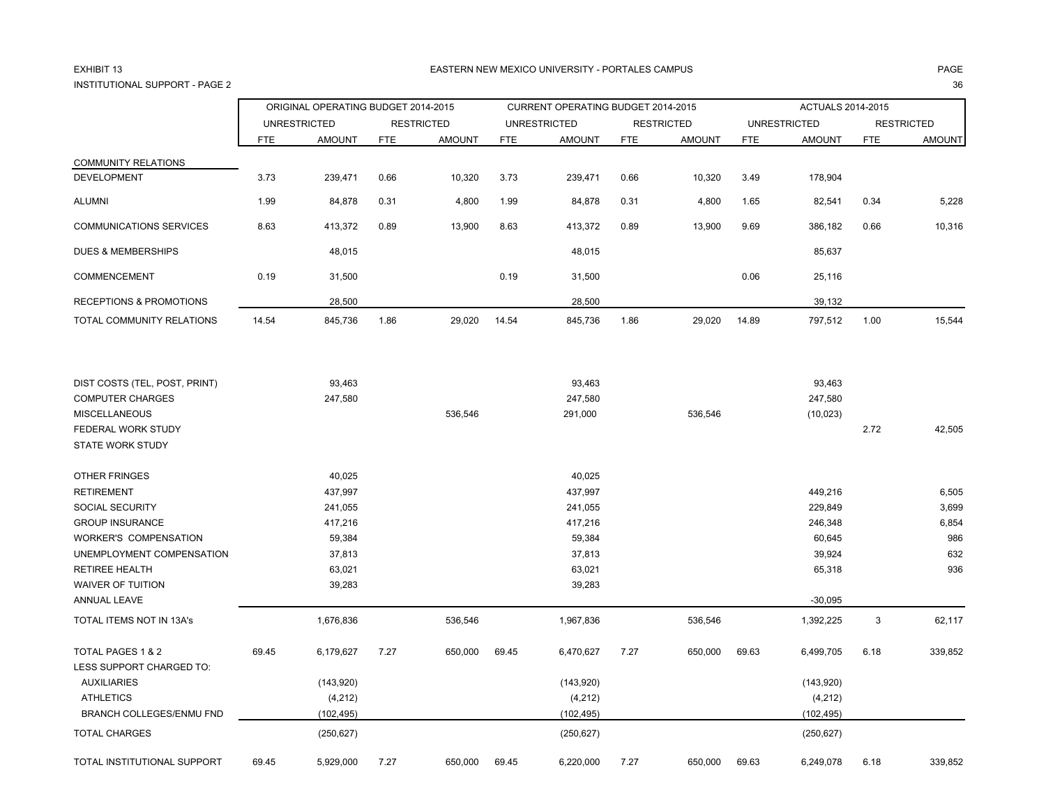EXHIBIT 13

INSTITUTIONAL SUPPORT - PAGE 2

EASTERN NEW MEXICO UNIVERSITY - PORTALES CAMPUS

| | ORIGINAL OPERATING BUDGET 2014-2015 | | | | CURRENT OPERATING BUDGET 2014-2015 | | | | ACTUALS 2014-2015 | | | |
|---|---|---|---|---|---|---|---|---|---|---|---|---|
| | UNRESTRICTED | | RESTRICTED | | UNRESTRICTED | | RESTRICTED | | UNRESTRICTED | | RESTRICTED | |
| | FTE | AMOUNT | FTE | AMOUNT | FTE | AMOUNT | FTE | AMOUNT | FTE | AMOUNT | FTE | AMOUNT |
| COMMUNITY RELATIONS | | | | | | | | | | | | |
| DEVELOPMENT | 3.73 | 239,471 | 0.66 | 10,320 | 3.73 | 239,471 | 0.66 | 10,320 | 3.49 | 178,904 | | |
| ALUMNI | 1.99 | 84,878 | 0.31 | 4,800 | 1.99 | 84,878 | 0.31 | 4,800 | 1.65 | 82,541 | 0.34 | 5,228 |
| COMMUNICATIONS SERVICES | 8.63 | 413,372 | 0.89 | 13,900 | 8.63 | 413,372 | 0.89 | 13,900 | 9.69 | 386,182 | 0.66 | 10,316 |
| DUES & MEMBERSHIPS | | 48,015 | | | | 48,015 | | | | 85,637 | | |
| COMMENCEMENT | 0.19 | 31,500 | | | 0.19 | 31,500 | | | 0.06 | 25,116 | | |
| RECEPTIONS & PROMOTIONS | | 28,500 | | | | 28,500 | | | | 39,132 | | |
| TOTAL COMMUNITY RELATIONS | 14.54 | 845,736 | 1.86 | 29,020 | 14.54 | 845,736 | 1.86 | 29,020 | 14.89 | 797,512 | 1.00 | 15,544 |
| DIST COSTS (TEL, POST, PRINT) | | 93,463 | | | | 93,463 | | | | 93,463 | | |
| COMPUTER CHARGES | | 247,580 | | | | 247,580 | | | | 247,580 | | |
| MISCELLANEOUS | | | | 536,546 | | 291,000 | | 536,546 | | (10,023) | | |
| FEDERAL WORK STUDY | | | | | | | | | | | 2.72 | 42,505 |
| STATE WORK STUDY | | | | | | | | | | | | |
| OTHER FRINGES | | 40,025 | | | | 40,025 | | | | | | |
| RETIREMENT | | 437,997 | | | | 437,997 | | | | 449,216 | | 6,505 |
| SOCIAL SECURITY | | 241,055 | | | | 241,055 | | | | 229,849 | | 3,699 |
| GROUP INSURANCE | | 417,216 | | | | 417,216 | | | | 246,348 | | 6,854 |
| WORKER'S COMPENSATION | | 59,384 | | | | 59,384 | | | | 60,645 | | 986 |
| UNEMPLOYMENT COMPENSATION | | 37,813 | | | | 37,813 | | | | 39,924 | | 632 |
| RETIREE HEALTH | | 63,021 | | | | 63,021 | | | | 65,318 | | 936 |
| WAIVER OF TUITION | | 39,283 | | | | 39,283 | | | | | | |
| ANNUAL LEAVE | | | | | | | | | | -30,095 | | |
| TOTAL ITEMS NOT IN 13A's | | 1,676,836 | | 536,546 | | 1,967,836 | | 536,546 | | 1,392,225 | 3 | 62,117 |
| TOTAL PAGES 1 & 2 | 69.45 | 6,179,627 | 7.27 | 650,000 | 69.45 | 6,470,627 | 7.27 | 650,000 | 69.63 | 6,499,705 | 6.18 | 339,852 |
| LESS SUPPORT CHARGED TO: | | | | | | | | | | | | |
| AUXILIARIES | | (143,920) | | | | (143,920) | | | | (143,920) | | |
| ATHLETICS | | (4,212) | | | | (4,212) | | | | (4,212) | | |
| BRANCH COLLEGES/ENMU FND | | (102,495) | | | | (102,495) | | | | (102,495) | | |
| TOTAL CHARGES | | (250,627) | | | | (250,627) | | | | (250,627) | | |
| TOTAL INSTITUTIONAL SUPPORT | 69.45 | 5,929,000 | 7.27 | 650,000 | 69.45 | 6,220,000 | 7.27 | 650,000 | 69.63 | 6,249,078 | 6.18 | 339,852 |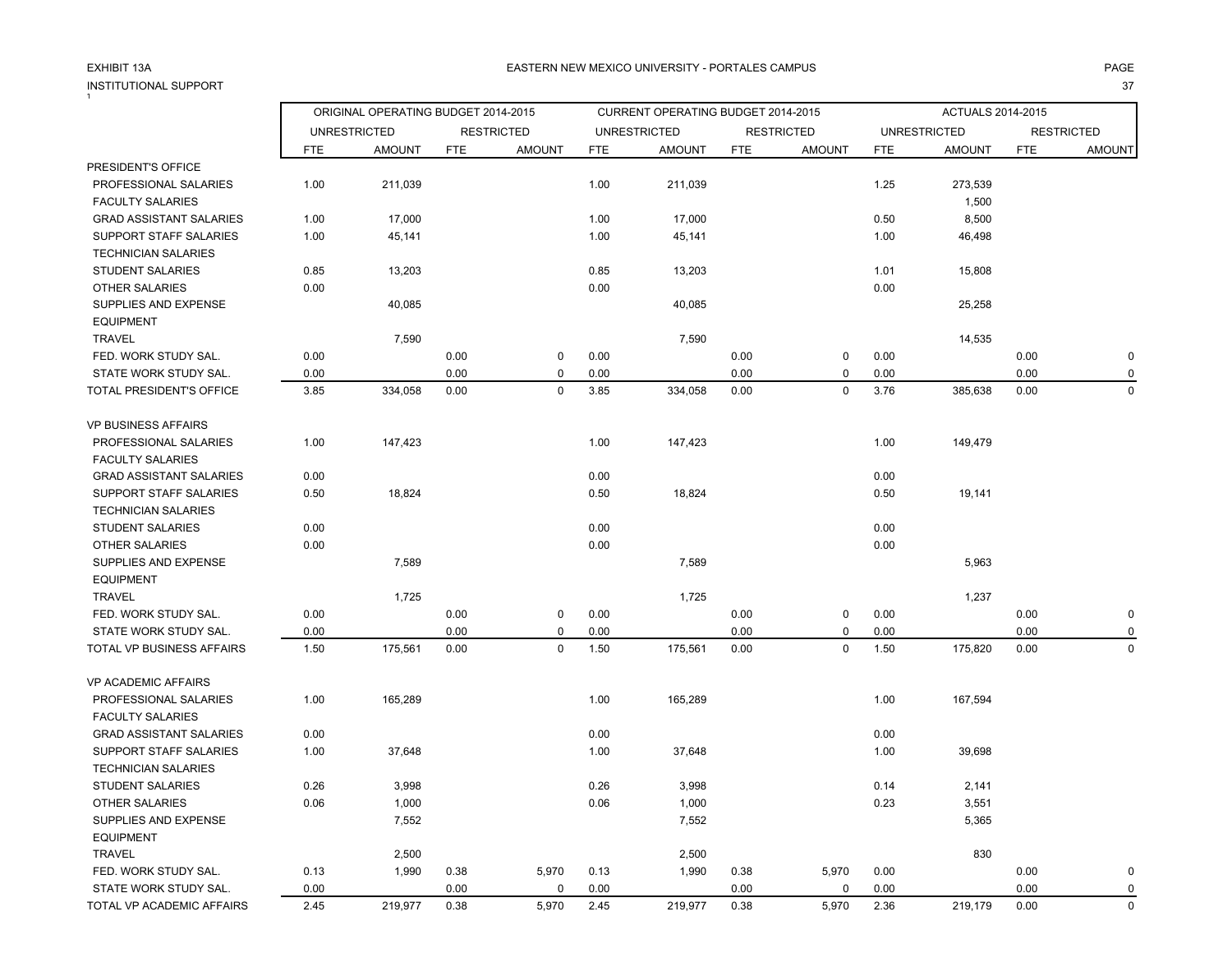EXHIBIT 13A

INSTITUTIONAL SUPPORT

EASTERN NEW MEXICO UNIVERSITY - PORTALES CAMPUS

| | ORIGINAL OPERATING BUDGET 2014-2015 | | | | CURRENT OPERATING BUDGET 2014-2015 | | | | ACTUALS 2014-2015 | | | |
|---|---|---|---|---|---|---|---|---|---|---|---|---|
| | UNRESTRICTED | | RESTRICTED | | UNRESTRICTED | | RESTRICTED | | UNRESTRICTED | | RESTRICTED | |
| | FTE | AMOUNT | FTE | AMOUNT | FTE | AMOUNT | FTE | AMOUNT | FTE | AMOUNT | FTE | AMOUNT |
| PRESIDENT'S OFFICE | | | | | | | | | | | | |
| PROFESSIONAL SALARIES | 1.00 | 211,039 | | | 1.00 | 211,039 | | | 1.25 | 273,539 | | |
| FACULTY SALARIES | | | | | | | | | | 1,500 | | |
| GRAD ASSISTANT SALARIES | 1.00 | 17,000 | | | 1.00 | 17,000 | | | 0.50 | 8,500 | | |
| SUPPORT STAFF SALARIES | 1.00 | 45,141 | | | 1.00 | 45,141 | | | 1.00 | 46,498 | | |
| TECHNICIAN SALARIES | | | | | | | | | | | | |
| STUDENT SALARIES | 0.85 | 13,203 | | | 0.85 | 13,203 | | | 1.01 | 15,808 | | |
| OTHER SALARIES | 0.00 | | | | 0.00 | | | | 0.00 | | | |
| SUPPLIES AND EXPENSE | | 40,085 | | | | 40,085 | | | | 25,258 | | |
| EQUIPMENT | | | | | | | | | | | | |
| TRAVEL | | 7,590 | | | | 7,590 | | | | 14,535 | | |
| FED. WORK STUDY SAL. | 0.00 | | 0.00 | 0 | 0.00 | | 0.00 | 0 | 0.00 | | 0.00 | 0 |
| STATE WORK STUDY SAL. | 0.00 | | 0.00 | 0 | 0.00 | | 0.00 | 0 | 0.00 | | 0.00 | 0 |
| TOTAL PRESIDENT'S OFFICE | 3.85 | 334,058 | 0.00 | 0 | 3.85 | 334,058 | 0.00 | 0 | 3.76 | 385,638 | 0.00 | 0 |
| | | | | | | | | | | | | |
| VP BUSINESS AFFAIRS | | | | | | | | | | | | |
| PROFESSIONAL SALARIES | 1.00 | 147,423 | | | 1.00 | 147,423 | | | 1.00 | 149,479 | | |
| FACULTY SALARIES | | | | | | | | | | | | |
| GRAD ASSISTANT SALARIES | 0.00 | | | | 0.00 | | | | 0.00 | | | |
| SUPPORT STAFF SALARIES | 0.50 | 18,824 | | | 0.50 | 18,824 | | | 0.50 | 19,141 | | |
| TECHNICIAN SALARIES | | | | | | | | | | | | |
| STUDENT SALARIES | 0.00 | | | | 0.00 | | | | 0.00 | | | |
| OTHER SALARIES | 0.00 | | | | 0.00 | | | | 0.00 | | | |
| SUPPLIES AND EXPENSE | | 7,589 | | | | 7,589 | | | | 5,963 | | |
| EQUIPMENT | | | | | | | | | | | | |
| TRAVEL | | 1,725 | | | | 1,725 | | | | 1,237 | | |
| FED. WORK STUDY SAL. | 0.00 | | 0.00 | 0 | 0.00 | | 0.00 | 0 | 0.00 | | 0.00 | 0 |
| STATE WORK STUDY SAL. | 0.00 | | 0.00 | 0 | 0.00 | | 0.00 | 0 | 0.00 | | 0.00 | 0 |
| TOTAL VP BUSINESS AFFAIRS | 1.50 | 175,561 | 0.00 | 0 | 1.50 | 175,561 | 0.00 | 0 | 1.50 | 175,820 | 0.00 | 0 |
| | | | | | | | | | | | | |
| VP ACADEMIC AFFAIRS | | | | | | | | | | | | |
| PROFESSIONAL SALARIES | 1.00 | 165,289 | | | 1.00 | 165,289 | | | 1.00 | 167,594 | | |
| FACULTY SALARIES | | | | | | | | | | | | |
| GRAD ASSISTANT SALARIES | 0.00 | | | | 0.00 | | | | 0.00 | | | |
| SUPPORT STAFF SALARIES | 1.00 | 37,648 | | | 1.00 | 37,648 | | | 1.00 | 39,698 | | |
| TECHNICIAN SALARIES | | | | | | | | | | | | |
| STUDENT SALARIES | 0.26 | 3,998 | | | 0.26 | 3,998 | | | 0.14 | 2,141 | | |
| OTHER SALARIES | 0.06 | 1,000 | | | 0.06 | 1,000 | | | 0.23 | 3,551 | | |
| SUPPLIES AND EXPENSE | | 7,552 | | | | 7,552 | | | | 5,365 | | |
| EQUIPMENT | | | | | | | | | | | | |
| TRAVEL | | 2,500 | | | | 2,500 | | | | 830 | | |
| FED. WORK STUDY SAL. | 0.13 | 1,990 | 0.38 | 5,970 | 0.13 | 1,990 | 0.38 | 5,970 | 0.00 | | 0.00 | 0 |
| STATE WORK STUDY SAL. | 0.00 | | 0.00 | 0 | 0.00 | | 0.00 | 0 | 0.00 | | 0.00 | 0 |
| TOTAL VP ACADEMIC AFFAIRS | 2.45 | 219,977 | 0.38 | 5,970 | 2.45 | 219,977 | 0.38 | 5,970 | 2.36 | 219,179 | 0.00 | 0 |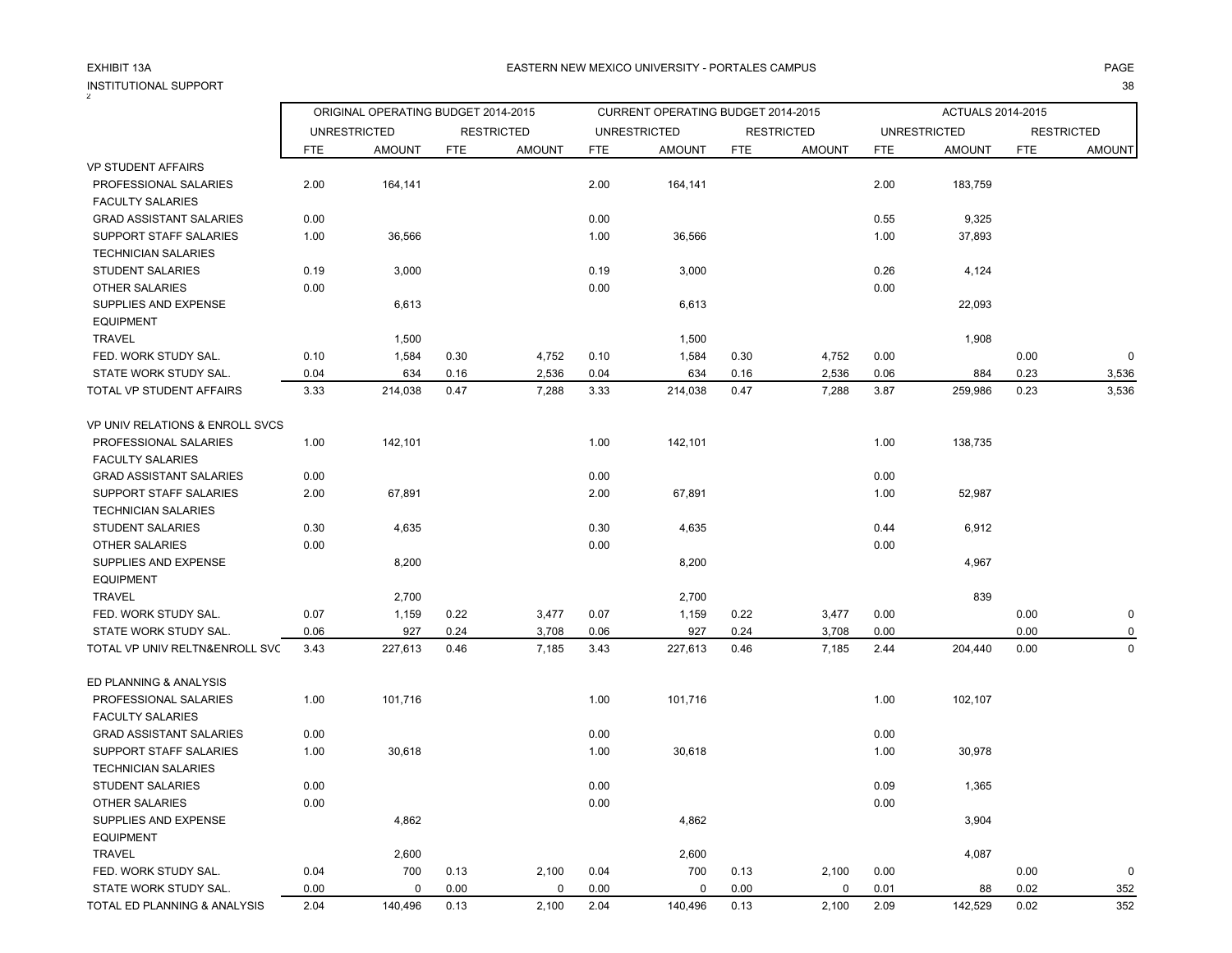EXHIBIT 13A

INSTITUTIONAL SUPPORT

EASTERN NEW MEXICO UNIVERSITY - PORTALES CAMPUS

| | ORIGINAL OPERATING BUDGET 2014-2015 | | | | CURRENT OPERATING BUDGET 2014-2015 | | | | ACTUALS 2014-2015 | | | |
|---|---|---|---|---|---|---|---|---|---|---|---|---|
| | UNRESTRICTED | | RESTRICTED | | UNRESTRICTED | | RESTRICTED | | UNRESTRICTED | | RESTRICTED | |
| | FTE | AMOUNT | FTE | AMOUNT | FTE | AMOUNT | FTE | AMOUNT | FTE | AMOUNT | FTE | AMOUNT |
| VP STUDENT AFFAIRS | | | | | | | | | | | | |
| PROFESSIONAL SALARIES | 2.00 | 164,141 | | | 2.00 | 164,141 | | | 2.00 | 183,759 | | |
| FACULTY SALARIES | | | | | | | | | | | | |
| GRAD ASSISTANT SALARIES | 0.00 | | | | 0.00 | | | | 0.55 | 9,325 | | |
| SUPPORT STAFF SALARIES | 1.00 | 36,566 | | | 1.00 | 36,566 | | | 1.00 | 37,893 | | |
| TECHNICIAN SALARIES | | | | | | | | | | | | |
| STUDENT SALARIES | 0.19 | 3,000 | | | 0.19 | 3,000 | | | 0.26 | 4,124 | | |
| OTHER SALARIES | 0.00 | | | | 0.00 | | | | 0.00 | | | |
| SUPPLIES AND EXPENSE | | 6,613 | | | | 6,613 | | | | 22,093 | | |
| EQUIPMENT | | | | | | | | | | | | |
| TRAVEL | | 1,500 | | | | 1,500 | | | | 1,908 | | |
| FED. WORK STUDY SAL. | 0.10 | 1,584 | 0.30 | 4,752 | 0.10 | 1,584 | 0.30 | 4,752 | 0.00 | | 0.00 | 0 |
| STATE WORK STUDY SAL. | 0.04 | 634 | 0.16 | 2,536 | 0.04 | 634 | 0.16 | 2,536 | 0.06 | 884 | 0.23 | 3,536 |
| TOTAL VP STUDENT AFFAIRS | 3.33 | 214,038 | 0.47 | 7,288 | 3.33 | 214,038 | 0.47 | 7,288 | 3.87 | 259,986 | 0.23 | 3,536 |
| | | | | | | | | | | | | |
| VP UNIV RELATIONS & ENROLL SVCS | | | | | | | | | | | | |
| PROFESSIONAL SALARIES | 1.00 | 142,101 | | | 1.00 | 142,101 | | | 1.00 | 138,735 | | |
| FACULTY SALARIES | | | | | | | | | | | | |
| GRAD ASSISTANT SALARIES | 0.00 | | | | 0.00 | | | | 0.00 | | | |
| SUPPORT STAFF SALARIES | 2.00 | 67,891 | | | 2.00 | 67,891 | | | 1.00 | 52,987 | | |
| TECHNICIAN SALARIES | | | | | | | | | | | | |
| STUDENT SALARIES | 0.30 | 4,635 | | | 0.30 | 4,635 | | | 0.44 | 6,912 | | |
| OTHER SALARIES | 0.00 | | | | 0.00 | | | | 0.00 | | | |
| SUPPLIES AND EXPENSE | | 8,200 | | | | 8,200 | | | | 4,967 | | |
| EQUIPMENT | | | | | | | | | | | | |
| TRAVEL | | 2,700 | | | | 2,700 | | | | 839 | | |
| FED. WORK STUDY SAL. | 0.07 | 1,159 | 0.22 | 3,477 | 0.07 | 1,159 | 0.22 | 3,477 | 0.00 | | 0.00 | 0 |
| STATE WORK STUDY SAL. | 0.06 | 927 | 0.24 | 3,708 | 0.06 | 927 | 0.24 | 3,708 | 0.00 | | 0.00 | 0 |
| TOTAL VP UNIV RELTN&ENROLL SVC | 3.43 | 227,613 | 0.46 | 7,185 | 3.43 | 227,613 | 0.46 | 7,185 | 2.44 | 204,440 | 0.00 | 0 |
| | | | | | | | | | | | | |
| ED PLANNING & ANALYSIS | | | | | | | | | | | | |
| PROFESSIONAL SALARIES | 1.00 | 101,716 | | | 1.00 | 101,716 | | | 1.00 | 102,107 | | |
| FACULTY SALARIES | | | | | | | | | | | | |
| GRAD ASSISTANT SALARIES | 0.00 | | | | 0.00 | | | | 0.00 | | | |
| SUPPORT STAFF SALARIES | 1.00 | 30,618 | | | 1.00 | 30,618 | | | 1.00 | 30,978 | | |
| TECHNICIAN SALARIES | | | | | | | | | | | | |
| STUDENT SALARIES | 0.00 | | | | 0.00 | | | | 0.09 | 1,365 | | |
| OTHER SALARIES | 0.00 | | | | 0.00 | | | | 0.00 | | | |
| SUPPLIES AND EXPENSE | | 4,862 | | | | 4,862 | | | | 3,904 | | |
| EQUIPMENT | | | | | | | | | | | | |
| TRAVEL | | 2,600 | | | | 2,600 | | | | 4,087 | | |
| FED. WORK STUDY SAL. | 0.04 | 700 | 0.13 | 2,100 | 0.04 | 700 | 0.13 | 2,100 | 0.00 | | 0.00 | 0 |
| STATE WORK STUDY SAL. | 0.00 | 0 | 0.00 | 0 | 0.00 | 0 | 0.00 | 0 | 0.01 | 88 | 0.02 | 352 |
| TOTAL ED PLANNING & ANALYSIS | 2.04 | 140,496 | 0.13 | 2,100 | 2.04 | 140,496 | 0.13 | 2,100 | 2.09 | 142,529 | 0.02 | 352 |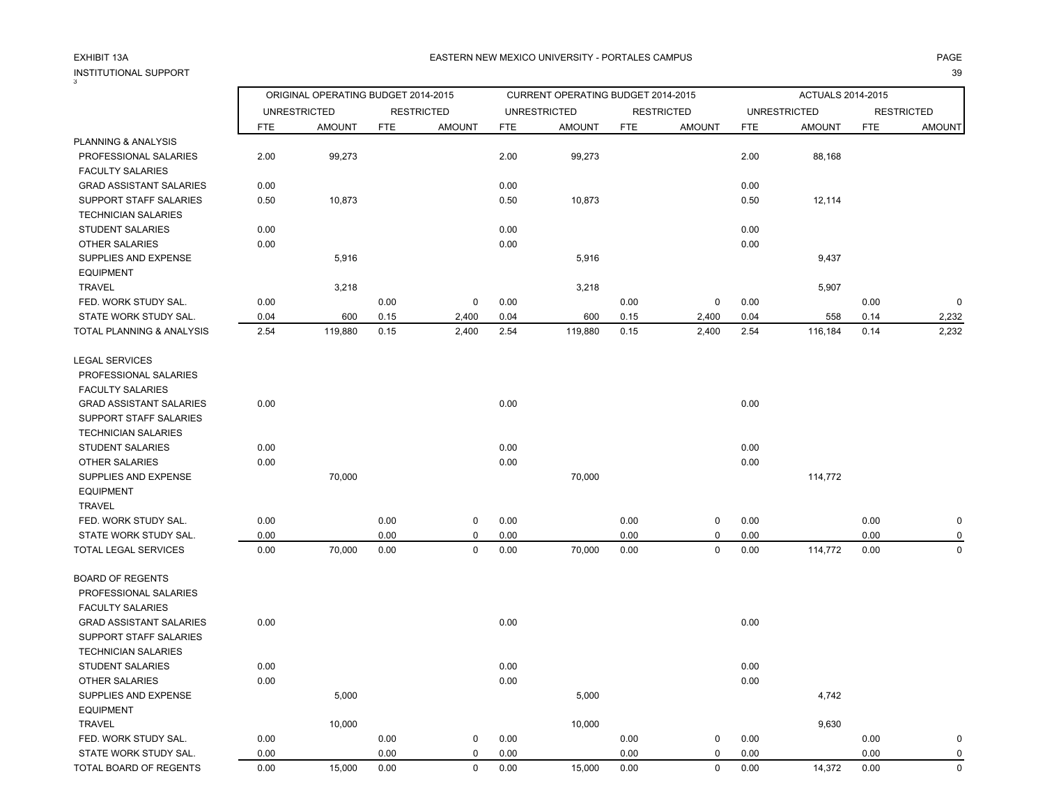EXHIBIT 13A

EASTERN NEW MEXICO UNIVERSITY - PORTALES CAMPUS

INSTITUTIONAL SUPPORT

| | ORIGINAL OPERATING BUDGET 2014-2015 | | | | CURRENT OPERATING BUDGET 2014-2015 | | | | ACTUALS 2014-2015 | | | |
|---|---|---|---|---|---|---|---|---|---|---|---|---|
| | UNRESTRICTED | | RESTRICTED | | UNRESTRICTED | | RESTRICTED | | UNRESTRICTED | | RESTRICTED | |
| | FTE | AMOUNT | FTE | AMOUNT | FTE | AMOUNT | FTE | AMOUNT | FTE | AMOUNT | FTE | AMOUNT |
| PLANNING & ANALYSIS | | | | | | | | | | | | |
| PROFESSIONAL SALARIES | 2.00 | 99,273 | | | 2.00 | 99,273 | | | 2.00 | 88,168 | | |
| FACULTY SALARIES | | | | | | | | | | | | |
| GRAD ASSISTANT SALARIES | 0.00 | | | | 0.00 | | | | 0.00 | | | |
| SUPPORT STAFF SALARIES | 0.50 | 10,873 | | | 0.50 | 10,873 | | | 0.50 | 12,114 | | |
| TECHNICIAN SALARIES | | | | | | | | | | | | |
| STUDENT SALARIES | 0.00 | | | | 0.00 | | | | 0.00 | | | |
| OTHER SALARIES | 0.00 | | | | 0.00 | | | | 0.00 | | | |
| SUPPLIES AND EXPENSE | | 5,916 | | | | 5,916 | | | | 9,437 | | |
| EQUIPMENT | | | | | | | | | | | | |
| TRAVEL | | 3,218 | | | | 3,218 | | | | 5,907 | | |
| FED. WORK STUDY SAL. | 0.00 | | 0.00 | 0 | 0.00 | | 0.00 | 0 | 0.00 | | 0.00 | 0 |
| STATE WORK STUDY SAL. | 0.04 | 600 | 0.15 | 2,400 | 0.04 | 600 | 0.15 | 2,400 | 0.04 | 558 | 0.14 | 2,232 |
| TOTAL PLANNING & ANALYSIS | 2.54 | 119,880 | 0.15 | 2,400 | 2.54 | 119,880 | 0.15 | 2,400 | 2.54 | 116,184 | 0.14 | 2,232 |
| | | | | | | | | | | | | |
| LEGAL SERVICES | | | | | | | | | | | | |
| PROFESSIONAL SALARIES | | | | | | | | | | | | |
| FACULTY SALARIES | | | | | | | | | | | | |
| GRAD ASSISTANT SALARIES | 0.00 | | | | 0.00 | | | | 0.00 | | | |
| SUPPORT STAFF SALARIES | | | | | | | | | | | | |
| TECHNICIAN SALARIES | | | | | | | | | | | | |
| STUDENT SALARIES | 0.00 | | | | 0.00 | | | | 0.00 | | | |
| OTHER SALARIES | 0.00 | | | | 0.00 | | | | 0.00 | | | |
| SUPPLIES AND EXPENSE | | 70,000 | | | | 70,000 | | | | 114,772 | | |
| EQUIPMENT | | | | | | | | | | | | |
| TRAVEL | | | | | | | | | | | | |
| FED. WORK STUDY SAL. | 0.00 | | 0.00 | 0 | 0.00 | | 0.00 | 0 | 0.00 | | 0.00 | 0 |
| STATE WORK STUDY SAL. | 0.00 | | 0.00 | 0 | 0.00 | | 0.00 | 0 | 0.00 | | 0.00 | 0 |
| TOTAL LEGAL SERVICES | 0.00 | 70,000 | 0.00 | 0 | 0.00 | 70,000 | 0.00 | 0 | 0.00 | 114,772 | 0.00 | 0 |
| | | | | | | | | | | | | |
| BOARD OF REGENTS | | | | | | | | | | | | |
| PROFESSIONAL SALARIES | | | | | | | | | | | | |
| FACULTY SALARIES | | | | | | | | | | | | |
| GRAD ASSISTANT SALARIES | 0.00 | | | | 0.00 | | | | 0.00 | | | |
| SUPPORT STAFF SALARIES | | | | | | | | | | | | |
| TECHNICIAN SALARIES | | | | | | | | | | | | |
| STUDENT SALARIES | 0.00 | | | | 0.00 | | | | 0.00 | | | |
| OTHER SALARIES | 0.00 | | | | 0.00 | | | | 0.00 | | | |
| SUPPLIES AND EXPENSE | | 5,000 | | | | 5,000 | | | | 4,742 | | |
| EQUIPMENT | | | | | | | | | | | | |
| TRAVEL | | 10,000 | | | | 10,000 | | | | 9,630 | | |
| FED. WORK STUDY SAL. | 0.00 | | 0.00 | 0 | 0.00 | | 0.00 | 0 | 0.00 | | 0.00 | 0 |
| STATE WORK STUDY SAL. | 0.00 | | 0.00 | 0 | 0.00 | | 0.00 | 0 | 0.00 | | 0.00 | 0 |
| TOTAL BOARD OF REGENTS | 0.00 | 15,000 | 0.00 | 0 | 0.00 | 15,000 | 0.00 | 0 | 0.00 | 14,372 | 0.00 | 0 |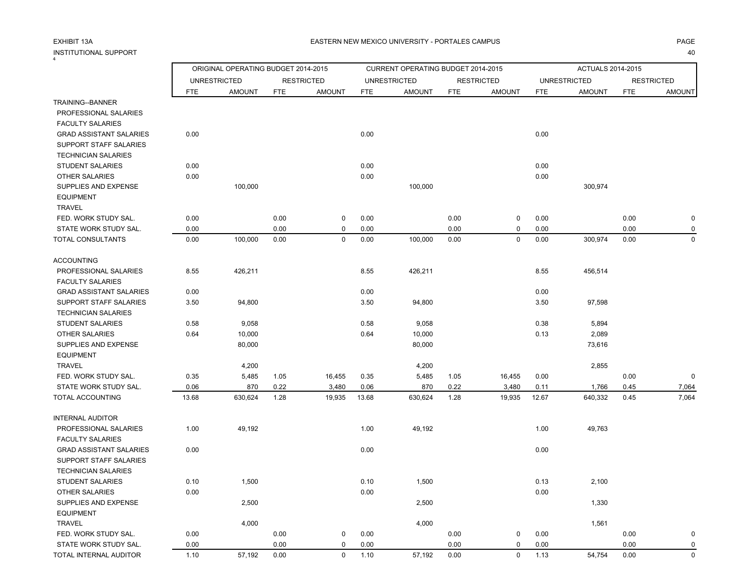EXHIBIT 13A

INSTITUTIONAL SUPPORT

EASTERN NEW MEXICO UNIVERSITY - PORTALES CAMPUS

| | ORIGINAL OPERATING BUDGET 2014-2015 | | | | CURRENT OPERATING BUDGET 2014-2015 | | | | ACTUALS 2014-2015 | | | |
|---|---|---|---|---|---|---|---|---|---|---|---|---|
| | UNRESTRICTED | | RESTRICTED | | UNRESTRICTED | | RESTRICTED | | UNRESTRICTED | | RESTRICTED | |
| | FTE | AMOUNT | FTE | AMOUNT | FTE | AMOUNT | FTE | AMOUNT | FTE | AMOUNT | FTE | AMOUNT |
| TRAINING--BANNER | | | | | | | | | | | | |
| PROFESSIONAL SALARIES | | | | | | | | | | | | |
| FACULTY SALARIES | | | | | | | | | | | | |
| GRAD ASSISTANT SALARIES | 0.00 | | | | 0.00 | | | | 0.00 | | | |
| SUPPORT STAFF SALARIES | | | | | | | | | | | | |
| TECHNICIAN SALARIES | | | | | | | | | | | | |
| STUDENT SALARIES | 0.00 | | | | 0.00 | | | | 0.00 | | | |
| OTHER SALARIES | 0.00 | | | | 0.00 | | | | 0.00 | | | |
| SUPPLIES AND EXPENSE | | 100,000 | | | | 100,000 | | | | 300,974 | | |
| EQUIPMENT | | | | | | | | | | | | |
| TRAVEL | | | | | | | | | | | | |
| FED. WORK STUDY SAL. | 0.00 | | 0.00 | 0 | 0.00 | | 0.00 | 0 | 0.00 | | 0.00 | 0 |
| STATE WORK STUDY SAL. | 0.00 | | 0.00 | 0 | 0.00 | | 0.00 | 0 | 0.00 | | 0.00 | 0 |
| TOTAL CONSULTANTS | 0.00 | 100,000 | 0.00 | 0 | 0.00 | 100,000 | 0.00 | 0 | 0.00 | 300,974 | 0.00 | 0 |
| ACCOUNTING | | | | | | | | | | | | |
| PROFESSIONAL SALARIES | 8.55 | 426,211 | | | 8.55 | 426,211 | | | 8.55 | 456,514 | | |
| FACULTY SALARIES | | | | | | | | | | | | |
| GRAD ASSISTANT SALARIES | 0.00 | | | | 0.00 | | | | 0.00 | | | |
| SUPPORT STAFF SALARIES | 3.50 | 94,800 | | | 3.50 | 94,800 | | | 3.50 | 97,598 | | |
| TECHNICIAN SALARIES | | | | | | | | | | | | |
| STUDENT SALARIES | 0.58 | 9,058 | | | 0.58 | 9,058 | | | 0.38 | 5,894 | | |
| OTHER SALARIES | 0.64 | 10,000 | | | 0.64 | 10,000 | | | 0.13 | 2,089 | | |
| SUPPLIES AND EXPENSE | | 80,000 | | | | 80,000 | | | | 73,616 | | |
| EQUIPMENT | | | | | | | | | | | | |
| TRAVEL | | 4,200 | | | | 4,200 | | | | 2,855 | | |
| FED. WORK STUDY SAL. | 0.35 | 5,485 | 1.05 | 16,455 | 0.35 | 5,485 | 1.05 | 16,455 | 0.00 | | 0.00 | 0 |
| STATE WORK STUDY SAL. | 0.06 | 870 | 0.22 | 3,480 | 0.06 | 870 | 0.22 | 3,480 | 0.11 | 1,766 | 0.45 | 7,064 |
| TOTAL ACCOUNTING | 13.68 | 630,624 | 1.28 | 19,935 | 13.68 | 630,624 | 1.28 | 19,935 | 12.67 | 640,332 | 0.45 | 7,064 |
| INTERNAL AUDITOR | | | | | | | | | | | | |
| PROFESSIONAL SALARIES | 1.00 | 49,192 | | | 1.00 | 49,192 | | | 1.00 | 49,763 | | |
| FACULTY SALARIES | | | | | | | | | | | | |
| GRAD ASSISTANT SALARIES | 0.00 | | | | 0.00 | | | | 0.00 | | | |
| SUPPORT STAFF SALARIES | | | | | | | | | | | | |
| TECHNICIAN SALARIES | | | | | | | | | | | | |
| STUDENT SALARIES | 0.10 | 1,500 | | | 0.10 | 1,500 | | | 0.13 | 2,100 | | |
| OTHER SALARIES | 0.00 | | | | 0.00 | | | | 0.00 | | | |
| SUPPLIES AND EXPENSE | | 2,500 | | | | 2,500 | | | | 1,330 | | |
| EQUIPMENT | | | | | | | | | | | | |
| TRAVEL | | 4,000 | | | | 4,000 | | | | 1,561 | | |
| FED. WORK STUDY SAL. | 0.00 | | 0.00 | 0 | 0.00 | | 0.00 | 0 | 0.00 | | 0.00 | 0 |
| STATE WORK STUDY SAL. | 0.00 | | 0.00 | 0 | 0.00 | | 0.00 | 0 | 0.00 | | 0.00 | 0 |
| TOTAL INTERNAL AUDITOR | 1.10 | 57,192 | 0.00 | 0 | 1.10 | 57,192 | 0.00 | 0 | 1.13 | 54,754 | 0.00 | 0 |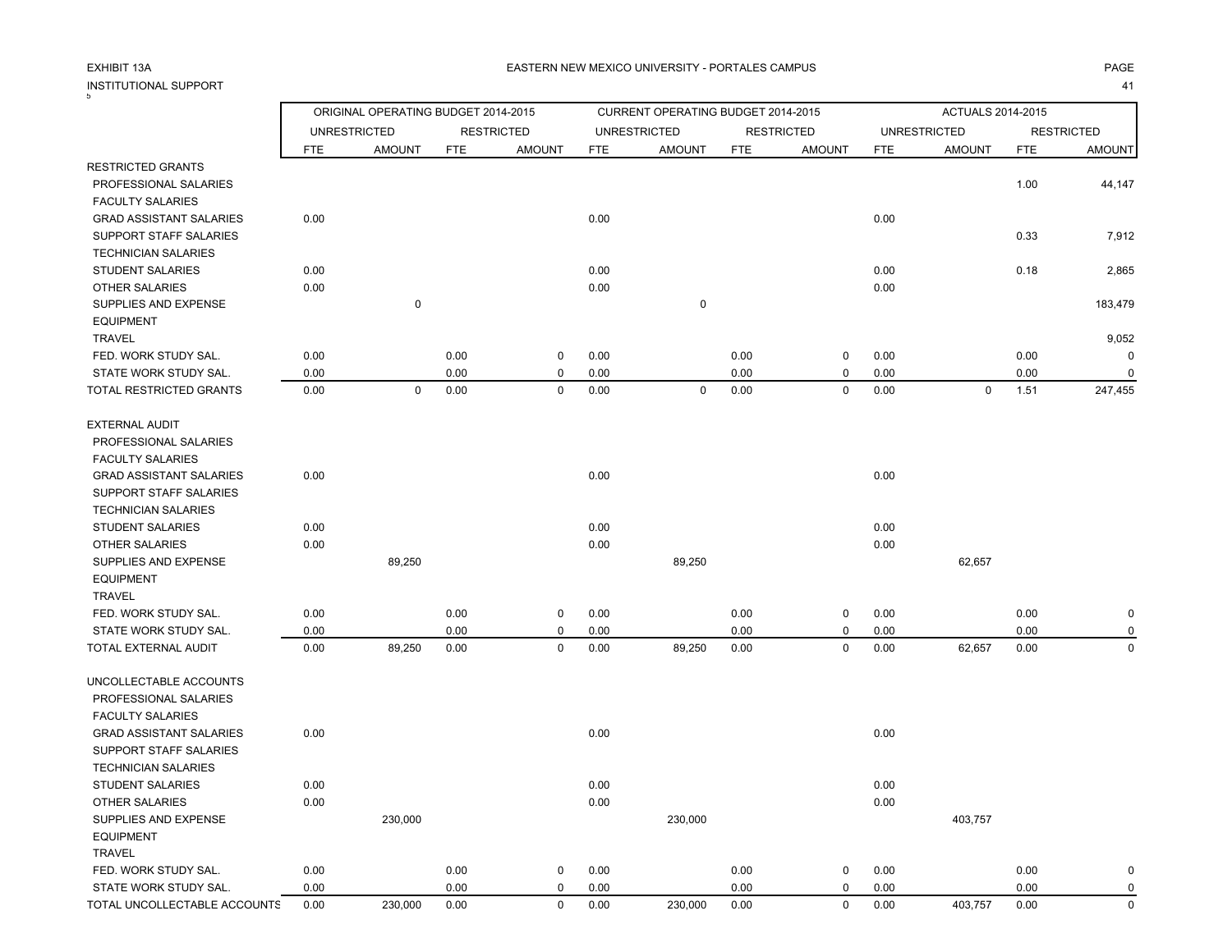EXHIBIT 13A

INSTITUTIONAL SUPPORT

EASTERN NEW MEXICO UNIVERSITY - PORTALES CAMPUS

| | ORIGINAL OPERATING BUDGET 2014-2015 | | | | CURRENT OPERATING BUDGET 2014-2015 | | | | ACTUALS 2014-2015 | | | |
|---|---|---|---|---|---|---|---|---|---|---|---|---|
| | UNRESTRICTED | | RESTRICTED | | UNRESTRICTED | | RESTRICTED | | UNRESTRICTED | | RESTRICTED | |
| | FTE | AMOUNT | FTE | AMOUNT | FTE | AMOUNT | FTE | AMOUNT | FTE | AMOUNT | FTE | AMOUNT |
| RESTRICTED GRANTS | | | | | | | | | | | | |
| PROFESSIONAL SALARIES | | | | | | | | | | | 1.00 | 44,147 |
| FACULTY SALARIES | | | | | | | | | | | | |
| GRAD ASSISTANT SALARIES | 0.00 | | | | 0.00 | | | | 0.00 | | | |
| SUPPORT STAFF SALARIES | | | | | | | | | | | 0.33 | 7,912 |
| TECHNICIAN SALARIES | | | | | | | | | | | | |
| STUDENT SALARIES | 0.00 | | | | 0.00 | | | | 0.00 | | 0.18 | 2,865 |
| OTHER SALARIES | 0.00 | | | | 0.00 | | | | 0.00 | | | |
| SUPPLIES AND EXPENSE | | 0 | | | | 0 | | | | | | 183,479 |
| EQUIPMENT | | | | | | | | | | | | |
| TRAVEL | | | | | | | | | | | | 9,052 |
| FED. WORK STUDY SAL. | 0.00 | | 0.00 | 0 | 0.00 | | 0.00 | 0 | 0.00 | | 0.00 | 0 |
| STATE WORK STUDY SAL. | 0.00 | | 0.00 | 0 | 0.00 | | 0.00 | 0 | 0.00 | | 0.00 | 0 |
| TOTAL RESTRICTED GRANTS | 0.00 | 0 | 0.00 | 0 | 0.00 | 0 | 0.00 | 0 | 0.00 | 0 | 1.51 | 247,455 |
| EXTERNAL AUDIT | | | | | | | | | | | | |
| PROFESSIONAL SALARIES | | | | | | | | | | | | |
| FACULTY SALARIES | | | | | | | | | | | | |
| GRAD ASSISTANT SALARIES | 0.00 | | | | 0.00 | | | | 0.00 | | | |
| SUPPORT STAFF SALARIES | | | | | | | | | | | | |
| TECHNICIAN SALARIES | | | | | | | | | | | | |
| STUDENT SALARIES | 0.00 | | | | 0.00 | | | | 0.00 | | | |
| OTHER SALARIES | 0.00 | | | | 0.00 | | | | 0.00 | | | |
| SUPPLIES AND EXPENSE | | 89,250 | | | | 89,250 | | | | 62,657 | | |
| EQUIPMENT | | | | | | | | | | | | |
| TRAVEL | | | | | | | | | | | | |
| FED. WORK STUDY SAL. | 0.00 | | 0.00 | 0 | 0.00 | | 0.00 | 0 | 0.00 | | 0.00 | 0 |
| STATE WORK STUDY SAL. | 0.00 | | 0.00 | 0 | 0.00 | | 0.00 | 0 | 0.00 | | 0.00 | 0 |
| TOTAL EXTERNAL AUDIT | 0.00 | 89,250 | 0.00 | 0 | 0.00 | 89,250 | 0.00 | 0 | 0.00 | 62,657 | 0.00 | 0 |
| UNCOLLECTABLE ACCOUNTS | | | | | | | | | | | | |
| PROFESSIONAL SALARIES | | | | | | | | | | | | |
| FACULTY SALARIES | | | | | | | | | | | | |
| GRAD ASSISTANT SALARIES | 0.00 | | | | 0.00 | | | | 0.00 | | | |
| SUPPORT STAFF SALARIES | | | | | | | | | | | | |
| TECHNICIAN SALARIES | | | | | | | | | | | | |
| STUDENT SALARIES | 0.00 | | | | 0.00 | | | | 0.00 | | | |
| OTHER SALARIES | 0.00 | | | | 0.00 | | | | 0.00 | | | |
| SUPPLIES AND EXPENSE | | 230,000 | | | | 230,000 | | | | 403,757 | | |
| EQUIPMENT | | | | | | | | | | | | |
| TRAVEL | | | | | | | | | | | | |
| FED. WORK STUDY SAL. | 0.00 | | 0.00 | 0 | 0.00 | | 0.00 | 0 | 0.00 | | 0.00 | 0 |
| STATE WORK STUDY SAL. | 0.00 | | 0.00 | 0 | 0.00 | | 0.00 | 0 | 0.00 | | 0.00 | 0 |
| TOTAL UNCOLLECTABLE ACCOUNTS | 0.00 | 230,000 | 0.00 | 0 | 0.00 | 230,000 | 0.00 | 0 | 0.00 | 403,757 | 0.00 | 0 |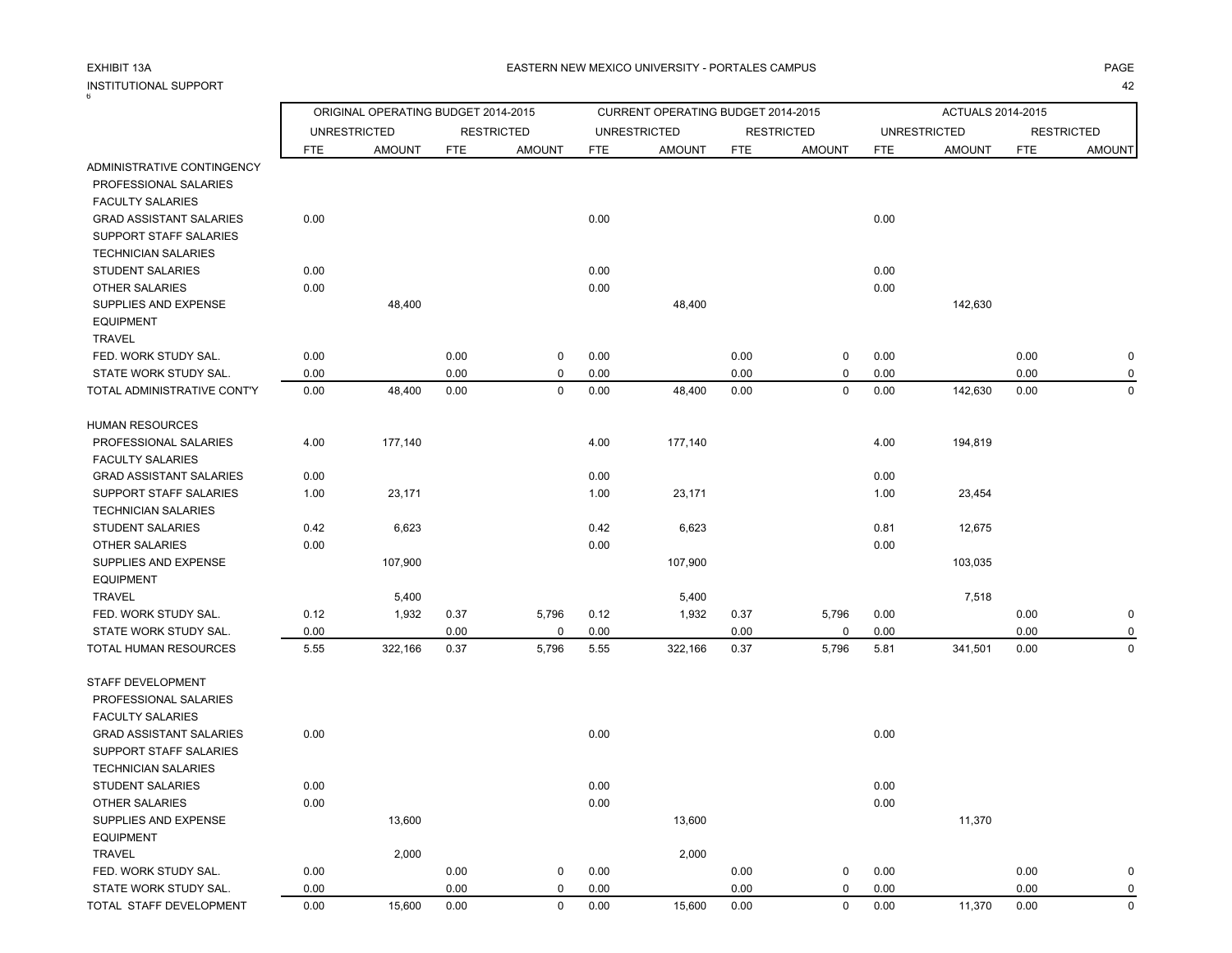EXHIBIT 13A

EASTERN NEW MEXICO UNIVERSITY - PORTALES CAMPUS

INSTITUTIONAL SUPPORT

| | ORIGINAL OPERATING BUDGET 2014-2015 | | | | CURRENT OPERATING BUDGET 2014-2015 | | | | ACTUALS 2014-2015 | | | |
|---|---|---|---|---|---|---|---|---|---|---|---|---|
| | UNRESTRICTED | | RESTRICTED | | UNRESTRICTED | | RESTRICTED | | UNRESTRICTED | | RESTRICTED | |
| | FTE | AMOUNT | FTE | AMOUNT | FTE | AMOUNT | FTE | AMOUNT | FTE | AMOUNT | FTE | AMOUNT |
| ADMINISTRATIVE CONTINGENCY | | | | | | | | | | | | |
| PROFESSIONAL SALARIES | | | | | | | | | | | | |
| FACULTY SALARIES | | | | | | | | | | | | |
| GRAD ASSISTANT SALARIES | 0.00 | | | | 0.00 | | | | 0.00 | | | |
| SUPPORT STAFF SALARIES | | | | | | | | | | | | |
| TECHNICIAN SALARIES | | | | | | | | | | | | |
| STUDENT SALARIES | 0.00 | | | | 0.00 | | | | 0.00 | | | |
| OTHER SALARIES | 0.00 | | | | 0.00 | | | | 0.00 | | | |
| SUPPLIES AND EXPENSE | | 48,400 | | | | 48,400 | | | | 142,630 | | |
| EQUIPMENT | | | | | | | | | | | | |
| TRAVEL | | | | | | | | | | | | |
| FED. WORK STUDY SAL. | 0.00 | | 0.00 | 0 | 0.00 | | 0.00 | 0 | 0.00 | | 0.00 | 0 |
| STATE WORK STUDY SAL. | 0.00 | | 0.00 | 0 | 0.00 | | 0.00 | 0 | 0.00 | | 0.00 | 0 |
| TOTAL ADMINISTRATIVE CONT'Y | 0.00 | 48,400 | 0.00 | 0 | 0.00 | 48,400 | 0.00 | 0 | 0.00 | 142,630 | 0.00 | 0 |
| HUMAN RESOURCES | | | | | | | | | | | | |
| PROFESSIONAL SALARIES | 4.00 | 177,140 | | | 4.00 | 177,140 | | | 4.00 | 194,819 | | |
| FACULTY SALARIES | | | | | | | | | | | | |
| GRAD ASSISTANT SALARIES | 0.00 | | | | 0.00 | | | | 0.00 | | | |
| SUPPORT STAFF SALARIES | 1.00 | 23,171 | | | 1.00 | 23,171 | | | 1.00 | 23,454 | | |
| TECHNICIAN SALARIES | | | | | | | | | | | | |
| STUDENT SALARIES | 0.42 | 6,623 | | | 0.42 | 6,623 | | | 0.81 | 12,675 | | |
| OTHER SALARIES | 0.00 | | | | 0.00 | | | | 0.00 | | | |
| SUPPLIES AND EXPENSE | | 107,900 | | | | 107,900 | | | | 103,035 | | |
| EQUIPMENT | | | | | | | | | | | | |
| TRAVEL | | 5,400 | | | | 5,400 | | | | 7,518 | | |
| FED. WORK STUDY SAL. | 0.12 | 1,932 | 0.37 | 5,796 | 0.12 | 1,932 | 0.37 | 5,796 | 0.00 | | 0.00 | 0 |
| STATE WORK STUDY SAL. | 0.00 | | 0.00 | 0 | 0.00 | | 0.00 | 0 | 0.00 | | 0.00 | 0 |
| TOTAL HUMAN RESOURCES | 5.55 | 322,166 | 0.37 | 5,796 | 5.55 | 322,166 | 0.37 | 5,796 | 5.81 | 341,501 | 0.00 | 0 |
| STAFF DEVELOPMENT | | | | | | | | | | | | |
| PROFESSIONAL SALARIES | | | | | | | | | | | | |
| FACULTY SALARIES | | | | | | | | | | | | |
| GRAD ASSISTANT SALARIES | 0.00 | | | | 0.00 | | | | 0.00 | | | |
| SUPPORT STAFF SALARIES | | | | | | | | | | | | |
| TECHNICIAN SALARIES | | | | | | | | | | | | |
| STUDENT SALARIES | 0.00 | | | | 0.00 | | | | 0.00 | | | |
| OTHER SALARIES | 0.00 | | | | 0.00 | | | | 0.00 | | | |
| SUPPLIES AND EXPENSE | | 13,600 | | | | 13,600 | | | | 11,370 | | |
| EQUIPMENT | | | | | | | | | | | | |
| TRAVEL | | 2,000 | | | | 2,000 | | | | | | |
| FED. WORK STUDY SAL. | 0.00 | | 0.00 | 0 | 0.00 | | 0.00 | 0 | 0.00 | | 0.00 | 0 |
| STATE WORK STUDY SAL. | 0.00 | | 0.00 | 0 | 0.00 | | 0.00 | 0 | 0.00 | | 0.00 | 0 |
| TOTAL STAFF DEVELOPMENT | 0.00 | 15,600 | 0.00 | 0 | 0.00 | 15,600 | 0.00 | 0 | 0.00 | 11,370 | 0.00 | 0 |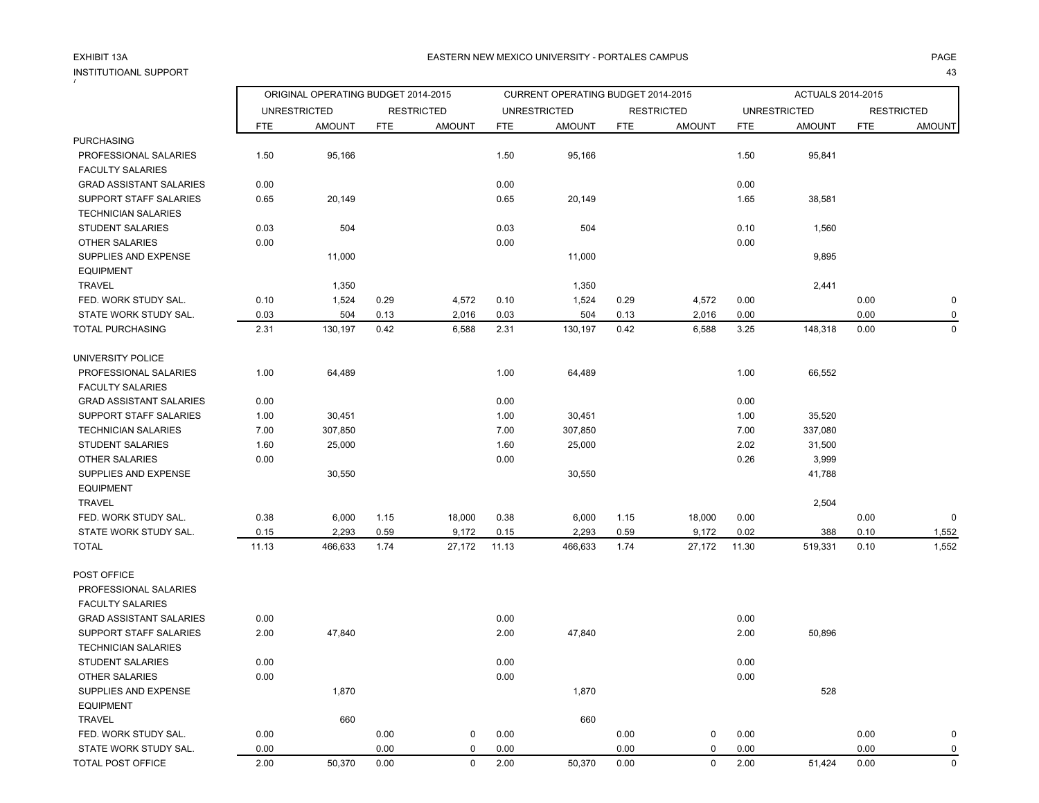EXHIBIT 13A

INSTITUTIOANL SUPPORT

EASTERN NEW MEXICO UNIVERSITY - PORTALES CAMPUS

| | ORIGINAL OPERATING BUDGET 2014-2015 | | | | CURRENT OPERATING BUDGET 2014-2015 | | | | ACTUALS 2014-2015 | | | |
|---|---|---|---|---|---|---|---|---|---|---|---|---|
| | UNRESTRICTED | | RESTRICTED | | UNRESTRICTED | | RESTRICTED | | UNRESTRICTED | | RESTRICTED | |
| | FTE | AMOUNT | FTE | AMOUNT | FTE | AMOUNT | FTE | AMOUNT | FTE | AMOUNT | FTE | AMOUNT |
| PURCHASING | | | | | | | | | | | | |
| PROFESSIONAL SALARIES | 1.50 | 95,166 | | | 1.50 | 95,166 | | | 1.50 | 95,841 | | |
| FACULTY SALARIES | | | | | | | | | | | | |
| GRAD ASSISTANT SALARIES | 0.00 | | | | 0.00 | | | | 0.00 | | | |
| SUPPORT STAFF SALARIES | 0.65 | 20,149 | | | 0.65 | 20,149 | | | 1.65 | 38,581 | | |
| TECHNICIAN SALARIES | | | | | | | | | | | | |
| STUDENT SALARIES | 0.03 | 504 | | | 0.03 | 504 | | | 0.10 | 1,560 | | |
| OTHER SALARIES | 0.00 | | | | 0.00 | | | | 0.00 | | | |
| SUPPLIES AND EXPENSE | | 11,000 | | | | 11,000 | | | | 9,895 | | |
| EQUIPMENT | | | | | | | | | | | | |
| TRAVEL | | 1,350 | | | | 1,350 | | | | 2,441 | | |
| FED. WORK STUDY SAL. | 0.10 | 1,524 | 0.29 | 4,572 | 0.10 | 1,524 | 0.29 | 4,572 | 0.00 | | 0.00 | 0 |
| STATE WORK STUDY SAL. | 0.03 | 504 | 0.13 | 2,016 | 0.03 | 504 | 0.13 | 2,016 | 0.00 | | 0.00 | 0 |
| TOTAL PURCHASING | 2.31 | 130,197 | 0.42 | 6,588 | 2.31 | 130,197 | 0.42 | 6,588 | 3.25 | 148,318 | 0.00 | 0 |
| | | | | | | | | | | | | |
| UNIVERSITY POLICE | | | | | | | | | | | | |
| PROFESSIONAL SALARIES | 1.00 | 64,489 | | | 1.00 | 64,489 | | | 1.00 | 66,552 | | |
| FACULTY SALARIES | | | | | | | | | | | | |
| GRAD ASSISTANT SALARIES | 0.00 | | | | 0.00 | | | | 0.00 | | | |
| SUPPORT STAFF SALARIES | 1.00 | 30,451 | | | 1.00 | 30,451 | | | 1.00 | 35,520 | | |
| TECHNICIAN SALARIES | 7.00 | 307,850 | | | 7.00 | 307,850 | | | 7.00 | 337,080 | | |
| STUDENT SALARIES | 1.60 | 25,000 | | | 1.60 | 25,000 | | | 2.02 | 31,500 | | |
| OTHER SALARIES | 0.00 | | | | 0.00 | | | | 0.26 | 3,999 | | |
| SUPPLIES AND EXPENSE | | 30,550 | | | | 30,550 | | | | 41,788 | | |
| EQUIPMENT | | | | | | | | | | | | |
| TRAVEL | | | | | | | | | | 2,504 | | |
| FED. WORK STUDY SAL. | 0.38 | 6,000 | 1.15 | 18,000 | 0.38 | 6,000 | 1.15 | 18,000 | 0.00 | | 0.00 | 0 |
| STATE WORK STUDY SAL. | 0.15 | 2,293 | 0.59 | 9,172 | 0.15 | 2,293 | 0.59 | 9,172 | 0.02 | 388 | 0.10 | 1,552 |
| TOTAL | 11.13 | 466,633 | 1.74 | 27,172 | 11.13 | 466,633 | 1.74 | 27,172 | 11.30 | 519,331 | 0.10 | 1,552 |
| | | | | | | | | | | | | |
| POST OFFICE | | | | | | | | | | | | |
| PROFESSIONAL SALARIES | | | | | | | | | | | | |
| FACULTY SALARIES | | | | | | | | | | | | |
| GRAD ASSISTANT SALARIES | 0.00 | | | | 0.00 | | | | 0.00 | | | |
| SUPPORT STAFF SALARIES | 2.00 | 47,840 | | | 2.00 | 47,840 | | | 2.00 | 50,896 | | |
| TECHNICIAN SALARIES | | | | | | | | | | | | |
| STUDENT SALARIES | 0.00 | | | | 0.00 | | | | 0.00 | | | |
| OTHER SALARIES | 0.00 | | | | 0.00 | | | | 0.00 | | | |
| SUPPLIES AND EXPENSE | | 1,870 | | | | 1,870 | | | | 528 | | |
| EQUIPMENT | | | | | | | | | | | | |
| TRAVEL | | 660 | | | | 660 | | | | | | |
| FED. WORK STUDY SAL. | 0.00 | | 0.00 | 0 | 0.00 | | 0.00 | 0 | 0.00 | | 0.00 | 0 |
| STATE WORK STUDY SAL. | 0.00 | | 0.00 | 0 | 0.00 | | 0.00 | 0 | 0.00 | | 0.00 | 0 |
| TOTAL POST OFFICE | 2.00 | 50,370 | 0.00 | 0 | 2.00 | 50,370 | 0.00 | 0 | 2.00 | 51,424 | 0.00 | 0 |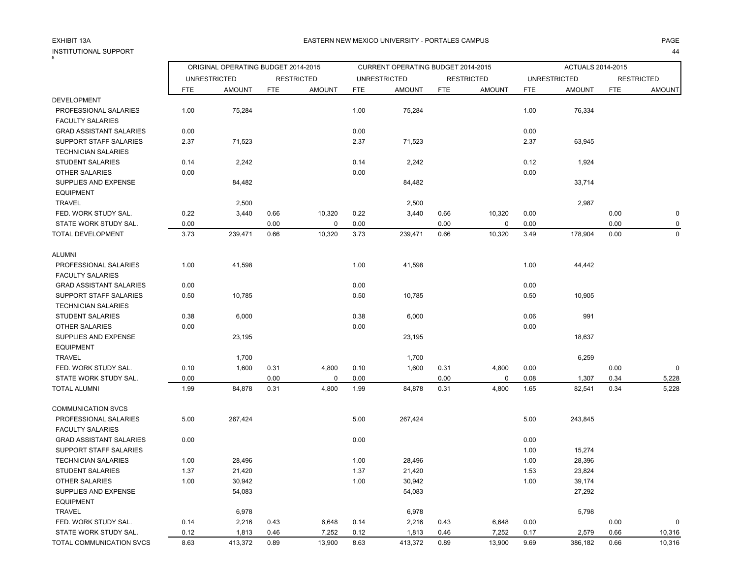EXHIBIT 13A

INSTITUTIONAL SUPPORT

EASTERN NEW MEXICO UNIVERSITY - PORTALES CAMPUS

| | ORIGINAL OPERATING BUDGET 2014-2015 | | | | CURRENT OPERATING BUDGET 2014-2015 | | | | ACTUALS 2014-2015 | | | |
|---|---|---|---|---|---|---|---|---|---|---|---|---|
| | UNRESTRICTED | | RESTRICTED | | UNRESTRICTED | | RESTRICTED | | UNRESTRICTED | | RESTRICTED | |
| | FTE | AMOUNT | FTE | AMOUNT | FTE | AMOUNT | FTE | AMOUNT | FTE | AMOUNT | FTE | AMOUNT |
| DEVELOPMENT | | | | | | | | | | | | |
| PROFESSIONAL SALARIES | 1.00 | 75,284 | | | 1.00 | 75,284 | | | 1.00 | 76,334 | | |
| FACULTY SALARIES | | | | | | | | | | | | |
| GRAD ASSISTANT SALARIES | 0.00 | | | | 0.00 | | | | 0.00 | | | |
| SUPPORT STAFF SALARIES | 2.37 | 71,523 | | | 2.37 | 71,523 | | | 2.37 | 63,945 | | |
| TECHNICIAN SALARIES | | | | | | | | | | | | |
| STUDENT SALARIES | 0.14 | 2,242 | | | 0.14 | 2,242 | | | 0.12 | 1,924 | | |
| OTHER SALARIES | 0.00 | | | | 0.00 | | | | 0.00 | | | |
| SUPPLIES AND EXPENSE | | 84,482 | | | | 84,482 | | | | 33,714 | | |
| EQUIPMENT | | | | | | | | | | | | |
| TRAVEL | | 2,500 | | | | 2,500 | | | | 2,987 | | |
| FED. WORK STUDY SAL. | 0.22 | 3,440 | 0.66 | 10,320 | 0.22 | 3,440 | 0.66 | 10,320 | 0.00 | | 0.00 | 0 |
| STATE WORK STUDY SAL. | 0.00 | | 0.00 | 0 | 0.00 | | 0.00 | 0 | 0.00 | | 0.00 | 0 |
| TOTAL DEVELOPMENT | 3.73 | 239,471 | 0.66 | 10,320 | 3.73 | 239,471 | 0.66 | 10,320 | 3.49 | 178,904 | 0.00 | 0 |
| | | | | | | | | | | | | |
| ALUMNI | | | | | | | | | | | | |
| PROFESSIONAL SALARIES | 1.00 | 41,598 | | | 1.00 | 41,598 | | | 1.00 | 44,442 | | |
| FACULTY SALARIES | | | | | | | | | | | | |
| GRAD ASSISTANT SALARIES | 0.00 | | | | 0.00 | | | | 0.00 | | | |
| SUPPORT STAFF SALARIES | 0.50 | 10,785 | | | 0.50 | 10,785 | | | 0.50 | 10,905 | | |
| TECHNICIAN SALARIES | | | | | | | | | | | | |
| STUDENT SALARIES | 0.38 | 6,000 | | | 0.38 | 6,000 | | | 0.06 | 991 | | |
| OTHER SALARIES | 0.00 | | | | 0.00 | | | | 0.00 | | | |
| SUPPLIES AND EXPENSE | | 23,195 | | | | 23,195 | | | | 18,637 | | |
| EQUIPMENT | | | | | | | | | | | | |
| TRAVEL | | 1,700 | | | | 1,700 | | | | 6,259 | | |
| FED. WORK STUDY SAL. | 0.10 | 1,600 | 0.31 | 4,800 | 0.10 | 1,600 | 0.31 | 4,800 | 0.00 | | 0.00 | 0 |
| STATE WORK STUDY SAL. | 0.00 | | 0.00 | 0 | 0.00 | | 0.00 | 0 | 0.08 | 1,307 | 0.34 | 5,228 |
| TOTAL ALUMNI | 1.99 | 84,878 | 0.31 | 4,800 | 1.99 | 84,878 | 0.31 | 4,800 | 1.65 | 82,541 | 0.34 | 5,228 |
| | | | | | | | | | | | | |
| COMMUNICATION SVCS | | | | | | | | | | | | |
| PROFESSIONAL SALARIES | 5.00 | 267,424 | | | 5.00 | 267,424 | | | 5.00 | 243,845 | | |
| FACULTY SALARIES | | | | | | | | | | | | |
| GRAD ASSISTANT SALARIES | 0.00 | | | | 0.00 | | | | 0.00 | | | |
| SUPPORT STAFF SALARIES | | | | | | | | | 1.00 | 15,274 | | |
| TECHNICIAN SALARIES | 1.00 | 28,496 | | | 1.00 | 28,496 | | | 1.00 | 28,396 | | |
| STUDENT SALARIES | 1.37 | 21,420 | | | 1.37 | 21,420 | | | 1.53 | 23,824 | | |
| OTHER SALARIES | 1.00 | 30,942 | | | 1.00 | 30,942 | | | 1.00 | 39,174 | | |
| SUPPLIES AND EXPENSE | | 54,083 | | | | 54,083 | | | | 27,292 | | |
| EQUIPMENT | | | | | | | | | | | | |
| TRAVEL | | 6,978 | | | | 6,978 | | | | 5,798 | | |
| FED. WORK STUDY SAL. | 0.14 | 2,216 | 0.43 | 6,648 | 0.14 | 2,216 | 0.43 | 6,648 | 0.00 | | 0.00 | 0 |
| STATE WORK STUDY SAL. | 0.12 | 1,813 | 0.46 | 7,252 | 0.12 | 1,813 | 0.46 | 7,252 | 0.17 | 2,579 | 0.66 | 10,316 |
| TOTAL COMMUNICATION SVCS | 8.63 | 413,372 | 0.89 | 13,900 | 8.63 | 413,372 | 0.89 | 13,900 | 9.69 | 386,182 | 0.66 | 10,316 |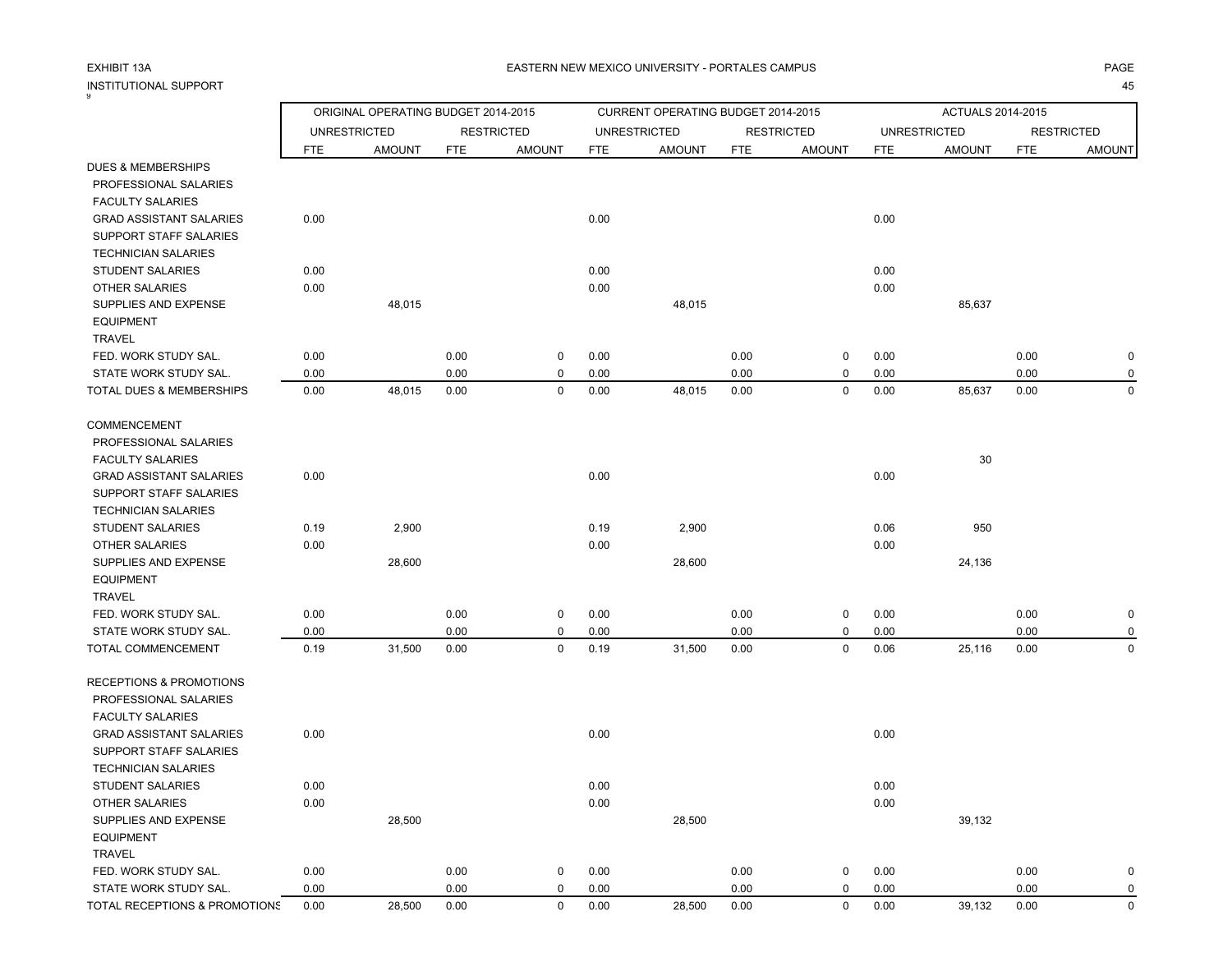EXHIBIT 13A

EASTERN NEW MEXICO UNIVERSITY - PORTALES CAMPUS

INSTITUTIONAL SUPPORT

| | ORIGINAL OPERATING BUDGET 2014-2015 | | | | CURRENT OPERATING BUDGET 2014-2015 | | | | ACTUALS 2014-2015 | | | |
|---|---|---|---|---|---|---|---|---|---|---|---|---|
| | UNRESTRICTED | | RESTRICTED | | UNRESTRICTED | | RESTRICTED | | UNRESTRICTED | | RESTRICTED | |
| | FTE | AMOUNT | FTE | AMOUNT | FTE | AMOUNT | FTE | AMOUNT | FTE | AMOUNT | FTE | AMOUNT |
| DUES & MEMBERSHIPS | | | | | | | | | | | | |
| PROFESSIONAL SALARIES | | | | | | | | | | | | |
| FACULTY SALARIES | | | | | | | | | | | | |
| GRAD ASSISTANT SALARIES | 0.00 | | | | 0.00 | | | | 0.00 | | | |
| SUPPORT STAFF SALARIES | | | | | | | | | | | | |
| TECHNICIAN SALARIES | | | | | | | | | | | | |
| STUDENT SALARIES | 0.00 | | | | 0.00 | | | | 0.00 | | | |
| OTHER SALARIES | 0.00 | | | | 0.00 | | | | 0.00 | | | |
| SUPPLIES AND EXPENSE | | 48,015 | | | | 48,015 | | | | 85,637 | | |
| EQUIPMENT | | | | | | | | | | | | |
| TRAVEL | | | | | | | | | | | | |
| FED. WORK STUDY SAL. | 0.00 | | 0.00 | 0 | 0.00 | | 0.00 | 0 | 0.00 | | 0.00 | 0 |
| STATE WORK STUDY SAL. | 0.00 | | 0.00 | 0 | 0.00 | | 0.00 | 0 | 0.00 | | 0.00 | 0 |
| TOTAL DUES & MEMBERSHIPS | 0.00 | 48,015 | 0.00 | 0 | 0.00 | 48,015 | 0.00 | 0 | 0.00 | 85,637 | 0.00 | 0 |
| COMMENCEMENT | | | | | | | | | | | | |
| PROFESSIONAL SALARIES | | | | | | | | | | | | |
| FACULTY SALARIES | | | | | | | | | | 30 | | |
| GRAD ASSISTANT SALARIES | 0.00 | | | | 0.00 | | | | 0.00 | | | |
| SUPPORT STAFF SALARIES | | | | | | | | | | | | |
| TECHNICIAN SALARIES | | | | | | | | | | | | |
| STUDENT SALARIES | 0.19 | 2,900 | | | 0.19 | 2,900 | | | 0.06 | 950 | | |
| OTHER SALARIES | 0.00 | | | | 0.00 | | | | 0.00 | | | |
| SUPPLIES AND EXPENSE | | 28,600 | | | | 28,600 | | | | 24,136 | | |
| EQUIPMENT | | | | | | | | | | | | |
| TRAVEL | | | | | | | | | | | | |
| FED. WORK STUDY SAL. | 0.00 | | 0.00 | 0 | 0.00 | | 0.00 | 0 | 0.00 | | 0.00 | 0 |
| STATE WORK STUDY SAL. | 0.00 | | 0.00 | 0 | 0.00 | | 0.00 | 0 | 0.00 | | 0.00 | 0 |
| TOTAL COMMENCEMENT | 0.19 | 31,500 | 0.00 | 0 | 0.19 | 31,500 | 0.00 | 0 | 0.06 | 25,116 | 0.00 | 0 |
| RECEPTIONS & PROMOTIONS | | | | | | | | | | | | |
| PROFESSIONAL SALARIES | | | | | | | | | | | | |
| FACULTY SALARIES | | | | | | | | | | | | |
| GRAD ASSISTANT SALARIES | 0.00 | | | | 0.00 | | | | 0.00 | | | |
| SUPPORT STAFF SALARIES | | | | | | | | | | | | |
| TECHNICIAN SALARIES | | | | | | | | | | | | |
| STUDENT SALARIES | 0.00 | | | | 0.00 | | | | 0.00 | | | |
| OTHER SALARIES | 0.00 | | | | 0.00 | | | | 0.00 | | | |
| SUPPLIES AND EXPENSE | | 28,500 | | | | 28,500 | | | | 39,132 | | |
| EQUIPMENT | | | | | | | | | | | | |
| TRAVEL | | | | | | | | | | | | |
| FED. WORK STUDY SAL. | 0.00 | | 0.00 | 0 | 0.00 | | 0.00 | 0 | 0.00 | | 0.00 | 0 |
| STATE WORK STUDY SAL. | 0.00 | | 0.00 | 0 | 0.00 | | 0.00 | 0 | 0.00 | | 0.00 | 0 |
| TOTAL RECEPTIONS & PROMOTIONS | 0.00 | 28,500 | 0.00 | 0 | 0.00 | 28,500 | 0.00 | 0 | 0.00 | 39,132 | 0.00 | 0 |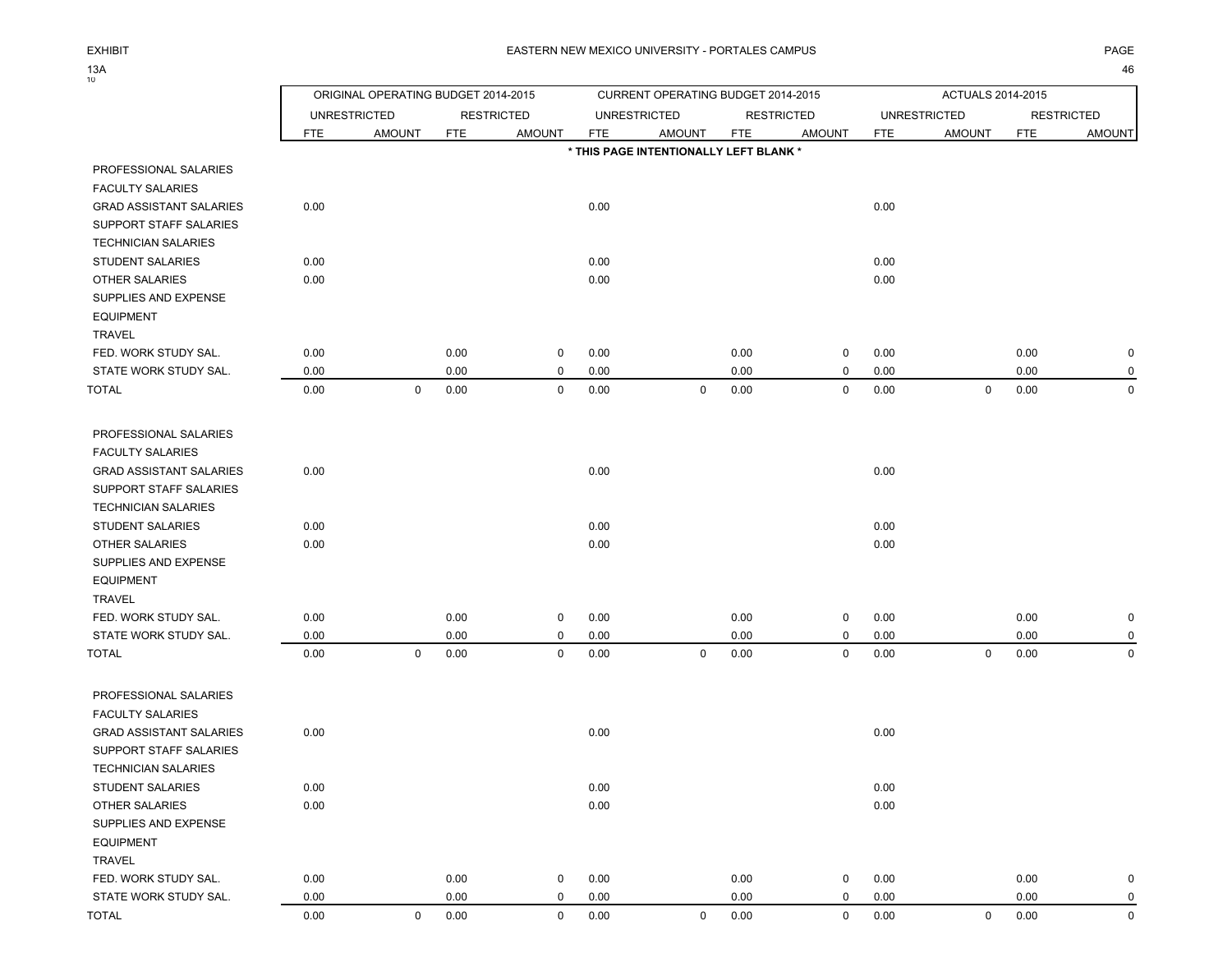EXHIBIT 13A

EASTERN NEW MEXICO UNIVERSITY - PORTALES CAMPUS

|  | ORIGINAL OPERATING BUDGET 2014-2015 |  |  |  | CURRENT OPERATING BUDGET 2014-2015 |  |  |  | ACTUALS 2014-2015 |  |  |  |
|---|---|---|---|---|---|---|---|---|---|---|---|---|
|  | UNRESTRICTED |  | RESTRICTED |  | UNRESTRICTED |  | RESTRICTED |  | UNRESTRICTED |  | RESTRICTED |  |
|  | FTE | AMOUNT | FTE | AMOUNT | FTE | AMOUNT | FTE | AMOUNT | FTE | AMOUNT | FTE | AMOUNT |
|  | * THIS PAGE INTENTIONALLY LEFT BLANK * |  |  |  |  |  |  |  |  |  |  |  |
| PROFESSIONAL SALARIES |  |  |  |  |  |  |  |  |  |  |  |  |
| FACULTY SALARIES |  |  |  |  |  |  |  |  |  |  |  |  |
| GRAD ASSISTANT SALARIES | 0.00 |  |  |  | 0.00 |  |  |  | 0.00 |  |  |  |
| SUPPORT STAFF SALARIES |  |  |  |  |  |  |  |  |  |  |  |  |
| TECHNICIAN SALARIES |  |  |  |  |  |  |  |  |  |  |  |  |
| STUDENT SALARIES | 0.00 |  |  |  | 0.00 |  |  |  | 0.00 |  |  |  |
| OTHER SALARIES | 0.00 |  |  |  | 0.00 |  |  |  | 0.00 |  |  |  |
| SUPPLIES AND EXPENSE |  |  |  |  |  |  |  |  |  |  |  |  |
| EQUIPMENT |  |  |  |  |  |  |  |  |  |  |  |  |
| TRAVEL |  |  |  |  |  |  |  |  |  |  |  |  |
| FED. WORK STUDY SAL. | 0.00 |  | 0.00 | 0 | 0.00 |  | 0.00 | 0 | 0.00 |  | 0.00 | 0 |
| STATE WORK STUDY SAL. | 0.00 |  | 0.00 | 0 | 0.00 |  | 0.00 | 0 | 0.00 |  | 0.00 | 0 |
| TOTAL | 0.00 | 0 | 0.00 | 0 | 0.00 | 0 | 0.00 | 0 | 0.00 | 0 | 0.00 | 0 |
|  |  |  |  |  |  |  |  |  |  |  |  |  |
| PROFESSIONAL SALARIES |  |  |  |  |  |  |  |  |  |  |  |  |
| FACULTY SALARIES |  |  |  |  |  |  |  |  |  |  |  |  |
| GRAD ASSISTANT SALARIES | 0.00 |  |  |  | 0.00 |  |  |  | 0.00 |  |  |  |
| SUPPORT STAFF SALARIES |  |  |  |  |  |  |  |  |  |  |  |  |
| TECHNICIAN SALARIES |  |  |  |  |  |  |  |  |  |  |  |  |
| STUDENT SALARIES | 0.00 |  |  |  | 0.00 |  |  |  | 0.00 |  |  |  |
| OTHER SALARIES | 0.00 |  |  |  | 0.00 |  |  |  | 0.00 |  |  |  |
| SUPPLIES AND EXPENSE |  |  |  |  |  |  |  |  |  |  |  |  |
| EQUIPMENT |  |  |  |  |  |  |  |  |  |  |  |  |
| TRAVEL |  |  |  |  |  |  |  |  |  |  |  |  |
| FED. WORK STUDY SAL. | 0.00 |  | 0.00 | 0 | 0.00 |  | 0.00 | 0 | 0.00 |  | 0.00 | 0 |
| STATE WORK STUDY SAL. | 0.00 |  | 0.00 | 0 | 0.00 |  | 0.00 | 0 | 0.00 |  | 0.00 | 0 |
| TOTAL | 0.00 | 0 | 0.00 | 0 | 0.00 | 0 | 0.00 | 0 | 0.00 | 0 | 0.00 | 0 |
|  |  |  |  |  |  |  |  |  |  |  |  |  |
| PROFESSIONAL SALARIES |  |  |  |  |  |  |  |  |  |  |  |  |
| FACULTY SALARIES |  |  |  |  |  |  |  |  |  |  |  |  |
| GRAD ASSISTANT SALARIES | 0.00 |  |  |  | 0.00 |  |  |  | 0.00 |  |  |  |
| SUPPORT STAFF SALARIES |  |  |  |  |  |  |  |  |  |  |  |  |
| TECHNICIAN SALARIES |  |  |  |  |  |  |  |  |  |  |  |  |
| STUDENT SALARIES | 0.00 |  |  |  | 0.00 |  |  |  | 0.00 |  |  |  |
| OTHER SALARIES | 0.00 |  |  |  | 0.00 |  |  |  | 0.00 |  |  |  |
| SUPPLIES AND EXPENSE |  |  |  |  |  |  |  |  |  |  |  |  |
| EQUIPMENT |  |  |  |  |  |  |  |  |  |  |  |  |
| TRAVEL |  |  |  |  |  |  |  |  |  |  |  |  |
| FED. WORK STUDY SAL. | 0.00 |  | 0.00 | 0 | 0.00 |  | 0.00 | 0 | 0.00 |  | 0.00 | 0 |
| STATE WORK STUDY SAL. | 0.00 |  | 0.00 | 0 | 0.00 |  | 0.00 | 0 | 0.00 |  | 0.00 | 0 |
| TOTAL | 0.00 | 0 | 0.00 | 0 | 0.00 | 0 | 0.00 | 0 | 0.00 | 0 | 0.00 | 0 |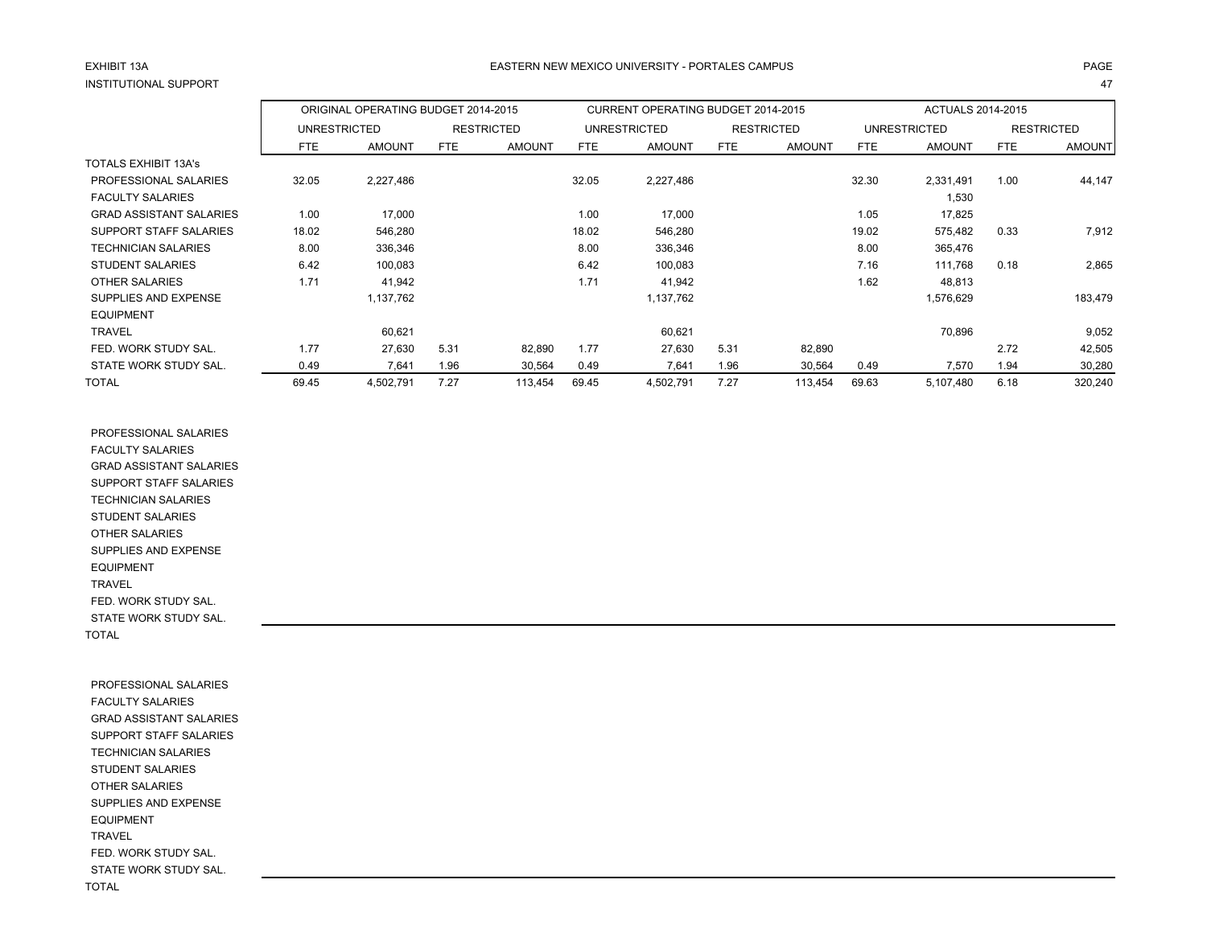EXHIBIT 13A

INSTITUTIONAL SUPPORT

EASTERN NEW MEXICO UNIVERSITY - PORTALES CAMPUS

| | ORIGINAL OPERATING BUDGET 2014-2015 | | | | CURRENT OPERATING BUDGET 2014-2015 | | | | ACTUALS 2014-2015 | | | |
|---|---|---|---|---|---|---|---|---|---|---|---|---|
| | UNRESTRICTED | | RESTRICTED | | UNRESTRICTED | | RESTRICTED | | UNRESTRICTED | | RESTRICTED | |
| | FTE | AMOUNT | FTE | AMOUNT | FTE | AMOUNT | FTE | AMOUNT | FTE | AMOUNT | FTE | AMOUNT |
| TOTALS EXHIBIT 13A's | | | | | | | | | | | | |
| PROFESSIONAL SALARIES | 32.05 | 2,227,486 | | | 32.05 | 2,227,486 | | | 32.30 | 2,331,491 | 1.00 | 44,147 |
| FACULTY SALARIES | | | | | | | | | | 1,530 | | |
| GRAD ASSISTANT SALARIES | 1.00 | 17,000 | | | 1.00 | 17,000 | | | 1.05 | 17,825 | | |
| SUPPORT STAFF SALARIES | 18.02 | 546,280 | | | 18.02 | 546,280 | | | 19.02 | 575,482 | 0.33 | 7,912 |
| TECHNICIAN SALARIES | 8.00 | 336,346 | | | 8.00 | 336,346 | | | 8.00 | 365,476 | | |
| STUDENT SALARIES | 6.42 | 100,083 | | | 6.42 | 100,083 | | | 7.16 | 111,768 | 0.18 | 2,865 |
| OTHER SALARIES | 1.71 | 41,942 | | | 1.71 | 41,942 | | | 1.62 | 48,813 | | |
| SUPPLIES AND EXPENSE | | 1,137,762 | | | | 1,137,762 | | | | 1,576,629 | | 183,479 |
| EQUIPMENT | | | | | | | | | | | | |
| TRAVEL | | 60,621 | | | | 60,621 | | | | 70,896 | | 9,052 |
| FED. WORK STUDY SAL. | 1.77 | 27,630 | 5.31 | 82,890 | 1.77 | 27,630 | 5.31 | 82,890 | | | 2.72 | 42,505 |
| STATE WORK STUDY SAL. | 0.49 | 7,641 | 1.96 | 30,564 | 0.49 | 7,641 | 1.96 | 30,564 | 0.49 | 7,570 | 1.94 | 30,280 |
| TOTAL | 69.45 | 4,502,791 | 7.27 | 113,454 | 69.45 | 4,502,791 | 7.27 | 113,454 | 69.63 | 5,107,480 | 6.18 | 320,240 |

| | | | | | | | | | | | | |
|---|---|---|---|---|---|---|---|---|---|---|---|---|
| PROFESSIONAL SALARIES | | | | | | | | | | | | |
| FACULTY SALARIES | | | | | | | | | | | | |
| GRAD ASSISTANT SALARIES | | | | | | | | | | | | |
| SUPPORT STAFF SALARIES | | | | | | | | | | | | |
| TECHNICIAN SALARIES | | | | | | | | | | | | |
| STUDENT SALARIES | | | | | | | | | | | | |
| OTHER SALARIES | | | | | | | | | | | | |
| SUPPLIES AND EXPENSE | | | | | | | | | | | | |
| EQUIPMENT | | | | | | | | | | | | |
| TRAVEL | | | | | | | | | | | | |
| FED. WORK STUDY SAL. | | | | | | | | | | | | |
| STATE WORK STUDY SAL. | | | | | | | | | | | | |
| TOTAL | | | | | | | | | | | | |

| | | | | | | | | | | | | |
|---|---|---|---|---|---|---|---|---|---|---|---|---|
| PROFESSIONAL SALARIES | | | | | | | | | | | | |
| FACULTY SALARIES | | | | | | | | | | | | |
| GRAD ASSISTANT SALARIES | | | | | | | | | | | | |
| SUPPORT STAFF SALARIES | | | | | | | | | | | | |
| TECHNICIAN SALARIES | | | | | | | | | | | | |
| STUDENT SALARIES | | | | | | | | | | | | |
| OTHER SALARIES | | | | | | | | | | | | |
| SUPPLIES AND EXPENSE | | | | | | | | | | | | |
| EQUIPMENT | | | | | | | | | | | | |
| TRAVEL | | | | | | | | | | | | |
| FED. WORK STUDY SAL. | | | | | | | | | | | | |
| STATE WORK STUDY SAL. | | | | | | | | | | | | |
| TOTAL | | | | | | | | | | | | |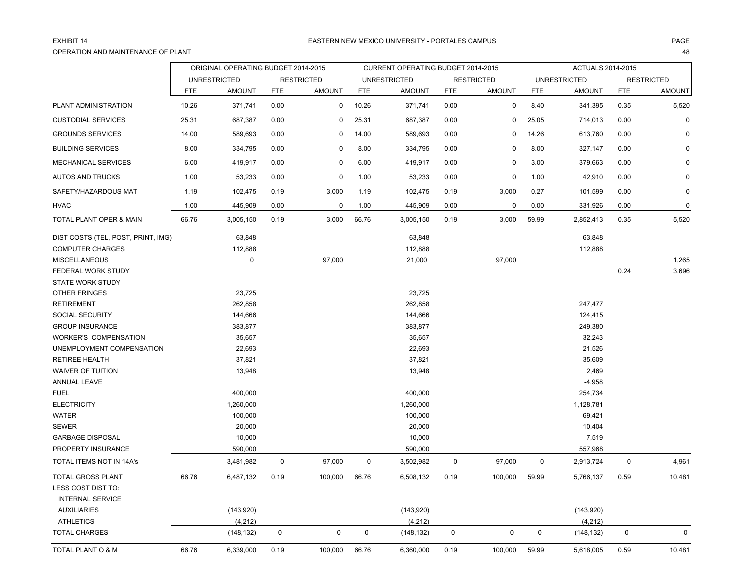EXHIBIT 14

EASTERN NEW MEXICO UNIVERSITY - PORTALES CAMPUS

OPERATION AND MAINTENANCE OF PLANT

| | ORIGINAL OPERATING BUDGET 2014-2015 | | | | CURRENT OPERATING BUDGET 2014-2015 | | | | ACTUALS 2014-2015 | | | |
|---|---|---|---|---|---|---|---|---|---|---|---|---|
| | UNRESTRICTED | | RESTRICTED | | UNRESTRICTED | | RESTRICTED | | UNRESTRICTED | | RESTRICTED | |
| | FTE | AMOUNT | FTE | AMOUNT | FTE | AMOUNT | FTE | AMOUNT | FTE | AMOUNT | FTE | AMOUNT |
| PLANT ADMINISTRATION | 10.26 | 371,741 | 0.00 | 0 | 10.26 | 371,741 | 0.00 | 0 | 8.40 | 341,395 | 0.35 | 5,520 |
| CUSTODIAL SERVICES | 25.31 | 687,387 | 0.00 | 0 | 25.31 | 687,387 | 0.00 | 0 | 25.05 | 714,013 | 0.00 | 0 |
| GROUNDS SERVICES | 14.00 | 589,693 | 0.00 | 0 | 14.00 | 589,693 | 0.00 | 0 | 14.26 | 613,760 | 0.00 | 0 |
| BUILDING SERVICES | 8.00 | 334,795 | 0.00 | 0 | 8.00 | 334,795 | 0.00 | 0 | 8.00 | 327,147 | 0.00 | 0 |
| MECHANICAL SERVICES | 6.00 | 419,917 | 0.00 | 0 | 6.00 | 419,917 | 0.00 | 0 | 3.00 | 379,663 | 0.00 | 0 |
| AUTOS AND TRUCKS | 1.00 | 53,233 | 0.00 | 0 | 1.00 | 53,233 | 0.00 | 0 | 1.00 | 42,910 | 0.00 | 0 |
| SAFETY/HAZARDOUS MAT | 1.19 | 102,475 | 0.19 | 3,000 | 1.19 | 102,475 | 0.19 | 3,000 | 0.27 | 101,599 | 0.00 | 0 |
| HVAC | 1.00 | 445,909 | 0.00 | 0 | 1.00 | 445,909 | 0.00 | 0 | 0.00 | 331,926 | 0.00 | 0 |
| TOTAL PLANT OPER & MAIN | 66.76 | 3,005,150 | 0.19 | 3,000 | 66.76 | 3,005,150 | 0.19 | 3,000 | 59.99 | 2,852,413 | 0.35 | 5,520 |
| DIST COSTS (TEL, POST, PRINT, IMG) | | 63,848 | | | | 63,848 | | | | 63,848 | | |
| COMPUTER CHARGES | | 112,888 | | | | 112,888 | | | | 112,888 | | |
| MISCELLANEOUS | | 0 | | 97,000 | | 21,000 | | 97,000 | | | | 1,265 |
| FEDERAL WORK STUDY | | | | | | | | | | | 0.24 | 3,696 |
| STATE WORK STUDY | | | | | | | | | | | | |
| OTHER FRINGES | | 23,725 | | | | 23,725 | | | | | | |
| RETIREMENT | | 262,858 | | | | 262,858 | | | | 247,477 | | |
| SOCIAL SECURITY | | 144,666 | | | | 144,666 | | | | 124,415 | | |
| GROUP INSURANCE | | 383,877 | | | | 383,877 | | | | 249,380 | | |
| WORKER'S COMPENSATION | | 35,657 | | | | 35,657 | | | | 32,243 | | |
| UNEMPLOYMENT COMPENSATION | | 22,693 | | | | 22,693 | | | | 21,526 | | |
| RETIREE HEALTH | | 37,821 | | | | 37,821 | | | | 35,609 | | |
| WAIVER OF TUITION | | 13,948 | | | | 13,948 | | | | 2,469 | | |
| ANNUAL LEAVE | | | | | | | | | | -4,958 | | |
| FUEL | | 400,000 | | | | 400,000 | | | | 254,734 | | |
| ELECTRICITY | | 1,260,000 | | | | 1,260,000 | | | | 1,128,781 | | |
| WATER | | 100,000 | | | | 100,000 | | | | 69,421 | | |
| SEWER | | 20,000 | | | | 20,000 | | | | 10,404 | | |
| GARBAGE DISPOSAL | | 10,000 | | | | 10,000 | | | | 7,519 | | |
| PROPERTY INSURANCE | | 590,000 | | | | 590,000 | | | | 557,968 | | |
| TOTAL ITEMS NOT IN 14A's | | 3,481,982 | 0 | 97,000 | 0 | 3,502,982 | 0 | 97,000 | 0 | 2,913,724 | 0 | 4,961 |
| TOTAL GROSS PLANT | 66.76 | 6,487,132 | 0.19 | 100,000 | 66.76 | 6,508,132 | 0.19 | 100,000 | 59.99 | 5,766,137 | 0.59 | 10,481 |
| LESS COST DIST TO: | | | | | | | | | | | | |
| INTERNAL SERVICE | | | | | | | | | | | | |
| AUXILIARIES | | (143,920) | | | | (143,920) | | | | (143,920) | | |
| ATHLETICS | | (4,212) | | | | (4,212) | | | | (4,212) | | |
| TOTAL CHARGES | | (148,132) | 0 | 0 | 0 | (148,132) | 0 | 0 | 0 | (148,132) | 0 | 0 |
| TOTAL PLANT O & M | 66.76 | 6,339,000 | 0.19 | 100,000 | 66.76 | 6,360,000 | 0.19 | 100,000 | 59.99 | 5,618,005 | 0.59 | 10,481 |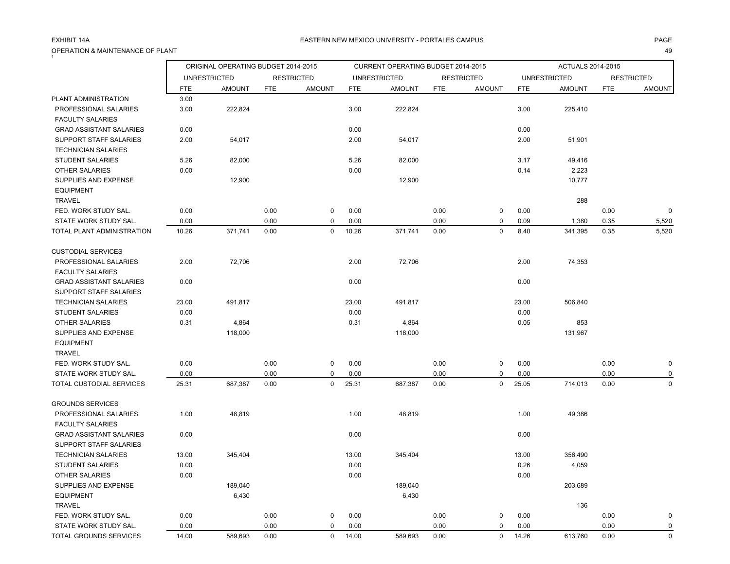EXHIBIT 14A

EASTERN NEW MEXICO UNIVERSITY - PORTALES CAMPUS

OPERATION & MAINTENANCE OF PLANT

| | ORIGINAL OPERATING BUDGET 2014-2015 | | | | CURRENT OPERATING BUDGET 2014-2015 | | | | ACTUALS 2014-2015 | | | |
|---|---|---|---|---|---|---|---|---|---|---|---|---|
| | UNRESTRICTED | | RESTRICTED | | UNRESTRICTED | | RESTRICTED | | UNRESTRICTED | | RESTRICTED | |
| | FTE | AMOUNT | FTE | AMOUNT | FTE | AMOUNT | FTE | AMOUNT | FTE | AMOUNT | FTE | AMOUNT |
| PLANT ADMINISTRATION | 3.00 | | | | | | | | | | | |
| PROFESSIONAL SALARIES | 3.00 | 222,824 | | | 3.00 | 222,824 | | | 3.00 | 225,410 | | |
| FACULTY SALARIES | | | | | | | | | | | | |
| GRAD ASSISTANT SALARIES | 0.00 | | | | 0.00 | | | | 0.00 | | | |
| SUPPORT STAFF SALARIES | 2.00 | 54,017 | | | 2.00 | 54,017 | | | 2.00 | 51,901 | | |
| TECHNICIAN SALARIES | | | | | | | | | | | | |
| STUDENT SALARIES | 5.26 | 82,000 | | | 5.26 | 82,000 | | | 3.17 | 49,416 | | |
| OTHER SALARIES | 0.00 | | | | 0.00 | | | | 0.14 | 2,223 | | |
| SUPPLIES AND EXPENSE | | 12,900 | | | | 12,900 | | | | 10,777 | | |
| EQUIPMENT | | | | | | | | | | | | |
| TRAVEL | | | | | | | | | | 288 | | |
| FED. WORK STUDY SAL. | 0.00 | | 0.00 | 0 | 0.00 | | 0.00 | 0 | 0.00 | | 0.00 | 0 |
| STATE WORK STUDY SAL. | 0.00 | | 0.00 | 0 | 0.00 | | 0.00 | 0 | 0.09 | 1,380 | 0.35 | 5,520 |
| TOTAL PLANT ADMINISTRATION | 10.26 | 371,741 | 0.00 | 0 | 10.26 | 371,741 | 0.00 | 0 | 8.40 | 341,395 | 0.35 | 5,520 |
| | | | | | | | | | | | | |
| CUSTODIAL SERVICES | | | | | | | | | | | | |
| PROFESSIONAL SALARIES | 2.00 | 72,706 | | | 2.00 | 72,706 | | | 2.00 | 74,353 | | |
| FACULTY SALARIES | | | | | | | | | | | | |
| GRAD ASSISTANT SALARIES | 0.00 | | | | 0.00 | | | | 0.00 | | | |
| SUPPORT STAFF SALARIES | | | | | | | | | | | | |
| TECHNICIAN SALARIES | 23.00 | 491,817 | | | 23.00 | 491,817 | | | 23.00 | 506,840 | | |
| STUDENT SALARIES | 0.00 | | | | 0.00 | | | | 0.00 | | | |
| OTHER SALARIES | 0.31 | 4,864 | | | 0.31 | 4,864 | | | 0.05 | 853 | | |
| SUPPLIES AND EXPENSE | | 118,000 | | | | 118,000 | | | | 131,967 | | |
| EQUIPMENT | | | | | | | | | | | | |
| TRAVEL | | | | | | | | | | | | |
| FED. WORK STUDY SAL. | 0.00 | | 0.00 | 0 | 0.00 | | 0.00 | 0 | 0.00 | | 0.00 | 0 |
| STATE WORK STUDY SAL. | 0.00 | | 0.00 | 0 | 0.00 | | 0.00 | 0 | 0.00 | | 0.00 | 0 |
| TOTAL CUSTODIAL SERVICES | 25.31 | 687,387 | 0.00 | 0 | 25.31 | 687,387 | 0.00 | 0 | 25.05 | 714,013 | 0.00 | 0 |
| | | | | | | | | | | | | |
| GROUNDS SERVICES | | | | | | | | | | | | |
| PROFESSIONAL SALARIES | 1.00 | 48,819 | | | 1.00 | 48,819 | | | 1.00 | 49,386 | | |
| FACULTY SALARIES | | | | | | | | | | | | |
| GRAD ASSISTANT SALARIES | 0.00 | | | | 0.00 | | | | 0.00 | | | |
| SUPPORT STAFF SALARIES | | | | | | | | | | | | |
| TECHNICIAN SALARIES | 13.00 | 345,404 | | | 13.00 | 345,404 | | | 13.00 | 356,490 | | |
| STUDENT SALARIES | 0.00 | | | | 0.00 | | | | 0.26 | 4,059 | | |
| OTHER SALARIES | 0.00 | | | | 0.00 | | | | 0.00 | | | |
| SUPPLIES AND EXPENSE | | 189,040 | | | | 189,040 | | | | 203,689 | | |
| EQUIPMENT | | 6,430 | | | | 6,430 | | | | | | |
| TRAVEL | | | | | | | | | | 136 | | |
| FED. WORK STUDY SAL. | 0.00 | | 0.00 | 0 | 0.00 | | 0.00 | 0 | 0.00 | | 0.00 | 0 |
| STATE WORK STUDY SAL. | 0.00 | | 0.00 | 0 | 0.00 | | 0.00 | 0 | 0.00 | | 0.00 | 0 |
| TOTAL GROUNDS SERVICES | 14.00 | 589,693 | 0.00 | 0 | 14.00 | 589,693 | 0.00 | 0 | 14.26 | 613,760 | 0.00 | 0 |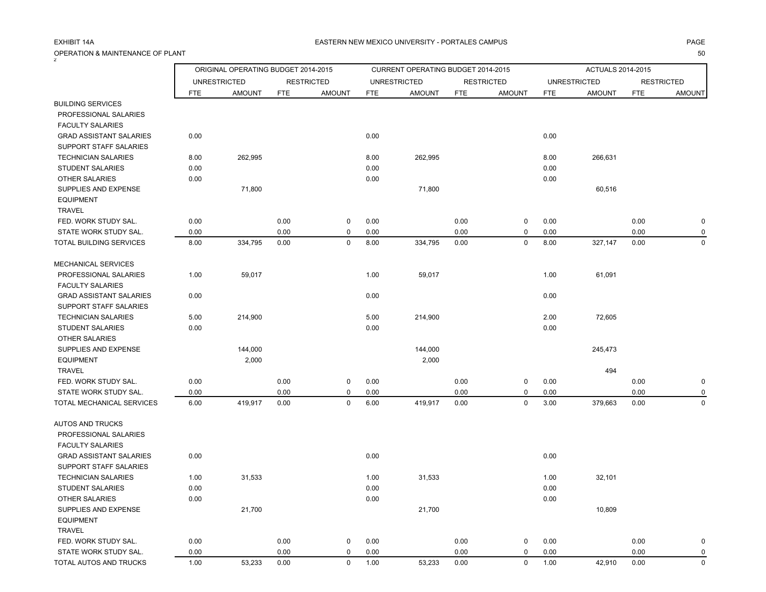EXHIBIT 14A

EASTERN NEW MEXICO UNIVERSITY - PORTALES CAMPUS

OPERATION & MAINTENANCE OF PLANT

2

| | ORIGINAL OPERATING BUDGET 2014-2015 | | | | CURRENT OPERATING BUDGET 2014-2015 | | | | ACTUALS 2014-2015 | | | |
|---|---|---|---|---|---|---|---|---|---|---|---|---|
| | UNRESTRICTED | | RESTRICTED | | UNRESTRICTED | | RESTRICTED | | UNRESTRICTED | | RESTRICTED | |
| | FTE | AMOUNT | FTE | AMOUNT | FTE | AMOUNT | FTE | AMOUNT | FTE | AMOUNT | FTE | AMOUNT |
| BUILDING SERVICES | | | | | | | | | | | | |
| PROFESSIONAL SALARIES | | | | | | | | | | | | |
| FACULTY SALARIES | | | | | | | | | | | | |
| GRAD ASSISTANT SALARIES | 0.00 | | | | 0.00 | | | | 0.00 | | | |
| SUPPORT STAFF SALARIES | | | | | | | | | | | | |
| TECHNICIAN SALARIES | 8.00 | 262,995 | | | 8.00 | 262,995 | | | 8.00 | 266,631 | | |
| STUDENT SALARIES | 0.00 | | | | 0.00 | | | | 0.00 | | | |
| OTHER SALARIES | 0.00 | | | | 0.00 | | | | 0.00 | | | |
| SUPPLIES AND EXPENSE | | 71,800 | | | | 71,800 | | | | 60,516 | | |
| EQUIPMENT | | | | | | | | | | | | |
| TRAVEL | | | | | | | | | | | | |
| FED. WORK STUDY SAL. | 0.00 | | 0.00 | 0 | 0.00 | | 0.00 | 0 | 0.00 | | 0.00 | 0 |
| STATE WORK STUDY SAL. | 0.00 | | 0.00 | 0 | 0.00 | | 0.00 | 0 | 0.00 | | 0.00 | 0 |
| TOTAL BUILDING SERVICES | 8.00 | 334,795 | 0.00 | 0 | 8.00 | 334,795 | 0.00 | 0 | 8.00 | 327,147 | 0.00 | 0 |
| | | | | | | | | | | | | |
| MECHANICAL SERVICES | | | | | | | | | | | | |
| PROFESSIONAL SALARIES | 1.00 | 59,017 | | | 1.00 | 59,017 | | | 1.00 | 61,091 | | |
| FACULTY SALARIES | | | | | | | | | | | | |
| GRAD ASSISTANT SALARIES | 0.00 | | | | 0.00 | | | | 0.00 | | | |
| SUPPORT STAFF SALARIES | | | | | | | | | | | | |
| TECHNICIAN SALARIES | 5.00 | 214,900 | | | 5.00 | 214,900 | | | 2.00 | 72,605 | | |
| STUDENT SALARIES | 0.00 | | | | 0.00 | | | | 0.00 | | | |
| OTHER SALARIES | | | | | | | | | | | | |
| SUPPLIES AND EXPENSE | | 144,000 | | | | 144,000 | | | | 245,473 | | |
| EQUIPMENT | | 2,000 | | | | 2,000 | | | | | | |
| TRAVEL | | | | | | | | | | 494 | | |
| FED. WORK STUDY SAL. | 0.00 | | 0.00 | 0 | 0.00 | | 0.00 | 0 | 0.00 | | 0.00 | 0 |
| STATE WORK STUDY SAL. | 0.00 | | 0.00 | 0 | 0.00 | | 0.00 | 0 | 0.00 | | 0.00 | 0 |
| TOTAL MECHANICAL SERVICES | 6.00 | 419,917 | 0.00 | 0 | 6.00 | 419,917 | 0.00 | 0 | 3.00 | 379,663 | 0.00 | 0 |
| | | | | | | | | | | | | |
| AUTOS AND TRUCKS | | | | | | | | | | | | |
| PROFESSIONAL SALARIES | | | | | | | | | | | | |
| FACULTY SALARIES | | | | | | | | | | | | |
| GRAD ASSISTANT SALARIES | 0.00 | | | | 0.00 | | | | 0.00 | | | |
| SUPPORT STAFF SALARIES | | | | | | | | | | | | |
| TECHNICIAN SALARIES | 1.00 | 31,533 | | | 1.00 | 31,533 | | | 1.00 | 32,101 | | |
| STUDENT SALARIES | 0.00 | | | | 0.00 | | | | 0.00 | | | |
| OTHER SALARIES | 0.00 | | | | 0.00 | | | | 0.00 | | | |
| SUPPLIES AND EXPENSE | | 21,700 | | | | 21,700 | | | | 10,809 | | |
| EQUIPMENT | | | | | | | | | | | | |
| TRAVEL | | | | | | | | | | | | |
| FED. WORK STUDY SAL. | 0.00 | | 0.00 | 0 | 0.00 | | 0.00 | 0 | 0.00 | | 0.00 | 0 |
| STATE WORK STUDY SAL. | 0.00 | | 0.00 | 0 | 0.00 | | 0.00 | 0 | 0.00 | | 0.00 | 0 |
| TOTAL AUTOS AND TRUCKS | 1.00 | 53,233 | 0.00 | 0 | 1.00 | 53,233 | 0.00 | 0 | 1.00 | 42,910 | 0.00 | 0 |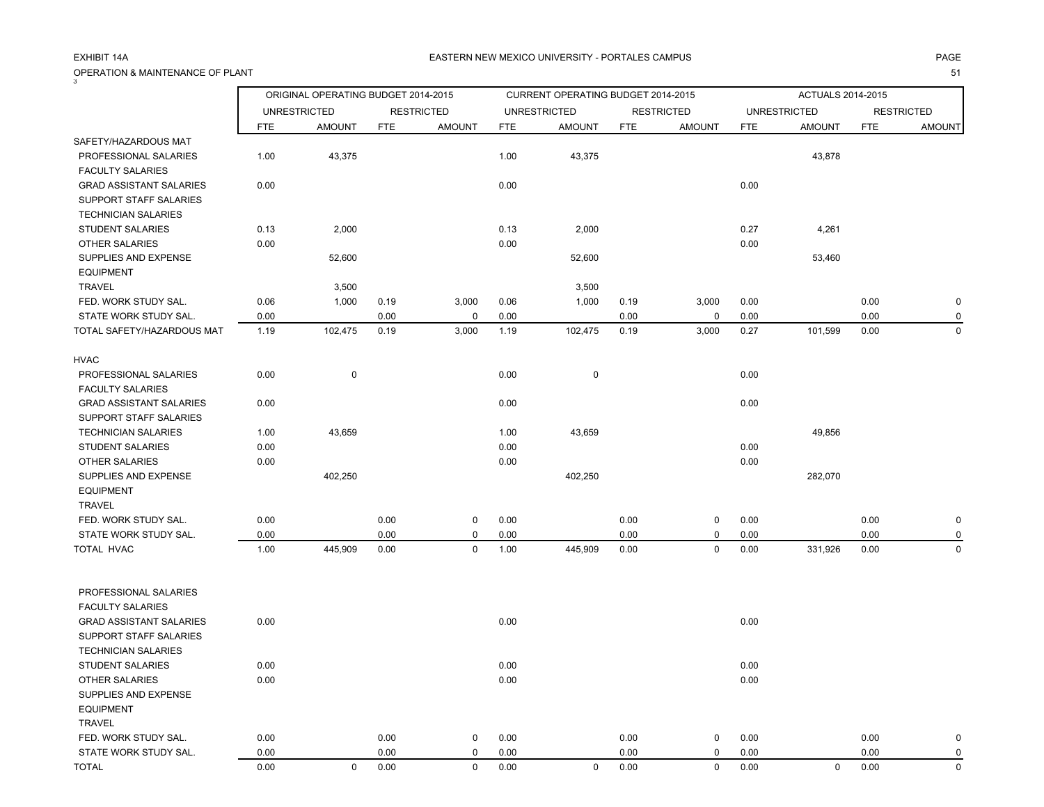EXHIBIT 14A

EASTERN NEW MEXICO UNIVERSITY - PORTALES CAMPUS

OPERATION & MAINTENANCE OF PLANT

| | ORIGINAL OPERATING BUDGET 2014-2015 | | | | CURRENT OPERATING BUDGET 2014-2015 | | | | ACTUALS 2014-2015 | | | |
|---|---|---|---|---|---|---|---|---|---|---|---|---|
| | UNRESTRICTED | | RESTRICTED | | UNRESTRICTED | | RESTRICTED | | UNRESTRICTED | | RESTRICTED | |
| | FTE | AMOUNT | FTE | AMOUNT | FTE | AMOUNT | FTE | AMOUNT | FTE | AMOUNT | FTE | AMOUNT |
| SAFETY/HAZARDOUS MAT | | | | | | | | | | | | |
| PROFESSIONAL SALARIES | 1.00 | 43,375 | | | 1.00 | 43,375 | | | | 43,878 | | |
| FACULTY SALARIES | | | | | | | | | | | | |
| GRAD ASSISTANT SALARIES | 0.00 | | | | 0.00 | | | | 0.00 | | | |
| SUPPORT STAFF SALARIES | | | | | | | | | | | | |
| TECHNICIAN SALARIES | | | | | | | | | | | | |
| STUDENT SALARIES | 0.13 | 2,000 | | | 0.13 | 2,000 | | | 0.27 | 4,261 | | |
| OTHER SALARIES | 0.00 | | | | 0.00 | | | | 0.00 | | | |
| SUPPLIES AND EXPENSE | | 52,600 | | | | 52,600 | | | | 53,460 | | |
| EQUIPMENT | | | | | | | | | | | | |
| TRAVEL | | 3,500 | | | | 3,500 | | | | | | |
| FED. WORK STUDY SAL. | 0.06 | 1,000 | 0.19 | 3,000 | 0.06 | 1,000 | 0.19 | 3,000 | 0.00 | | 0.00 | 0 |
| STATE WORK STUDY SAL. | 0.00 | | 0.00 | 0 | 0.00 | | 0.00 | 0 | 0.00 | | 0.00 | 0 |
| TOTAL SAFETY/HAZARDOUS MAT | 1.19 | 102,475 | 0.19 | 3,000 | 1.19 | 102,475 | 0.19 | 3,000 | 0.27 | 101,599 | 0.00 | 0 |
| HVAC | | | | | | | | | | | | |
| PROFESSIONAL SALARIES | 0.00 | 0 | | | 0.00 | 0 | | | 0.00 | | | |
| FACULTY SALARIES | | | | | | | | | | | | |
| GRAD ASSISTANT SALARIES | 0.00 | | | | 0.00 | | | | 0.00 | | | |
| SUPPORT STAFF SALARIES | | | | | | | | | | | | |
| TECHNICIAN SALARIES | 1.00 | 43,659 | | | 1.00 | 43,659 | | | | 49,856 | | |
| STUDENT SALARIES | 0.00 | | | | 0.00 | | | | 0.00 | | | |
| OTHER SALARIES | 0.00 | | | | 0.00 | | | | 0.00 | | | |
| SUPPLIES AND EXPENSE | | 402,250 | | | | 402,250 | | | | 282,070 | | |
| EQUIPMENT | | | | | | | | | | | | |
| TRAVEL | | | | | | | | | | | | |
| FED. WORK STUDY SAL. | 0.00 | | 0.00 | 0 | 0.00 | | 0.00 | 0 | 0.00 | | 0.00 | 0 |
| STATE WORK STUDY SAL. | 0.00 | | 0.00 | 0 | 0.00 | | 0.00 | 0 | 0.00 | | 0.00 | 0 |
| TOTAL HVAC | 1.00 | 445,909 | 0.00 | 0 | 1.00 | 445,909 | 0.00 | 0 | 0.00 | 331,926 | 0.00 | 0 |
| | | | | | | | | | | | | |
| PROFESSIONAL SALARIES | | | | | | | | | | | | |
| FACULTY SALARIES | | | | | | | | | | | | |
| GRAD ASSISTANT SALARIES | 0.00 | | | | 0.00 | | | | 0.00 | | | |
| SUPPORT STAFF SALARIES | | | | | | | | | | | | |
| TECHNICIAN SALARIES | | | | | | | | | | | | |
| STUDENT SALARIES | 0.00 | | | | 0.00 | | | | 0.00 | | | |
| OTHER SALARIES | 0.00 | | | | 0.00 | | | | 0.00 | | | |
| SUPPLIES AND EXPENSE | | | | | | | | | | | | |
| EQUIPMENT | | | | | | | | | | | | |
| TRAVEL | | | | | | | | | | | | |
| FED. WORK STUDY SAL. | 0.00 | | 0.00 | 0 | 0.00 | | 0.00 | 0 | 0.00 | | 0.00 | 0 |
| STATE WORK STUDY SAL. | 0.00 | | 0.00 | 0 | 0.00 | | 0.00 | 0 | 0.00 | | 0.00 | 0 |
| TOTAL | 0.00 | 0 | 0.00 | 0 | 0.00 | 0 | 0.00 | 0 | 0.00 | 0 | 0.00 | 0 |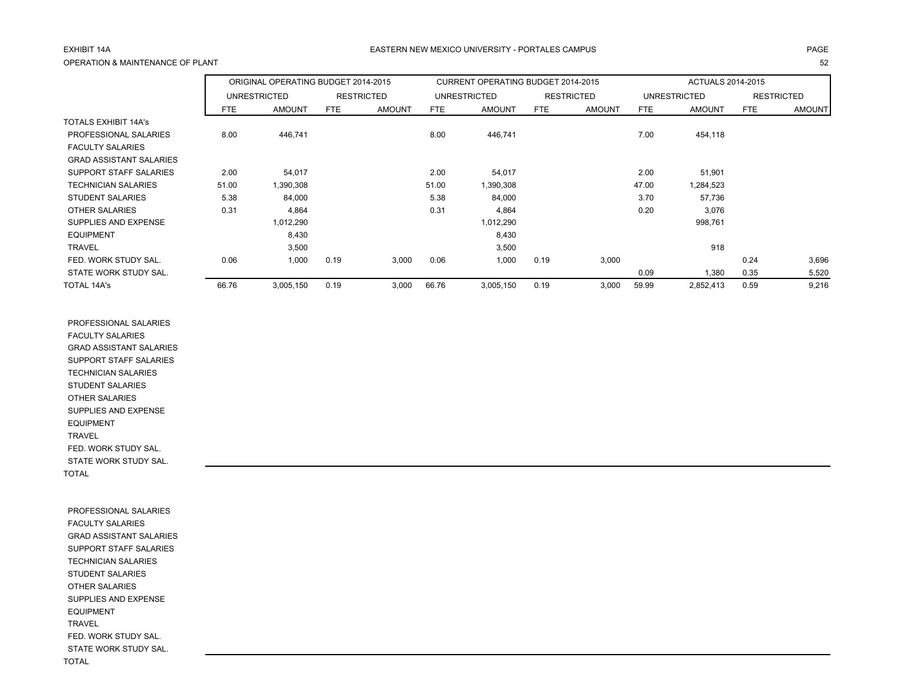EXHIBIT 14A

OPERATION & MAINTENANCE OF PLANT

EASTERN NEW MEXICO UNIVERSITY - PORTALES CAMPUS

| | ORIGINAL OPERATING BUDGET 2014-2015 | | | | CURRENT OPERATING BUDGET 2014-2015 | | | | ACTUALS 2014-2015 | | | |
|---|---|---|---|---|---|---|---|---|---|---|---|---|
| | UNRESTRICTED | | RESTRICTED | | UNRESTRICTED | | RESTRICTED | | UNRESTRICTED | | RESTRICTED | |
| | FTE | AMOUNT | FTE | AMOUNT | FTE | AMOUNT | FTE | AMOUNT | FTE | AMOUNT | FTE | AMOUNT |
| TOTALS EXHIBIT 14A's | | | | | | | | | | | | |
| PROFESSIONAL SALARIES | 8.00 | 446,741 | | | 8.00 | 446,741 | | | 7.00 | 454,118 | | |
| FACULTY SALARIES | | | | | | | | | | | | |
| GRAD ASSISTANT SALARIES | | | | | | | | | | | | |
| SUPPORT STAFF SALARIES | 2.00 | 54,017 | | | 2.00 | 54,017 | | | 2.00 | 51,901 | | |
| TECHNICIAN SALARIES | 51.00 | 1,390,308 | | | 51.00 | 1,390,308 | | | 47.00 | 1,284,523 | | |
| STUDENT SALARIES | 5.38 | 84,000 | | | 5.38 | 84,000 | | | 3.70 | 57,736 | | |
| OTHER SALARIES | 0.31 | 4,864 | | | 0.31 | 4,864 | | | 0.20 | 3,076 | | |
| SUPPLIES AND EXPENSE | | 1,012,290 | | | | 1,012,290 | | | | 998,761 | | |
| EQUIPMENT | | 8,430 | | | | 8,430 | | | | | | |
| TRAVEL | | 3,500 | | | | 3,500 | | | | 918 | | |
| FED. WORK STUDY SAL. | 0.06 | 1,000 | 0.19 | 3,000 | 0.06 | 1,000 | 0.19 | 3,000 | | | 0.24 | 3,696 |
| STATE WORK STUDY SAL. | | | | | | | | | 0.09 | 1,380 | 0.35 | 5,520 |
| TOTAL 14A's | 66.76 | 3,005,150 | 0.19 | 3,000 | 66.76 | 3,005,150 | 0.19 | 3,000 | 59.99 | 2,852,413 | 0.59 | 9,216 |

| | | | | | | | | | | | | |
|---|---|---|---|---|---|---|---|---|---|---|---|---|
| PROFESSIONAL SALARIES | | | | | | | | | | | | |
| FACULTY SALARIES | | | | | | | | | | | | |
| GRAD ASSISTANT SALARIES | | | | | | | | | | | | |
| SUPPORT STAFF SALARIES | | | | | | | | | | | | |
| TECHNICIAN SALARIES | | | | | | | | | | | | |
| STUDENT SALARIES | | | | | | | | | | | | |
| OTHER SALARIES | | | | | | | | | | | | |
| SUPPLIES AND EXPENSE | | | | | | | | | | | | |
| EQUIPMENT | | | | | | | | | | | | |
| TRAVEL | | | | | | | | | | | | |
| FED. WORK STUDY SAL. | | | | | | | | | | | | |
| STATE WORK STUDY SAL. | | | | | | | | | | | | |
| TOTAL | | | | | | | | | | | | |

| | | | | | | | | | | | | |
|---|---|---|---|---|---|---|---|---|---|---|---|---|
| PROFESSIONAL SALARIES | | | | | | | | | | | | |
| FACULTY SALARIES | | | | | | | | | | | | |
| GRAD ASSISTANT SALARIES | | | | | | | | | | | | |
| SUPPORT STAFF SALARIES | | | | | | | | | | | | |
| TECHNICIAN SALARIES | | | | | | | | | | | | |
| STUDENT SALARIES | | | | | | | | | | | | |
| OTHER SALARIES | | | | | | | | | | | | |
| SUPPLIES AND EXPENSE | | | | | | | | | | | | |
| EQUIPMENT | | | | | | | | | | | | |
| TRAVEL | | | | | | | | | | | | |
| FED. WORK STUDY SAL. | | | | | | | | | | | | |
| STATE WORK STUDY SAL. | | | | | | | | | | | | |
| TOTAL | | | | | | | | | | | | |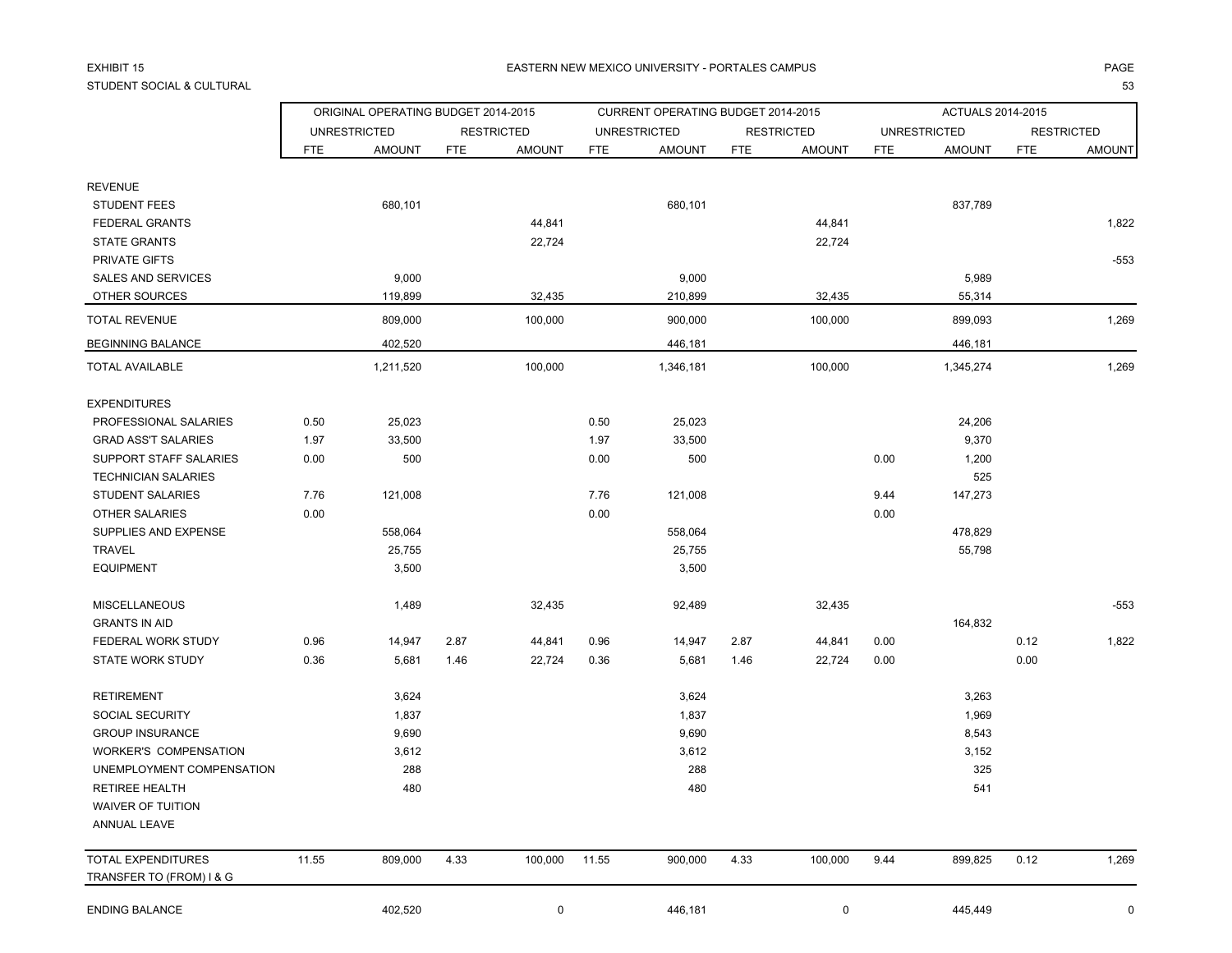EXHIBIT 15

STUDENT SOCIAL & CULTURAL

EASTERN NEW MEXICO UNIVERSITY - PORTALES CAMPUS

| | ORIGINAL OPERATING BUDGET 2014-2015 | | | | CURRENT OPERATING BUDGET 2014-2015 | | | | ACTUALS 2014-2015 | | | |
|---|---|---|---|---|---|---|---|---|---|---|---|---|
| | UNRESTRICTED | | RESTRICTED | | UNRESTRICTED | | RESTRICTED | | UNRESTRICTED | | RESTRICTED | |
| | FTE | AMOUNT | FTE | AMOUNT | FTE | AMOUNT | FTE | AMOUNT | FTE | AMOUNT | FTE | AMOUNT |
| REVENUE | | | | | | | | | | | | |
| STUDENT FEES | | 680,101 | | | | 680,101 | | | | 837,789 | | |
| FEDERAL GRANTS | | | | 44,841 | | | | 44,841 | | | | 1,822 |
| STATE GRANTS | | | | 22,724 | | | | 22,724 | | | | |
| PRIVATE GIFTS | | | | | | | | | | | | -553 |
| SALES AND SERVICES | | 9,000 | | | | 9,000 | | | | 5,989 | | |
| OTHER SOURCES | | 119,899 | | 32,435 | | 210,899 | | 32,435 | | 55,314 | | |
| TOTAL REVENUE | | 809,000 | | 100,000 | | 900,000 | | 100,000 | | 899,093 | | 1,269 |
| BEGINNING BALANCE | | 402,520 | | | | 446,181 | | | | 446,181 | | |
| TOTAL AVAILABLE | | 1,211,520 | | 100,000 | | 1,346,181 | | 100,000 | | 1,345,274 | | 1,269 |
| EXPENDITURES | | | | | | | | | | | | |
| PROFESSIONAL SALARIES | 0.50 | 25,023 | | | 0.50 | 25,023 | | | | 24,206 | | |
| GRAD ASS'T SALARIES | 1.97 | 33,500 | | | 1.97 | 33,500 | | | | 9,370 | | |
| SUPPORT STAFF SALARIES | 0.00 | 500 | | | 0.00 | 500 | | | 0.00 | 1,200 | | |
| TECHNICIAN SALARIES | | | | | | | | | | 525 | | |
| STUDENT SALARIES | 7.76 | 121,008 | | | 7.76 | 121,008 | | | 9.44 | 147,273 | | |
| OTHER SALARIES | 0.00 | | | | 0.00 | | | | 0.00 | | | |
| SUPPLIES AND EXPENSE | | 558,064 | | | | 558,064 | | | | 478,829 | | |
| TRAVEL | | 25,755 | | | | 25,755 | | | | 55,798 | | |
| EQUIPMENT | | 3,500 | | | | 3,500 | | | | | | |
| MISCELLANEOUS | | 1,489 | | 32,435 | | 92,489 | | 32,435 | | | | -553 |
| GRANTS IN AID | | | | | | | | | | 164,832 | | |
| FEDERAL WORK STUDY | 0.96 | 14,947 | 2.87 | 44,841 | 0.96 | 14,947 | 2.87 | 44,841 | 0.00 | | 0.12 | 1,822 |
| STATE WORK STUDY | 0.36 | 5,681 | 1.46 | 22,724 | 0.36 | 5,681 | 1.46 | 22,724 | 0.00 | | 0.00 | |
| RETIREMENT | | 3,624 | | | | 3,624 | | | | 3,263 | | |
| SOCIAL SECURITY | | 1,837 | | | | 1,837 | | | | 1,969 | | |
| GROUP INSURANCE | | 9,690 | | | | 9,690 | | | | 8,543 | | |
| WORKER'S COMPENSATION | | 3,612 | | | | 3,612 | | | | 3,152 | | |
| UNEMPLOYMENT COMPENSATION | | 288 | | | | 288 | | | | 325 | | |
| RETIREE HEALTH | | 480 | | | | 480 | | | | 541 | | |
| WAIVER OF TUITION | | | | | | | | | | | | |
| ANNUAL LEAVE | | | | | | | | | | | | |
| TOTAL EXPENDITURES | 11.55 | 809,000 | 4.33 | 100,000 | 11.55 | 900,000 | 4.33 | 100,000 | 9.44 | 899,825 | 0.12 | 1,269 |
| TRANSFER TO (FROM) I & G | | | | | | | | | | | | |
| ENDING BALANCE | | 402,520 | | 0 | | 446,181 | | 0 | | 445,449 | | 0 |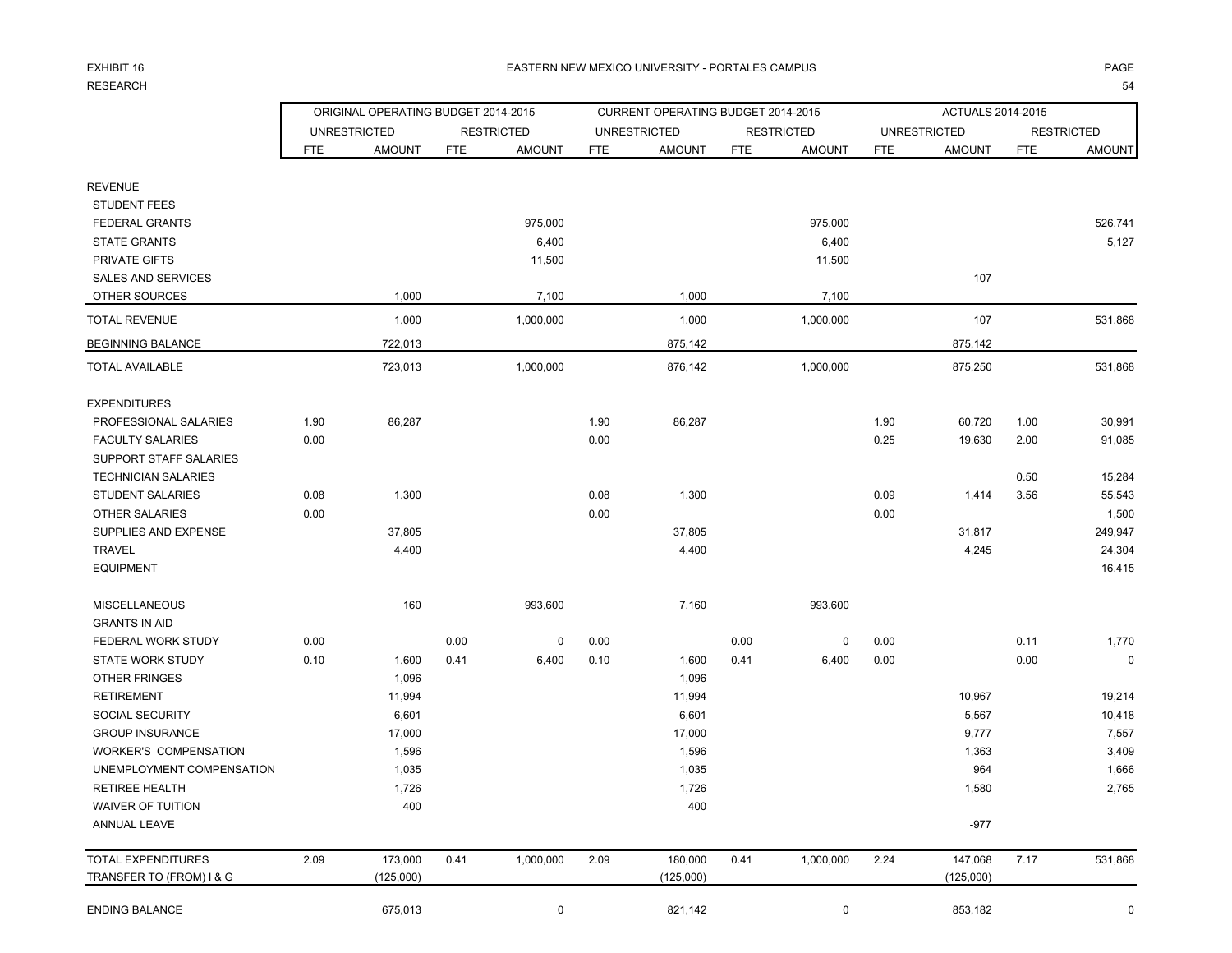EXHIBIT 16

RESEARCH

# EASTERN NEW MEXICO UNIVERSITY - PORTALES CAMPUS

| | ORIGINAL OPERATING BUDGET 2014-2015 | | | | CURRENT OPERATING BUDGET 2014-2015 | | | | ACTUALS 2014-2015 | | | |
|---|---|---|---|---|---|---|---|---|---|---|---|---|
| | UNRESTRICTED | | RESTRICTED | | UNRESTRICTED | | RESTRICTED | | UNRESTRICTED | | RESTRICTED | |
| | FTE | AMOUNT | FTE | AMOUNT | FTE | AMOUNT | FTE | AMOUNT | FTE | AMOUNT | FTE | AMOUNT |
| REVENUE | | | | | | | | | | | | |
| STUDENT FEES | | | | | | | | | | | | |
| FEDERAL GRANTS | | | | 975,000 | | | | 975,000 | | | | 526,741 |
| STATE GRANTS | | | | 6,400 | | | | 6,400 | | | | 5,127 |
| PRIVATE GIFTS | | | | 11,500 | | | | 11,500 | | | | |
| SALES AND SERVICES | | | | | | | | | | 107 | | |
| OTHER SOURCES | | 1,000 | | 7,100 | | 1,000 | | 7,100 | | | | |
| TOTAL REVENUE | | 1,000 | | 1,000,000 | | 1,000 | | 1,000,000 | | 107 | | 531,868 |
| BEGINNING BALANCE | | 722,013 | | | | 875,142 | | | | 875,142 | | |
| TOTAL AVAILABLE | | 723,013 | | 1,000,000 | | 876,142 | | 1,000,000 | | 875,250 | | 531,868 |
| EXPENDITURES | | | | | | | | | | | | |
| PROFESSIONAL SALARIES | 1.90 | 86,287 | | | 1.90 | 86,287 | | | 1.90 | 60,720 | 1.00 | 30,991 |
| FACULTY SALARIES | 0.00 | | | | 0.00 | | | | 0.25 | 19,630 | 2.00 | 91,085 |
| SUPPORT STAFF SALARIES | | | | | | | | | | | | |
| TECHNICIAN SALARIES | | | | | | | | | | | 0.50 | 15,284 |
| STUDENT SALARIES | 0.08 | 1,300 | | | 0.08 | 1,300 | | | 0.09 | 1,414 | 3.56 | 55,543 |
| OTHER SALARIES | 0.00 | | | | 0.00 | | | | 0.00 | | | 1,500 |
| SUPPLIES AND EXPENSE | | 37,805 | | | | 37,805 | | | | 31,817 | | 249,947 |
| TRAVEL | | 4,400 | | | | 4,400 | | | | 4,245 | | 24,304 |
| EQUIPMENT | | | | | | | | | | | | 16,415 |
| MISCELLANEOUS | | 160 | | 993,600 | | 7,160 | | 993,600 | | | | |
| GRANTS IN AID | | | | | | | | | | | | |
| FEDERAL WORK STUDY | 0.00 | | 0.00 | 0 | 0.00 | | 0.00 | 0 | 0.00 | | 0.11 | 1,770 |
| STATE WORK STUDY | 0.10 | 1,600 | 0.41 | 6,400 | 0.10 | 1,600 | 0.41 | 6,400 | 0.00 | | 0.00 | 0 |
| OTHER FRINGES | | 1,096 | | | | 1,096 | | | | | | |
| RETIREMENT | | 11,994 | | | | 11,994 | | | | 10,967 | | 19,214 |
| SOCIAL SECURITY | | 6,601 | | | | 6,601 | | | | 5,567 | | 10,418 |
| GROUP INSURANCE | | 17,000 | | | | 17,000 | | | | 9,777 | | 7,557 |
| WORKER'S COMPENSATION | | 1,596 | | | | 1,596 | | | | 1,363 | | 3,409 |
| UNEMPLOYMENT COMPENSATION | | 1,035 | | | | 1,035 | | | | 964 | | 1,666 |
| RETIREE HEALTH | | 1,726 | | | | 1,726 | | | | 1,580 | | 2,765 |
| WAIVER OF TUITION | | 400 | | | | 400 | | | | | | |
| ANNUAL LEAVE | | | | | | | | | | -977 | | |
| TOTAL EXPENDITURES | 2.09 | 173,000 | 0.41 | 1,000,000 | 2.09 | 180,000 | 0.41 | 1,000,000 | 2.24 | 147,068 | 7.17 | 531,868 |
| TRANSFER TO (FROM) I & G | | (125,000) | | | | (125,000) | | | | (125,000) | | |
| ENDING BALANCE | | 675,013 | | 0 | | 821,142 | | 0 | | 853,182 | | 0 |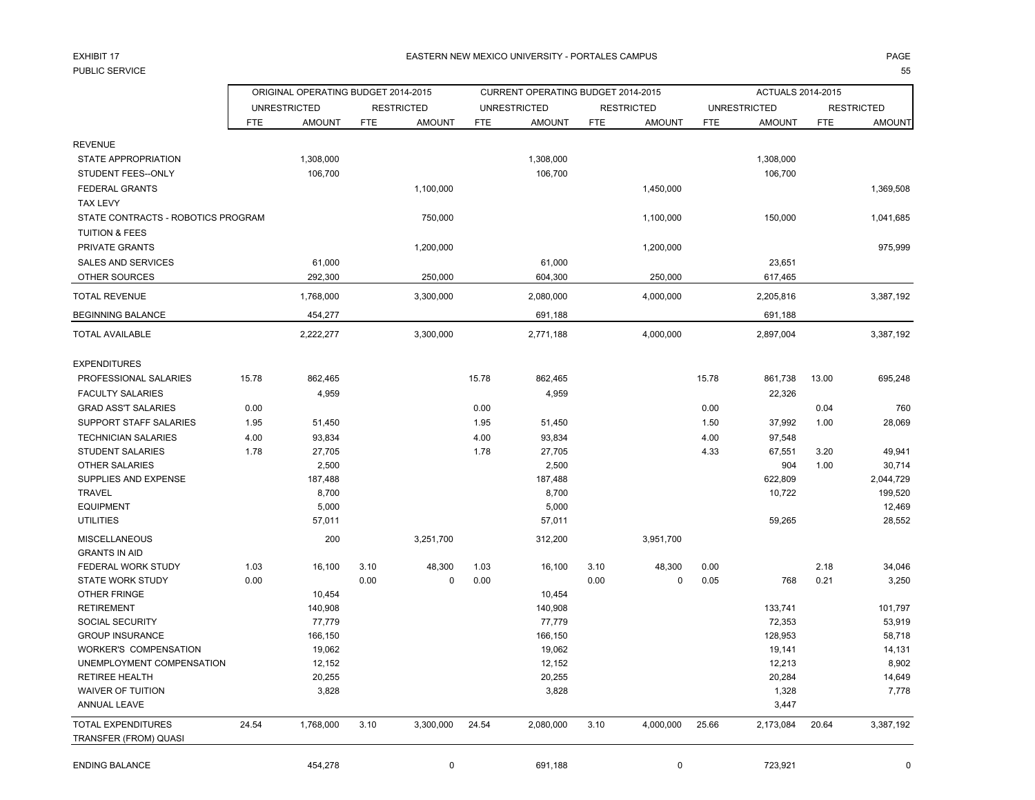EXHIBIT 17

PUBLIC SERVICE

# EASTERN NEW MEXICO UNIVERSITY - PORTALES CAMPUS

| | ORIGINAL OPERATING BUDGET 2014-2015 | | | | CURRENT OPERATING BUDGET 2014-2015 | | | | ACTUALS 2014-2015 | | | |
|---|---|---|---|---|---|---|---|---|---|---|---|---|
| | UNRESTRICTED | | RESTRICTED | | UNRESTRICTED | | RESTRICTED | | UNRESTRICTED | | RESTRICTED | |
| | FTE | AMOUNT | FTE | AMOUNT | FTE | AMOUNT | FTE | AMOUNT | FTE | AMOUNT | FTE | AMOUNT |
| REVENUE | | | | | | | | | | | | |
| STATE APPROPRIATION | | 1,308,000 | | | | 1,308,000 | | | | 1,308,000 | | |
| STUDENT FEES--ONLY | | 106,700 | | | | 106,700 | | | | 106,700 | | |
| FEDERAL GRANTS | | | | 1,100,000 | | | | 1,450,000 | | | | 1,369,508 |
| TAX LEVY | | | | | | | | | | | | |
| STATE CONTRACTS - ROBOTICS PROGRAM | | | | 750,000 | | | | 1,100,000 | | 150,000 | | 1,041,685 |
| TUITION & FEES | | | | | | | | | | | | |
| PRIVATE GRANTS | | | | 1,200,000 | | | | 1,200,000 | | | | 975,999 |
| SALES AND SERVICES | | 61,000 | | | | 61,000 | | | | 23,651 | | |
| OTHER SOURCES | | 292,300 | | 250,000 | | 604,300 | | 250,000 | | 617,465 | | |
| TOTAL REVENUE | | 1,768,000 | | 3,300,000 | | 2,080,000 | | 4,000,000 | | 2,205,816 | | 3,387,192 |
| BEGINNING BALANCE | | 454,277 | | | | 691,188 | | | | 691,188 | | |
| TOTAL AVAILABLE | | 2,222,277 | | 3,300,000 | | 2,771,188 | | 4,000,000 | | 2,897,004 | | 3,387,192 |
| EXPENDITURES | | | | | | | | | | | | |
| PROFESSIONAL SALARIES | 15.78 | 862,465 | | | 15.78 | 862,465 | | | 15.78 | 861,738 | 13.00 | 695,248 |
| FACULTY SALARIES | | 4,959 | | | | 4,959 | | | | 22,326 | | |
| GRAD ASS'T SALARIES | 0.00 | | | | 0.00 | | | | 0.00 | | 0.04 | 760 |
| SUPPORT STAFF SALARIES | 1.95 | 51,450 | | | 1.95 | 51,450 | | | 1.50 | 37,992 | 1.00 | 28,069 |
| TECHNICIAN SALARIES | 4.00 | 93,834 | | | 4.00 | 93,834 | | | 4.00 | 97,548 | | |
| STUDENT SALARIES | 1.78 | 27,705 | | | 1.78 | 27,705 | | | 4.33 | 67,551 | 3.20 | 49,941 |
| OTHER SALARIES | | 2,500 | | | | 2,500 | | | | 904 | 1.00 | 30,714 |
| SUPPLIES AND EXPENSE | | 187,488 | | | | 187,488 | | | | 622,809 | | 2,044,729 |
| TRAVEL | | 8,700 | | | | 8,700 | | | | 10,722 | | 199,520 |
| EQUIPMENT | | 5,000 | | | | 5,000 | | | | | | 12,469 |
| UTILITIES | | 57,011 | | | | 57,011 | | | | 59,265 | | 28,552 |
| MISCELLANEOUS | | 200 | | 3,251,700 | | 312,200 | | 3,951,700 | | | | |
| GRANTS IN AID | | | | | | | | | | | | |
| FEDERAL WORK STUDY | 1.03 | 16,100 | 3.10 | 48,300 | 1.03 | 16,100 | 3.10 | 48,300 | 0.00 | | 2.18 | 34,046 |
| STATE WORK STUDY | 0.00 | | 0.00 | 0 | 0.00 | | 0.00 | 0 | 0.05 | 768 | 0.21 | 3,250 |
| OTHER FRINGE | | 10,454 | | | | 10,454 | | | | | | |
| RETIREMENT | | 140,908 | | | | 140,908 | | | | 133,741 | | 101,797 |
| SOCIAL SECURITY | | 77,779 | | | | 77,779 | | | | 72,353 | | 53,919 |
| GROUP INSURANCE | | 166,150 | | | | 166,150 | | | | 128,953 | | 58,718 |
| WORKER'S COMPENSATION | | 19,062 | | | | 19,062 | | | | 19,141 | | 14,131 |
| UNEMPLOYMENT COMPENSATION | | 12,152 | | | | 12,152 | | | | 12,213 | | 8,902 |
| RETIREE HEALTH | | 20,255 | | | | 20,255 | | | | 20,284 | | 14,649 |
| WAIVER OF TUITION | | 3,828 | | | | 3,828 | | | | 1,328 | | 7,778 |
| ANNUAL LEAVE | | | | | | | | | | 3,447 | | |
| TOTAL EXPENDITURES | 24.54 | 1,768,000 | 3.10 | 3,300,000 | 24.54 | 2,080,000 | 3.10 | 4,000,000 | 25.66 | 2,173,084 | 20.64 | 3,387,192 |
| TRANSFER (FROM) QUASI | | | | | | | | | | | | |
| ENDING BALANCE | | 454,278 | | 0 | | 691,188 | | 0 | | 723,921 | | 0 |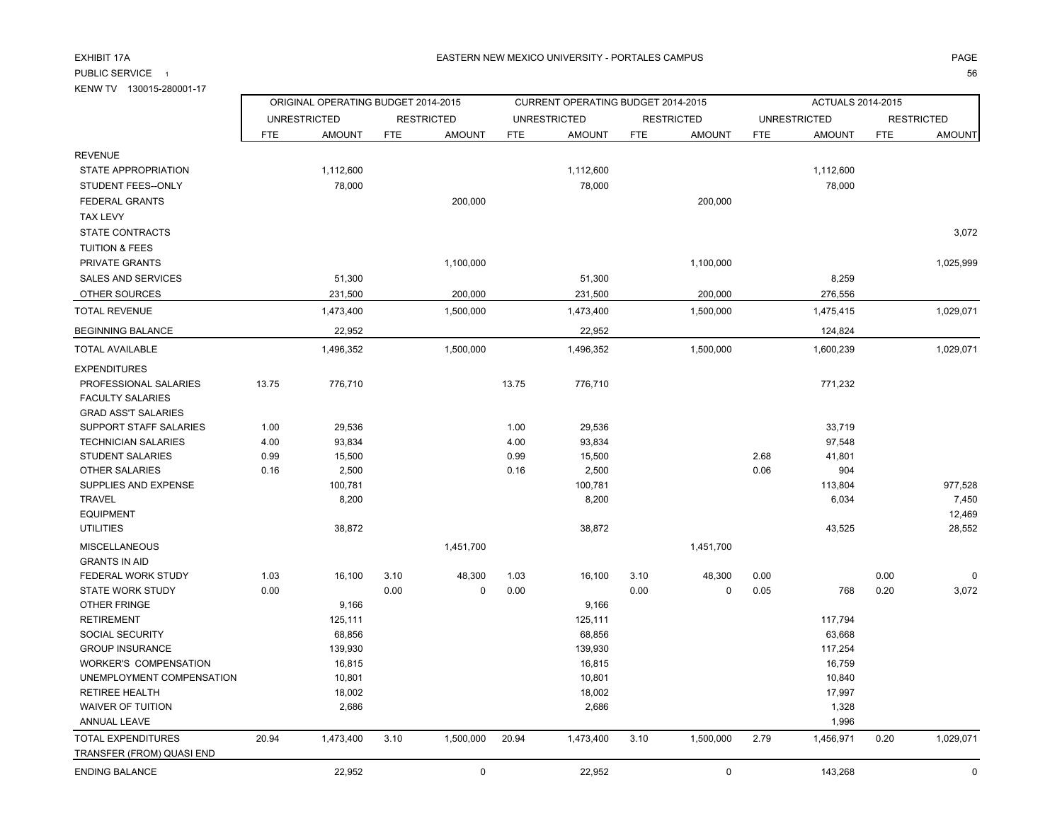EXHIBIT 17A

EASTERN NEW MEXICO UNIVERSITY - PORTALES CAMPUS

PUBLIC SERVICE 1

KENW TV 130015-280001-17

| | ORIGINAL OPERATING BUDGET 2014-2015 | | | | CURRENT OPERATING BUDGET 2014-2015 | | | | ACTUALS 2014-2015 | | | |
|---|---|---|---|---|---|---|---|---|---|---|---|---|
| | UNRESTRICTED | | RESTRICTED | | UNRESTRICTED | | RESTRICTED | | UNRESTRICTED | | RESTRICTED | |
| | FTE | AMOUNT | FTE | AMOUNT | FTE | AMOUNT | FTE | AMOUNT | FTE | AMOUNT | FTE | AMOUNT |
| REVENUE | | | | | | | | | | | | |
| STATE APPROPRIATION | | 1,112,600 | | | | 1,112,600 | | | | 1,112,600 | | |
| STUDENT FEES--ONLY | | 78,000 | | | | 78,000 | | | | 78,000 | | |
| FEDERAL GRANTS | | | | 200,000 | | | | 200,000 | | | | |
| TAX LEVY | | | | | | | | | | | | |
| STATE CONTRACTS | | | | | | | | | | | | 3,072 |
| TUITION & FEES | | | | | | | | | | | | |
| PRIVATE GRANTS | | | | 1,100,000 | | | | 1,100,000 | | | | 1,025,999 |
| SALES AND SERVICES | | 51,300 | | | | 51,300 | | | | 8,259 | | |
| OTHER SOURCES | | 231,500 | | 200,000 | | 231,500 | | 200,000 | | 276,556 | | |
| TOTAL REVENUE | | 1,473,400 | | 1,500,000 | | 1,473,400 | | 1,500,000 | | 1,475,415 | | 1,029,071 |
| BEGINNING BALANCE | | 22,952 | | | | 22,952 | | | | 124,824 | | |
| TOTAL AVAILABLE | | 1,496,352 | | 1,500,000 | | 1,496,352 | | 1,500,000 | | 1,600,239 | | 1,029,071 |
| EXPENDITURES | | | | | | | | | | | | |
| PROFESSIONAL SALARIES | 13.75 | 776,710 | | | 13.75 | 776,710 | | | | 771,232 | | |
| FACULTY SALARIES | | | | | | | | | | | | |
| GRAD ASS'T SALARIES | | | | | | | | | | | | |
| SUPPORT STAFF SALARIES | 1.00 | 29,536 | | | 1.00 | 29,536 | | | | 33,719 | | |
| TECHNICIAN SALARIES | 4.00 | 93,834 | | | 4.00 | 93,834 | | | | 97,548 | | |
| STUDENT SALARIES | 0.99 | 15,500 | | | 0.99 | 15,500 | | | 2.68 | 41,801 | | |
| OTHER SALARIES | 0.16 | 2,500 | | | 0.16 | 2,500 | | | 0.06 | 904 | | |
| SUPPLIES AND EXPENSE | | 100,781 | | | | 100,781 | | | | 113,804 | | 977,528 |
| TRAVEL | | 8,200 | | | | 8,200 | | | | 6,034 | | 7,450 |
| EQUIPMENT | | | | | | | | | | | | 12,469 |
| UTILITIES | | 38,872 | | | | 38,872 | | | | 43,525 | | 28,552 |
| MISCELLANEOUS | | | | 1,451,700 | | | | 1,451,700 | | | | |
| GRANTS IN AID | | | | | | | | | | | | |
| FEDERAL WORK STUDY | 1.03 | 16,100 | 3.10 | 48,300 | 1.03 | 16,100 | 3.10 | 48,300 | 0.00 | | 0.00 | 0 |
| STATE WORK STUDY | 0.00 | | 0.00 | 0 | 0.00 | | 0.00 | 0 | 0.05 | 768 | 0.20 | 3,072 |
| OTHER FRINGE | | 9,166 | | | | 9,166 | | | | | | |
| RETIREMENT | | 125,111 | | | | 125,111 | | | | 117,794 | | |
| SOCIAL SECURITY | | 68,856 | | | | 68,856 | | | | 63,668 | | |
| GROUP INSURANCE | | 139,930 | | | | 139,930 | | | | 117,254 | | |
| WORKER'S COMPENSATION | | 16,815 | | | | 16,815 | | | | 16,759 | | |
| UNEMPLOYMENT COMPENSATION | | 10,801 | | | | 10,801 | | | | 10,840 | | |
| RETIREE HEALTH | | 18,002 | | | | 18,002 | | | | 17,997 | | |
| WAIVER OF TUITION | | 2,686 | | | | 2,686 | | | | 1,328 | | |
| ANNUAL LEAVE | | | | | | | | | | 1,996 | | |
| TOTAL EXPENDITURES | 20.94 | 1,473,400 | 3.10 | 1,500,000 | 20.94 | 1,473,400 | 3.10 | 1,500,000 | 2.79 | 1,456,971 | 0.20 | 1,029,071 |
| TRANSFER (FROM) QUASI END | | | | | | | | | | | | |
| ENDING BALANCE | | 22,952 | | 0 | | 22,952 | | 0 | | 143,268 | | 0 |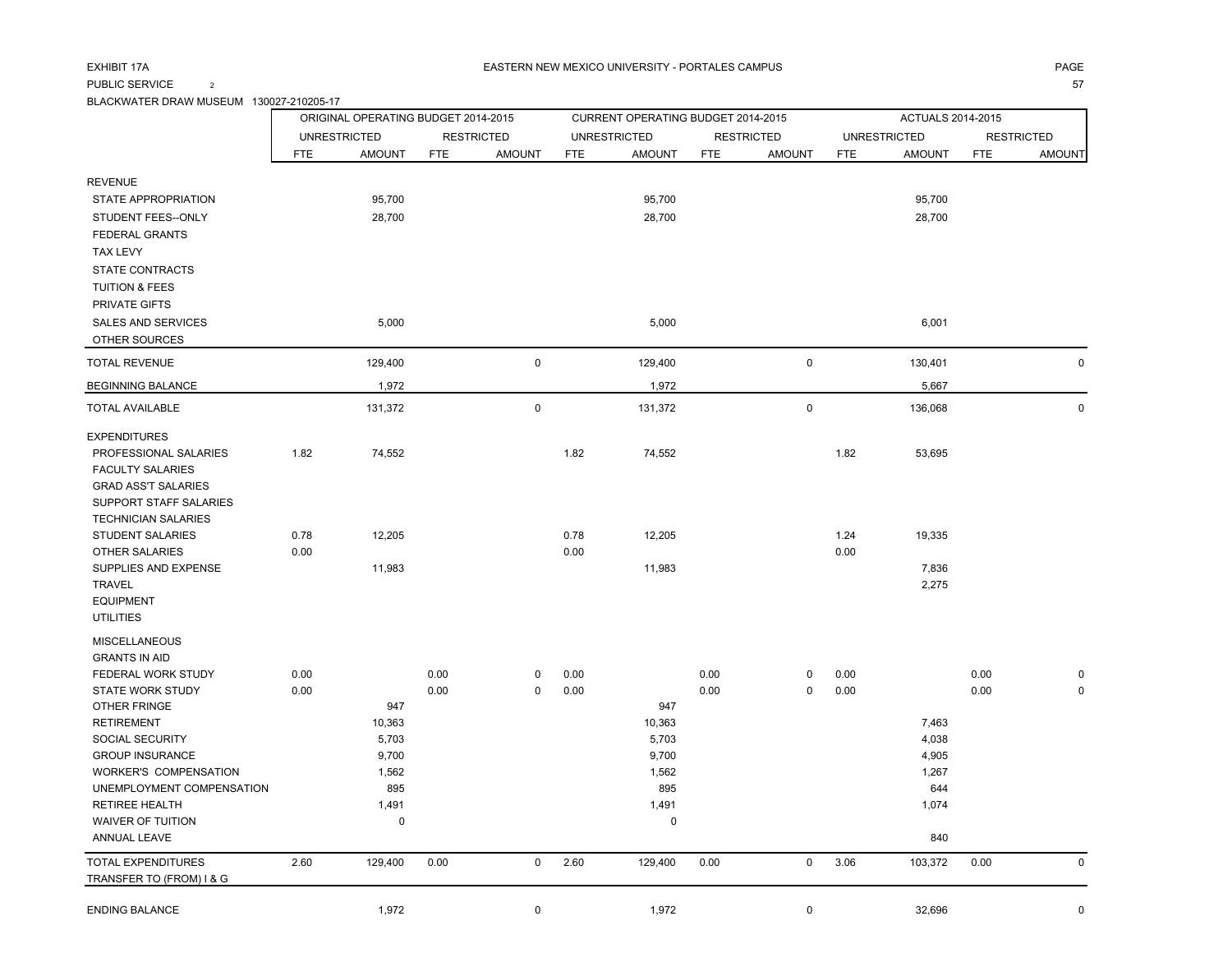EXHIBIT 17A

EASTERN NEW MEXICO UNIVERSITY - PORTALES CAMPUS

PUBLIC SERVICE 2

BLACKWATER DRAW MUSEUM 130027-210205-17

| | ORIGINAL OPERATING BUDGET 2014-2015 | | | | CURRENT OPERATING BUDGET 2014-2015 | | | | ACTUALS 2014-2015 | | | |
|---|---|---|---|---|---|---|---|---|---|---|---|---|
| | UNRESTRICTED | | RESTRICTED | | UNRESTRICTED | | RESTRICTED | | UNRESTRICTED | | RESTRICTED | |
| | FTE | AMOUNT | FTE | AMOUNT | FTE | AMOUNT | FTE | AMOUNT | FTE | AMOUNT | FTE | AMOUNT |
| REVENUE | | | | | | | | | | | | |
| STATE APPROPRIATION | | 95,700 | | | | 95,700 | | | | 95,700 | | |
| STUDENT FEES--ONLY | | 28,700 | | | | 28,700 | | | | 28,700 | | |
| FEDERAL GRANTS | | | | | | | | | | | | |
| TAX LEVY | | | | | | | | | | | | |
| STATE CONTRACTS | | | | | | | | | | | | |
| TUITION & FEES | | | | | | | | | | | | |
| PRIVATE GIFTS | | | | | | | | | | | | |
| SALES AND SERVICES | | 5,000 | | | | 5,000 | | | | 6,001 | | |
| OTHER SOURCES | | | | | | | | | | | | |
| TOTAL REVENUE | | 129,400 | | 0 | | 129,400 | | 0 | | 130,401 | | 0 |
| BEGINNING BALANCE | | 1,972 | | | | 1,972 | | | | 5,667 | | |
| TOTAL AVAILABLE | | 131,372 | | 0 | | 131,372 | | 0 | | 136,068 | | 0 |
| EXPENDITURES | | | | | | | | | | | | |
| PROFESSIONAL SALARIES | 1.82 | 74,552 | | | 1.82 | 74,552 | | | 1.82 | 53,695 | | |
| FACULTY SALARIES | | | | | | | | | | | | |
| GRAD ASS'T SALARIES | | | | | | | | | | | | |
| SUPPORT STAFF SALARIES | | | | | | | | | | | | |
| TECHNICIAN SALARIES | | | | | | | | | | | | |
| STUDENT SALARIES | 0.78 | 12,205 | | | 0.78 | 12,205 | | | 1.24 | 19,335 | | |
| OTHER SALARIES | 0.00 | | | | 0.00 | | | | 0.00 | | | |
| SUPPLIES AND EXPENSE | | 11,983 | | | | 11,983 | | | | 7,836 | | |
| TRAVEL | | | | | | | | | | 2,275 | | |
| EQUIPMENT | | | | | | | | | | | | |
| UTILITIES | | | | | | | | | | | | |
| MISCELLANEOUS | | | | | | | | | | | | |
| GRANTS IN AID | | | | | | | | | | | | |
| FEDERAL WORK STUDY | 0.00 | | 0.00 | 0 | 0.00 | | 0.00 | 0 | 0.00 | | 0.00 | 0 |
| STATE WORK STUDY | 0.00 | | 0.00 | 0 | 0.00 | | 0.00 | 0 | 0.00 | | 0.00 | 0 |
| OTHER FRINGE | | 947 | | | | 947 | | | | | | |
| RETIREMENT | | 10,363 | | | | 10,363 | | | | 7,463 | | |
| SOCIAL SECURITY | | 5,703 | | | | 5,703 | | | | 4,038 | | |
| GROUP INSURANCE | | 9,700 | | | | 9,700 | | | | 4,905 | | |
| WORKER'S COMPENSATION | | 1,562 | | | | 1,562 | | | | 1,267 | | |
| UNEMPLOYMENT COMPENSATION | | 895 | | | | 895 | | | | 644 | | |
| RETIREE HEALTH | | 1,491 | | | | 1,491 | | | | 1,074 | | |
| WAIVER OF TUITION | | 0 | | | | 0 | | | | | | |
| ANNUAL LEAVE | | | | | | | | | | 840 | | |
| TOTAL EXPENDITURES | 2.60 | 129,400 | 0.00 | 0 | 2.60 | 129,400 | 0.00 | 0 | 3.06 | 103,372 | 0.00 | 0 |
| TRANSFER TO (FROM) I & G | | | | | | | | | | | | |
| ENDING BALANCE | | 1,972 | | 0 | | 1,972 | | 0 | | 32,696 | | 0 |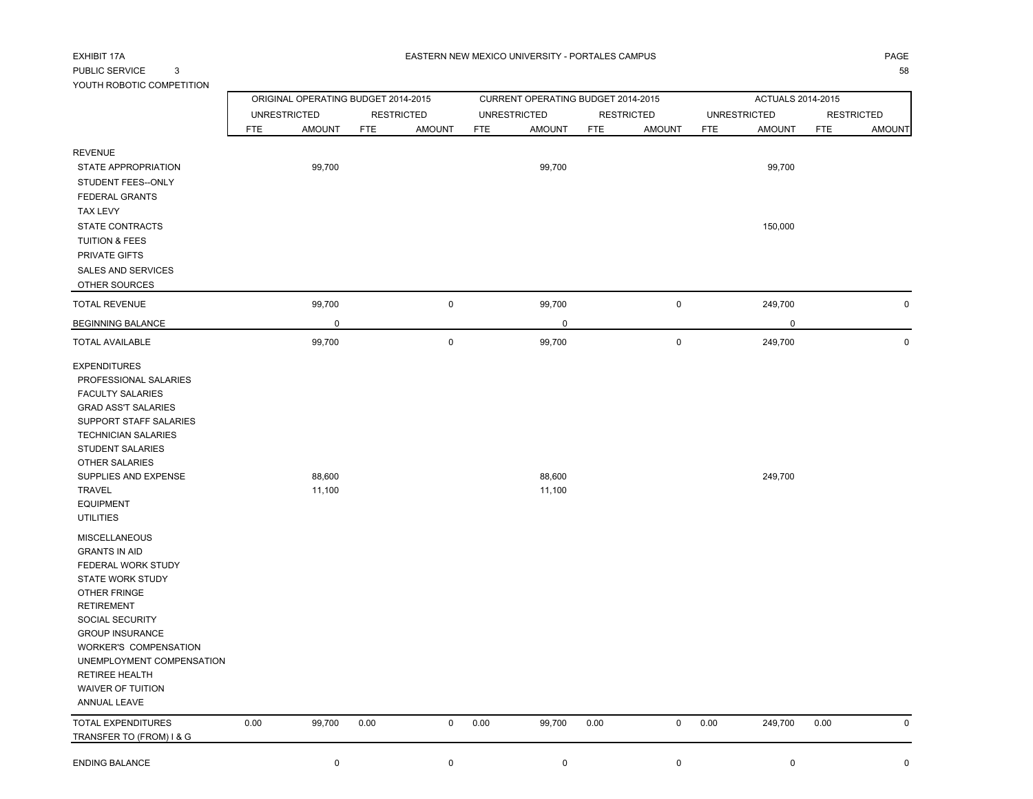EXHIBIT 17A

EASTERN NEW MEXICO UNIVERSITY - PORTALES CAMPUS

PUBLIC SERVICE 3

YOUTH ROBOTIC COMPETITION

| | ORIGINAL OPERATING BUDGET 2014-2015 | | | | CURRENT OPERATING BUDGET 2014-2015 | | | | ACTUALS 2014-2015 | | | |
|---|---|---|---|---|---|---|---|---|---|---|---|---|
| | UNRESTRICTED | | RESTRICTED | | UNRESTRICTED | | RESTRICTED | | UNRESTRICTED | | RESTRICTED | |
| | FTE | AMOUNT | FTE | AMOUNT | FTE | AMOUNT | FTE | AMOUNT | FTE | AMOUNT | FTE | AMOUNT |
| REVENUE | | | | | | | | | | | | |
| STATE APPROPRIATION | | 99,700 | | | | 99,700 | | | | 99,700 | | |
| STUDENT FEES--ONLY | | | | | | | | | | | | |
| FEDERAL GRANTS | | | | | | | | | | | | |
| TAX LEVY | | | | | | | | | | | | |
| STATE CONTRACTS | | | | | | | | | | 150,000 | | |
| TUITION & FEES | | | | | | | | | | | | |
| PRIVATE GIFTS | | | | | | | | | | | | |
| SALES AND SERVICES | | | | | | | | | | | | |
| OTHER SOURCES | | | | | | | | | | | | |
| TOTAL REVENUE | | 99,700 | | 0 | | 99,700 | | 0 | | 249,700 | | 0 |
| BEGINNING BALANCE | | 0 | | | | 0 | | | | 0 | | |
| TOTAL AVAILABLE | | 99,700 | | 0 | | 99,700 | | 0 | | 249,700 | | 0 |
| EXPENDITURES | | | | | | | | | | | | |
| PROFESSIONAL SALARIES | | | | | | | | | | | | |
| FACULTY SALARIES | | | | | | | | | | | | |
| GRAD ASS'T SALARIES | | | | | | | | | | | | |
| SUPPORT STAFF SALARIES | | | | | | | | | | | | |
| TECHNICIAN SALARIES | | | | | | | | | | | | |
| STUDENT SALARIES | | | | | | | | | | | | |
| OTHER SALARIES | | | | | | | | | | | | |
| SUPPLIES AND EXPENSE | | 88,600 | | | | 88,600 | | | | 249,700 | | |
| TRAVEL | | 11,100 | | | | 11,100 | | | | | | |
| EQUIPMENT | | | | | | | | | | | | |
| UTILITIES | | | | | | | | | | | | |
| MISCELLANEOUS | | | | | | | | | | | | |
| GRANTS IN AID | | | | | | | | | | | | |
| FEDERAL WORK STUDY | | | | | | | | | | | | |
| STATE WORK STUDY | | | | | | | | | | | | |
| OTHER FRINGE | | | | | | | | | | | | |
| RETIREMENT | | | | | | | | | | | | |
| SOCIAL SECURITY | | | | | | | | | | | | |
| GROUP INSURANCE | | | | | | | | | | | | |
| WORKER'S COMPENSATION | | | | | | | | | | | | |
| UNEMPLOYMENT COMPENSATION | | | | | | | | | | | | |
| RETIREE HEALTH | | | | | | | | | | | | |
| WAIVER OF TUITION | | | | | | | | | | | | |
| ANNUAL LEAVE | | | | | | | | | | | | |
| TOTAL EXPENDITURES | 0.00 | 99,700 | 0.00 | 0 | 0.00 | 99,700 | 0.00 | 0 | 0.00 | 249,700 | 0.00 | 0 |
| TRANSFER TO (FROM) I & G | | | | | | | | | | | | |
| ENDING BALANCE | | 0 | | 0 | | 0 | | 0 | | 0 | | 0 |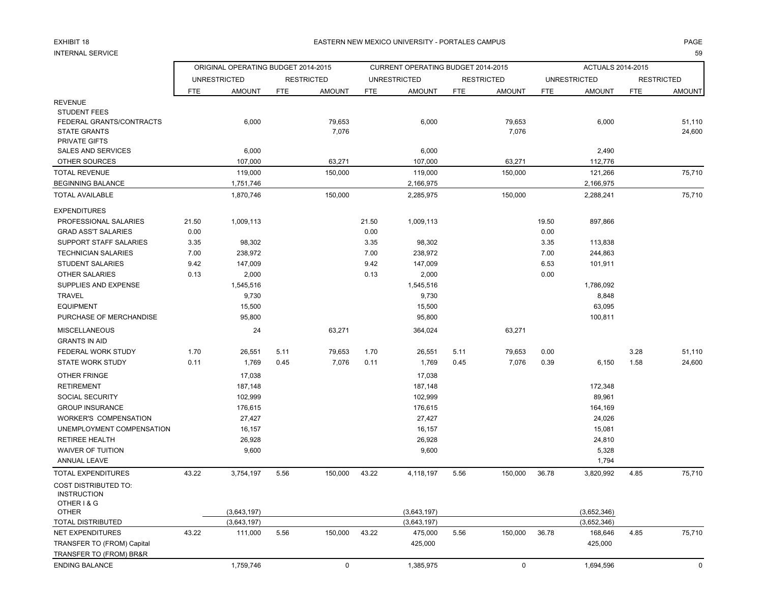EXHIBIT 18

EASTERN NEW MEXICO UNIVERSITY - PORTALES CAMPUS

INTERNAL SERVICE

| | ORIGINAL OPERATING BUDGET 2014-2015 | | | | CURRENT OPERATING BUDGET 2014-2015 | | | | ACTUALS 2014-2015 | | | |
|---|---|---|---|---|---|---|---|---|---|---|---|---|
| | UNRESTRICTED | | RESTRICTED | | UNRESTRICTED | | RESTRICTED | | UNRESTRICTED | | RESTRICTED | |
| | FTE | AMOUNT | FTE | AMOUNT | FTE | AMOUNT | FTE | AMOUNT | FTE | AMOUNT | FTE | AMOUNT |
| REVENUE | | | | | | | | | | | | |
| STUDENT FEES | | | | | | | | | | | | |
| FEDERAL GRANTS/CONTRACTS | | 6,000 | | 79,653 | | 6,000 | | 79,653 | | 6,000 | | 51,110 |
| STATE GRANTS | | | | 7,076 | | | | 7,076 | | | | 24,600 |
| PRIVATE GIFTS | | | | | | | | | | | | |
| SALES AND SERVICES | | 6,000 | | | | 6,000 | | | | 2,490 | | |
| OTHER SOURCES | | 107,000 | | 63,271 | | 107,000 | | 63,271 | | 112,776 | | |
| TOTAL REVENUE | | 119,000 | | 150,000 | | 119,000 | | 150,000 | | 121,266 | | 75,710 |
| BEGINNING BALANCE | | 1,751,746 | | | | 2,166,975 | | | | 2,166,975 | | |
| TOTAL AVAILABLE | | 1,870,746 | | 150,000 | | 2,285,975 | | 150,000 | | 2,288,241 | | 75,710 |
| EXPENDITURES | | | | | | | | | | | | |
| PROFESSIONAL SALARIES | 21.50 | 1,009,113 | | | 21.50 | 1,009,113 | | | 19.50 | 897,866 | | |
| GRAD ASS'T SALARIES | 0.00 | | | | 0.00 | | | | 0.00 | | | |
| SUPPORT STAFF SALARIES | 3.35 | 98,302 | | | 3.35 | 98,302 | | | 3.35 | 113,838 | | |
| TECHNICIAN SALARIES | 7.00 | 238,972 | | | 7.00 | 238,972 | | | 7.00 | 244,863 | | |
| STUDENT SALARIES | 9.42 | 147,009 | | | 9.42 | 147,009 | | | 6.53 | 101,911 | | |
| OTHER SALARIES | 0.13 | 2,000 | | | 0.13 | 2,000 | | | 0.00 | | | |
| SUPPLIES AND EXPENSE | | 1,545,516 | | | | 1,545,516 | | | | 1,786,092 | | |
| TRAVEL | | 9,730 | | | | 9,730 | | | | 8,848 | | |
| EQUIPMENT | | 15,500 | | | | 15,500 | | | | 63,095 | | |
| PURCHASE OF MERCHANDISE | | 95,800 | | | | 95,800 | | | | 100,811 | | |
| MISCELLANEOUS | | 24 | | 63,271 | | 364,024 | | 63,271 | | | | |
| GRANTS IN AID | | | | | | | | | | | | |
| FEDERAL WORK STUDY | 1.70 | 26,551 | 5.11 | 79,653 | 1.70 | 26,551 | 5.11 | 79,653 | 0.00 | | 3.28 | 51,110 |
| STATE WORK STUDY | 0.11 | 1,769 | 0.45 | 7,076 | 0.11 | 1,769 | 0.45 | 7,076 | 0.39 | 6,150 | 1.58 | 24,600 |
| OTHER FRINGE | | 17,038 | | | | 17,038 | | | | | | |
| RETIREMENT | | 187,148 | | | | 187,148 | | | | 172,348 | | |
| SOCIAL SECURITY | | 102,999 | | | | 102,999 | | | | 89,961 | | |
| GROUP INSURANCE | | 176,615 | | | | 176,615 | | | | 164,169 | | |
| WORKER'S COMPENSATION | | 27,427 | | | | 27,427 | | | | 24,026 | | |
| UNEMPLOYMENT COMPENSATION | | 16,157 | | | | 16,157 | | | | 15,081 | | |
| RETIREE HEALTH | | 26,928 | | | | 26,928 | | | | 24,810 | | |
| WAIVER OF TUITION | | 9,600 | | | | 9,600 | | | | 5,328 | | |
| ANNUAL LEAVE | | | | | | | | | | 1,794 | | |
| TOTAL EXPENDITURES | 43.22 | 3,754,197 | 5.56 | 150,000 | 43.22 | 4,118,197 | 5.56 | 150,000 | 36.78 | 3,820,992 | 4.85 | 75,710 |
| COST DISTRIBUTED TO: | | | | | | | | | | | | |
| INSTRUCTION | | | | | | | | | | | | |
| OTHER I & G | | | | | | | | | | | | |
| OTHER | | (3,643,197) | | | | (3,643,197) | | | | (3,652,346) | | |
| TOTAL DISTRIBUTED | | (3,643,197) | | | | (3,643,197) | | | | (3,652,346) | | |
| NET EXPENDITURES | 43.22 | 111,000 | 5.56 | 150,000 | 43.22 | 475,000 | 5.56 | 150,000 | 36.78 | 168,646 | 4.85 | 75,710 |
| TRANSFER TO (FROM) Capital | | | | | | 425,000 | | | | 425,000 | | |
| TRANSFER TO (FROM) BR&R | | | | | | | | | | | | |
| ENDING BALANCE | | 1,759,746 | | 0 | | 1,385,975 | | 0 | | 1,694,596 | | 0 |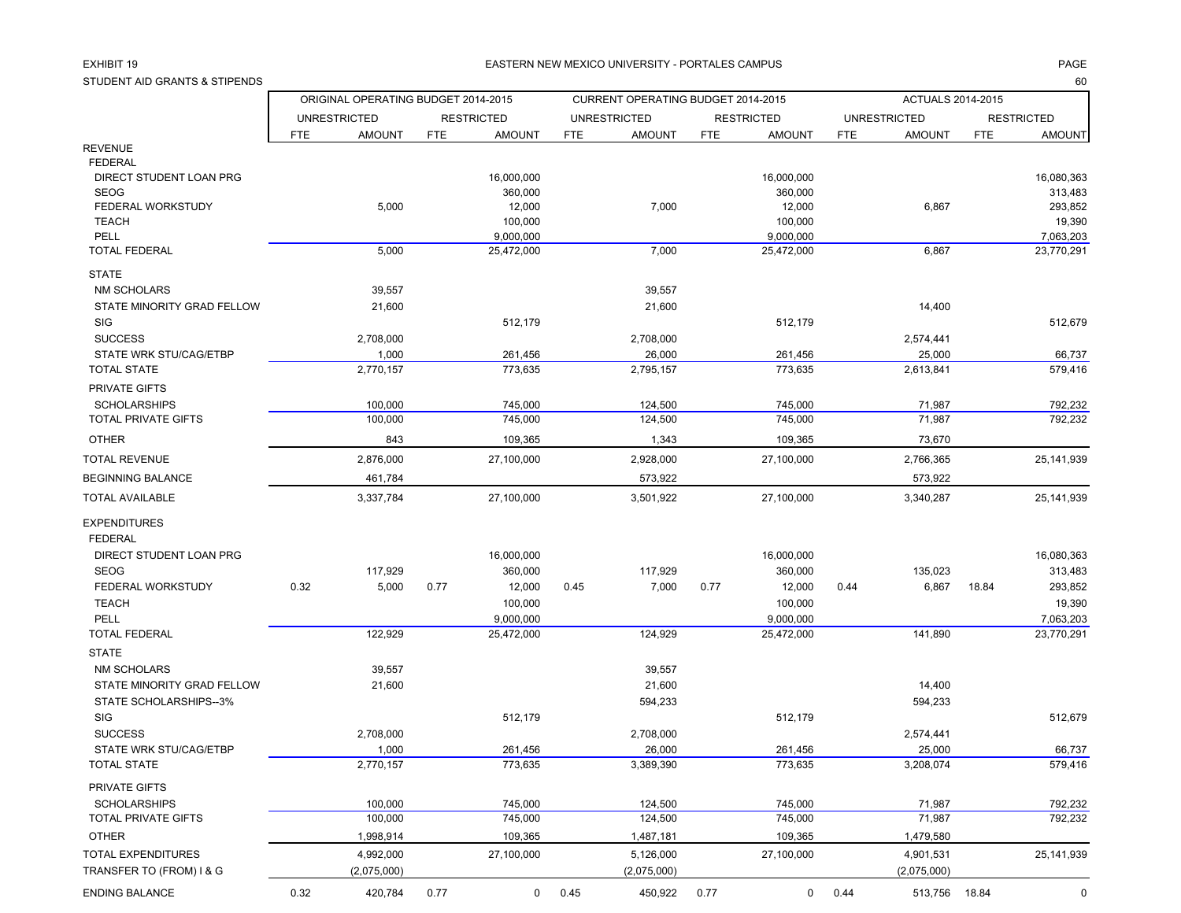EXHIBIT 19

EASTERN NEW MEXICO UNIVERSITY - PORTALES CAMPUS

STUDENT AID GRANTS & STIPENDS

| | ORIGINAL OPERATING BUDGET 2014-2015 | | | | CURRENT OPERATING BUDGET 2014-2015 | | | | ACTUALS 2014-2015 | | | |
|---|---|---|---|---|---|---|---|---|---|---|---|---|
| | UNRESTRICTED | | RESTRICTED | | UNRESTRICTED | | RESTRICTED | | UNRESTRICTED | | RESTRICTED | |
| | FTE | AMOUNT | FTE | AMOUNT | FTE | AMOUNT | FTE | AMOUNT | FTE | AMOUNT | FTE | AMOUNT |
| REVENUE | | | | | | | | | | | | |
| FEDERAL | | | | | | | | | | | | |
| DIRECT STUDENT LOAN PRG | | | | 16,000,000 | | | | 16,000,000 | | | | 16,080,363 |
| SEOG | | | | 360,000 | | | | 360,000 | | | | 313,483 |
| FEDERAL WORKSTUDY | | 5,000 | | 12,000 | | 7,000 | | 12,000 | | 6,867 | | 293,852 |
| TEACH | | | | 100,000 | | | | 100,000 | | | | 19,390 |
| PELL | | | | 9,000,000 | | | | 9,000,000 | | | | 7,063,203 |
| TOTAL FEDERAL | | 5,000 | | 25,472,000 | | 7,000 | | 25,472,000 | | 6,867 | | 23,770,291 |
| STATE | | | | | | | | | | | | |
| NM SCHOLARS | | 39,557 | | | | 39,557 | | | | | | |
| STATE MINORITY GRAD FELLOW | | 21,600 | | | | 21,600 | | | | 14,400 | | |
| SIG | | | | 512,179 | | | | 512,179 | | | | 512,679 |
| SUCCESS | | 2,708,000 | | | | 2,708,000 | | | | 2,574,441 | | |
| STATE WRK STU/CAG/ETBP | | 1,000 | | 261,456 | | 26,000 | | 261,456 | | 25,000 | | 66,737 |
| TOTAL STATE | | 2,770,157 | | 773,635 | | 2,795,157 | | 773,635 | | 2,613,841 | | 579,416 |
| PRIVATE GIFTS | | | | | | | | | | | | |
| SCHOLARSHIPS | | 100,000 | | 745,000 | | 124,500 | | 745,000 | | 71,987 | | 792,232 |
| TOTAL PRIVATE GIFTS | | 100,000 | | 745,000 | | 124,500 | | 745,000 | | 71,987 | | 792,232 |
| OTHER | | 843 | | 109,365 | | 1,343 | | 109,365 | | 73,670 | | |
| TOTAL REVENUE | | 2,876,000 | | 27,100,000 | | 2,928,000 | | 27,100,000 | | 2,766,365 | | 25,141,939 |
| BEGINNING BALANCE | | 461,784 | | | | 573,922 | | | | 573,922 | | |
| TOTAL AVAILABLE | | 3,337,784 | | 27,100,000 | | 3,501,922 | | 27,100,000 | | 3,340,287 | | 25,141,939 |
| EXPENDITURES | | | | | | | | | | | | |
| FEDERAL | | | | | | | | | | | | |
| DIRECT STUDENT LOAN PRG | | | | 16,000,000 | | | | 16,000,000 | | | | 16,080,363 |
| SEOG | | 117,929 | | 360,000 | | 117,929 | | 360,000 | | 135,023 | | 313,483 |
| FEDERAL WORKSTUDY | 0.32 | 5,000 | 0.77 | 12,000 | 0.45 | 7,000 | 0.77 | 12,000 | 0.44 | 6,867 | 18.84 | 293,852 |
| TEACH | | | | 100,000 | | | | 100,000 | | | | 19,390 |
| PELL | | | | 9,000,000 | | | | 9,000,000 | | | | 7,063,203 |
| TOTAL FEDERAL | | 122,929 | | 25,472,000 | | 124,929 | | 25,472,000 | | 141,890 | | 23,770,291 |
| STATE | | | | | | | | | | | | |
| NM SCHOLARS | | 39,557 | | | | 39,557 | | | | | | |
| STATE MINORITY GRAD FELLOW | | 21,600 | | | | 21,600 | | | | 14,400 | | |
| STATE SCHOLARSHIPS--3% | | | | | | 594,233 | | | | 594,233 | | |
| SIG | | | | 512,179 | | | | 512,179 | | | | 512,679 |
| SUCCESS | | 2,708,000 | | | | 2,708,000 | | | | 2,574,441 | | |
| STATE WRK STU/CAG/ETBP | | 1,000 | | 261,456 | | 26,000 | | 261,456 | | 25,000 | | 66,737 |
| TOTAL STATE | | 2,770,157 | | 773,635 | | 3,389,390 | | 773,635 | | 3,208,074 | | 579,416 |
| PRIVATE GIFTS | | | | | | | | | | | | |
| SCHOLARSHIPS | | 100,000 | | 745,000 | | 124,500 | | 745,000 | | 71,987 | | 792,232 |
| TOTAL PRIVATE GIFTS | | 100,000 | | 745,000 | | 124,500 | | 745,000 | | 71,987 | | 792,232 |
| OTHER | | 1,998,914 | | 109,365 | | 1,487,181 | | 109,365 | | 1,479,580 | | |
| TOTAL EXPENDITURES | | 4,992,000 | | 27,100,000 | | 5,126,000 | | 27,100,000 | | 4,901,531 | | 25,141,939 |
| TRANSFER TO (FROM) I & G | | (2,075,000) | | | | (2,075,000) | | | | (2,075,000) | | |
| ENDING BALANCE | 0.32 | 420,784 | 0.77 | 0 | 0.45 | 450,922 | 0.77 | 0 | 0.44 | 513,756 | 18.84 | 0 |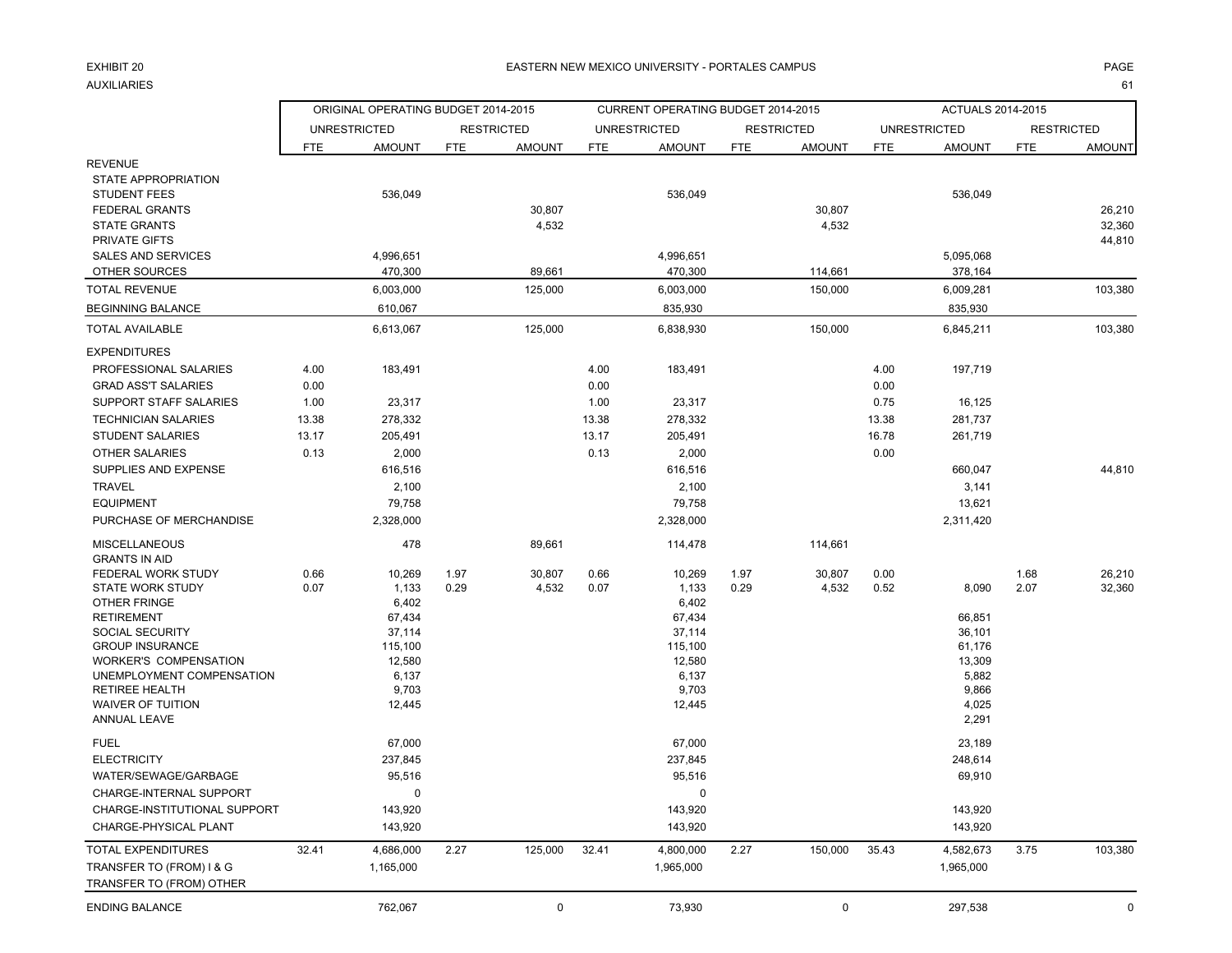EXHIBIT 20

AUXILIARIES

EASTERN NEW MEXICO UNIVERSITY - PORTALES CAMPUS

| | ORIGINAL OPERATING BUDGET 2014-2015 | | | | CURRENT OPERATING BUDGET 2014-2015 | | | | ACTUALS 2014-2015 | | | |
|---|---|---|---|---|---|---|---|---|---|---|---|---|
| | UNRESTRICTED | | RESTRICTED | | UNRESTRICTED | | RESTRICTED | | UNRESTRICTED | | RESTRICTED | |
| | FTE | AMOUNT | FTE | AMOUNT | FTE | AMOUNT | FTE | AMOUNT | FTE | AMOUNT | FTE | AMOUNT |
| REVENUE | | | | | | | | | | | | |
| STATE APPROPRIATION | | | | | | | | | | | | |
| STUDENT FEES | | 536,049 | | | | 536,049 | | | | 536,049 | | |
| FEDERAL GRANTS | | | | 30,807 | | | | 30,807 | | | | 26,210 |
| STATE GRANTS | | | | 4,532 | | | | 4,532 | | | | 32,360 |
| PRIVATE GIFTS | | | | | | | | | | | | 44,810 |
| SALES AND SERVICES | | 4,996,651 | | | | 4,996,651 | | | | 5,095,068 | | |
| OTHER SOURCES | | 470,300 | | 89,661 | | 470,300 | | 114,661 | | 378,164 | | |
| TOTAL REVENUE | | 6,003,000 | | 125,000 | | 6,003,000 | | 150,000 | | 6,009,281 | | 103,380 |
| BEGINNING BALANCE | | 610,067 | | | | 835,930 | | | | 835,930 | | |
| TOTAL AVAILABLE | | 6,613,067 | | 125,000 | | 6,838,930 | | 150,000 | | 6,845,211 | | 103,380 |
| EXPENDITURES | | | | | | | | | | | | |
| PROFESSIONAL SALARIES | 4.00 | 183,491 | | | 4.00 | 183,491 | | | 4.00 | 197,719 | | |
| GRAD ASS'T SALARIES | 0.00 | | | | 0.00 | | | | 0.00 | | | |
| SUPPORT STAFF SALARIES | 1.00 | 23,317 | | | 1.00 | 23,317 | | | 0.75 | 16,125 | | |
| TECHNICIAN SALARIES | 13.38 | 278,332 | | | 13.38 | 278,332 | | | 13.38 | 281,737 | | |
| STUDENT SALARIES | 13.17 | 205,491 | | | 13.17 | 205,491 | | | 16.78 | 261,719 | | |
| OTHER SALARIES | 0.13 | 2,000 | | | 0.13 | 2,000 | | | 0.00 | | | |
| SUPPLIES AND EXPENSE | | 616,516 | | | | 616,516 | | | | 660,047 | | 44,810 |
| TRAVEL | | 2,100 | | | | 2,100 | | | | 3,141 | | |
| EQUIPMENT | | 79,758 | | | | 79,758 | | | | 13,621 | | |
| PURCHASE OF MERCHANDISE | | 2,328,000 | | | | 2,328,000 | | | | 2,311,420 | | |
| MISCELLANEOUS | | 478 | | 89,661 | | 114,478 | | 114,661 | | | | |
| GRANTS IN AID | | | | | | | | | | | | |
| FEDERAL WORK STUDY | 0.66 | 10,269 | 1.97 | 30,807 | 0.66 | 10,269 | 1.97 | 30,807 | 0.00 | | 1.68 | 26,210 |
| STATE WORK STUDY | 0.07 | 1,133 | 0.29 | 4,532 | 0.07 | 1,133 | 0.29 | 4,532 | 0.52 | 8,090 | 2.07 | 32,360 |
| OTHER FRINGE | | 6,402 | | | | 6,402 | | | | | | |
| RETIREMENT | | 67,434 | | | | 67,434 | | | | 66,851 | | |
| SOCIAL SECURITY | | 37,114 | | | | 37,114 | | | | 36,101 | | |
| GROUP INSURANCE | | 115,100 | | | | 115,100 | | | | 61,176 | | |
| WORKER'S COMPENSATION | | 12,580 | | | | 12,580 | | | | 13,309 | | |
| UNEMPLOYMENT COMPENSATION | | 6,137 | | | | 6,137 | | | | 5,882 | | |
| RETIREE HEALTH | | 9,703 | | | | 9,703 | | | | 9,866 | | |
| WAIVER OF TUITION | | 12,445 | | | | 12,445 | | | | 4,025 | | |
| ANNUAL LEAVE | | | | | | | | | | 2,291 | | |
| FUEL | | 67,000 | | | | 67,000 | | | | 23,189 | | |
| ELECTRICITY | | 237,845 | | | | 237,845 | | | | 248,614 | | |
| WATER/SEWAGE/GARBAGE | | 95,516 | | | | 95,516 | | | | 69,910 | | |
| CHARGE-INTERNAL SUPPORT | | 0 | | | | 0 | | | | | | |
| CHARGE-INSTITUTIONAL SUPPORT | | 143,920 | | | | 143,920 | | | | 143,920 | | |
| CHARGE-PHYSICAL PLANT | | 143,920 | | | | 143,920 | | | | 143,920 | | |
| TOTAL EXPENDITURES | 32.41 | 4,686,000 | 2.27 | 125,000 | 32.41 | 4,800,000 | 2.27 | 150,000 | 35.43 | 4,582,673 | 3.75 | 103,380 |
| TRANSFER TO (FROM) I & G | | 1,165,000 | | | | 1,965,000 | | | | 1,965,000 | | |
| TRANSFER TO (FROM) OTHER | | | | | | | | | | | | |
| ENDING BALANCE | | 762,067 | | 0 | | 73,930 | | 0 | | 297,538 | | 0 |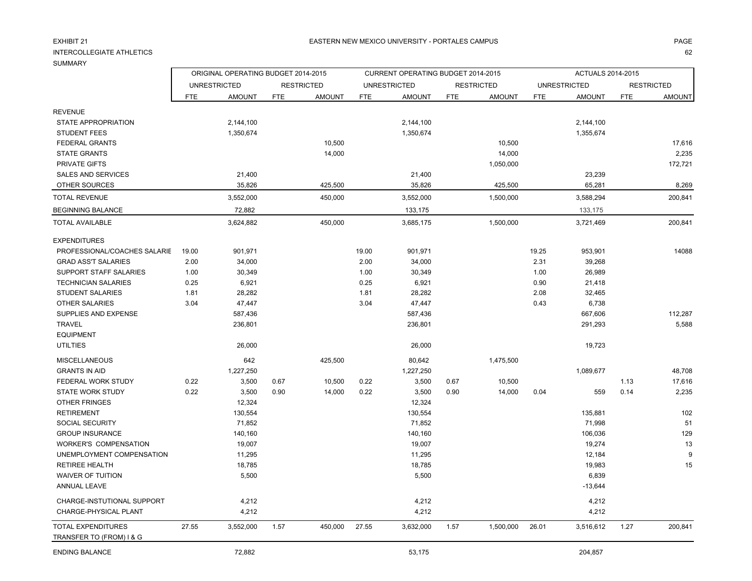EXHIBIT 21

EASTERN NEW MEXICO UNIVERSITY - PORTALES CAMPUS

INTERCOLLEGIATE ATHLETICS

SUMMARY

| | ORIGINAL OPERATING BUDGET 2014-2015 | | | | CURRENT OPERATING BUDGET 2014-2015 | | | | ACTUALS 2014-2015 | | | |
|---|---|---|---|---|---|---|---|---|---|---|---|---|
| | UNRESTRICTED | | RESTRICTED | | UNRESTRICTED | | RESTRICTED | | UNRESTRICTED | | RESTRICTED | |
| | FTE | AMOUNT | FTE | AMOUNT | FTE | AMOUNT | FTE | AMOUNT | FTE | AMOUNT | FTE | AMOUNT |
| REVENUE | | | | | | | | | | | | |
| STATE APPROPRIATION | | 2,144,100 | | | | 2,144,100 | | | | 2,144,100 | | |
| STUDENT FEES | | 1,350,674 | | | | 1,350,674 | | | | 1,355,674 | | |
| FEDERAL GRANTS | | | | 10,500 | | | | 10,500 | | | | 17,616 |
| STATE GRANTS | | | | 14,000 | | | | 14,000 | | | | 2,235 |
| PRIVATE GIFTS | | | | | | | | 1,050,000 | | | | 172,721 |
| SALES AND SERVICES | | 21,400 | | | | 21,400 | | | | 23,239 | | |
| OTHER SOURCES | | 35,826 | | 425,500 | | 35,826 | | 425,500 | | 65,281 | | 8,269 |
| TOTAL REVENUE | | 3,552,000 | | 450,000 | | 3,552,000 | | 1,500,000 | | 3,588,294 | | 200,841 |
| BEGINNING BALANCE | | 72,882 | | | | 133,175 | | | | 133,175 | | |
| TOTAL AVAILABLE | | 3,624,882 | | 450,000 | | 3,685,175 | | 1,500,000 | | 3,721,469 | | 200,841 |
| EXPENDITURES | | | | | | | | | | | | |
| PROFESSIONAL/COACHES SALARIE | 19.00 | 901,971 | | | 19.00 | 901,971 | | | 19.25 | 953,901 | | 14088 |
| GRAD ASS'T SALARIES | 2.00 | 34,000 | | | 2.00 | 34,000 | | | 2.31 | 39,268 | | |
| SUPPORT STAFF SALARIES | 1.00 | 30,349 | | | 1.00 | 30,349 | | | 1.00 | 26,989 | | |
| TECHNICIAN SALARIES | 0.25 | 6,921 | | | 0.25 | 6,921 | | | 0.90 | 21,418 | | |
| STUDENT SALARIES | 1.81 | 28,282 | | | 1.81 | 28,282 | | | 2.08 | 32,465 | | |
| OTHER SALARIES | 3.04 | 47,447 | | | 3.04 | 47,447 | | | 0.43 | 6,738 | | |
| SUPPLIES AND EXPENSE | | 587,436 | | | | 587,436 | | | | 667,606 | | 112,287 |
| TRAVEL | | 236,801 | | | | 236,801 | | | | 291,293 | | 5,588 |
| EQUIPMENT | | | | | | | | | | | | |
| UTILTIES | | 26,000 | | | | 26,000 | | | | 19,723 | | |
| MISCELLANEOUS | | 642 | | 425,500 | | 80,642 | | 1,475,500 | | | | |
| GRANTS IN AID | | 1,227,250 | | | | 1,227,250 | | | | 1,089,677 | | 48,708 |
| FEDERAL WORK STUDY | 0.22 | 3,500 | 0.67 | 10,500 | 0.22 | 3,500 | 0.67 | 10,500 | | | 1.13 | 17,616 |
| STATE WORK STUDY | 0.22 | 3,500 | 0.90 | 14,000 | 0.22 | 3,500 | 0.90 | 14,000 | 0.04 | 559 | 0.14 | 2,235 |
| OTHER FRINGES | | 12,324 | | | | 12,324 | | | | | | |
| RETIREMENT | | 130,554 | | | | 130,554 | | | | 135,881 | | 102 |
| SOCIAL SECURITY | | 71,852 | | | | 71,852 | | | | 71,998 | | 51 |
| GROUP INSURANCE | | 140,160 | | | | 140,160 | | | | 106,036 | | 129 |
| WORKER'S COMPENSATION | | 19,007 | | | | 19,007 | | | | 19,274 | | 13 |
| UNEMPLOYMENT COMPENSATION | | 11,295 | | | | 11,295 | | | | 12,184 | | 9 |
| RETIREE HEALTH | | 18,785 | | | | 18,785 | | | | 19,983 | | 15 |
| WAIVER OF TUITION | | 5,500 | | | | 5,500 | | | | 6,839 | | |
| ANNUAL LEAVE | | | | | | | | | | -13,644 | | |
| CHARGE-INSTUTIONAL SUPPORT | | 4,212 | | | | 4,212 | | | | 4,212 | | |
| CHARGE-PHYSICAL PLANT | | 4,212 | | | | 4,212 | | | | 4,212 | | |
| TOTAL EXPENDITURES | 27.55 | 3,552,000 | 1.57 | 450,000 | 27.55 | 3,632,000 | 1.57 | 1,500,000 | 26.01 | 3,516,612 | 1.27 | 200,841 |
| TRANSFER TO (FROM) I & G | | | | | | | | | | | | |
| ENDING BALANCE | | 72,882 | | | | 53,175 | | | | 204,857 | | |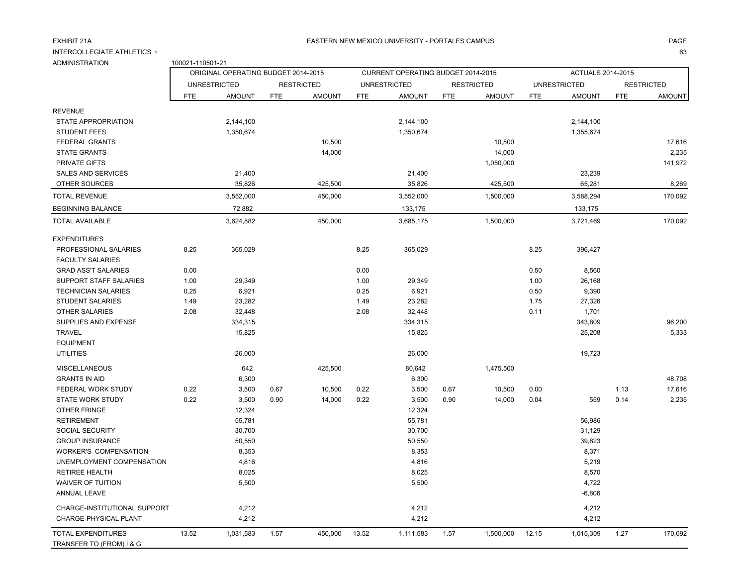EXHIBIT 21A

EASTERN NEW MEXICO UNIVERSITY - PORTALES CAMPUS

INTERCOLLEGIATE ATHLETICS 1

ADMINISTRATION 100021-110501-21

| | ORIGINAL OPERATING BUDGET 2014-2015 | | | | CURRENT OPERATING BUDGET 2014-2015 | | | | ACTUALS 2014-2015 | | | |
|---|---|---|---|---|---|---|---|---|---|---|---|---|
| | UNRESTRICTED | | RESTRICTED | | UNRESTRICTED | | RESTRICTED | | UNRESTRICTED | | RESTRICTED | |
| | FTE | AMOUNT | FTE | AMOUNT | FTE | AMOUNT | FTE | AMOUNT | FTE | AMOUNT | FTE | AMOUNT |
| REVENUE | | | | | | | | | | | | |
| STATE APPROPRIATION | | 2,144,100 | | | | 2,144,100 | | | | 2,144,100 | | |
| STUDENT FEES | | 1,350,674 | | | | 1,350,674 | | | | 1,355,674 | | |
| FEDERAL GRANTS | | | | 10,500 | | | | 10,500 | | | | 17,616 |
| STATE GRANTS | | | | 14,000 | | | | 14,000 | | | | 2,235 |
| PRIVATE GIFTS | | | | | | | | 1,050,000 | | | | 141,972 |
| SALES AND SERVICES | | 21,400 | | | | 21,400 | | | | 23,239 | | |
| OTHER SOURCES | | 35,826 | | 425,500 | | 35,826 | | 425,500 | | 65,281 | | 8,269 |
| TOTAL REVENUE | | 3,552,000 | | 450,000 | | 3,552,000 | | 1,500,000 | | 3,588,294 | | 170,092 |
| BEGINNING BALANCE | | 72,882 | | | | 133,175 | | | | 133,175 | | |
| TOTAL AVAILABLE | | 3,624,882 | | 450,000 | | 3,685,175 | | 1,500,000 | | 3,721,469 | | 170,092 |
| EXPENDITURES | | | | | | | | | | | | |
| PROFESSIONAL SALARIES | 8.25 | 365,029 | | | 8.25 | 365,029 | | | 8.25 | 396,427 | | |
| FACULTY SALARIES | | | | | | | | | | | | |
| GRAD ASS'T SALARIES | 0.00 | | | | 0.00 | | | | 0.50 | 8,560 | | |
| SUPPORT STAFF SALARIES | 1.00 | 29,349 | | | 1.00 | 29,349 | | | 1.00 | 26,168 | | |
| TECHNICIAN SALARIES | 0.25 | 6,921 | | | 0.25 | 6,921 | | | 0.50 | 9,390 | | |
| STUDENT SALARIES | 1.49 | 23,282 | | | 1.49 | 23,282 | | | 1.75 | 27,326 | | |
| OTHER SALARIES | 2.08 | 32,448 | | | 2.08 | 32,448 | | | 0.11 | 1,701 | | |
| SUPPLIES AND EXPENSE | | 334,315 | | | | 334,315 | | | | 343,809 | | 96,200 |
| TRAVEL | | 15,825 | | | | 15,825 | | | | 25,208 | | 5,333 |
| EQUIPMENT | | | | | | | | | | | | |
| UTILITIES | | 26,000 | | | | 26,000 | | | | 19,723 | | |
| MISCELLANEOUS | | 642 | | 425,500 | | 80,642 | | 1,475,500 | | | | |
| GRANTS IN AID | | 6,300 | | | | 6,300 | | | | | | 48,708 |
| FEDERAL WORK STUDY | 0.22 | 3,500 | 0.67 | 10,500 | 0.22 | 3,500 | 0.67 | 10,500 | 0.00 | | 1.13 | 17,616 |
| STATE WORK STUDY | 0.22 | 3,500 | 0.90 | 14,000 | 0.22 | 3,500 | 0.90 | 14,000 | 0.04 | 559 | 0.14 | 2,235 |
| OTHER FRINGE | | 12,324 | | | | 12,324 | | | | | | |
| RETIREMENT | | 55,781 | | | | 55,781 | | | | 56,986 | | |
| SOCIAL SECURITY | | 30,700 | | | | 30,700 | | | | 31,129 | | |
| GROUP INSURANCE | | 50,550 | | | | 50,550 | | | | 39,823 | | |
| WORKER'S COMPENSATION | | 8,353 | | | | 8,353 | | | | 8,371 | | |
| UNEMPLOYMENT COMPENSATION | | 4,816 | | | | 4,816 | | | | 5,219 | | |
| RETIREE HEALTH | | 8,025 | | | | 8,025 | | | | 8,570 | | |
| WAIVER OF TUITION | | 5,500 | | | | 5,500 | | | | 4,722 | | |
| ANNUAL LEAVE | | | | | | | | | | -6,806 | | |
| CHARGE-INSTITUTIONAL SUPPORT | | 4,212 | | | | 4,212 | | | | 4,212 | | |
| CHARGE-PHYSICAL PLANT | | 4,212 | | | | 4,212 | | | | 4,212 | | |
| TOTAL EXPENDITURES | 13.52 | 1,031,583 | 1.57 | 450,000 | 13.52 | 1,111,583 | 1.57 | 1,500,000 | 12.15 | 1,015,309 | 1.27 | 170,092 |
| TRANSFER TO (FROM) I & G | | | | | | | | | | | | |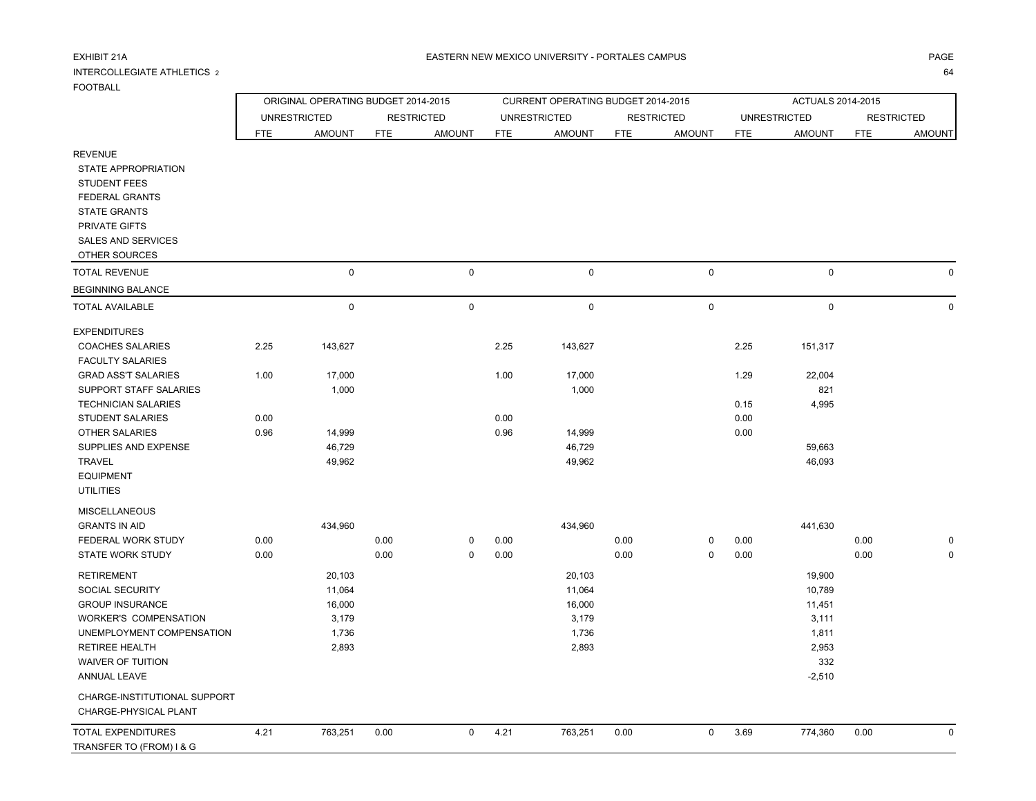EXHIBIT 21A

EASTERN NEW MEXICO UNIVERSITY - PORTALES CAMPUS

INTERCOLLEGIATE ATHLETICS 2

FOOTBALL

| | ORIGINAL OPERATING BUDGET 2014-2015 | | | | CURRENT OPERATING BUDGET 2014-2015 | | | | ACTUALS 2014-2015 | | | |
|---|---|---|---|---|---|---|---|---|---|---|---|---|
| | UNRESTRICTED | | RESTRICTED | | UNRESTRICTED | | RESTRICTED | | UNRESTRICTED | | RESTRICTED | |
| | FTE | AMOUNT | FTE | AMOUNT | FTE | AMOUNT | FTE | AMOUNT | FTE | AMOUNT | FTE | AMOUNT |
| REVENUE | | | | | | | | | | | | |
| STATE APPROPRIATION | | | | | | | | | | | | |
| STUDENT FEES | | | | | | | | | | | | |
| FEDERAL GRANTS | | | | | | | | | | | | |
| STATE GRANTS | | | | | | | | | | | | |
| PRIVATE GIFTS | | | | | | | | | | | | |
| SALES AND SERVICES | | | | | | | | | | | | |
| OTHER SOURCES | | | | | | | | | | | | |
| TOTAL REVENUE | | 0 | | 0 | | 0 | | 0 | | 0 | | 0 |
| BEGINNING BALANCE | | | | | | | | | | | | |
| TOTAL AVAILABLE | | 0 | | 0 | | 0 | | 0 | | 0 | | 0 |
| EXPENDITURES | | | | | | | | | | | | |
| COACHES SALARIES | 2.25 | 143,627 | | | 2.25 | 143,627 | | | 2.25 | 151,317 | | |
| FACULTY SALARIES | | | | | | | | | | | | |
| GRAD ASS'T SALARIES | 1.00 | 17,000 | | | 1.00 | 17,000 | | | 1.29 | 22,004 | | |
| SUPPORT STAFF SALARIES | | 1,000 | | | | 1,000 | | | | 821 | | |
| TECHNICIAN SALARIES | | | | | | | | | 0.15 | 4,995 | | |
| STUDENT SALARIES | 0.00 | | | | 0.00 | | | | 0.00 | | | |
| OTHER SALARIES | 0.96 | 14,999 | | | 0.96 | 14,999 | | | 0.00 | | | |
| SUPPLIES AND EXPENSE | | 46,729 | | | | 46,729 | | | | 59,663 | | |
| TRAVEL | | 49,962 | | | | 49,962 | | | | 46,093 | | |
| EQUIPMENT | | | | | | | | | | | | |
| UTILITIES | | | | | | | | | | | | |
| MISCELLANEOUS | | | | | | | | | | | | |
| GRANTS IN AID | | 434,960 | | | | 434,960 | | | | 441,630 | | |
| FEDERAL WORK STUDY | 0.00 | | 0.00 | 0 | 0.00 | | 0.00 | 0 | 0.00 | | 0.00 | 0 |
| STATE WORK STUDY | 0.00 | | 0.00 | 0 | 0.00 | | 0.00 | 0 | 0.00 | | 0.00 | 0 |
| RETIREMENT | | 20,103 | | | | 20,103 | | | | 19,900 | | |
| SOCIAL SECURITY | | 11,064 | | | | 11,064 | | | | 10,789 | | |
| GROUP INSURANCE | | 16,000 | | | | 16,000 | | | | 11,451 | | |
| WORKER'S COMPENSATION | | 3,179 | | | | 3,179 | | | | 3,111 | | |
| UNEMPLOYMENT COMPENSATION | | 1,736 | | | | 1,736 | | | | 1,811 | | |
| RETIREE HEALTH | | 2,893 | | | | 2,893 | | | | 2,953 | | |
| WAIVER OF TUITION | | | | | | | | | | 332 | | |
| ANNUAL LEAVE | | | | | | | | | | -2,510 | | |
| CHARGE-INSTITUTIONAL SUPPORT | | | | | | | | | | | | |
| CHARGE-PHYSICAL PLANT | | | | | | | | | | | | |
| TOTAL EXPENDITURES | 4.21 | 763,251 | 0.00 | 0 | 4.21 | 763,251 | 0.00 | 0 | 3.69 | 774,360 | 0.00 | 0 |
| TRANSFER TO (FROM) I & G | | | | | | | | | | | | |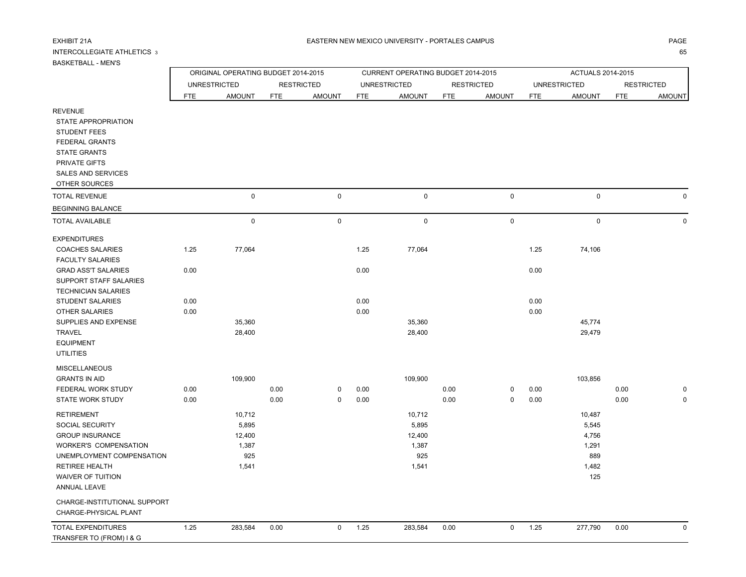EXHIBIT 21A

EASTERN NEW MEXICO UNIVERSITY - PORTALES CAMPUS

INTERCOLLEGIATE ATHLETICS 3

BASKETBALL - MEN'S

| | ORIGINAL OPERATING BUDGET 2014-2015 | | | | CURRENT OPERATING BUDGET 2014-2015 | | | | ACTUALS 2014-2015 | | | |
|---|---|---|---|---|---|---|---|---|---|---|---|---|
| | UNRESTRICTED | | RESTRICTED | | UNRESTRICTED | | RESTRICTED | | UNRESTRICTED | | RESTRICTED | |
| | FTE | AMOUNT | FTE | AMOUNT | FTE | AMOUNT | FTE | AMOUNT | FTE | AMOUNT | FTE | AMOUNT |
| REVENUE | | | | | | | | | | | | |
| STATE APPROPRIATION | | | | | | | | | | | | |
| STUDENT FEES | | | | | | | | | | | | |
| FEDERAL GRANTS | | | | | | | | | | | | |
| STATE GRANTS | | | | | | | | | | | | |
| PRIVATE GIFTS | | | | | | | | | | | | |
| SALES AND SERVICES | | | | | | | | | | | | |
| OTHER SOURCES | | | | | | | | | | | | |
| TOTAL REVENUE | | 0 | | 0 | | 0 | | 0 | | 0 | | 0 |
| BEGINNING BALANCE | | | | | | | | | | | | |
| TOTAL AVAILABLE | | 0 | | 0 | | 0 | | 0 | | 0 | | 0 |
| EXPENDITURES | | | | | | | | | | | | |
| COACHES SALARIES | 1.25 | 77,064 | | | 1.25 | 77,064 | | | 1.25 | 74,106 | | |
| FACULTY SALARIES | | | | | | | | | | | | |
| GRAD ASS'T SALARIES | 0.00 | | | | 0.00 | | | | 0.00 | | | |
| SUPPORT STAFF SALARIES | | | | | | | | | | | | |
| TECHNICIAN SALARIES | | | | | | | | | | | | |
| STUDENT SALARIES | 0.00 | | | | 0.00 | | | | 0.00 | | | |
| OTHER SALARIES | 0.00 | | | | 0.00 | | | | 0.00 | | | |
| SUPPLIES AND EXPENSE | | 35,360 | | | | 35,360 | | | | 45,774 | | |
| TRAVEL | | 28,400 | | | | 28,400 | | | | 29,479 | | |
| EQUIPMENT | | | | | | | | | | | | |
| UTILITIES | | | | | | | | | | | | |
| MISCELLANEOUS | | | | | | | | | | | | |
| GRANTS IN AID | | 109,900 | | | | 109,900 | | | | 103,856 | | |
| FEDERAL WORK STUDY | 0.00 | | 0.00 | 0 | 0.00 | | 0.00 | 0 | 0.00 | | 0.00 | 0 |
| STATE WORK STUDY | 0.00 | | 0.00 | 0 | 0.00 | | 0.00 | 0 | 0.00 | | 0.00 | 0 |
| RETIREMENT | | 10,712 | | | | 10,712 | | | | 10,487 | | |
| SOCIAL SECURITY | | 5,895 | | | | 5,895 | | | | 5,545 | | |
| GROUP INSURANCE | | 12,400 | | | | 12,400 | | | | 4,756 | | |
| WORKER'S COMPENSATION | | 1,387 | | | | 1,387 | | | | 1,291 | | |
| UNEMPLOYMENT COMPENSATION | | 925 | | | | 925 | | | | 889 | | |
| RETIREE HEALTH | | 1,541 | | | | 1,541 | | | | 1,482 | | |
| WAIVER OF TUITION | | | | | | | | | | 125 | | |
| ANNUAL LEAVE | | | | | | | | | | | | |
| CHARGE-INSTITUTIONAL SUPPORT | | | | | | | | | | | | |
| CHARGE-PHYSICAL PLANT | | | | | | | | | | | | |
| TOTAL EXPENDITURES | 1.25 | 283,584 | 0.00 | 0 | 1.25 | 283,584 | 0.00 | 0 | 1.25 | 277,790 | 0.00 | 0 |
| TRANSFER TO (FROM) I & G | | | | | | | | | | | | |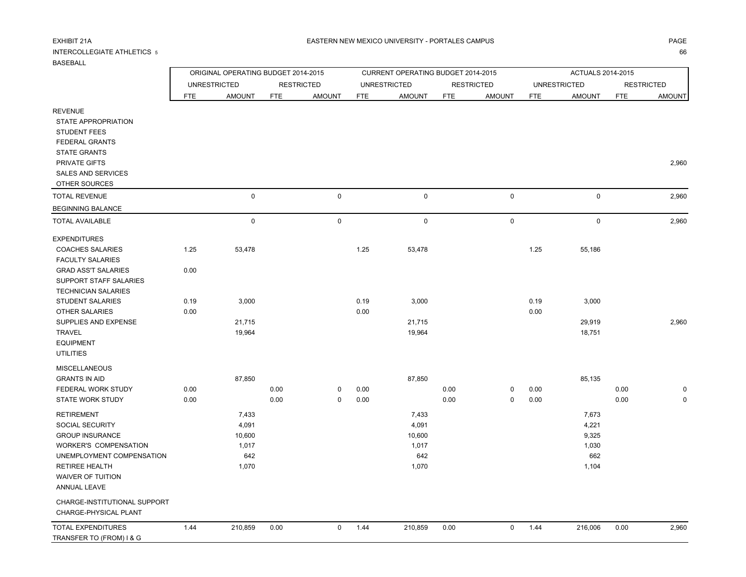EXHIBIT 21A

EASTERN NEW MEXICO UNIVERSITY - PORTALES CAMPUS

INTERCOLLEGIATE ATHLETICS 5

BASEBALL

| | ORIGINAL OPERATING BUDGET 2014-2015 | | | | CURRENT OPERATING BUDGET 2014-2015 | | | | ACTUALS 2014-2015 | | | |
|---|---|---|---|---|---|---|---|---|---|---|---|---|
| | UNRESTRICTED | | RESTRICTED | | UNRESTRICTED | | RESTRICTED | | UNRESTRICTED | | RESTRICTED | |
| | FTE | AMOUNT | FTE | AMOUNT | FTE | AMOUNT | FTE | AMOUNT | FTE | AMOUNT | FTE | AMOUNT |
| REVENUE | | | | | | | | | | | | |
| STATE APPROPRIATION | | | | | | | | | | | | |
| STUDENT FEES | | | | | | | | | | | | |
| FEDERAL GRANTS | | | | | | | | | | | | |
| STATE GRANTS | | | | | | | | | | | | |
| PRIVATE GIFTS | | | | | | | | | | | | 2,960 |
| SALES AND SERVICES | | | | | | | | | | | | |
| OTHER SOURCES | | | | | | | | | | | | |
| TOTAL REVENUE | | 0 | | 0 | | 0 | | 0 | | 0 | | 2,960 |
| BEGINNING BALANCE | | | | | | | | | | | | |
| TOTAL AVAILABLE | | 0 | | 0 | | 0 | | 0 | | 0 | | 2,960 |
| EXPENDITURES | | | | | | | | | | | | |
| COACHES SALARIES | 1.25 | 53,478 | | | 1.25 | 53,478 | | | 1.25 | 55,186 | | |
| FACULTY SALARIES | | | | | | | | | | | | |
| GRAD ASS'T SALARIES | 0.00 | | | | | | | | | | | |
| SUPPORT STAFF SALARIES | | | | | | | | | | | | |
| TECHNICIAN SALARIES | | | | | | | | | | | | |
| STUDENT SALARIES | 0.19 | 3,000 | | | 0.19 | 3,000 | | | 0.19 | 3,000 | | |
| OTHER SALARIES | 0.00 | | | | 0.00 | | | | 0.00 | | | |
| SUPPLIES AND EXPENSE | | 21,715 | | | | 21,715 | | | | 29,919 | | 2,960 |
| TRAVEL | | 19,964 | | | | 19,964 | | | | 18,751 | | |
| EQUIPMENT | | | | | | | | | | | | |
| UTILITIES | | | | | | | | | | | | |
| MISCELLANEOUS | | | | | | | | | | | | |
| GRANTS IN AID | | 87,850 | | | | 87,850 | | | | 85,135 | | |
| FEDERAL WORK STUDY | 0.00 | | 0.00 | 0 | 0.00 | | 0.00 | 0 | 0.00 | | 0.00 | 0 |
| STATE WORK STUDY | 0.00 | | 0.00 | 0 | 0.00 | | 0.00 | 0 | 0.00 | | 0.00 | 0 |
| RETIREMENT | | 7,433 | | | | 7,433 | | | | 7,673 | | |
| SOCIAL SECURITY | | 4,091 | | | | 4,091 | | | | 4,221 | | |
| GROUP INSURANCE | | 10,600 | | | | 10,600 | | | | 9,325 | | |
| WORKER'S COMPENSATION | | 1,017 | | | | 1,017 | | | | 1,030 | | |
| UNEMPLOYMENT COMPENSATION | | 642 | | | | 642 | | | | 662 | | |
| RETIREE HEALTH | | 1,070 | | | | 1,070 | | | | 1,104 | | |
| WAIVER OF TUITION | | | | | | | | | | | | |
| ANNUAL LEAVE | | | | | | | | | | | | |
| CHARGE-INSTITUTIONAL SUPPORT | | | | | | | | | | | | |
| CHARGE-PHYSICAL PLANT | | | | | | | | | | | | |
| TOTAL EXPENDITURES | 1.44 | 210,859 | 0.00 | 0 | 1.44 | 210,859 | 0.00 | 0 | 1.44 | 216,006 | 0.00 | 2,960 |
| TRANSFER TO (FROM) I & G | | | | | | | | | | | | |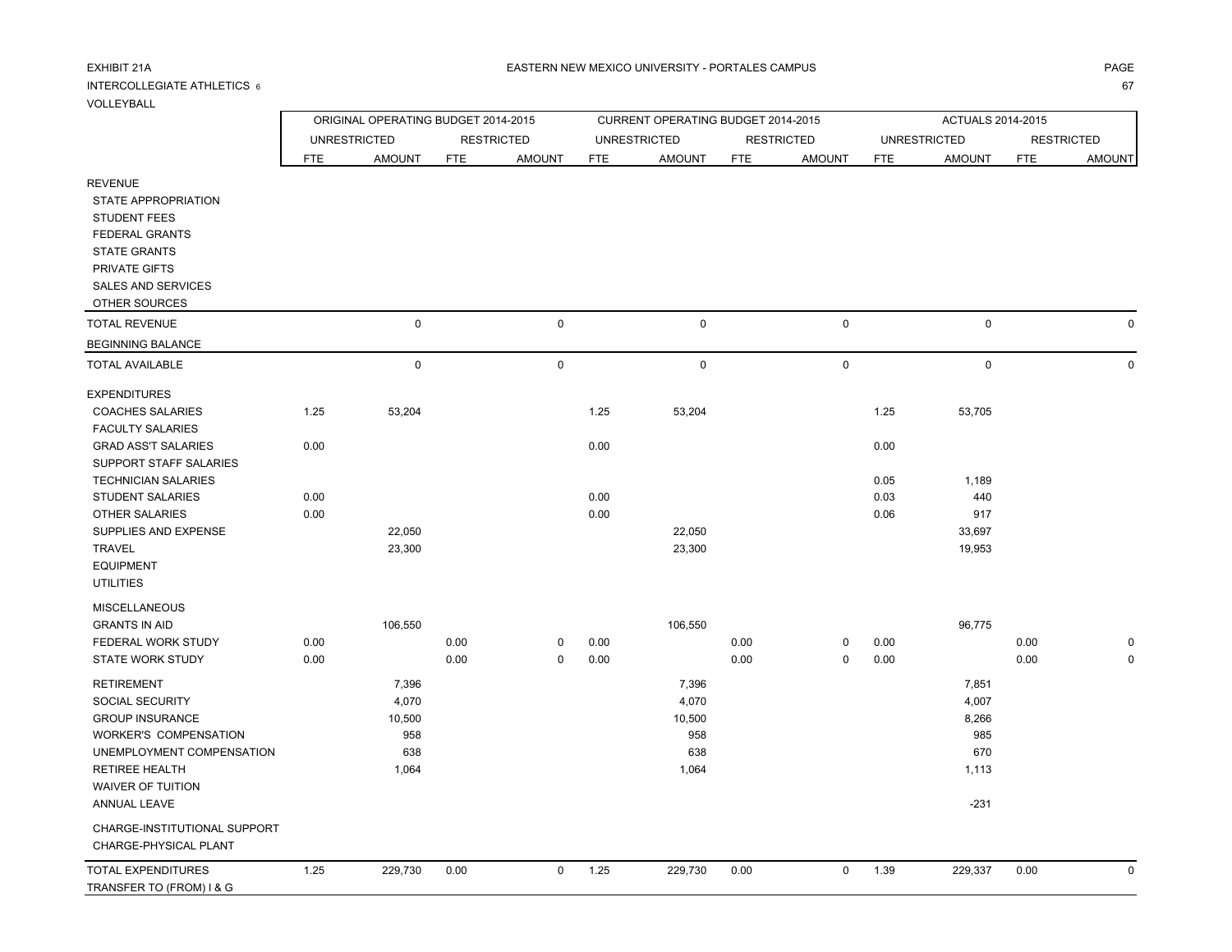EXHIBIT 21A

EASTERN NEW MEXICO UNIVERSITY - PORTALES CAMPUS

INTERCOLLEGIATE ATHLETICS 6

VOLLEYBALL

| | ORIGINAL OPERATING BUDGET 2014-2015 | | | | CURRENT OPERATING BUDGET 2014-2015 | | | | ACTUALS 2014-2015 | | | |
|---|---|---|---|---|---|---|---|---|---|---|---|---|
| | UNRESTRICTED | | RESTRICTED | | UNRESTRICTED | | RESTRICTED | | UNRESTRICTED | | RESTRICTED | |
| | FTE | AMOUNT | FTE | AMOUNT | FTE | AMOUNT | FTE | AMOUNT | FTE | AMOUNT | FTE | AMOUNT |
| REVENUE | | | | | | | | | | | | |
| STATE APPROPRIATION | | | | | | | | | | | | |
| STUDENT FEES | | | | | | | | | | | | |
| FEDERAL GRANTS | | | | | | | | | | | | |
| STATE GRANTS | | | | | | | | | | | | |
| PRIVATE GIFTS | | | | | | | | | | | | |
| SALES AND SERVICES | | | | | | | | | | | | |
| OTHER SOURCES | | | | | | | | | | | | |
| TOTAL REVENUE | | 0 | | 0 | | 0 | | 0 | | 0 | | 0 |
| BEGINNING BALANCE | | | | | | | | | | | | |
| TOTAL AVAILABLE | | 0 | | 0 | | 0 | | 0 | | 0 | | 0 |
| EXPENDITURES | | | | | | | | | | | | |
| COACHES SALARIES | 1.25 | 53,204 | | | 1.25 | 53,204 | | | 1.25 | 53,705 | | |
| FACULTY SALARIES | | | | | | | | | | | | |
| GRAD ASS'T SALARIES | 0.00 | | | | 0.00 | | | | 0.00 | | | |
| SUPPORT STAFF SALARIES | | | | | | | | | | | | |
| TECHNICIAN SALARIES | | | | | | | | | 0.05 | 1,189 | | |
| STUDENT SALARIES | 0.00 | | | | 0.00 | | | | 0.03 | 440 | | |
| OTHER SALARIES | 0.00 | | | | 0.00 | | | | 0.06 | 917 | | |
| SUPPLIES AND EXPENSE | | 22,050 | | | | 22,050 | | | | 33,697 | | |
| TRAVEL | | 23,300 | | | | 23,300 | | | | 19,953 | | |
| EQUIPMENT | | | | | | | | | | | | |
| UTILITIES | | | | | | | | | | | | |
| MISCELLANEOUS | | | | | | | | | | | | |
| GRANTS IN AID | | 106,550 | | | | 106,550 | | | | 96,775 | | |
| FEDERAL WORK STUDY | 0.00 | | 0.00 | 0 | 0.00 | | 0.00 | 0 | 0.00 | | 0.00 | 0 |
| STATE WORK STUDY | 0.00 | | 0.00 | 0 | 0.00 | | 0.00 | 0 | 0.00 | | 0.00 | 0 |
| RETIREMENT | | 7,396 | | | | 7,396 | | | | 7,851 | | |
| SOCIAL SECURITY | | 4,070 | | | | 4,070 | | | | 4,007 | | |
| GROUP INSURANCE | | 10,500 | | | | 10,500 | | | | 8,266 | | |
| WORKER'S COMPENSATION | | 958 | | | | 958 | | | | 985 | | |
| UNEMPLOYMENT COMPENSATION | | 638 | | | | 638 | | | | 670 | | |
| RETIREE HEALTH | | 1,064 | | | | 1,064 | | | | 1,113 | | |
| WAIVER OF TUITION | | | | | | | | | | | | |
| ANNUAL LEAVE | | | | | | | | | | -231 | | |
| CHARGE-INSTITUTIONAL SUPPORT | | | | | | | | | | | | |
| CHARGE-PHYSICAL PLANT | | | | | | | | | | | | |
| TOTAL EXPENDITURES | 1.25 | 229,730 | 0.00 | 0 | 1.25 | 229,730 | 0.00 | 0 | 1.39 | 229,337 | 0.00 | 0 |
| TRANSFER TO (FROM) I & G | | | | | | | | | | | | |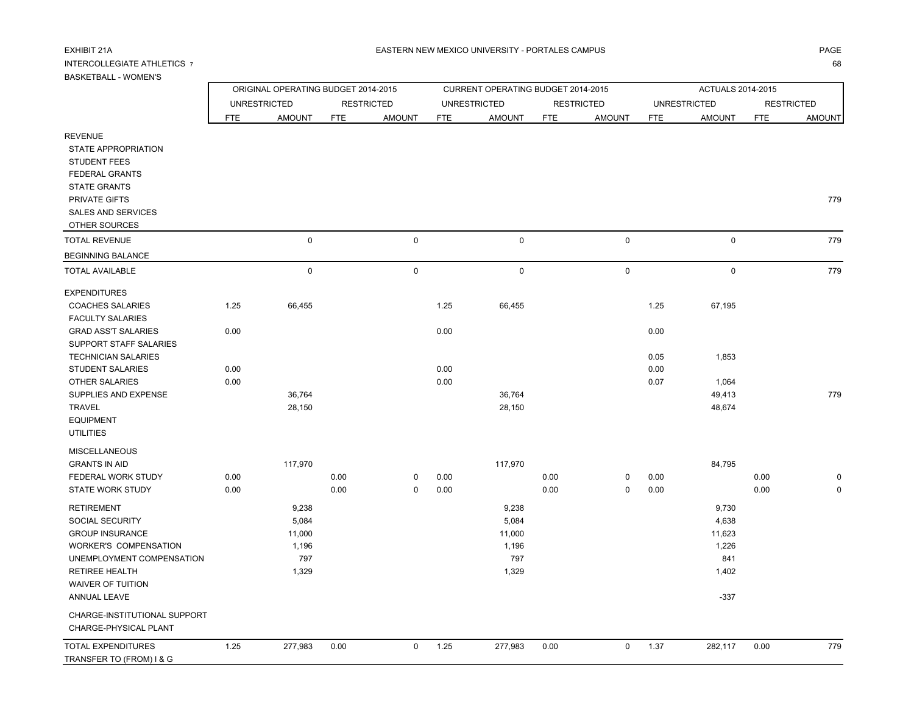EXHIBIT 21A

EASTERN NEW MEXICO UNIVERSITY - PORTALES CAMPUS

INTERCOLLEGIATE ATHLETICS 7

BASKETBALL - WOMEN'S

| | ORIGINAL OPERATING BUDGET 2014-2015 | | | | CURRENT OPERATING BUDGET 2014-2015 | | | | ACTUALS 2014-2015 | | | |
|---|---|---|---|---|---|---|---|---|---|---|---|---|
| | UNRESTRICTED | | RESTRICTED | | UNRESTRICTED | | RESTRICTED | | UNRESTRICTED | | RESTRICTED | |
| | FTE | AMOUNT | FTE | AMOUNT | FTE | AMOUNT | FTE | AMOUNT | FTE | AMOUNT | FTE | AMOUNT |
| REVENUE | | | | | | | | | | | | |
| STATE APPROPRIATION | | | | | | | | | | | | |
| STUDENT FEES | | | | | | | | | | | | |
| FEDERAL GRANTS | | | | | | | | | | | | |
| STATE GRANTS | | | | | | | | | | | | |
| PRIVATE GIFTS | | | | | | | | | | | | 779 |
| SALES AND SERVICES | | | | | | | | | | | | |
| OTHER SOURCES | | | | | | | | | | | | |
| TOTAL REVENUE | | 0 | | 0 | | 0 | | 0 | | 0 | | 779 |
| BEGINNING BALANCE | | | | | | | | | | | | |
| TOTAL AVAILABLE | | 0 | | 0 | | 0 | | 0 | | 0 | | 779 |
| EXPENDITURES | | | | | | | | | | | | |
| COACHES SALARIES | 1.25 | 66,455 | | | 1.25 | 66,455 | | | 1.25 | 67,195 | | |
| FACULTY SALARIES | | | | | | | | | | | | |
| GRAD ASS'T SALARIES | 0.00 | | | | 0.00 | | | | 0.00 | | | |
| SUPPORT STAFF SALARIES | | | | | | | | | | | | |
| TECHNICIAN SALARIES | | | | | | | | | 0.05 | 1,853 | | |
| STUDENT SALARIES | 0.00 | | | | 0.00 | | | | 0.00 | | | |
| OTHER SALARIES | 0.00 | | | | 0.00 | | | | 0.07 | 1,064 | | |
| SUPPLIES AND EXPENSE | | 36,764 | | | | 36,764 | | | | 49,413 | | 779 |
| TRAVEL | | 28,150 | | | | 28,150 | | | | 48,674 | | |
| EQUIPMENT | | | | | | | | | | | | |
| UTILITIES | | | | | | | | | | | | |
| MISCELLANEOUS | | | | | | | | | | | | |
| GRANTS IN AID | | 117,970 | | | | 117,970 | | | | 84,795 | | |
| FEDERAL WORK STUDY | 0.00 | | 0.00 | 0 | 0.00 | | 0.00 | 0 | 0.00 | | 0.00 | 0 |
| STATE WORK STUDY | 0.00 | | 0.00 | 0 | 0.00 | | 0.00 | 0 | 0.00 | | 0.00 | 0 |
| RETIREMENT | | 9,238 | | | | 9,238 | | | | 9,730 | | |
| SOCIAL SECURITY | | 5,084 | | | | 5,084 | | | | 4,638 | | |
| GROUP INSURANCE | | 11,000 | | | | 11,000 | | | | 11,623 | | |
| WORKER'S COMPENSATION | | 1,196 | | | | 1,196 | | | | 1,226 | | |
| UNEMPLOYMENT COMPENSATION | | 797 | | | | 797 | | | | 841 | | |
| RETIREE HEALTH | | 1,329 | | | | 1,329 | | | | 1,402 | | |
| WAIVER OF TUITION | | | | | | | | | | | | |
| ANNUAL LEAVE | | | | | | | | | | -337 | | |
| CHARGE-INSTITUTIONAL SUPPORT | | | | | | | | | | | | |
| CHARGE-PHYSICAL PLANT | | | | | | | | | | | | |
| TOTAL EXPENDITURES | 1.25 | 277,983 | 0.00 | 0 | 1.25 | 277,983 | 0.00 | 0 | 1.37 | 282,117 | 0.00 | 779 |
| TRANSFER TO (FROM) I & G | | | | | | | | | | | | |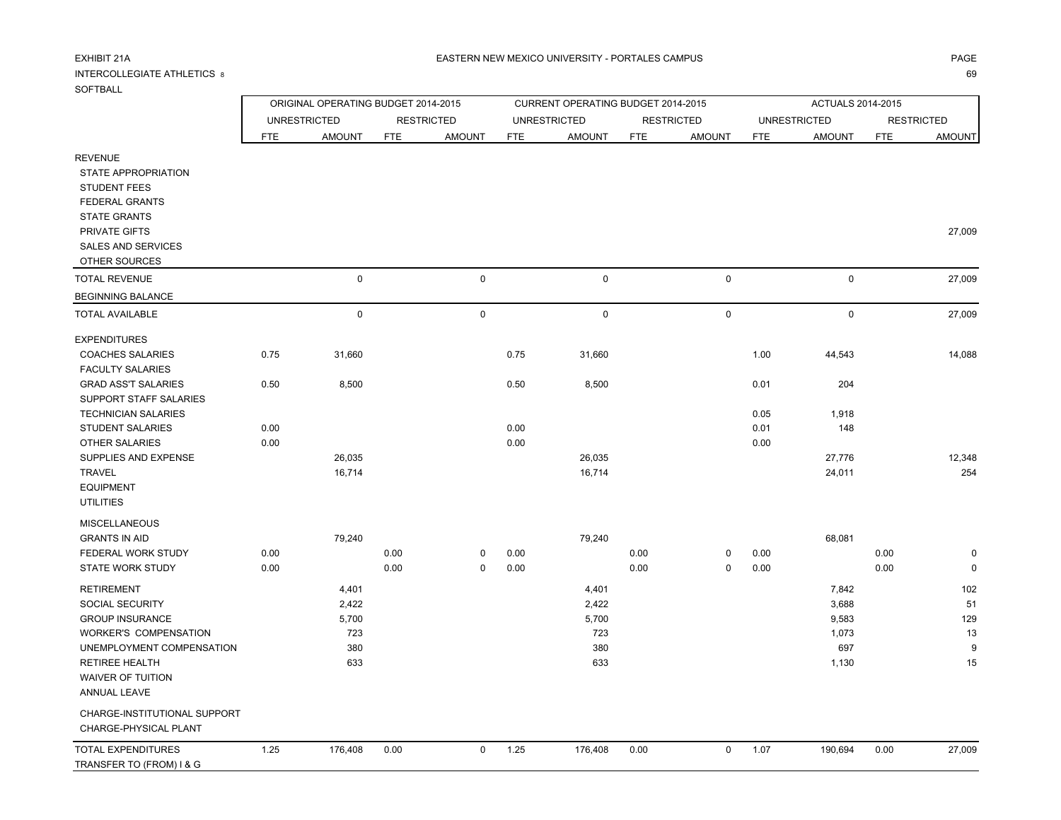EXHIBIT 21A

EASTERN NEW MEXICO UNIVERSITY - PORTALES CAMPUS

INTERCOLLEGIATE ATHLETICS 8

SOFTBALL

| | ORIGINAL OPERATING BUDGET 2014-2015 | | | | CURRENT OPERATING BUDGET 2014-2015 | | | | ACTUALS 2014-2015 | | | |
|---|---|---|---|---|---|---|---|---|---|---|---|---|
| | UNRESTRICTED | | RESTRICTED | | UNRESTRICTED | | RESTRICTED | | UNRESTRICTED | | RESTRICTED | |
| | FTE | AMOUNT | FTE | AMOUNT | FTE | AMOUNT | FTE | AMOUNT | FTE | AMOUNT | FTE | AMOUNT |
| REVENUE | | | | | | | | | | | | |
| STATE APPROPRIATION | | | | | | | | | | | | |
| STUDENT FEES | | | | | | | | | | | | |
| FEDERAL GRANTS | | | | | | | | | | | | |
| STATE GRANTS | | | | | | | | | | | | |
| PRIVATE GIFTS | | | | | | | | | | | | 27,009 |
| SALES AND SERVICES | | | | | | | | | | | | |
| OTHER SOURCES | | | | | | | | | | | | |
| TOTAL REVENUE | | 0 | | 0 | | 0 | | 0 | | 0 | | 27,009 |
| BEGINNING BALANCE | | | | | | | | | | | | |
| TOTAL AVAILABLE | | 0 | | 0 | | 0 | | 0 | | 0 | | 27,009 |
| EXPENDITURES | | | | | | | | | | | | |
| COACHES SALARIES | 0.75 | 31,660 | | | 0.75 | 31,660 | | | 1.00 | 44,543 | | 14,088 |
| FACULTY SALARIES | | | | | | | | | | | | |
| GRAD ASS'T SALARIES | 0.50 | 8,500 | | | 0.50 | 8,500 | | | 0.01 | 204 | | |
| SUPPORT STAFF SALARIES | | | | | | | | | | | | |
| TECHNICIAN SALARIES | | | | | | | | | 0.05 | 1,918 | | |
| STUDENT SALARIES | 0.00 | | | | 0.00 | | | | 0.01 | 148 | | |
| OTHER SALARIES | 0.00 | | | | 0.00 | | | | 0.00 | | | |
| SUPPLIES AND EXPENSE | | 26,035 | | | | 26,035 | | | | 27,776 | | 12,348 |
| TRAVEL | | 16,714 | | | | 16,714 | | | | 24,011 | | 254 |
| EQUIPMENT | | | | | | | | | | | | |
| UTILITIES | | | | | | | | | | | | |
| MISCELLANEOUS | | | | | | | | | | | | |
| GRANTS IN AID | | 79,240 | | | | 79,240 | | | | 68,081 | | |
| FEDERAL WORK STUDY | 0.00 | | 0.00 | 0 | 0.00 | | 0.00 | 0 | 0.00 | | 0.00 | 0 |
| STATE WORK STUDY | 0.00 | | 0.00 | 0 | 0.00 | | 0.00 | 0 | 0.00 | | 0.00 | 0 |
| RETIREMENT | | 4,401 | | | | 4,401 | | | | 7,842 | | 102 |
| SOCIAL SECURITY | | 2,422 | | | | 2,422 | | | | 3,688 | | 51 |
| GROUP INSURANCE | | 5,700 | | | | 5,700 | | | | 9,583 | | 129 |
| WORKER'S COMPENSATION | | 723 | | | | 723 | | | | 1,073 | | 13 |
| UNEMPLOYMENT COMPENSATION | | 380 | | | | 380 | | | | 697 | | 9 |
| RETIREE HEALTH | | 633 | | | | 633 | | | | 1,130 | | 15 |
| WAIVER OF TUITION | | | | | | | | | | | | |
| ANNUAL LEAVE | | | | | | | | | | | | |
| CHARGE-INSTITUTIONAL SUPPORT | | | | | | | | | | | | |
| CHARGE-PHYSICAL PLANT | | | | | | | | | | | | |
| TOTAL EXPENDITURES | 1.25 | 176,408 | 0.00 | 0 | 1.25 | 176,408 | 0.00 | 0 | 1.07 | 190,694 | 0.00 | 27,009 |
| TRANSFER TO (FROM) I & G | | | | | | | | | | | | |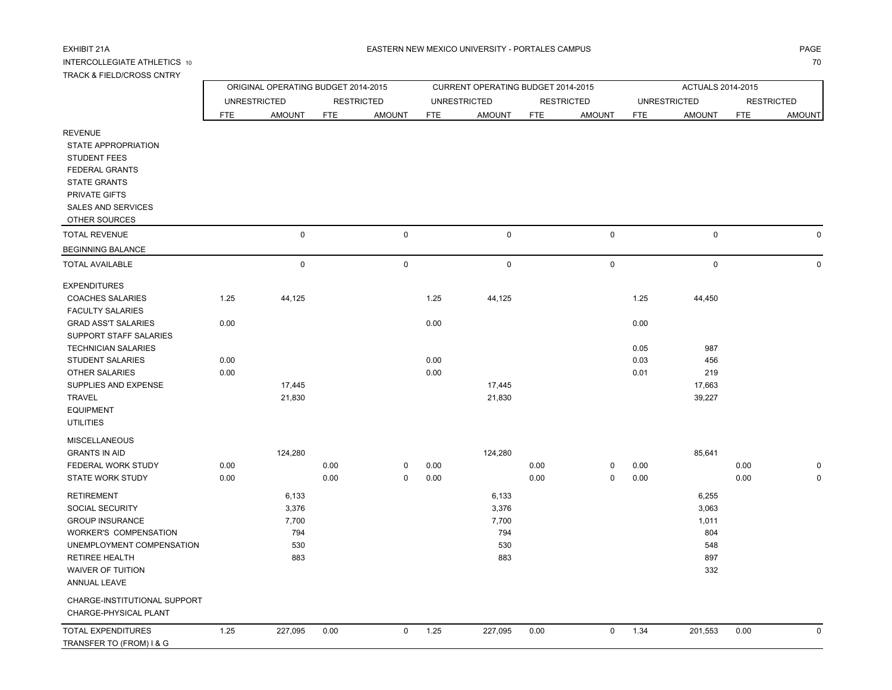EXHIBIT 21A

INTERCOLLEGIATE ATHLETICS 10

TRACK & FIELD/CROSS CNTRY

EASTERN NEW MEXICO UNIVERSITY - PORTALES CAMPUS

| | ORIGINAL OPERATING BUDGET 2014-2015 | | | | CURRENT OPERATING BUDGET 2014-2015 | | | | ACTUALS 2014-2015 | | | |
|---|---|---|---|---|---|---|---|---|---|---|---|---|
| | UNRESTRICTED | | RESTRICTED | | UNRESTRICTED | | RESTRICTED | | UNRESTRICTED | | RESTRICTED | |
| | FTE | AMOUNT | FTE | AMOUNT | FTE | AMOUNT | FTE | AMOUNT | FTE | AMOUNT | FTE | AMOUNT |
| REVENUE | | | | | | | | | | | | |
| STATE APPROPRIATION | | | | | | | | | | | | |
| STUDENT FEES | | | | | | | | | | | | |
| FEDERAL GRANTS | | | | | | | | | | | | |
| STATE GRANTS | | | | | | | | | | | | |
| PRIVATE GIFTS | | | | | | | | | | | | |
| SALES AND SERVICES | | | | | | | | | | | | |
| OTHER SOURCES | | | | | | | | | | | | |
| TOTAL REVENUE | | 0 | | 0 | | 0 | | 0 | | 0 | | 0 |
| BEGINNING BALANCE | | | | | | | | | | | | |
| TOTAL AVAILABLE | | 0 | | 0 | | 0 | | 0 | | 0 | | 0 |
| EXPENDITURES | | | | | | | | | | | | |
| COACHES SALARIES | 1.25 | 44,125 | | | 1.25 | 44,125 | | | 1.25 | 44,450 | | |
| FACULTY SALARIES | | | | | | | | | | | | |
| GRAD ASS'T SALARIES | 0.00 | | | | 0.00 | | | | 0.00 | | | |
| SUPPORT STAFF SALARIES | | | | | | | | | | | | |
| TECHNICIAN SALARIES | | | | | | | | | 0.05 | 987 | | |
| STUDENT SALARIES | 0.00 | | | | 0.00 | | | | 0.03 | 456 | | |
| OTHER SALARIES | 0.00 | | | | 0.00 | | | | 0.01 | 219 | | |
| SUPPLIES AND EXPENSE | | 17,445 | | | | 17,445 | | | | 17,663 | | |
| TRAVEL | | 21,830 | | | | 21,830 | | | | 39,227 | | |
| EQUIPMENT | | | | | | | | | | | | |
| UTILITIES | | | | | | | | | | | | |
| MISCELLANEOUS | | | | | | | | | | | | |
| GRANTS IN AID | | 124,280 | | | | 124,280 | | | | 85,641 | | |
| FEDERAL WORK STUDY | 0.00 | | 0.00 | 0 | 0.00 | | 0.00 | 0 | 0.00 | | 0.00 | 0 |
| STATE WORK STUDY | 0.00 | | 0.00 | 0 | 0.00 | | 0.00 | 0 | 0.00 | | 0.00 | 0 |
| RETIREMENT | | 6,133 | | | | 6,133 | | | | 6,255 | | |
| SOCIAL SECURITY | | 3,376 | | | | 3,376 | | | | 3,063 | | |
| GROUP INSURANCE | | 7,700 | | | | 7,700 | | | | 1,011 | | |
| WORKER'S COMPENSATION | | 794 | | | | 794 | | | | 804 | | |
| UNEMPLOYMENT COMPENSATION | | 530 | | | | 530 | | | | 548 | | |
| RETIREE HEALTH | | 883 | | | | 883 | | | | 897 | | |
| WAIVER OF TUITION | | | | | | | | | | 332 | | |
| ANNUAL LEAVE | | | | | | | | | | | | |
| CHARGE-INSTITUTIONAL SUPPORT | | | | | | | | | | | | |
| CHARGE-PHYSICAL PLANT | | | | | | | | | | | | |
| TOTAL EXPENDITURES | 1.25 | 227,095 | 0.00 | 0 | 1.25 | 227,095 | 0.00 | 0 | 1.34 | 201,553 | 0.00 | 0 |
| TRANSFER TO (FROM) I & G | | | | | | | | | | | | |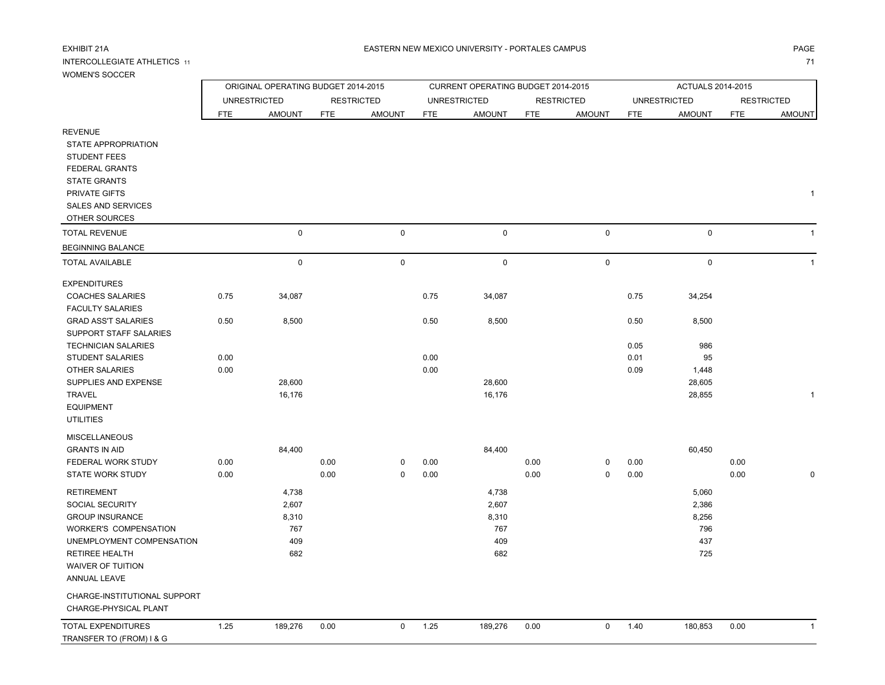EXHIBIT 21A

EASTERN NEW MEXICO UNIVERSITY - PORTALES CAMPUS

INTERCOLLEGIATE ATHLETICS 11

WOMEN'S SOCCER

| | ORIGINAL OPERATING BUDGET 2014-2015 | | | | CURRENT OPERATING BUDGET 2014-2015 | | | | ACTUALS 2014-2015 | | | |
|---|---|---|---|---|---|---|---|---|---|---|---|---|
| | UNRESTRICTED | | RESTRICTED | | UNRESTRICTED | | RESTRICTED | | UNRESTRICTED | | RESTRICTED | |
| | FTE | AMOUNT | FTE | AMOUNT | FTE | AMOUNT | FTE | AMOUNT | FTE | AMOUNT | FTE | AMOUNT |
| REVENUE | | | | | | | | | | | | |
| STATE APPROPRIATION | | | | | | | | | | | | |
| STUDENT FEES | | | | | | | | | | | | |
| FEDERAL GRANTS | | | | | | | | | | | | |
| STATE GRANTS | | | | | | | | | | | | |
| PRIVATE GIFTS | | | | | | | | | | | | 1 |
| SALES AND SERVICES | | | | | | | | | | | | |
| OTHER SOURCES | | | | | | | | | | | | |
| TOTAL REVENUE | | 0 | | 0 | | 0 | | 0 | | 0 | | 1 |
| BEGINNING BALANCE | | | | | | | | | | | | |
| TOTAL AVAILABLE | | 0 | | 0 | | 0 | | 0 | | 0 | | 1 |
| EXPENDITURES | | | | | | | | | | | | |
| COACHES SALARIES | 0.75 | 34,087 | | | 0.75 | 34,087 | | | 0.75 | 34,254 | | |
| FACULTY SALARIES | | | | | | | | | | | | |
| GRAD ASS'T SALARIES | 0.50 | 8,500 | | | 0.50 | 8,500 | | | 0.50 | 8,500 | | |
| SUPPORT STAFF SALARIES | | | | | | | | | | | | |
| TECHNICIAN SALARIES | | | | | | | | | 0.05 | 986 | | |
| STUDENT SALARIES | 0.00 | | | | 0.00 | | | | 0.01 | 95 | | |
| OTHER SALARIES | 0.00 | | | | 0.00 | | | | 0.09 | 1,448 | | |
| SUPPLIES AND EXPENSE | | 28,600 | | | | 28,600 | | | | 28,605 | | |
| TRAVEL | | 16,176 | | | | 16,176 | | | | 28,855 | | 1 |
| EQUIPMENT | | | | | | | | | | | | |
| UTILITIES | | | | | | | | | | | | |
| MISCELLANEOUS | | | | | | | | | | | | |
| GRANTS IN AID | | 84,400 | | | | 84,400 | | | | 60,450 | | |
| FEDERAL WORK STUDY | 0.00 | | 0.00 | 0 | 0.00 | | 0.00 | 0 | 0.00 | | 0.00 | |
| STATE WORK STUDY | 0.00 | | 0.00 | 0 | 0.00 | | 0.00 | 0 | 0.00 | | 0.00 | 0 |
| RETIREMENT | | 4,738 | | | | 4,738 | | | | 5,060 | | |
| SOCIAL SECURITY | | 2,607 | | | | 2,607 | | | | 2,386 | | |
| GROUP INSURANCE | | 8,310 | | | | 8,310 | | | | 8,256 | | |
| WORKER'S COMPENSATION | | 767 | | | | 767 | | | | 796 | | |
| UNEMPLOYMENT COMPENSATION | | 409 | | | | 409 | | | | 437 | | |
| RETIREE HEALTH | | 682 | | | | 682 | | | | 725 | | |
| WAIVER OF TUITION | | | | | | | | | | | | |
| ANNUAL LEAVE | | | | | | | | | | | | |
| CHARGE-INSTITUTIONAL SUPPORT | | | | | | | | | | | | |
| CHARGE-PHYSICAL PLANT | | | | | | | | | | | | |
| TOTAL EXPENDITURES | 1.25 | 189,276 | 0.00 | 0 | 1.25 | 189,276 | 0.00 | 0 | 1.40 | 180,853 | 0.00 | 1 |
| TRANSFER TO (FROM) I & G | | | | | | | | | | | | |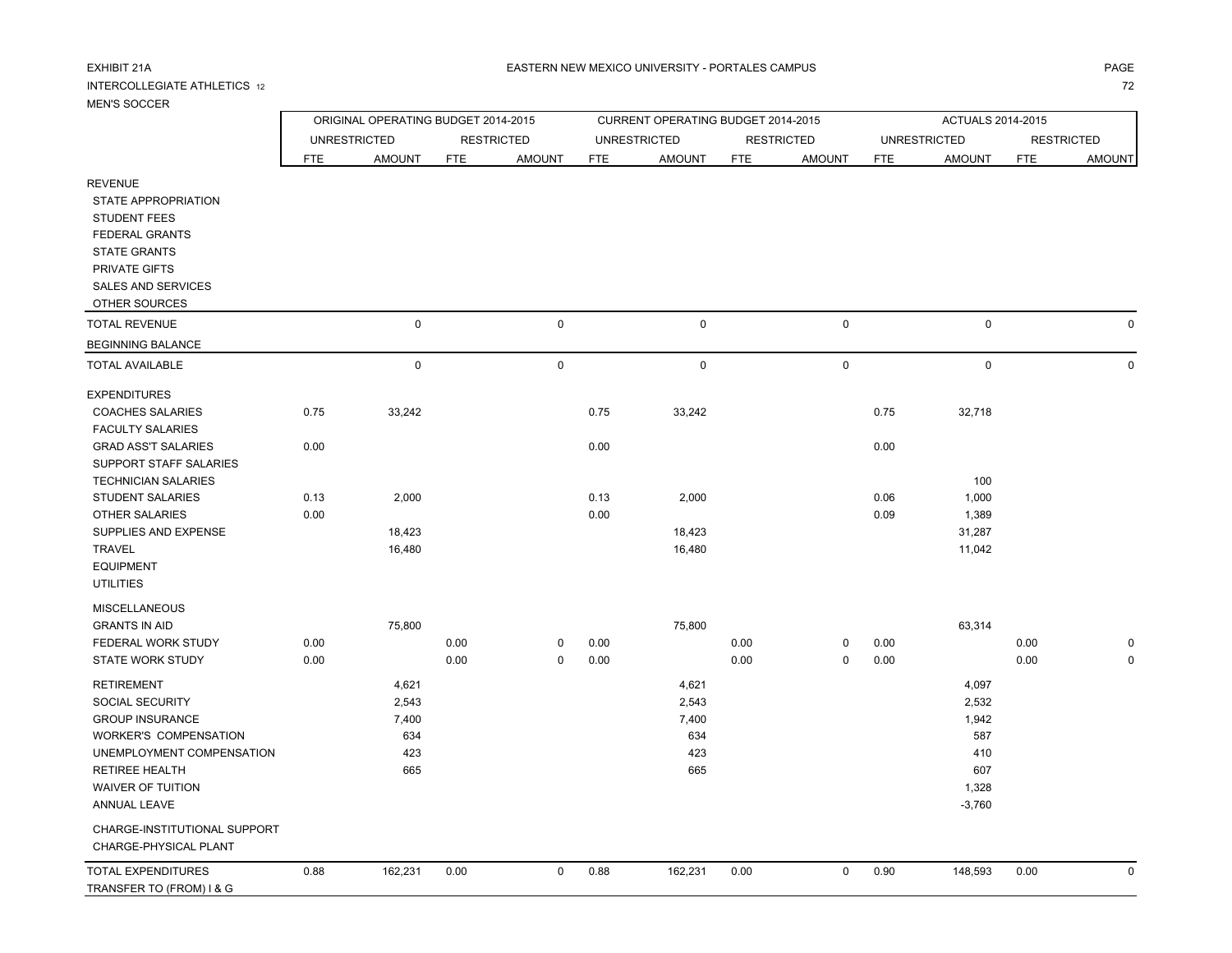EXHIBIT 21A

INTERCOLLEGIATE ATHLETICS 12

MEN'S SOCCER

EASTERN NEW MEXICO UNIVERSITY - PORTALES CAMPUS

| | ORIGINAL OPERATING BUDGET 2014-2015 | | | | CURRENT OPERATING BUDGET 2014-2015 | | | | ACTUALS 2014-2015 | | | |
|---|---|---|---|---|---|---|---|---|---|---|---|---|
| | UNRESTRICTED | | RESTRICTED | | UNRESTRICTED | | RESTRICTED | | UNRESTRICTED | | RESTRICTED | |
| | FTE | AMOUNT | FTE | AMOUNT | FTE | AMOUNT | FTE | AMOUNT | FTE | AMOUNT | FTE | AMOUNT |
| REVENUE | | | | | | | | | | | | |
| STATE APPROPRIATION | | | | | | | | | | | | |
| STUDENT FEES | | | | | | | | | | | | |
| FEDERAL GRANTS | | | | | | | | | | | | |
| STATE GRANTS | | | | | | | | | | | | |
| PRIVATE GIFTS | | | | | | | | | | | | |
| SALES AND SERVICES | | | | | | | | | | | | |
| OTHER SOURCES | | | | | | | | | | | | |
| TOTAL REVENUE | | 0 | | 0 | | 0 | | 0 | | 0 | | 0 |
| BEGINNING BALANCE | | | | | | | | | | | | |
| TOTAL AVAILABLE | | 0 | | 0 | | 0 | | 0 | | 0 | | 0 |
| EXPENDITURES | | | | | | | | | | | | |
| COACHES SALARIES | 0.75 | 33,242 | | | 0.75 | 33,242 | | | 0.75 | 32,718 | | |
| FACULTY SALARIES | | | | | | | | | | | | |
| GRAD ASS'T SALARIES | 0.00 | | | | 0.00 | | | | 0.00 | | | |
| SUPPORT STAFF SALARIES | | | | | | | | | | | | |
| TECHNICIAN SALARIES | | | | | | | | | | 100 | | |
| STUDENT SALARIES | 0.13 | 2,000 | | | 0.13 | 2,000 | | | 0.06 | 1,000 | | |
| OTHER SALARIES | 0.00 | | | | 0.00 | | | | 0.09 | 1,389 | | |
| SUPPLIES AND EXPENSE | | 18,423 | | | | 18,423 | | | | 31,287 | | |
| TRAVEL | | 16,480 | | | | 16,480 | | | | 11,042 | | |
| EQUIPMENT | | | | | | | | | | | | |
| UTILITIES | | | | | | | | | | | | |
| MISCELLANEOUS | | | | | | | | | | | | |
| GRANTS IN AID | | 75,800 | | | | 75,800 | | | | 63,314 | | |
| FEDERAL WORK STUDY | 0.00 | | 0.00 | 0 | 0.00 | | 0.00 | 0 | 0.00 | | 0.00 | 0 |
| STATE WORK STUDY | 0.00 | | 0.00 | 0 | 0.00 | | 0.00 | 0 | 0.00 | | 0.00 | 0 |
| RETIREMENT | | 4,621 | | | | 4,621 | | | | 4,097 | | |
| SOCIAL SECURITY | | 2,543 | | | | 2,543 | | | | 2,532 | | |
| GROUP INSURANCE | | 7,400 | | | | 7,400 | | | | 1,942 | | |
| WORKER'S COMPENSATION | | 634 | | | | 634 | | | | 587 | | |
| UNEMPLOYMENT COMPENSATION | | 423 | | | | 423 | | | | 410 | | |
| RETIREE HEALTH | | 665 | | | | 665 | | | | 607 | | |
| WAIVER OF TUITION | | | | | | | | | | 1,328 | | |
| ANNUAL LEAVE | | | | | | | | | | -3,760 | | |
| CHARGE-INSTITUTIONAL SUPPORT | | | | | | | | | | | | |
| CHARGE-PHYSICAL PLANT | | | | | | | | | | | | |
| TOTAL EXPENDITURES | 0.88 | 162,231 | 0.00 | 0 | 0.88 | 162,231 | 0.00 | 0 | 0.90 | 148,593 | 0.00 | 0 |
| TRANSFER TO (FROM) I & G | | | | | | | | | | | | |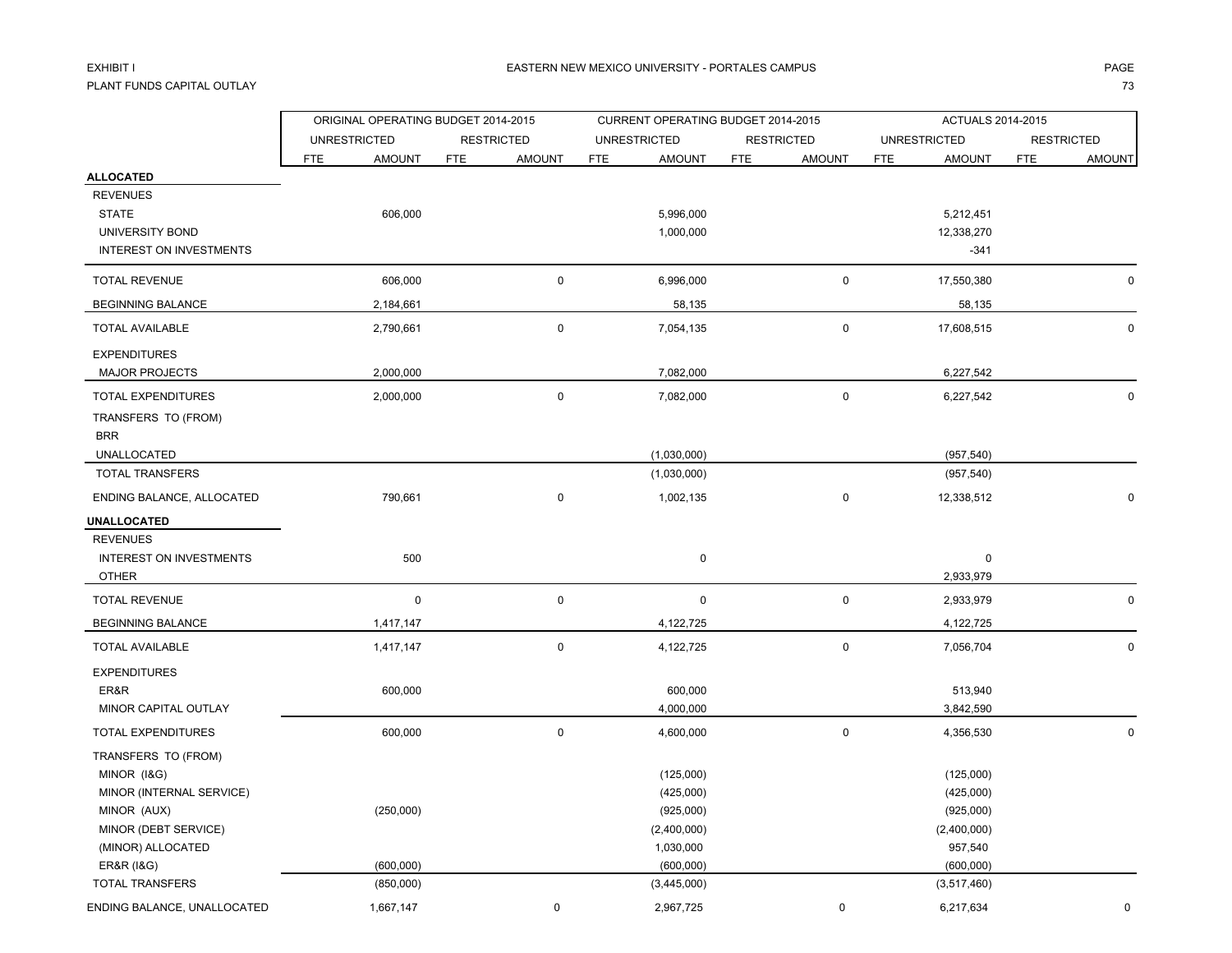EXHIBIT I

PLANT FUNDS CAPITAL OUTLAY

EASTERN NEW MEXICO UNIVERSITY - PORTALES CAMPUS

| | ORIGINAL OPERATING BUDGET 2014-2015 | | | | CURRENT OPERATING BUDGET 2014-2015 | | | | ACTUALS 2014-2015 | | | |
|---|---|---|---|---|---|---|---|---|---|---|---|---|
| | UNRESTRICTED | | RESTRICTED | | UNRESTRICTED | | RESTRICTED | | UNRESTRICTED | | RESTRICTED | |
| | FTE | AMOUNT | FTE | AMOUNT | FTE | AMOUNT | FTE | AMOUNT | FTE | AMOUNT | FTE | AMOUNT |
| **ALLOCATED** | | | | | | | | | | | | |
| REVENUES | | | | | | | | | | | | |
| STATE | | 606,000 | | | | 5,996,000 | | | | 5,212,451 | | |
| UNIVERSITY BOND | | | | | | 1,000,000 | | | | 12,338,270 | | |
| INTEREST ON INVESTMENTS | | | | | | | | | | -341 | | |
| TOTAL REVENUE | | 606,000 | | 0 | | 6,996,000 | | 0 | | 17,550,380 | | 0 |
| BEGINNING BALANCE | | 2,184,661 | | | | 58,135 | | | | 58,135 | | |
| TOTAL AVAILABLE | | 2,790,661 | | 0 | | 7,054,135 | | 0 | | 17,608,515 | | 0 |
| EXPENDITURES | | | | | | | | | | | | |
| MAJOR PROJECTS | | 2,000,000 | | | | 7,082,000 | | | | 6,227,542 | | |
| TOTAL EXPENDITURES | | 2,000,000 | | 0 | | 7,082,000 | | 0 | | 6,227,542 | | 0 |
| TRANSFERS TO (FROM) | | | | | | | | | | | | |
| BRR | | | | | | | | | | | | |
| UNALLOCATED | | | | | | (1,030,000) | | | | (957,540) | | |
| TOTAL TRANSFERS | | | | | | (1,030,000) | | | | (957,540) | | |
| ENDING BALANCE, ALLOCATED | | 790,661 | | 0 | | 1,002,135 | | 0 | | 12,338,512 | | 0 |
| **UNALLOCATED** | | | | | | | | | | | | |
| REVENUES | | | | | | | | | | | | |
| INTEREST ON INVESTMENTS | | 500 | | | | 0 | | | | 0 | | |
| OTHER | | | | | | | | | | 2,933,979 | | |
| TOTAL REVENUE | | 0 | | 0 | | 0 | | 0 | | 2,933,979 | | 0 |
| BEGINNING BALANCE | | 1,417,147 | | | | 4,122,725 | | | | 4,122,725 | | |
| TOTAL AVAILABLE | | 1,417,147 | | 0 | | 4,122,725 | | 0 | | 7,056,704 | | 0 |
| EXPENDITURES | | | | | | | | | | | | |
| ER&R | | 600,000 | | | | 600,000 | | | | 513,940 | | |
| MINOR CAPITAL OUTLAY | | | | | | 4,000,000 | | | | 3,842,590 | | |
| TOTAL EXPENDITURES | | 600,000 | | 0 | | 4,600,000 | | 0 | | 4,356,530 | | 0 |
| TRANSFERS TO (FROM) | | | | | | | | | | | | |
| MINOR (I&G) | | | | | | (125,000) | | | | (125,000) | | |
| MINOR (INTERNAL SERVICE) | | | | | | (425,000) | | | | (425,000) | | |
| MINOR (AUX) | | (250,000) | | | | (925,000) | | | | (925,000) | | |
| MINOR (DEBT SERVICE) | | | | | | (2,400,000) | | | | (2,400,000) | | |
| (MINOR) ALLOCATED | | | | | | 1,030,000 | | | | 957,540 | | |
| ER&R (I&G) | | (600,000) | | | | (600,000) | | | | (600,000) | | |
| TOTAL TRANSFERS | | (850,000) | | | | (3,445,000) | | | | (3,517,460) | | |
| ENDING BALANCE, UNALLOCATED | | 1,667,147 | | 0 | | 2,967,725 | | 0 | | 6,217,634 | | 0 |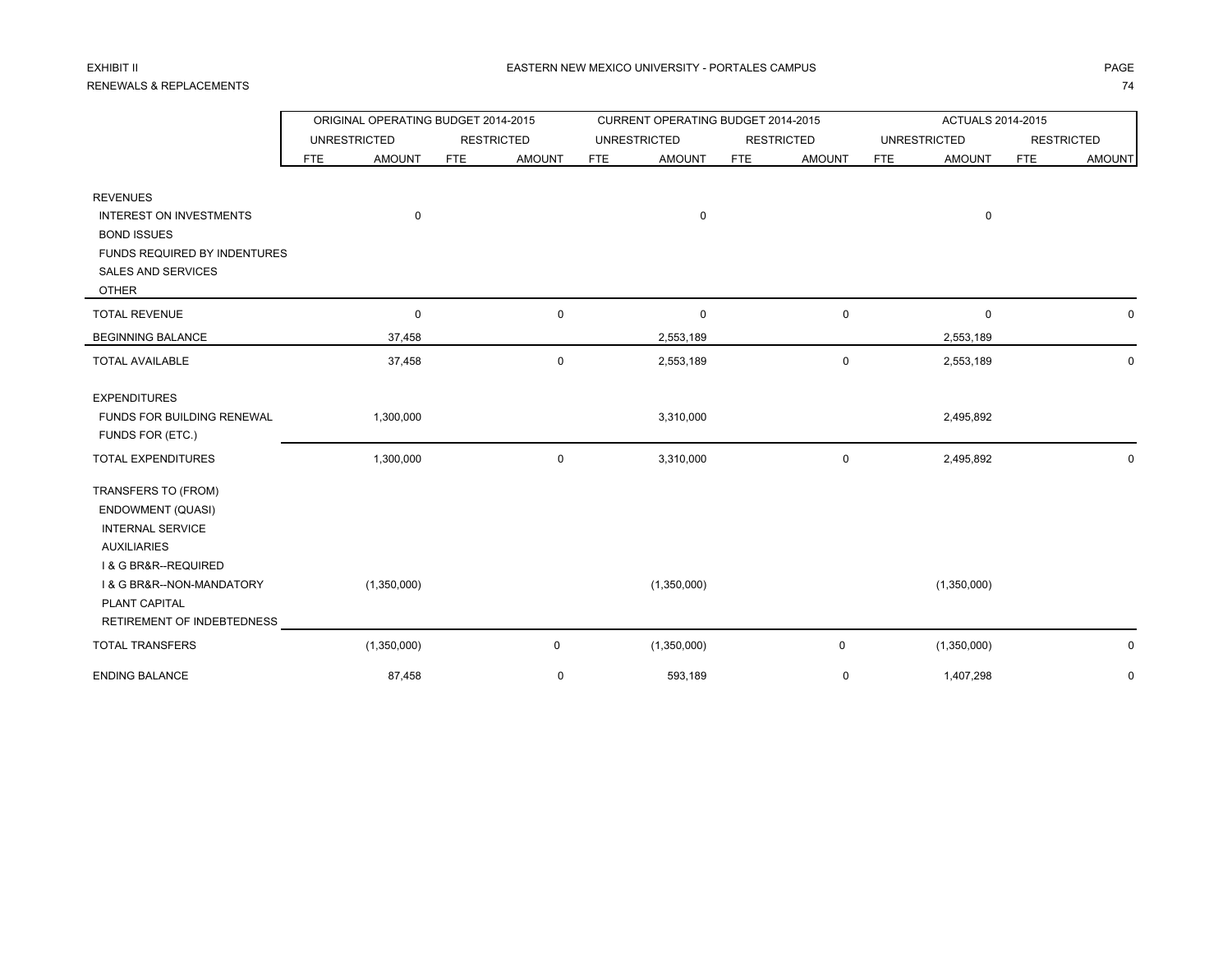EXHIBIT II

RENEWALS & REPLACEMENTS

# EASTERN NEW MEXICO UNIVERSITY - PORTALES CAMPUS

| | ORIGINAL OPERATING BUDGET 2014-2015 | | | | CURRENT OPERATING BUDGET 2014-2015 | | | | ACTUALS 2014-2015 | | | |
|---|---|---|---|---|---|---|---|---|---|---|---|---|
| | UNRESTRICTED | | RESTRICTED | | UNRESTRICTED | | RESTRICTED | | UNRESTRICTED | | RESTRICTED | |
| | FTE | AMOUNT | FTE | AMOUNT | FTE | AMOUNT | FTE | AMOUNT | FTE | AMOUNT | FTE | AMOUNT |
| REVENUES | | | | | | | | | | | | |
| INTEREST ON INVESTMENTS | | 0 | | | | 0 | | | | 0 | | |
| BOND ISSUES | | | | | | | | | | | | |
| FUNDS REQUIRED BY INDENTURES | | | | | | | | | | | | |
| SALES AND SERVICES | | | | | | | | | | | | |
| OTHER | | | | | | | | | | | | |
| TOTAL REVENUE | | 0 | | 0 | | 0 | | 0 | | 0 | | 0 |
| BEGINNING BALANCE | | 37,458 | | | | 2,553,189 | | | | 2,553,189 | | |
| TOTAL AVAILABLE | | 37,458 | | 0 | | 2,553,189 | | 0 | | 2,553,189 | | 0 |
| EXPENDITURES | | | | | | | | | | | | |
| FUNDS FOR BUILDING RENEWAL | | 1,300,000 | | | | 3,310,000 | | | | 2,495,892 | | |
| FUNDS FOR (ETC.) | | | | | | | | | | | | |
| TOTAL EXPENDITURES | | 1,300,000 | | 0 | | 3,310,000 | | 0 | | 2,495,892 | | 0 |
| TRANSFERS TO (FROM) | | | | | | | | | | | | |
| ENDOWMENT (QUASI) | | | | | | | | | | | | |
| INTERNAL SERVICE | | | | | | | | | | | | |
| AUXILIARIES | | | | | | | | | | | | |
| I & G BR&R--REQUIRED | | | | | | | | | | | | |
| I & G BR&R--NON-MANDATORY | | (1,350,000) | | | | (1,350,000) | | | | (1,350,000) | | |
| PLANT CAPITAL | | | | | | | | | | | | |
| RETIREMENT OF INDEBTEDNESS | | | | | | | | | | | | |
| TOTAL TRANSFERS | | (1,350,000) | | 0 | | (1,350,000) | | 0 | | (1,350,000) | | 0 |
| ENDING BALANCE | | 87,458 | | 0 | | 593,189 | | 0 | | 1,407,298 | | 0 |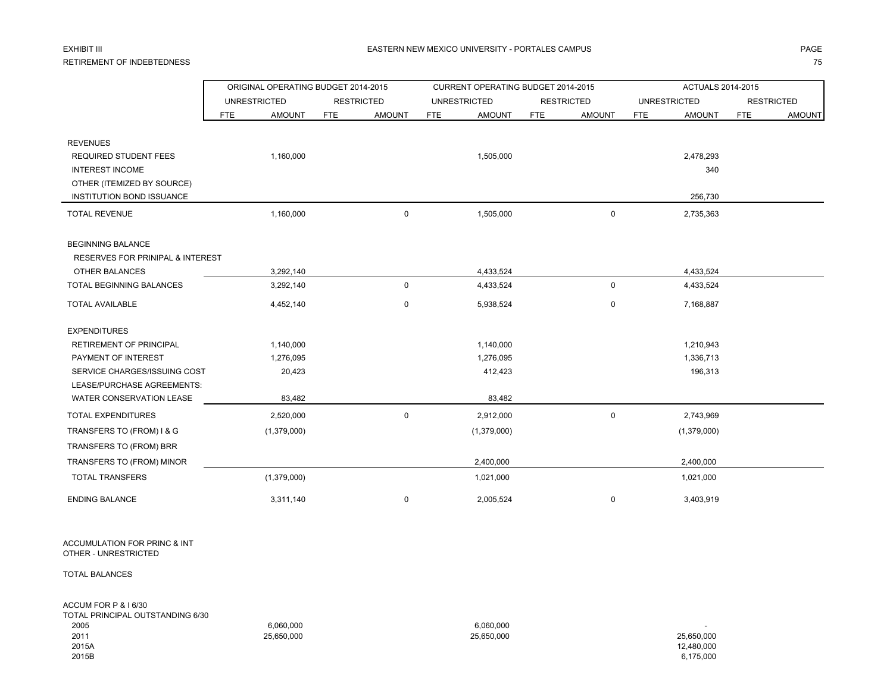EXHIBIT III

RETIREMENT OF INDEBTEDNESS

EASTERN NEW MEXICO UNIVERSITY - PORTALES CAMPUS

| | ORIGINAL OPERATING BUDGET 2014-2015 | | | | CURRENT OPERATING BUDGET 2014-2015 | | | | ACTUALS 2014-2015 | | | |
|---|---|---|---|---|---|---|---|---|---|---|---|---|
| | UNRESTRICTED | | RESTRICTED | | UNRESTRICTED | | RESTRICTED | | UNRESTRICTED | | RESTRICTED | |
| | FTE | AMOUNT | FTE | AMOUNT | FTE | AMOUNT | FTE | AMOUNT | FTE | AMOUNT | FTE | AMOUNT |
| REVENUES | | | | | | | | | | | | |
| REQUIRED STUDENT FEES | | 1,160,000 | | | | 1,505,000 | | | | 2,478,293 | | |
| INTEREST INCOME | | | | | | | | | | 340 | | |
| OTHER (ITEMIZED BY SOURCE) | | | | | | | | | | | | |
| INSTITUTION BOND ISSUANCE | | | | | | | | | | 256,730 | | |
| TOTAL REVENUE | | 1,160,000 | | 0 | | 1,505,000 | | 0 | | 2,735,363 | | |
| BEGINNING BALANCE | | | | | | | | | | | | |
| RESERVES FOR PRINIPAL & INTEREST | | | | | | | | | | | | |
| OTHER BALANCES | | 3,292,140 | | | | 4,433,524 | | | | 4,433,524 | | |
| TOTAL BEGINNING BALANCES | | 3,292,140 | | 0 | | 4,433,524 | | 0 | | 4,433,524 | | |
| TOTAL AVAILABLE | | 4,452,140 | | 0 | | 5,938,524 | | 0 | | 7,168,887 | | |
| EXPENDITURES | | | | | | | | | | | | |
| RETIREMENT OF PRINCIPAL | | 1,140,000 | | | | 1,140,000 | | | | 1,210,943 | | |
| PAYMENT OF INTEREST | | 1,276,095 | | | | 1,276,095 | | | | 1,336,713 | | |
| SERVICE CHARGES/ISSUING COST | | 20,423 | | | | 412,423 | | | | 196,313 | | |
| LEASE/PURCHASE AGREEMENTS: | | | | | | | | | | | | |
| WATER CONSERVATION LEASE | | 83,482 | | | | 83,482 | | | | | | |
| TOTAL EXPENDITURES | | 2,520,000 | | 0 | | 2,912,000 | | 0 | | 2,743,969 | | |
| TRANSFERS TO (FROM) I & G | | (1,379,000) | | | | (1,379,000) | | | | (1,379,000) | | |
| TRANSFERS TO (FROM) BRR | | | | | | | | | | | | |
| TRANSFERS TO (FROM) MINOR | | | | | | 2,400,000 | | | | 2,400,000 | | |
| TOTAL TRANSFERS | | (1,379,000) | | | | 1,021,000 | | | | 1,021,000 | | |
| ENDING BALANCE | | 3,311,140 | | 0 | | 2,005,524 | | 0 | | 3,403,919 | | |
| ACCUMULATION FOR PRINC & INT | | | | | | | | | | | | |
| OTHER - UNRESTRICTED | | | | | | | | | | | | |
| TOTAL BALANCES | | | | | | | | | | | | |
| ACCUM FOR P & I 6/30 | | | | | | | | | | | | |
| TOTAL PRINCIPAL OUTSTANDING 6/30 | | | | | | | | | | | | |
| 2005 | | 6,060,000 | | | | 6,060,000 | | | | - | | |
| 2011 | | 25,650,000 | | | | 25,650,000 | | | | 25,650,000 | | |
| 2015A | | | | | | | | | | 12,480,000 | | |
| 2015B | | | | | | | | | | 6,175,000 | | |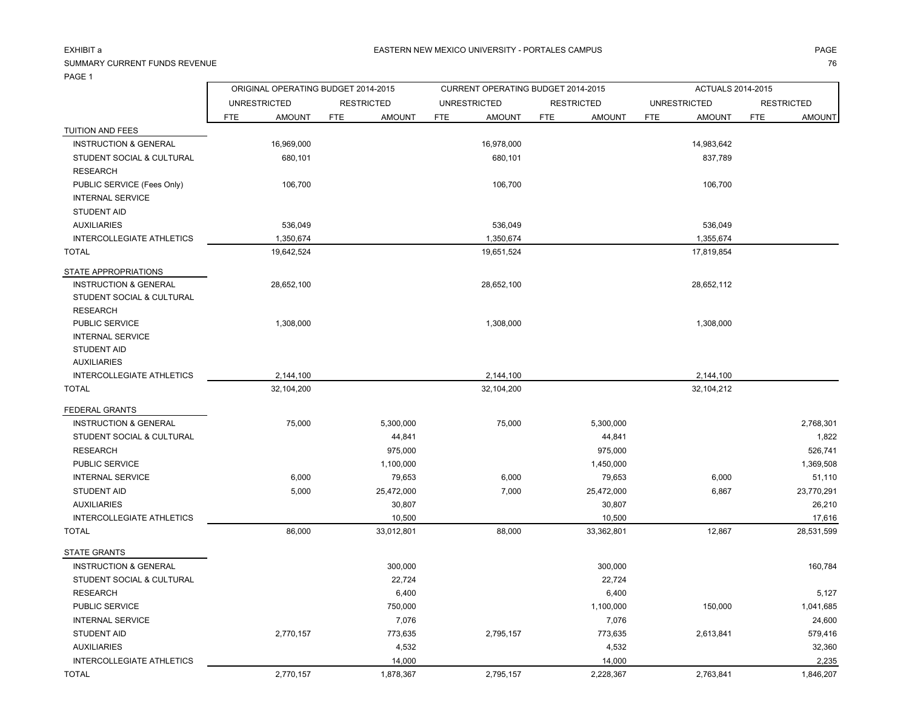EXHIBIT a

EASTERN NEW MEXICO UNIVERSITY - PORTALES CAMPUS

SUMMARY CURRENT FUNDS REVENUE

PAGE 1

| | ORIGINAL OPERATING BUDGET 2014-2015 | | | | CURRENT OPERATING BUDGET 2014-2015 | | | | ACTUALS 2014-2015 | | | |
|---|---|---|---|---|---|---|---|---|---|---|---|---|
| | UNRESTRICTED | | RESTRICTED | | UNRESTRICTED | | RESTRICTED | | UNRESTRICTED | | RESTRICTED | |
| | FTE | AMOUNT | FTE | AMOUNT | FTE | AMOUNT | FTE | AMOUNT | FTE | AMOUNT | FTE | AMOUNT |
| **TUITION AND FEES** | | | | | | | | | | | | |
| INSTRUCTION & GENERAL | | 16,969,000 | | | | 16,978,000 | | | | 14,983,642 | | |
| STUDENT SOCIAL & CULTURAL | | 680,101 | | | | 680,101 | | | | 837,789 | | |
| RESEARCH | | | | | | | | | | | | |
| PUBLIC SERVICE (Fees Only) | | 106,700 | | | | 106,700 | | | | 106,700 | | |
| INTERNAL SERVICE | | | | | | | | | | | | |
| STUDENT AID | | | | | | | | | | | | |
| AUXILIARIES | | 536,049 | | | | 536,049 | | | | 536,049 | | |
| INTERCOLLEGIATE ATHLETICS | | 1,350,674 | | | | 1,350,674 | | | | 1,355,674 | | |
| TOTAL | | 19,642,524 | | | | 19,651,524 | | | | 17,819,854 | | |
| **STATE APPROPRIATIONS** | | | | | | | | | | | | |
| INSTRUCTION & GENERAL | | 28,652,100 | | | | 28,652,100 | | | | 28,652,112 | | |
| STUDENT SOCIAL & CULTURAL | | | | | | | | | | | | |
| RESEARCH | | | | | | | | | | | | |
| PUBLIC SERVICE | | 1,308,000 | | | | 1,308,000 | | | | 1,308,000 | | |
| INTERNAL SERVICE | | | | | | | | | | | | |
| STUDENT AID | | | | | | | | | | | | |
| AUXILIARIES | | | | | | | | | | | | |
| INTERCOLLEGIATE ATHLETICS | | 2,144,100 | | | | 2,144,100 | | | | 2,144,100 | | |
| TOTAL | | 32,104,200 | | | | 32,104,200 | | | | 32,104,212 | | |
| **FEDERAL GRANTS** | | | | | | | | | | | | |
| INSTRUCTION & GENERAL | | 75,000 | | 5,300,000 | | 75,000 | | 5,300,000 | | | | 2,768,301 |
| STUDENT SOCIAL & CULTURAL | | | | 44,841 | | | | 44,841 | | | | 1,822 |
| RESEARCH | | | | 975,000 | | | | 975,000 | | | | 526,741 |
| PUBLIC SERVICE | | | | 1,100,000 | | | | 1,450,000 | | | | 1,369,508 |
| INTERNAL SERVICE | | 6,000 | | 79,653 | | 6,000 | | 79,653 | | 6,000 | | 51,110 |
| STUDENT AID | | 5,000 | | 25,472,000 | | 7,000 | | 25,472,000 | | 6,867 | | 23,770,291 |
| AUXILIARIES | | | | 30,807 | | | | 30,807 | | | | 26,210 |
| INTERCOLLEGIATE ATHLETICS | | | | 10,500 | | | | 10,500 | | | | 17,616 |
| TOTAL | | 86,000 | | 33,012,801 | | 88,000 | | 33,362,801 | | 12,867 | | 28,531,599 |
| **STATE GRANTS** | | | | | | | | | | | | |
| INSTRUCTION & GENERAL | | | | 300,000 | | | | 300,000 | | | | 160,784 |
| STUDENT SOCIAL & CULTURAL | | | | 22,724 | | | | 22,724 | | | | |
| RESEARCH | | | | 6,400 | | | | 6,400 | | | | 5,127 |
| PUBLIC SERVICE | | | | 750,000 | | | | 1,100,000 | | 150,000 | | 1,041,685 |
| INTERNAL SERVICE | | | | 7,076 | | | | 7,076 | | | | 24,600 |
| STUDENT AID | | 2,770,157 | | 773,635 | | 2,795,157 | | 773,635 | | 2,613,841 | | 579,416 |
| AUXILIARIES | | | | 4,532 | | | | 4,532 | | | | 32,360 |
| INTERCOLLEGIATE ATHLETICS | | | | 14,000 | | | | 14,000 | | | | 2,235 |
| TOTAL | | 2,770,157 | | 1,878,367 | | 2,795,157 | | 2,228,367 | | 2,763,841 | | 1,846,207 |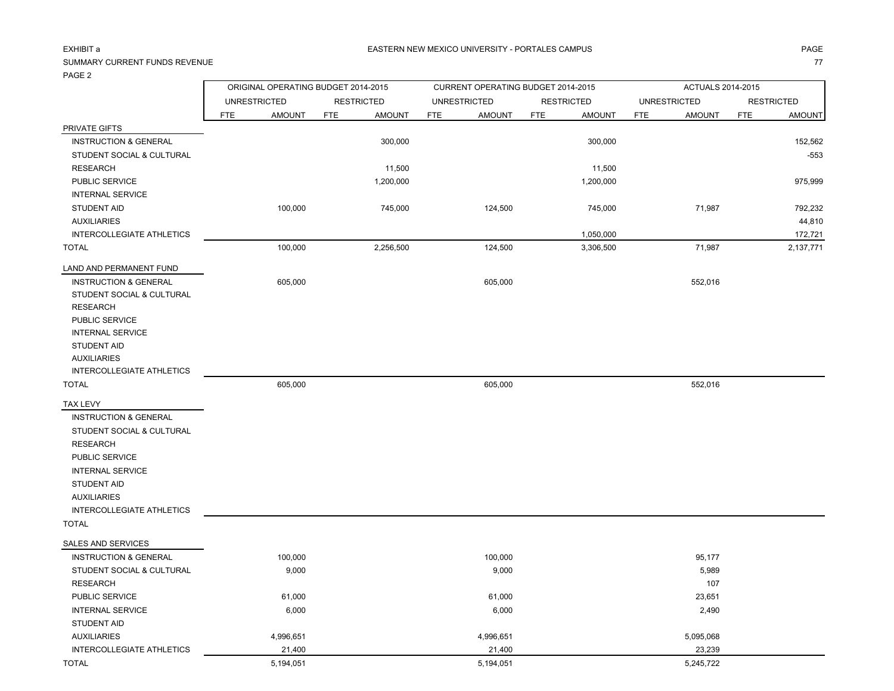EXHIBIT a

EASTERN NEW MEXICO UNIVERSITY - PORTALES CAMPUS

SUMMARY CURRENT FUNDS REVENUE

PAGE 2

| | ORIGINAL OPERATING BUDGET 2014-2015 | | | | CURRENT OPERATING BUDGET 2014-2015 | | | | ACTUALS 2014-2015 | | | |
|---|---|---|---|---|---|---|---|---|---|---|---|---|
| | UNRESTRICTED | | RESTRICTED | | UNRESTRICTED | | RESTRICTED | | UNRESTRICTED | | RESTRICTED | |
| | FTE | AMOUNT | FTE | AMOUNT | FTE | AMOUNT | FTE | AMOUNT | FTE | AMOUNT | FTE | AMOUNT |
| PRIVATE GIFTS | | | | | | | | | | | | |
| INSTRUCTION & GENERAL | | | | 300,000 | | | | 300,000 | | | | 152,562 |
| STUDENT SOCIAL & CULTURAL | | | | | | | | | | | | -553 |
| RESEARCH | | | | 11,500 | | | | 11,500 | | | | |
| PUBLIC SERVICE | | | | 1,200,000 | | | | 1,200,000 | | | | 975,999 |
| INTERNAL SERVICE | | | | | | | | | | | | |
| STUDENT AID | | 100,000 | | 745,000 | | 124,500 | | 745,000 | | 71,987 | | 792,232 |
| AUXILIARIES | | | | | | | | | | | | 44,810 |
| INTERCOLLEGIATE ATHLETICS | | | | | | | | 1,050,000 | | | | 172,721 |
| TOTAL | | 100,000 | | 2,256,500 | | 124,500 | | 3,306,500 | | 71,987 | | 2,137,771 |
| LAND AND PERMANENT FUND | | | | | | | | | | | | |
| INSTRUCTION & GENERAL | | 605,000 | | | | 605,000 | | | | 552,016 | | |
| STUDENT SOCIAL & CULTURAL | | | | | | | | | | | | |
| RESEARCH | | | | | | | | | | | | |
| PUBLIC SERVICE | | | | | | | | | | | | |
| INTERNAL SERVICE | | | | | | | | | | | | |
| STUDENT AID | | | | | | | | | | | | |
| AUXILIARIES | | | | | | | | | | | | |
| INTERCOLLEGIATE ATHLETICS | | | | | | | | | | | | |
| TOTAL | | 605,000 | | | | 605,000 | | | | 552,016 | | |
| TAX LEVY | | | | | | | | | | | | |
| INSTRUCTION & GENERAL | | | | | | | | | | | | |
| STUDENT SOCIAL & CULTURAL | | | | | | | | | | | | |
| RESEARCH | | | | | | | | | | | | |
| PUBLIC SERVICE | | | | | | | | | | | | |
| INTERNAL SERVICE | | | | | | | | | | | | |
| STUDENT AID | | | | | | | | | | | | |
| AUXILIARIES | | | | | | | | | | | | |
| INTERCOLLEGIATE ATHLETICS | | | | | | | | | | | | |
| TOTAL | | | | | | | | | | | | |
| SALES AND SERVICES | | | | | | | | | | | | |
| INSTRUCTION & GENERAL | | 100,000 | | | | 100,000 | | | | 95,177 | | |
| STUDENT SOCIAL & CULTURAL | | 9,000 | | | | 9,000 | | | | 5,989 | | |
| RESEARCH | | | | | | | | | | 107 | | |
| PUBLIC SERVICE | | 61,000 | | | | 61,000 | | | | 23,651 | | |
| INTERNAL SERVICE | | 6,000 | | | | 6,000 | | | | 2,490 | | |
| STUDENT AID | | | | | | | | | | | | |
| AUXILIARIES | | 4,996,651 | | | | 4,996,651 | | | | 5,095,068 | | |
| INTERCOLLEGIATE ATHLETICS | | 21,400 | | | | 21,400 | | | | 23,239 | | |
| TOTAL | | 5,194,051 | | | | 5,194,051 | | | | 5,245,722 | | |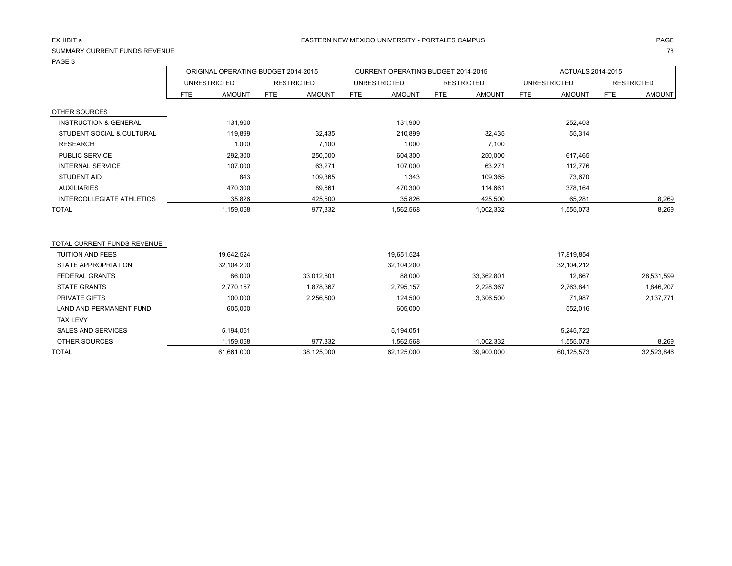EXHIBIT a

EASTERN NEW MEXICO UNIVERSITY - PORTALES CAMPUS

SUMMARY CURRENT FUNDS REVENUE

PAGE 3

| | ORIGINAL OPERATING BUDGET 2014-2015 | | | | CURRENT OPERATING BUDGET 2014-2015 | | | | ACTUALS 2014-2015 | | | |
|---|---|---|---|---|---|---|---|---|---|---|---|---|
| | UNRESTRICTED | | RESTRICTED | | UNRESTRICTED | | RESTRICTED | | UNRESTRICTED | | RESTRICTED | |
| | FTE | AMOUNT | FTE | AMOUNT | FTE | AMOUNT | FTE | AMOUNT | FTE | AMOUNT | FTE | AMOUNT |
| OTHER SOURCES | | | | | | | | | | | | |
| INSTRUCTION & GENERAL | | 131,900 | | | | 131,900 | | | | 252,403 | | |
| STUDENT SOCIAL & CULTURAL | | 119,899 | | 32,435 | | 210,899 | | 32,435 | | 55,314 | | |
| RESEARCH | | 1,000 | | 7,100 | | 1,000 | | 7,100 | | | | |
| PUBLIC SERVICE | | 292,300 | | 250,000 | | 604,300 | | 250,000 | | 617,465 | | |
| INTERNAL SERVICE | | 107,000 | | 63,271 | | 107,000 | | 63,271 | | 112,776 | | |
| STUDENT AID | | 843 | | 109,365 | | 1,343 | | 109,365 | | 73,670 | | |
| AUXILIARIES | | 470,300 | | 89,661 | | 470,300 | | 114,661 | | 378,164 | | |
| INTERCOLLEGIATE ATHLETICS | | 35,826 | | 425,500 | | 35,826 | | 425,500 | | 65,281 | | 8,269 |
| TOTAL | | 1,159,068 | | 977,332 | | 1,562,568 | | 1,002,332 | | 1,555,073 | | 8,269 |

| | ORIGINAL OPERATING BUDGET 2014-2015 | | | | CURRENT OPERATING BUDGET 2014-2015 | | | | ACTUALS 2014-2015 | | | |
|---|---|---|---|---|---|---|---|---|---|---|---|---|
| | UNRESTRICTED | | RESTRICTED | | UNRESTRICTED | | RESTRICTED | | UNRESTRICTED | | RESTRICTED | |
| | FTE | AMOUNT | FTE | AMOUNT | FTE | AMOUNT | FTE | AMOUNT | FTE | AMOUNT | FTE | AMOUNT |
| TOTAL CURRENT FUNDS REVENUE | | | | | | | | | | | | |
| TUITION AND FEES | | 19,642,524 | | | | 19,651,524 | | | | 17,819,854 | | |
| STATE APPROPRIATION | | 32,104,200 | | | | 32,104,200 | | | | 32,104,212 | | |
| FEDERAL GRANTS | | 86,000 | | 33,012,801 | | 88,000 | | 33,362,801 | | 12,867 | | 28,531,599 |
| STATE GRANTS | | 2,770,157 | | 1,878,367 | | 2,795,157 | | 2,228,367 | | 2,763,841 | | 1,846,207 |
| PRIVATE GIFTS | | 100,000 | | 2,256,500 | | 124,500 | | 3,306,500 | | 71,987 | | 2,137,771 |
| LAND AND PERMANENT FUND | | 605,000 | | | | 605,000 | | | | 552,016 | | |
| TAX LEVY | | | | | | | | | | | | |
| SALES AND SERVICES | | 5,194,051 | | | | 5,194,051 | | | | 5,245,722 | | |
| OTHER SOURCES | | 1,159,068 | | 977,332 | | 1,562,568 | | 1,002,332 | | 1,555,073 | | 8,269 |
| TOTAL | | 61,661,000 | | 38,125,000 | | 62,125,000 | | 39,900,000 | | 60,125,573 | | 32,523,846 |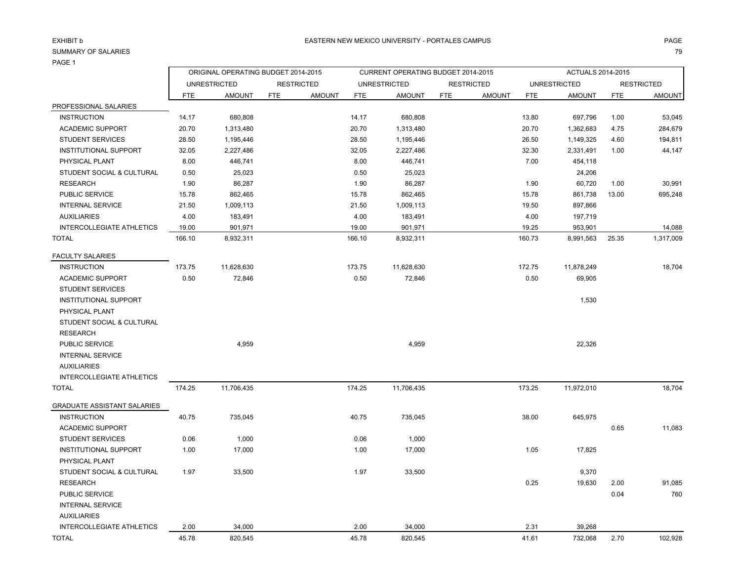EXHIBIT b

SUMMARY OF SALARIES

PAGE 1

EASTERN NEW MEXICO UNIVERSITY - PORTALES CAMPUS

| | ORIGINAL OPERATING BUDGET 2014-2015 | | | | CURRENT OPERATING BUDGET 2014-2015 | | | | ACTUALS 2014-2015 | | | |
|---|---|---|---|---|---|---|---|---|---|---|---|---|
| | UNRESTRICTED | | RESTRICTED | | UNRESTRICTED | | RESTRICTED | | UNRESTRICTED | | RESTRICTED | |
| | FTE | AMOUNT | FTE | AMOUNT | FTE | AMOUNT | FTE | AMOUNT | FTE | AMOUNT | FTE | AMOUNT |
| PROFESSIONAL SALARIES | | | | | | | | | | | | |
| INSTRUCTION | 14.17 | 680,808 | | | 14.17 | 680,808 | | | 13.80 | 697,796 | 1.00 | 53,045 |
| ACADEMIC SUPPORT | 20.70 | 1,313,480 | | | 20.70 | 1,313,480 | | | 20.70 | 1,362,683 | 4.75 | 284,679 |
| STUDENT SERVICES | 28.50 | 1,195,446 | | | 28.50 | 1,195,446 | | | 26.50 | 1,149,325 | 4.60 | 194,811 |
| INSTITUTIONAL SUPPORT | 32.05 | 2,227,486 | | | 32.05 | 2,227,486 | | | 32.30 | 2,331,491 | 1.00 | 44,147 |
| PHYSICAL PLANT | 8.00 | 446,741 | | | 8.00 | 446,741 | | | 7.00 | 454,118 | | |
| STUDENT SOCIAL & CULTURAL | 0.50 | 25,023 | | | 0.50 | 25,023 | | | | 24,206 | | |
| RESEARCH | 1.90 | 86,287 | | | 1.90 | 86,287 | | | 1.90 | 60,720 | 1.00 | 30,991 |
| PUBLIC SERVICE | 15.78 | 862,465 | | | 15.78 | 862,465 | | | 15.78 | 861,738 | 13.00 | 695,248 |
| INTERNAL SERVICE | 21.50 | 1,009,113 | | | 21.50 | 1,009,113 | | | 19.50 | 897,866 | | |
| AUXILIARIES | 4.00 | 183,491 | | | 4.00 | 183,491 | | | 4.00 | 197,719 | | |
| INTERCOLLEGIATE ATHLETICS | 19.00 | 901,971 | | | 19.00 | 901,971 | | | 19.25 | 953,901 | | 14,088 |
| TOTAL | 166.10 | 8,932,311 | | | 166.10 | 8,932,311 | | | 160.73 | 8,991,563 | 25.35 | 1,317,009 |
| FACULTY SALARIES | | | | | | | | | | | | |
| INSTRUCTION | 173.75 | 11,628,630 | | | 173.75 | 11,628,630 | | | 172.75 | 11,878,249 | | 18,704 |
| ACADEMIC SUPPORT | 0.50 | 72,846 | | | 0.50 | 72,846 | | | 0.50 | 69,905 | | |
| STUDENT SERVICES | | | | | | | | | | | | |
| INSTITUTIONAL SUPPORT | | | | | | | | | | 1,530 | | |
| PHYSICAL PLANT | | | | | | | | | | | | |
| STUDENT SOCIAL & CULTURAL | | | | | | | | | | | | |
| RESEARCH | | | | | | | | | | | | |
| PUBLIC SERVICE | | 4,959 | | | | 4,959 | | | | 22,326 | | |
| INTERNAL SERVICE | | | | | | | | | | | | |
| AUXILIARIES | | | | | | | | | | | | |
| INTERCOLLEGIATE ATHLETICS | | | | | | | | | | | | |
| TOTAL | 174.25 | 11,706,435 | | | 174.25 | 11,706,435 | | | 173.25 | 11,972,010 | | 18,704 |
| GRADUATE ASSISTANT SALARIES | | | | | | | | | | | | |
| INSTRUCTION | 40.75 | 735,045 | | | 40.75 | 735,045 | | | 38.00 | 645,975 | | |
| ACADEMIC SUPPORT | | | | | | | | | | | 0.65 | 11,083 |
| STUDENT SERVICES | 0.06 | 1,000 | | | 0.06 | 1,000 | | | | | | |
| INSTITUTIONAL SUPPORT | 1.00 | 17,000 | | | 1.00 | 17,000 | | | 1.05 | 17,825 | | |
| PHYSICAL PLANT | | | | | | | | | | | | |
| STUDENT SOCIAL & CULTURAL | 1.97 | 33,500 | | | 1.97 | 33,500 | | | | 9,370 | | |
| RESEARCH | | | | | | | | | 0.25 | 19,630 | 2.00 | 91,085 |
| PUBLIC SERVICE | | | | | | | | | | | 0.04 | 760 |
| INTERNAL SERVICE | | | | | | | | | | | | |
| AUXILIARIES | | | | | | | | | | | | |
| INTERCOLLEGIATE ATHLETICS | 2.00 | 34,000 | | | 2.00 | 34,000 | | | 2.31 | 39,268 | | |
| TOTAL | 45.78 | 820,545 | | | 45.78 | 820,545 | | | 41.61 | 732,068 | 2.70 | 102,928 |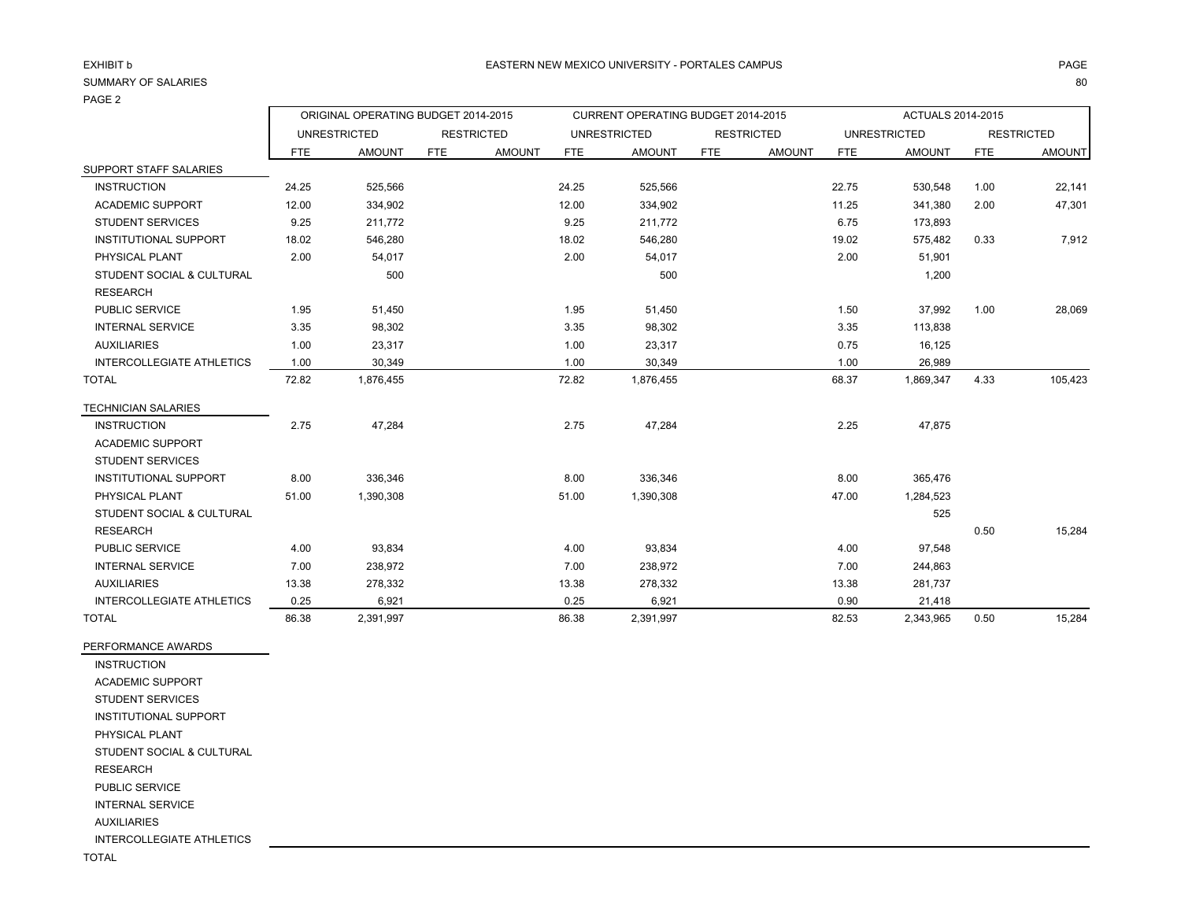EXHIBIT b

SUMMARY OF SALARIES

PAGE 2

EASTERN NEW MEXICO UNIVERSITY - PORTALES CAMPUS

| | ORIGINAL OPERATING BUDGET 2014-2015 | | | | CURRENT OPERATING BUDGET 2014-2015 | | | | ACTUALS 2014-2015 | | | |
|---|---|---|---|---|---|---|---|---|---|---|---|---|
| | UNRESTRICTED | | RESTRICTED | | UNRESTRICTED | | RESTRICTED | | UNRESTRICTED | | RESTRICTED | |
| | FTE | AMOUNT | FTE | AMOUNT | FTE | AMOUNT | FTE | AMOUNT | FTE | AMOUNT | FTE | AMOUNT |
| **SUPPORT STAFF SALARIES** | | | | | | | | | | | | |
| INSTRUCTION | 24.25 | 525,566 | | | 24.25 | 525,566 | | | 22.75 | 530,548 | 1.00 | 22,141 |
| ACADEMIC SUPPORT | 12.00 | 334,902 | | | 12.00 | 334,902 | | | 11.25 | 341,380 | 2.00 | 47,301 |
| STUDENT SERVICES | 9.25 | 211,772 | | | 9.25 | 211,772 | | | 6.75 | 173,893 | | |
| INSTITUTIONAL SUPPORT | 18.02 | 546,280 | | | 18.02 | 546,280 | | | 19.02 | 575,482 | 0.33 | 7,912 |
| PHYSICAL PLANT | 2.00 | 54,017 | | | 2.00 | 54,017 | | | 2.00 | 51,901 | | |
| STUDENT SOCIAL & CULTURAL | | 500 | | | | 500 | | | | 1,200 | | |
| RESEARCH | | | | | | | | | | | | |
| PUBLIC SERVICE | 1.95 | 51,450 | | | 1.95 | 51,450 | | | 1.50 | 37,992 | 1.00 | 28,069 |
| INTERNAL SERVICE | 3.35 | 98,302 | | | 3.35 | 98,302 | | | 3.35 | 113,838 | | |
| AUXILIARIES | 1.00 | 23,317 | | | 1.00 | 23,317 | | | 0.75 | 16,125 | | |
| INTERCOLLEGIATE ATHLETICS | 1.00 | 30,349 | | | 1.00 | 30,349 | | | 1.00 | 26,989 | | |
| TOTAL | 72.82 | 1,876,455 | | | 72.82 | 1,876,455 | | | 68.37 | 1,869,347 | 4.33 | 105,423 |
| **TECHNICIAN SALARIES** | | | | | | | | | | | | |
| INSTRUCTION | 2.75 | 47,284 | | | 2.75 | 47,284 | | | 2.25 | 47,875 | | |
| ACADEMIC SUPPORT | | | | | | | | | | | | |
| STUDENT SERVICES | | | | | | | | | | | | |
| INSTITUTIONAL SUPPORT | 8.00 | 336,346 | | | 8.00 | 336,346 | | | 8.00 | 365,476 | | |
| PHYSICAL PLANT | 51.00 | 1,390,308 | | | 51.00 | 1,390,308 | | | 47.00 | 1,284,523 | | |
| STUDENT SOCIAL & CULTURAL | | | | | | | | | | 525 | | |
| RESEARCH | | | | | | | | | | | 0.50 | 15,284 |
| PUBLIC SERVICE | 4.00 | 93,834 | | | 4.00 | 93,834 | | | 4.00 | 97,548 | | |
| INTERNAL SERVICE | 7.00 | 238,972 | | | 7.00 | 238,972 | | | 7.00 | 244,863 | | |
| AUXILIARIES | 13.38 | 278,332 | | | 13.38 | 278,332 | | | 13.38 | 281,737 | | |
| INTERCOLLEGIATE ATHLETICS | 0.25 | 6,921 | | | 0.25 | 6,921 | | | 0.90 | 21,418 | | |
| TOTAL | 86.38 | 2,391,997 | | | 86.38 | 2,391,997 | | | 82.53 | 2,343,965 | 0.50 | 15,284 |
| **PERFORMANCE AWARDS** | | | | | | | | | | | | |
| INSTRUCTION | | | | | | | | | | | | |
| ACADEMIC SUPPORT | | | | | | | | | | | | |
| STUDENT SERVICES | | | | | | | | | | | | |
| INSTITUTIONAL SUPPORT | | | | | | | | | | | | |
| PHYSICAL PLANT | | | | | | | | | | | | |
| STUDENT SOCIAL & CULTURAL | | | | | | | | | | | | |
| RESEARCH | | | | | | | | | | | | |
| PUBLIC SERVICE | | | | | | | | | | | | |
| INTERNAL SERVICE | | | | | | | | | | | | |
| AUXILIARIES | | | | | | | | | | | | |
| INTERCOLLEGIATE ATHLETICS | | | | | | | | | | | | |
| TOTAL | | | | | | | | | | | | |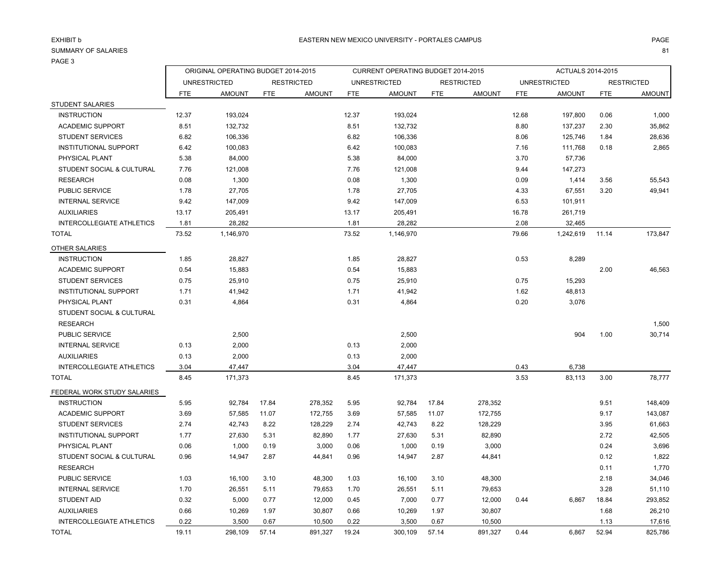EXHIBIT b

SUMMARY OF SALARIES

PAGE 3

EASTERN NEW MEXICO UNIVERSITY - PORTALES CAMPUS

| | ORIGINAL OPERATING BUDGET 2014-2015 | | | | CURRENT OPERATING BUDGET 2014-2015 | | | | ACTUALS 2014-2015 | | | |
|---|---|---|---|---|---|---|---|---|---|---|---|---|
| | UNRESTRICTED | | RESTRICTED | | UNRESTRICTED | | RESTRICTED | | UNRESTRICTED | | RESTRICTED | |
| | FTE | AMOUNT | FTE | AMOUNT | FTE | AMOUNT | FTE | AMOUNT | FTE | AMOUNT | FTE | AMOUNT |
| STUDENT SALARIES | | | | | | | | | | | | |
| INSTRUCTION | 12.37 | 193,024 | | | 12.37 | 193,024 | | | 12.68 | 197,800 | 0.06 | 1,000 |
| ACADEMIC SUPPORT | 8.51 | 132,732 | | | 8.51 | 132,732 | | | 8.80 | 137,237 | 2.30 | 35,862 |
| STUDENT SERVICES | 6.82 | 106,336 | | | 6.82 | 106,336 | | | 8.06 | 125,746 | 1.84 | 28,636 |
| INSTITUTIONAL SUPPORT | 6.42 | 100,083 | | | 6.42 | 100,083 | | | 7.16 | 111,768 | 0.18 | 2,865 |
| PHYSICAL PLANT | 5.38 | 84,000 | | | 5.38 | 84,000 | | | 3.70 | 57,736 | | |
| STUDENT SOCIAL & CULTURAL | 7.76 | 121,008 | | | 7.76 | 121,008 | | | 9.44 | 147,273 | | |
| RESEARCH | 0.08 | 1,300 | | | 0.08 | 1,300 | | | 0.09 | 1,414 | 3.56 | 55,543 |
| PUBLIC SERVICE | 1.78 | 27,705 | | | 1.78 | 27,705 | | | 4.33 | 67,551 | 3.20 | 49,941 |
| INTERNAL SERVICE | 9.42 | 147,009 | | | 9.42 | 147,009 | | | 6.53 | 101,911 | | |
| AUXILIARIES | 13.17 | 205,491 | | | 13.17 | 205,491 | | | 16.78 | 261,719 | | |
| INTERCOLLEGIATE ATHLETICS | 1.81 | 28,282 | | | 1.81 | 28,282 | | | 2.08 | 32,465 | | |
| TOTAL | 73.52 | 1,146,970 | | | 73.52 | 1,146,970 | | | 79.66 | 1,242,619 | 11.14 | 173,847 |
| OTHER SALARIES | | | | | | | | | | | | |
| INSTRUCTION | 1.85 | 28,827 | | | 1.85 | 28,827 | | | 0.53 | 8,289 | | |
| ACADEMIC SUPPORT | 0.54 | 15,883 | | | 0.54 | 15,883 | | | | | 2.00 | 46,563 |
| STUDENT SERVICES | 0.75 | 25,910 | | | 0.75 | 25,910 | | | 0.75 | 15,293 | | |
| INSTITUTIONAL SUPPORT | 1.71 | 41,942 | | | 1.71 | 41,942 | | | 1.62 | 48,813 | | |
| PHYSICAL PLANT | 0.31 | 4,864 | | | 0.31 | 4,864 | | | 0.20 | 3,076 | | |
| STUDENT SOCIAL & CULTURAL | | | | | | | | | | | | |
| RESEARCH | | | | | | | | | | | | 1,500 |
| PUBLIC SERVICE | | 2,500 | | | | 2,500 | | | | 904 | 1.00 | 30,714 |
| INTERNAL SERVICE | 0.13 | 2,000 | | | 0.13 | 2,000 | | | | | | |
| AUXILIARIES | 0.13 | 2,000 | | | 0.13 | 2,000 | | | | | | |
| INTERCOLLEGIATE ATHLETICS | 3.04 | 47,447 | | | 3.04 | 47,447 | | | 0.43 | 6,738 | | |
| TOTAL | 8.45 | 171,373 | | | 8.45 | 171,373 | | | 3.53 | 83,113 | 3.00 | 78,777 |
| FEDERAL WORK STUDY SALARIES | | | | | | | | | | | | |
| INSTRUCTION | 5.95 | 92,784 | 17.84 | 278,352 | 5.95 | 92,784 | 17.84 | 278,352 | | | 9.51 | 148,409 |
| ACADEMIC SUPPORT | 3.69 | 57,585 | 11.07 | 172,755 | 3.69 | 57,585 | 11.07 | 172,755 | | | 9.17 | 143,087 |
| STUDENT SERVICES | 2.74 | 42,743 | 8.22 | 128,229 | 2.74 | 42,743 | 8.22 | 128,229 | | | 3.95 | 61,663 |
| INSTITUTIONAL SUPPORT | 1.77 | 27,630 | 5.31 | 82,890 | 1.77 | 27,630 | 5.31 | 82,890 | | | 2.72 | 42,505 |
| PHYSICAL PLANT | 0.06 | 1,000 | 0.19 | 3,000 | 0.06 | 1,000 | 0.19 | 3,000 | | | 0.24 | 3,696 |
| STUDENT SOCIAL & CULTURAL | 0.96 | 14,947 | 2.87 | 44,841 | 0.96 | 14,947 | 2.87 | 44,841 | | | 0.12 | 1,822 |
| RESEARCH | | | | | | | | | | | 0.11 | 1,770 |
| PUBLIC SERVICE | 1.03 | 16,100 | 3.10 | 48,300 | 1.03 | 16,100 | 3.10 | 48,300 | | | 2.18 | 34,046 |
| INTERNAL SERVICE | 1.70 | 26,551 | 5.11 | 79,653 | 1.70 | 26,551 | 5.11 | 79,653 | | | 3.28 | 51,110 |
| STUDENT AID | 0.32 | 5,000 | 0.77 | 12,000 | 0.45 | 7,000 | 0.77 | 12,000 | 0.44 | 6,867 | 18.84 | 293,852 |
| AUXILIARIES | 0.66 | 10,269 | 1.97 | 30,807 | 0.66 | 10,269 | 1.97 | 30,807 | | | 1.68 | 26,210 |
| INTERCOLLEGIATE ATHLETICS | 0.22 | 3,500 | 0.67 | 10,500 | 0.22 | 3,500 | 0.67 | 10,500 | | | 1.13 | 17,616 |
| TOTAL | 19.11 | 298,109 | 57.14 | 891,327 | 19.24 | 300,109 | 57.14 | 891,327 | 0.44 | 6,867 | 52.94 | 825,786 |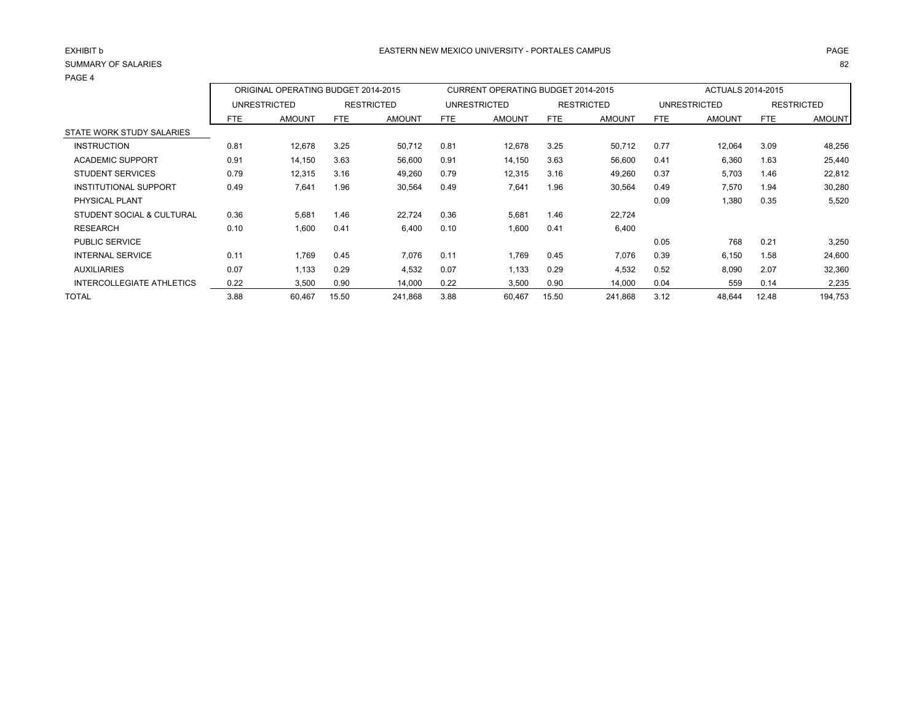EXHIBIT b

SUMMARY OF SALARIES

PAGE 4

EASTERN NEW MEXICO UNIVERSITY - PORTALES CAMPUS

| | ORIGINAL OPERATING BUDGET 2014-2015 | | | | CURRENT OPERATING BUDGET 2014-2015 | | | | ACTUALS 2014-2015 | | | |
|---|---|---|---|---|---|---|---|---|---|---|---|---|
| | UNRESTRICTED | | RESTRICTED | | UNRESTRICTED | | RESTRICTED | | UNRESTRICTED | | RESTRICTED | |
| | FTE | AMOUNT | FTE | AMOUNT | FTE | AMOUNT | FTE | AMOUNT | FTE | AMOUNT | FTE | AMOUNT |
| STATE WORK STUDY SALARIES | | | | | | | | | | | | |
| INSTRUCTION | 0.81 | 12,678 | 3.25 | 50,712 | 0.81 | 12,678 | 3.25 | 50,712 | 0.77 | 12,064 | 3.09 | 48,256 |
| ACADEMIC SUPPORT | 0.91 | 14,150 | 3.63 | 56,600 | 0.91 | 14,150 | 3.63 | 56,600 | 0.41 | 6,360 | 1.63 | 25,440 |
| STUDENT SERVICES | 0.79 | 12,315 | 3.16 | 49,260 | 0.79 | 12,315 | 3.16 | 49,260 | 0.37 | 5,703 | 1.46 | 22,812 |
| INSTITUTIONAL SUPPORT | 0.49 | 7,641 | 1.96 | 30,564 | 0.49 | 7,641 | 1.96 | 30,564 | 0.49 | 7,570 | 1.94 | 30,280 |
| PHYSICAL PLANT | | | | | | | | | 0.09 | 1,380 | 0.35 | 5,520 |
| STUDENT SOCIAL & CULTURAL | 0.36 | 5,681 | 1.46 | 22,724 | 0.36 | 5,681 | 1.46 | 22,724 | | | | |
| RESEARCH | 0.10 | 1,600 | 0.41 | 6,400 | 0.10 | 1,600 | 0.41 | 6,400 | | | | |
| PUBLIC SERVICE | | | | | | | | | 0.05 | 768 | 0.21 | 3,250 |
| INTERNAL SERVICE | 0.11 | 1,769 | 0.45 | 7,076 | 0.11 | 1,769 | 0.45 | 7,076 | 0.39 | 6,150 | 1.58 | 24,600 |
| AUXILIARIES | 0.07 | 1,133 | 0.29 | 4,532 | 0.07 | 1,133 | 0.29 | 4,532 | 0.52 | 8,090 | 2.07 | 32,360 |
| INTERCOLLEGIATE ATHLETICS | 0.22 | 3,500 | 0.90 | 14,000 | 0.22 | 3,500 | 0.90 | 14,000 | 0.04 | 559 | 0.14 | 2,235 |
| TOTAL | 3.88 | 60,467 | 15.50 | 241,868 | 3.88 | 60,467 | 15.50 | 241,868 | 3.12 | 48,644 | 12.48 | 194,753 |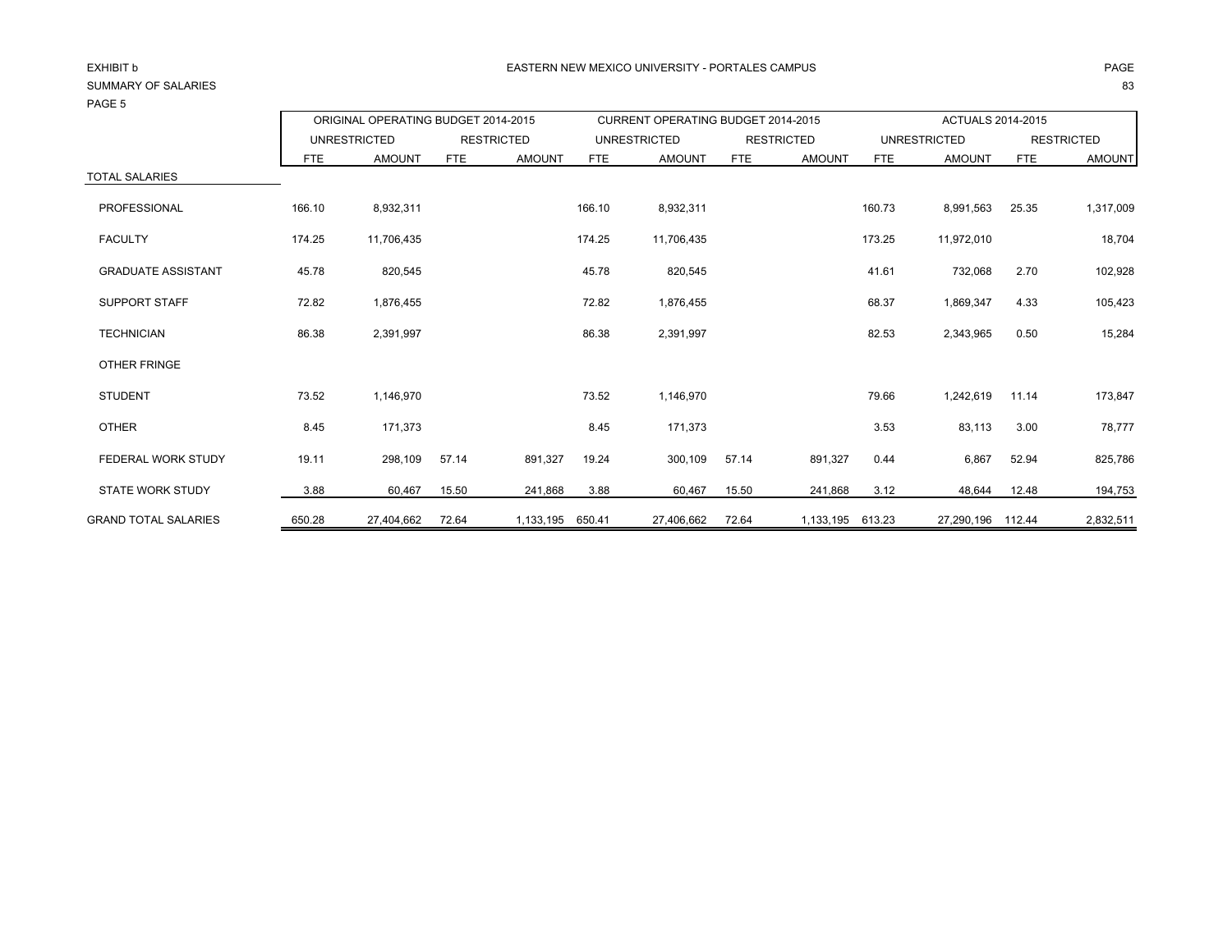EXHIBIT b

SUMMARY OF SALARIES

PAGE 5

EASTERN NEW MEXICO UNIVERSITY - PORTALES CAMPUS

| | ORIGINAL OPERATING BUDGET 2014-2015 | | | | CURRENT OPERATING BUDGET 2014-2015 | | | | ACTUALS 2014-2015 | | | |
|---|---|---|---|---|---|---|---|---|---|---|---|---|
| | UNRESTRICTED | | RESTRICTED | | UNRESTRICTED | | RESTRICTED | | UNRESTRICTED | | RESTRICTED | |
| | FTE | AMOUNT | FTE | AMOUNT | FTE | AMOUNT | FTE | AMOUNT | FTE | AMOUNT | FTE | AMOUNT |
| TOTAL SALARIES | | | | | | | | | | | | |
| PROFESSIONAL | 166.10 | 8,932,311 | | | 166.10 | 8,932,311 | | | 160.73 | 8,991,563 | 25.35 | 1,317,009 |
| FACULTY | 174.25 | 11,706,435 | | | 174.25 | 11,706,435 | | | 173.25 | 11,972,010 | | 18,704 |
| GRADUATE ASSISTANT | 45.78 | 820,545 | | | 45.78 | 820,545 | | | 41.61 | 732,068 | 2.70 | 102,928 |
| SUPPORT STAFF | 72.82 | 1,876,455 | | | 72.82 | 1,876,455 | | | 68.37 | 1,869,347 | 4.33 | 105,423 |
| TECHNICIAN | 86.38 | 2,391,997 | | | 86.38 | 2,391,997 | | | 82.53 | 2,343,965 | 0.50 | 15,284 |
| OTHER FRINGE | | | | | | | | | | | | |
| STUDENT | 73.52 | 1,146,970 | | | 73.52 | 1,146,970 | | | 79.66 | 1,242,619 | 11.14 | 173,847 |
| OTHER | 8.45 | 171,373 | | | 8.45 | 171,373 | | | 3.53 | 83,113 | 3.00 | 78,777 |
| FEDERAL WORK STUDY | 19.11 | 298,109 | 57.14 | 891,327 | 19.24 | 300,109 | 57.14 | 891,327 | 0.44 | 6,867 | 52.94 | 825,786 |
| STATE WORK STUDY | 3.88 | 60,467 | 15.50 | 241,868 | 3.88 | 60,467 | 15.50 | 241,868 | 3.12 | 48,644 | 12.48 | 194,753 |
| GRAND TOTAL SALARIES | 650.28 | 27,404,662 | 72.64 | 1,133,195 | 650.41 | 27,406,662 | 72.64 | 1,133,195 | 613.23 | 27,290,196 | 112.44 | 2,832,511 |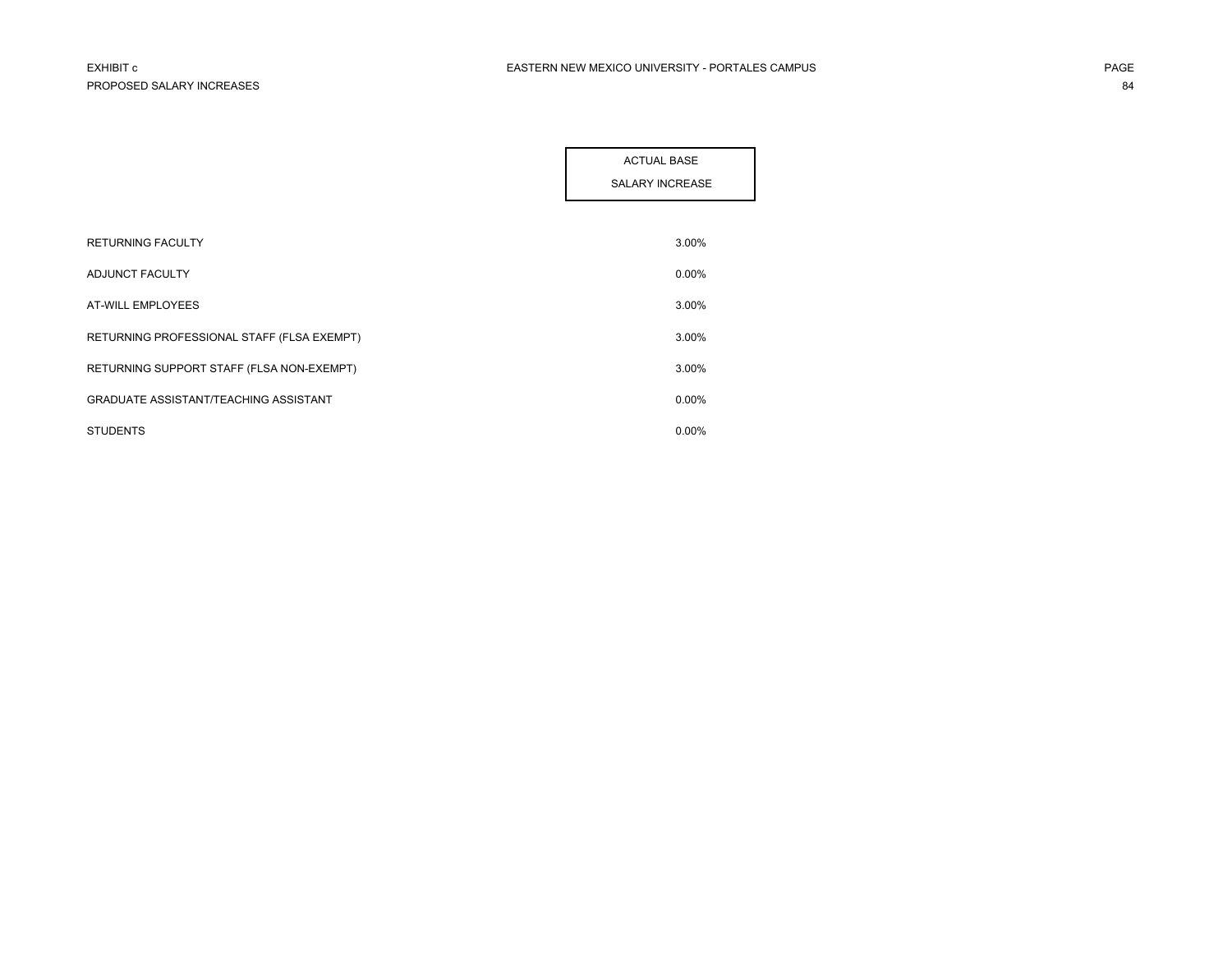EXHIBIT c
PROPOSED SALARY INCREASES

EASTERN NEW MEXICO UNIVERSITY - PORTALES CAMPUS

| | ACTUAL BASE SALARY INCREASE |
|---|---|
| RETURNING FACULTY | 3.00% |
| ADJUNCT FACULTY | 0.00% |
| AT-WILL EMPLOYEES | 3.00% |
| RETURNING PROFESSIONAL STAFF (FLSA EXEMPT) | 3.00% |
| RETURNING SUPPORT STAFF (FLSA NON-EXEMPT) | 3.00% |
| GRADUATE ASSISTANT/TEACHING ASSISTANT | 0.00% |
| STUDENTS | 0.00% |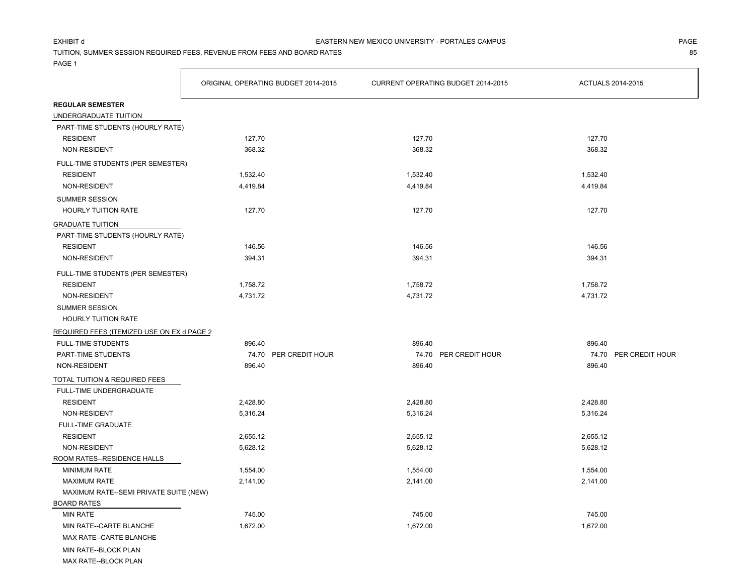EXHIBIT d

EASTERN NEW MEXICO UNIVERSITY - PORTALES CAMPUS

TUITION, SUMMER SESSION REQUIRED FEES, REVENUE FROM FEES AND BOARD RATES

PAGE 1

| | ORIGINAL OPERATING BUDGET 2014-2015 | CURRENT OPERATING BUDGET 2014-2015 | ACTUALS 2014-2015 |
|---|---|---|---|
| **REGULAR SEMESTER** | | | |
| UNDERGRADUATE TUITION | | | |
| PART-TIME STUDENTS (HOURLY RATE) | | | |
| RESIDENT | 127.70 | 127.70 | 127.70 |
| NON-RESIDENT | 368.32 | 368.32 | 368.32 |
| FULL-TIME STUDENTS (PER SEMESTER) | | | |
| RESIDENT | 1,532.40 | 1,532.40 | 1,532.40 |
| NON-RESIDENT | 4,419.84 | 4,419.84 | 4,419.84 |
| SUMMER SESSION | | | |
| HOURLY TUITION RATE | 127.70 | 127.70 | 127.70 |
| GRADUATE TUITION | | | |
| PART-TIME STUDENTS (HOURLY RATE) | | | |
| RESIDENT | 146.56 | 146.56 | 146.56 |
| NON-RESIDENT | 394.31 | 394.31 | 394.31 |
| FULL-TIME STUDENTS (PER SEMESTER) | | | |
| RESIDENT | 1,758.72 | 1,758.72 | 1,758.72 |
| NON-RESIDENT | 4,731.72 | 4,731.72 | 4,731.72 |
| SUMMER SESSION | | | |
| HOURLY TUITION RATE | | | |
| REQUIRED FEES (ITEMIZED USE ON EX d PAGE 2 | | | |
| FULL-TIME STUDENTS | 896.40 | 896.40 | 896.40 |
| PART-TIME STUDENTS | 74.70 PER CREDIT HOUR | 74.70 PER CREDIT HOUR | 74.70 PER CREDIT HOUR |
| NON-RESIDENT | 896.40 | 896.40 | 896.40 |
| TOTAL TUITION & REQUIRED FEES | | | |
| FULL-TIME UNDERGRADUATE | | | |
| RESIDENT | 2,428.80 | 2,428.80 | 2,428.80 |
| NON-RESIDENT | 5,316.24 | 5,316.24 | 5,316.24 |
| FULL-TIME GRADUATE | | | |
| RESIDENT | 2,655.12 | 2,655.12 | 2,655.12 |
| NON-RESIDENT | 5,628.12 | 5,628.12 | 5,628.12 |
| ROOM RATES--RESIDENCE HALLS | | | |
| MINIMUM RATE | 1,554.00 | 1,554.00 | 1,554.00 |
| MAXIMUM RATE | 2,141.00 | 2,141.00 | 2,141.00 |
| MAXIMUM RATE--SEMI PRIVATE SUITE (NEW) | | | |
| BOARD RATES | | | |
| MIN RATE | 745.00 | 745.00 | 745.00 |
| MIN RATE--CARTE BLANCHE | 1,672.00 | 1,672.00 | 1,672.00 |
| MAX RATE--CARTE BLANCHE | | | |
| MIN RATE--BLOCK PLAN | | | |
| MAX RATE--BLOCK PLAN | | | |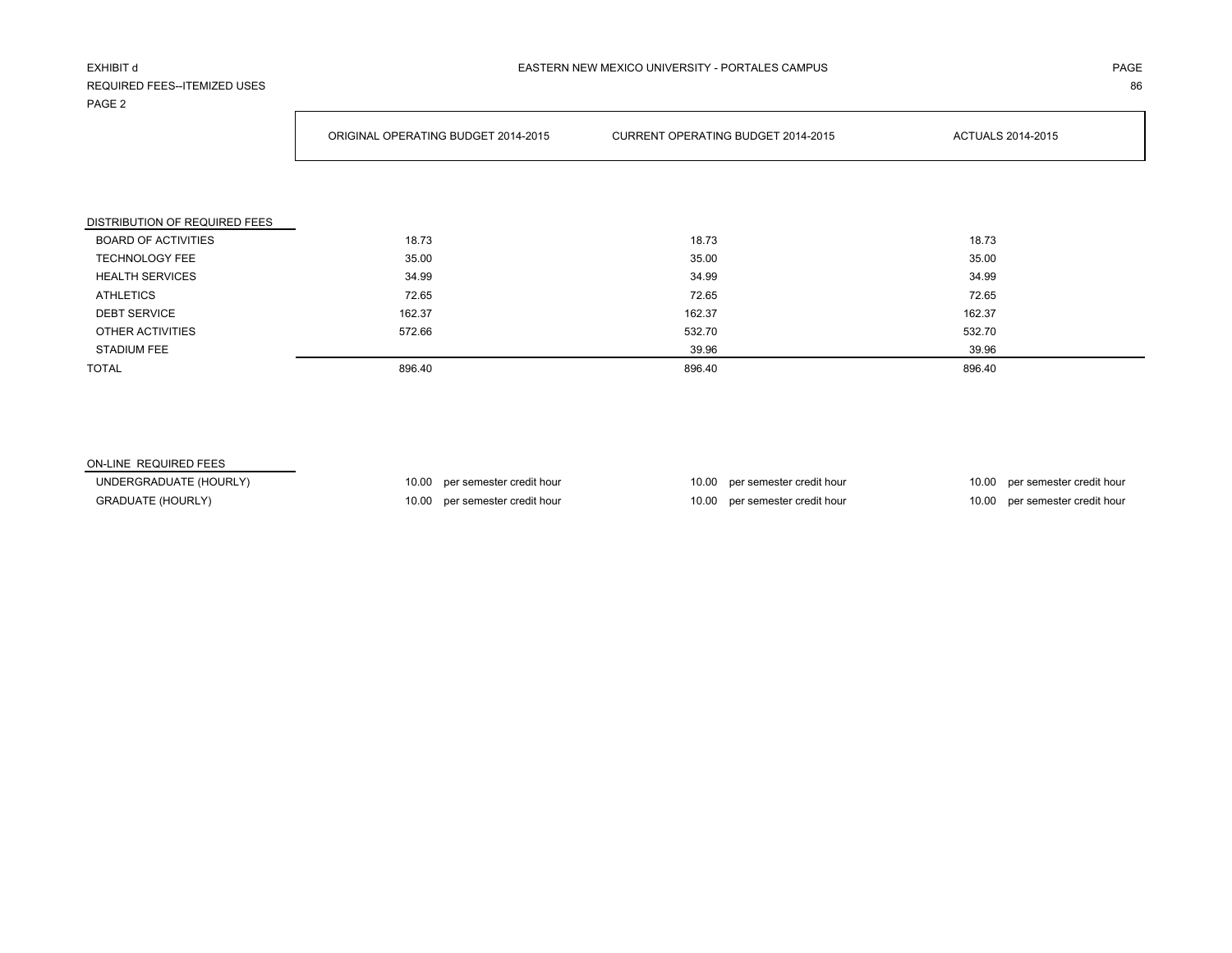EXHIBIT d

REQUIRED FEES--ITEMIZED USES

PAGE 2

# EASTERN NEW MEXICO UNIVERSITY - PORTALES CAMPUS

| | ORIGINAL OPERATING BUDGET 2014-2015 | CURRENT OPERATING BUDGET 2014-2015 | ACTUALS 2014-2015 |
|---|---|---|---|
| **DISTRIBUTION OF REQUIRED FEES** | | | |
| BOARD OF ACTIVITIES | 18.73 | 18.73 | 18.73 |
| TECHNOLOGY FEE | 35.00 | 35.00 | 35.00 |
| HEALTH SERVICES | 34.99 | 34.99 | 34.99 |
| ATHLETICS | 72.65 | 72.65 | 72.65 |
| DEBT SERVICE | 162.37 | 162.37 | 162.37 |
| OTHER ACTIVITIES | 572.66 | 532.70 | 532.70 |
| STADIUM FEE | | 39.96 | 39.96 |
| TOTAL | 896.40 | 896.40 | 896.40 |

| | ORIGINAL OPERATING BUDGET 2014-2015 | CURRENT OPERATING BUDGET 2014-2015 | ACTUALS 2014-2015 |
|---|---|---|---|
| **ON-LINE REQUIRED FEES** | | | |
| UNDERGRADUATE (HOURLY) | 10.00 per semester credit hour | 10.00 per semester credit hour | 10.00 per semester credit hour |
| GRADUATE (HOURLY) | 10.00 per semester credit hour | 10.00 per semester credit hour | 10.00 per semester credit hour |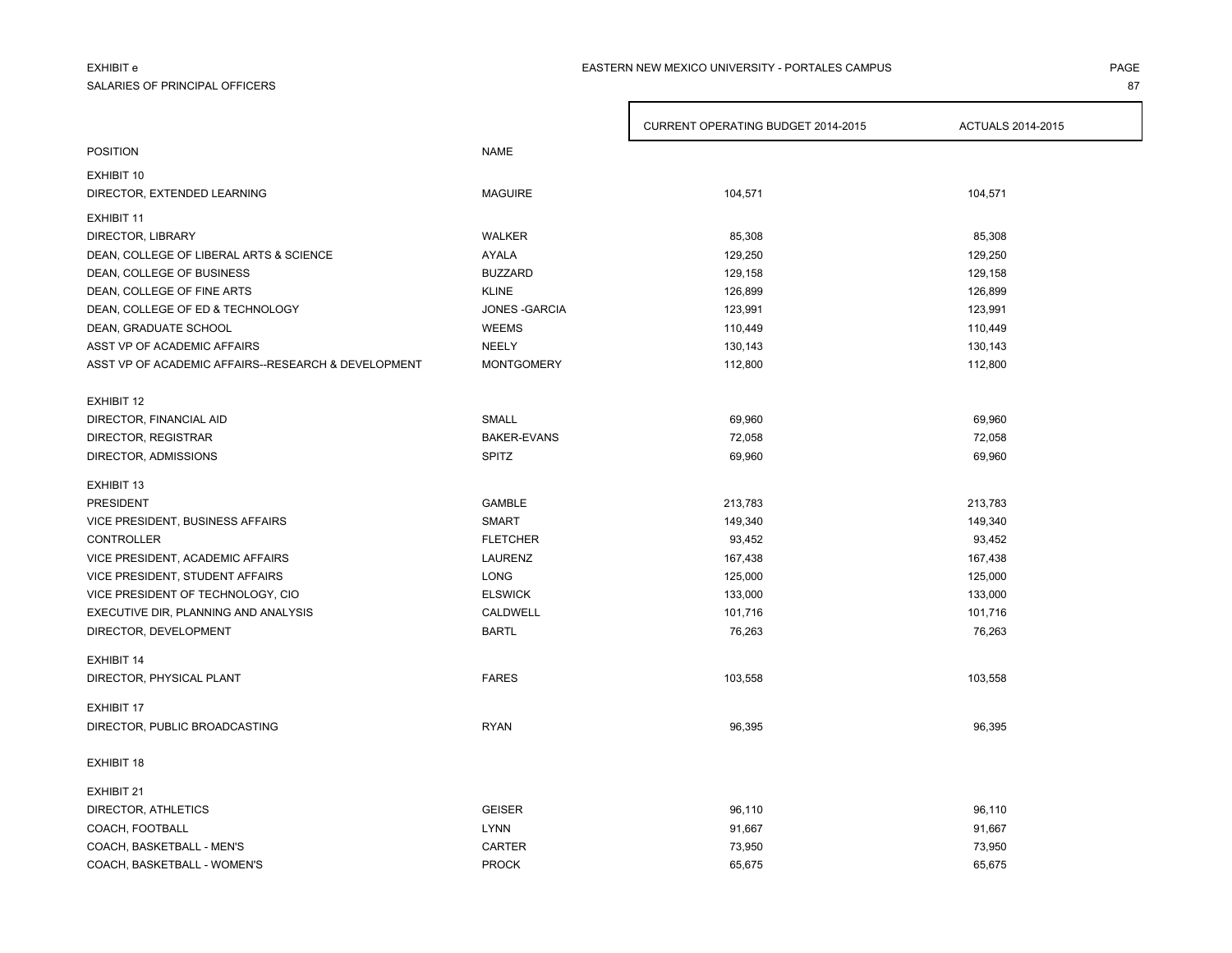EXHIBIT e

SALARIES OF PRINCIPAL OFFICERS

EASTERN NEW MEXICO UNIVERSITY - PORTALES CAMPUS

| POSITION | NAME | CURRENT OPERATING BUDGET 2014-2015 | ACTUALS 2014-2015 |
|---|---|---|---|
| EXHIBIT 10 | | | |
| DIRECTOR, EXTENDED LEARNING | MAGUIRE | 104,571 | 104,571 |
| EXHIBIT 11 | | | |
| DIRECTOR, LIBRARY | WALKER | 85,308 | 85,308 |
| DEAN, COLLEGE OF LIBERAL ARTS & SCIENCE | AYALA | 129,250 | 129,250 |
| DEAN, COLLEGE OF BUSINESS | BUZZARD | 129,158 | 129,158 |
| DEAN, COLLEGE OF FINE ARTS | KLINE | 126,899 | 126,899 |
| DEAN, COLLEGE OF ED & TECHNOLOGY | JONES -GARCIA | 123,991 | 123,991 |
| DEAN, GRADUATE SCHOOL | WEEMS | 110,449 | 110,449 |
| ASST VP OF ACADEMIC AFFAIRS | NEELY | 130,143 | 130,143 |
| ASST VP OF ACADEMIC AFFAIRS--RESEARCH & DEVELOPMENT | MONTGOMERY | 112,800 | 112,800 |
| EXHIBIT 12 | | | |
| DIRECTOR, FINANCIAL AID | SMALL | 69,960 | 69,960 |
| DIRECTOR, REGISTRAR | BAKER-EVANS | 72,058 | 72,058 |
| DIRECTOR, ADMISSIONS | SPITZ | 69,960 | 69,960 |
| EXHIBIT 13 | | | |
| PRESIDENT | GAMBLE | 213,783 | 213,783 |
| VICE PRESIDENT, BUSINESS AFFAIRS | SMART | 149,340 | 149,340 |
| CONTROLLER | FLETCHER | 93,452 | 93,452 |
| VICE PRESIDENT, ACADEMIC AFFAIRS | LAURENZ | 167,438 | 167,438 |
| VICE PRESIDENT, STUDENT AFFAIRS | LONG | 125,000 | 125,000 |
| VICE PRESIDENT OF TECHNOLOGY, CIO | ELSWICK | 133,000 | 133,000 |
| EXECUTIVE DIR, PLANNING AND ANALYSIS | CALDWELL | 101,716 | 101,716 |
| DIRECTOR, DEVELOPMENT | BARTL | 76,263 | 76,263 |
| EXHIBIT 14 | | | |
| DIRECTOR, PHYSICAL PLANT | FARES | 103,558 | 103,558 |
| EXHIBIT 17 | | | |
| DIRECTOR, PUBLIC BROADCASTING | RYAN | 96,395 | 96,395 |
| EXHIBIT 18 | | | |
| EXHIBIT 21 | | | |
| DIRECTOR, ATHLETICS | GEISER | 96,110 | 96,110 |
| COACH, FOOTBALL | LYNN | 91,667 | 91,667 |
| COACH, BASKETBALL - MEN'S | CARTER | 73,950 | 73,950 |
| COACH, BASKETBALL - WOMEN'S | PROCK | 65,675 | 65,675 |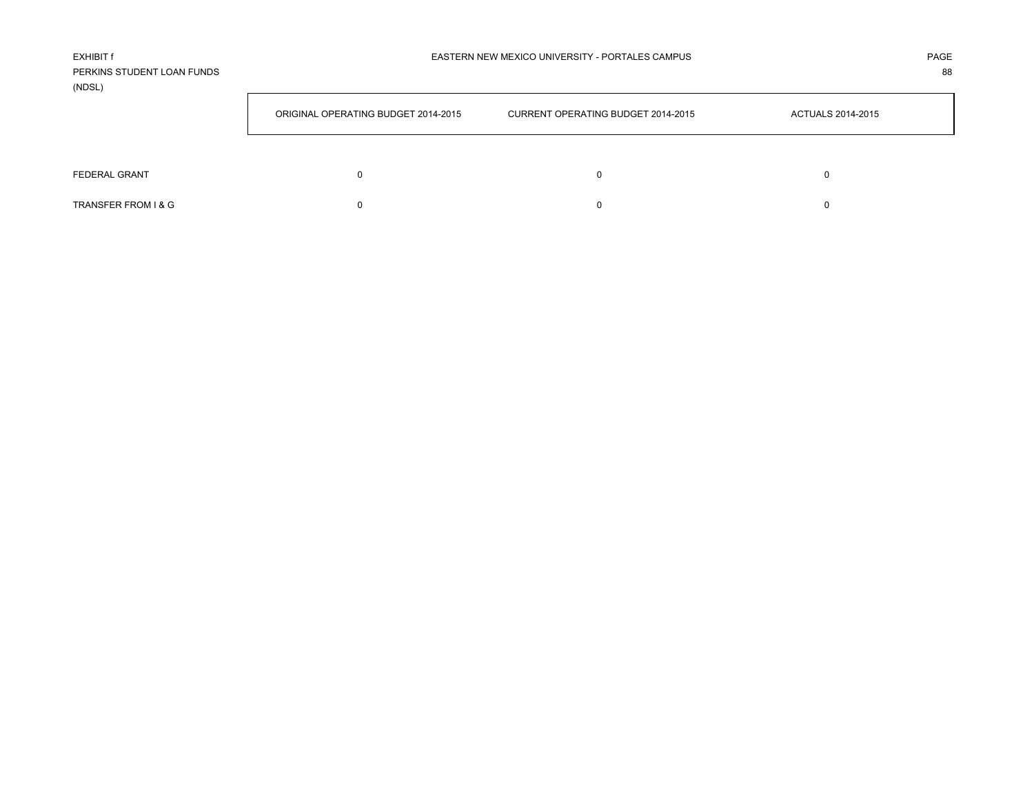EXHIBIT f

EASTERN NEW MEXICO UNIVERSITY - PORTALES CAMPUS

PERKINS STUDENT LOAN FUNDS
(NDSL)

| | ORIGINAL OPERATING BUDGET 2014-2015 | CURRENT OPERATING BUDGET 2014-2015 | ACTUALS 2014-2015 |
|---|---|---|---|
| FEDERAL GRANT | 0 | 0 | 0 |
| TRANSFER FROM I & G | 0 | 0 | 0 |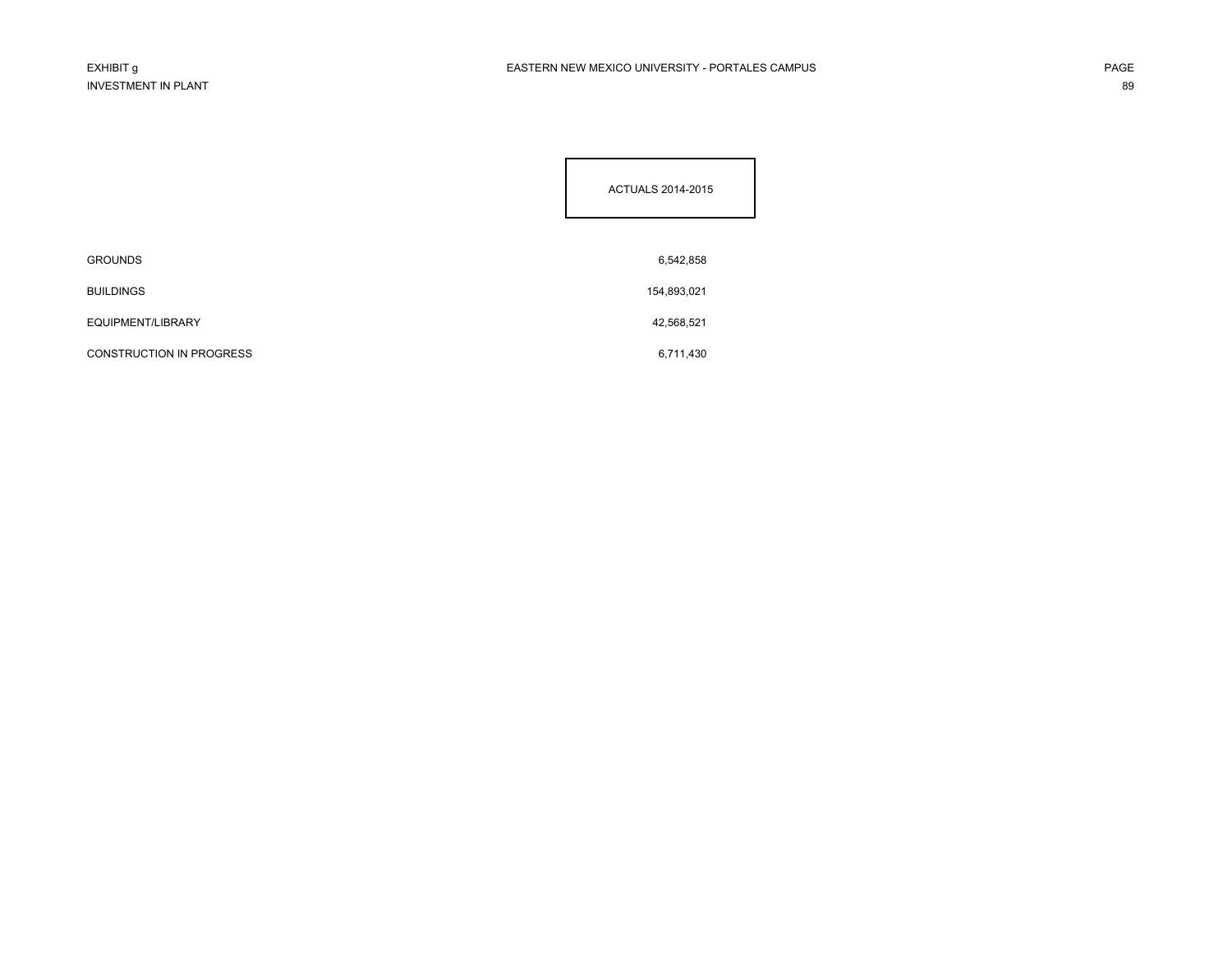EXHIBIT g

INVESTMENT IN PLANT

EASTERN NEW MEXICO UNIVERSITY - PORTALES CAMPUS

| | ACTUALS 2014-2015 |
|---|---|
| GROUNDS | 6,542,858 |
| BUILDINGS | 154,893,021 |
| EQUIPMENT/LIBRARY | 42,568,521 |
| CONSTRUCTION IN PROGRESS | 6,711,430 |